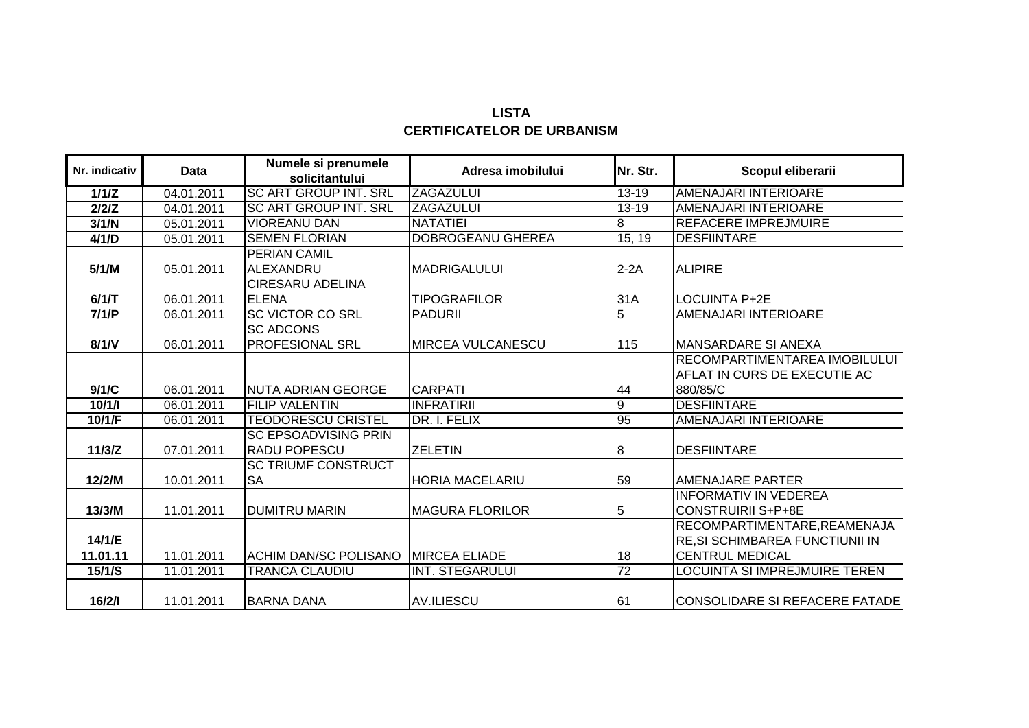**LISTA**
**CERTIFICATELOR DE URBANISM**

| Nr. indicativ | Data | Numele si prenumele solicitantului | Adresa imobilului | Nr. Str. | Scopul eliberarii |
|---|---|---|---|---|---|
| **1/1/Z** | 04.01.2011 | SC ART GROUP INT. SRL | ZAGAZULUI | 13-19 | AMENAJARI INTERIOARE |
| **2/2/Z** | 04.01.2011 | SC ART GROUP INT. SRL | ZAGAZULUI | 13-19 | AMENAJARI INTERIOARE |
| **3/1/N** | 05.01.2011 | VIOREANU DAN | NATATIEI | 8 | REFACERE IMPREJMUIRE |
| **4/1/D** | 05.01.2011 | SEMEN FLORIAN | DOBROGEANU GHEREA | 15, 19 | DESFIINTARE |
| **5/1/M** | 05.01.2011 | PERIAN CAMIL ALEXANDRU | MADRIGALULUI | 2-2A | ALIPIRE |
| **6/1/T** | 06.01.2011 | CIRESARU ADELINA ELENA | TIPOGRAFILOR | 31A | LOCUINTA P+2E |
| **7/1/P** | 06.01.2011 | SC VICTOR CO SRL | PADURII | 5 | AMENAJARI INTERIOARE |
| **8/1/V** | 06.01.2011 | SC ADCONS PROFESIONAL SRL | MIRCEA VULCANESCU | 115 | MANSARDARE SI ANEXA |
| **9/1/C** | 06.01.2011 | NUTA ADRIAN GEORGE | CARPATI | 44 | RECOMPARTIMENTAREA IMOBILULUI AFLAT IN CURS DE EXECUTIE AC 880/85/C |
| **10/1/I** | 06.01.2011 | FILIP VALENTIN | INFRATIRII | 9 | DESFIINTARE |
| **10/1/F** | 06.01.2011 | TEODORESCU CRISTEL | DR. I. FELIX | 95 | AMENAJARI INTERIOARE |
| **11/3/Z** | 07.01.2011 | SC EPSOADVISING PRIN RADU POPESCU | ZELETIN | 8 | DESFIINTARE |
| **12/2/M** | 10.01.2011 | SC TRIUMF CONSTRUCT SA | HORIA MACELARIU | 59 | AMENAJARE PARTER |
| **13/3/M** | 11.01.2011 | DUMITRU MARIN | MAGURA FLORILOR | 5 | INFORMATIV IN VEDEREA CONSTRUIRII S+P+8E |
| **14/1/E 11.01.11** | 11.01.2011 | ACHIM DAN/SC POLISANO | MIRCEA ELIADE | 18 | RECOMPARTIMENTARE,REAMENAJARE,SI SCHIMBAREA FUNCTIUNII IN CENTRUL MEDICAL |
| **15/1/S** | 11.01.2011 | TRANCA CLAUDIU | INT. STEGARULUI | 72 | LOCUINTA SI IMPREJMUIRE TEREN |
| **16/2/I** | 11.01.2011 | BARNA DANA | AV.ILIESCU | 61 | CONSOLIDARE SI REFACERE FATADE |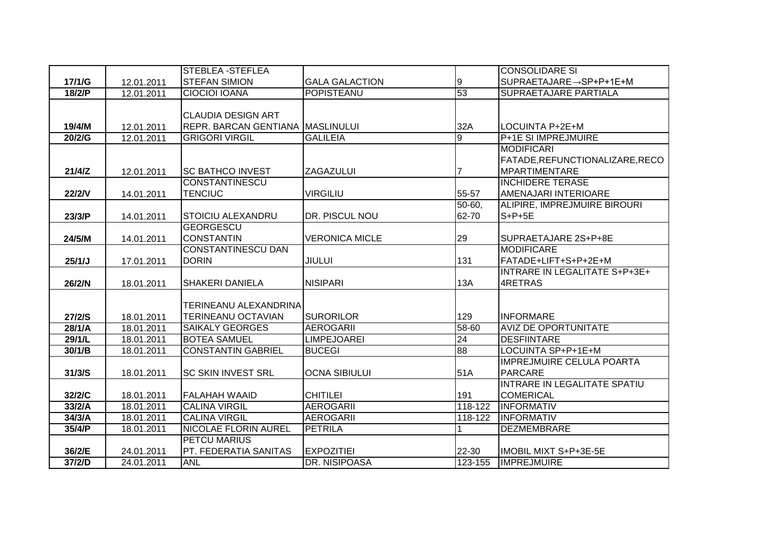| | | | | | |
|---|---|---|---|---|---|
| 17/1/G | 12.01.2011 | STEBLEA -STEFLEA STEFAN SIMION | GALA GALACTION | 9 | CONSOLIDARE SI SUPRAETAJARE→SP+P+1E+M |
| 18/2/P | 12.01.2011 | CIOCIOI IOANA | POPISTEANU | 53 | SUPRAETAJARE PARTIALA |
| 19/4/M | 12.01.2011 | CLAUDIA DESIGN ART REPR. BARCAN GENTIANA | MASLINULUI | 32A | LOCUINTA P+2E+M |
| 20/2/G | 12.01.2011 | GRIGORI VIRGIL | GALILEIA | 9 | P+1E SI IMPREJMUIRE |
| 21/4/Z | 12.01.2011 | SC BATHCO INVEST | ZAGAZULUI | 7 | MODIFICARI FATADE,REFUNCTIONALIZARE,RECOMPARTIMENTARE |
| 22/2/V | 14.01.2011 | CONSTANTINESCU TENCIUC | VIRGILIU | 55-57 | INCHIDERE TERASE AMENAJARI INTERIOARE |
| 23/3/P | 14.01.2011 | STOICIU ALEXANDRU | DR. PISCUL NOU | 50-60, 62-70 | ALIPIRE, IMPREJMUIRE BIROURI S+P+5E |
| 24/5/M | 14.01.2011 | GEORGESCU CONSTANTIN | VERONICA MICLE | 29 | SUPRAETAJARE 2S+P+8E |
| 25/1/J | 17.01.2011 | CONSTANTINESCU DAN DORIN | JIULUI | 131 | MODIFICARE FATADE+LIFT+S+P+2E+M |
| 26/2/N | 18.01.2011 | SHAKERI DANIELA | NISIPARI | 13A | INTRARE IN LEGALITATE S+P+3E+ 4RETRAS |
| 27/2/S | 18.01.2011 | TERINEANU ALEXANDRINA TERINEANU OCTAVIAN | SURORILOR | 129 | INFORMARE |
| 28/1/A | 18.01.2011 | SAIKALY GEORGES | AEROGARII | 58-60 | AVIZ DE OPORTUNITATE |
| 29/1/L | 18.01.2011 | BOTEA SAMUEL | LIMPEJOAREI | 24 | DESFIINTARE |
| 30/1/B | 18.01.2011 | CONSTANTIN GABRIEL | BUCEGI | 88 | LOCUINTA SP+P+1E+M |
| 31/3/S | 18.01.2011 | SC SKIN INVEST SRL | OCNA SIBIULUI | 51A | IMPREJMUIRE CELULA POARTA PARCARE |
| 32/2/C | 18.01.2011 | FALAHAH WAAID | CHITILEI | 191 | INTRARE IN LEGALITATE SPATIU COMERICAL |
| 33/2/A | 18.01.2011 | CALINA VIRGIL | AEROGARII | 118-122 | INFORMATIV |
| 34/3/A | 18.01.2011 | CALINA VIRGIL | AEROGARII | 118-122 | INFORMATIV |
| 35/4/P | 18.01.2011 | NICOLAE FLORIN AUREL | PETRILA | 1 | DEZMEMBRARE |
| 36/2/E | 24.01.2011 | PETCU MARIUS PT. FEDERATIA SANITAS | EXPOZITIEI | 22-30 | IMOBIL MIXT S+P+3E-5E |
| 37/2/D | 24.01.2011 | ANL | DR. NISIPOASA | 123-155 | IMPREJMUIRE |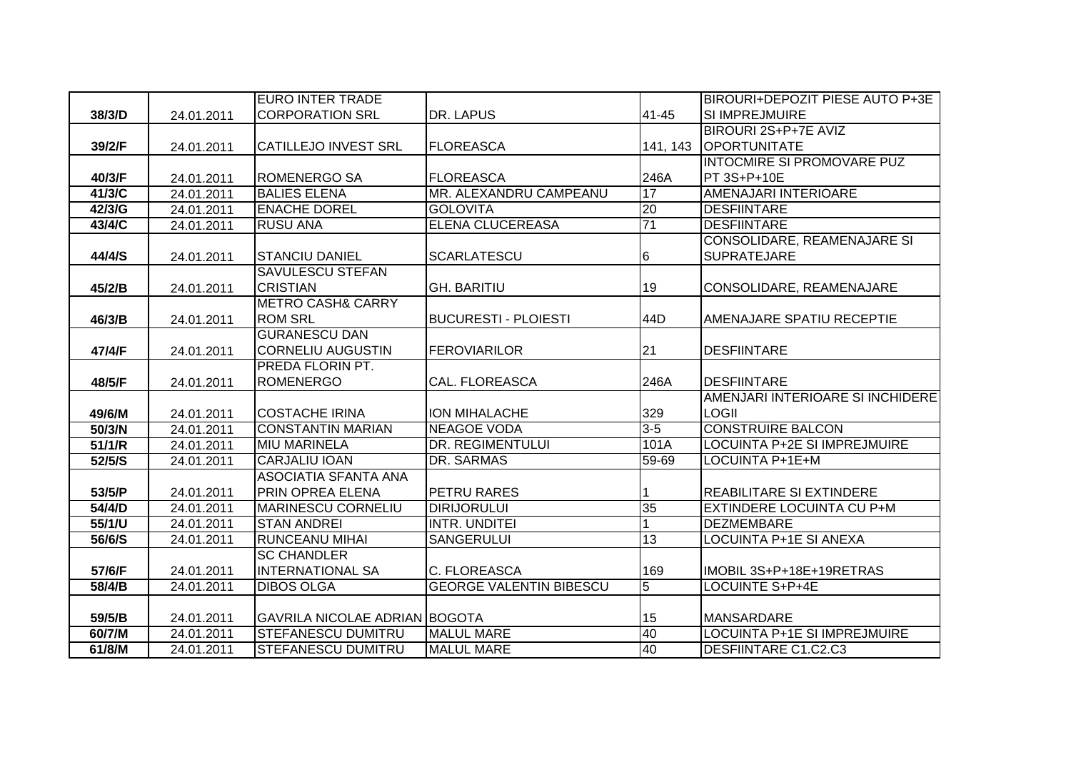| | | | | | |
|---|---|---|---|---|---|
| 38/3/D | 24.01.2011 | EURO INTER TRADE CORPORATION SRL | DR. LAPUS | 41-45 | BIROURI+DEPOZIT PIESE AUTO P+3E SI IMPREJMUIRE |
| 39/2/F | 24.01.2011 | CATILLEJO INVEST SRL | FLOREASCA | 141, 143 | BIROURI 2S+P+7E AVIZ OPORTUNITATE |
| 40/3/F | 24.01.2011 | ROMENERGO SA | FLOREASCA | 246A | INTOCMIRE SI PROMOVARE PUZ PT 3S+P+10E |
| 41/3/C | 24.01.2011 | BALIES ELENA | MR. ALEXANDRU CAMPEANU | 17 | AMENAJARI INTERIOARE |
| 42/3/G | 24.01.2011 | ENACHE DOREL | GOLOVITA | 20 | DESFIINTARE |
| 43/4/C | 24.01.2011 | RUSU ANA | ELENA CLUCEREASA | 71 | DESFIINTARE |
| 44/4/S | 24.01.2011 | STANCIU DANIEL | SCARLATESCU | 6 | CONSOLIDARE, REAMENAJARE SI SUPRATEJARE |
| 45/2/B | 24.01.2011 | SAVULESCU STEFAN CRISTIAN | GH. BARITIU | 19 | CONSOLIDARE, REAMENAJARE |
| 46/3/B | 24.01.2011 | METRO CASH& CARRY ROM SRL | BUCURESTI - PLOIESTI | 44D | AMENAJARE SPATIU RECEPTIE |
| 47/4/F | 24.01.2011 | GURANESCU DAN CORNELIU AUGUSTIN | FEROVIARILOR | 21 | DESFIINTARE |
| 48/5/F | 24.01.2011 | PREDA FLORIN PT. ROMENERGO | CAL. FLOREASCA | 246A | DESFIINTARE |
| 49/6/M | 24.01.2011 | COSTACHE IRINA | ION MIHALACHE | 329 | AMENJARI INTERIOARE SI INCHIDERE LOGII |
| 50/3/N | 24.01.2011 | CONSTANTIN MARIAN | NEAGOE VODA | 3-5 | CONSTRUIRE BALCON |
| 51/1/R | 24.01.2011 | MIU MARINELA | DR. REGIMENTULUI | 101A | LOCUINTA P+2E SI IMPREJMUIRE |
| 52/5/S | 24.01.2011 | CARJALIU IOAN | DR. SARMAS | 59-69 | LOCUINTA P+1E+M |
| 53/5/P | 24.01.2011 | ASOCIATIA SFANTA ANA PRIN OPREA ELENA | PETRU RARES | 1 | REABILITARE SI EXTINDERE |
| 54/4/D | 24.01.2011 | MARINESCU CORNELIU | DIRIJORULUI | 35 | EXTINDERE LOCUINTA CU P+M |
| 55/1/U | 24.01.2011 | STAN ANDREI | INTR. UNDITEI | 1 | DEZMEMBARE |
| 56/6/S | 24.01.2011 | RUNCEANU MIHAI | SANGERULUI | 13 | LOCUINTA P+1E SI ANEXA |
| 57/6/F | 24.01.2011 | SC CHANDLER INTERNATIONAL SA | C. FLOREASCA | 169 | IMOBIL 3S+P+18E+19RETRAS |
| 58/4/B | 24.01.2011 | DIBOS OLGA | GEORGE VALENTIN BIBESCU | 5 | LOCUINTE S+P+4E |
| 59/5/B | 24.01.2011 | GAVRILA NICOLAE ADRIAN | BOGOTA | 15 | MANSARDARE |
| 60/7/M | 24.01.2011 | STEFANESCU DUMITRU | MALUL MARE | 40 | LOCUINTA P+1E SI IMPREJMUIRE |
| 61/8/M | 24.01.2011 | STEFANESCU DUMITRU | MALUL MARE | 40 | DESFIINTARE C1.C2.C3 |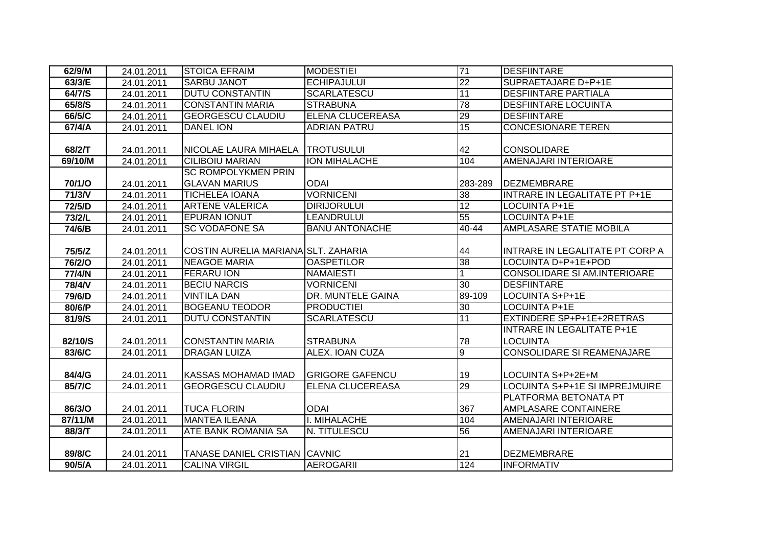| 62/9/M | 24.01.2011 | STOICA EFRAIM | MODESTIEI | 71 | DESFIINTARE |
|---|---|---|---|---|---|
| 63/3/E | 24.01.2011 | SARBU JANOT | ECHIPAJULUI | 22 | SUPRAETAJARE D+P+1E |
| 64/7/S | 24.01.2011 | DUTU CONSTANTIN | SCARLATESCU | 11 | DESFIINTARE PARTIALA |
| 65/8/S | 24.01.2011 | CONSTANTIN MARIA | STRABUNA | 78 | DESFIINTARE LOCUINTA |
| 66/5/C | 24.01.2011 | GEORGESCU CLAUDIU | ELENA CLUCEREASA | 29 | DESFIINTARE |
| 67/4/A | 24.01.2011 | DANEL ION | ADRIAN PATRU | 15 | CONCESIONARE TEREN |
| 68/2/T | 24.01.2011 | NICOLAE LAURA MIHAELA | TROTUSULUI | 42 | CONSOLIDARE |
| 69/10/M | 24.01.2011 | CILIBOIU MARIAN | ION MIHALACHE | 104 | AMENAJARI INTERIOARE |
| 70/1/O | 24.01.2011 | SC ROMPOLYKMEN PRIN GLAVAN MARIUS | ODAI | 283-289 | DEZMEMBRARE |
| 71/3/V | 24.01.2011 | TICHELEA IOANA | VORNICENI | 38 | INTRARE IN LEGALITATE PT P+1E |
| 72/5/D | 24.01.2011 | ARTENE VALERICA | DIRIJORULUI | 12 | LOCUINTA P+1E |
| 73/2/L | 24.01.2011 | EPURAN IONUT | LEANDRULUI | 55 | LOCUINTA P+1E |
| 74/6/B | 24.01.2011 | SC VODAFONE SA | BANU ANTONACHE | 40-44 | AMPLASARE STATIE MOBILA |
| 75/5/Z | 24.01.2011 | COSTIN AURELIA MARIANA | SLT. ZAHARIA | 44 | INTRARE IN LEGALITATE PT CORP A |
| 76/2/O | 24.01.2011 | NEAGOE MARIA | OASPETILOR | 38 | LOCUINTA D+P+1E+POD |
| 77/4/N | 24.01.2011 | FERARU ION | NAMAIESTI | 1 | CONSOLIDARE SI AM.INTERIOARE |
| 78/4/V | 24.01.2011 | BECIU NARCIS | VORNICENI | 30 | DESFIINTARE |
| 79/6/D | 24.01.2011 | VINTILA DAN | DR. MUNTELE GAINA | 89-109 | LOCUINTA S+P+1E |
| 80/6/P | 24.01.2011 | BOGEANU TEODOR | PRODUCTIEI | 30 | LOCUINTA P+1E |
| 81/9/S | 24.01.2011 | DUTU CONSTANTIN | SCARLATESCU | 11 | EXTINDERE SP+P+1E+2RETRAS |
| 82/10/S | 24.01.2011 | CONSTANTIN MARIA | STRABUNA | 78 | INTRARE IN LEGALITATE P+1E LOCUINTA |
| 83/6/C | 24.01.2011 | DRAGAN LUIZA | ALEX. IOAN CUZA | 9 | CONSOLIDARE SI REAMENAJARE |
| 84/4/G | 24.01.2011 | KASSAS MOHAMAD IMAD | GRIGORE GAFENCU | 19 | LOCUINTA S+P+2E+M |
| 85/7/C | 24.01.2011 | GEORGESCU CLAUDIU | ELENA CLUCEREASA | 29 | LOCUINTA S+P+1E SI IMPREJMUIRE |
| 86/3/O | 24.01.2011 | TUCA FLORIN | ODAI | 367 | PLATFORMA BETONATA PT AMPLASARE CONTAINERE |
| 87/11/M | 24.01.2011 | MANTEA ILEANA | I. MIHALACHE | 104 | AMENAJARI INTERIOARE |
| 88/3/T | 24.01.2011 | ATE BANK ROMANIA SA | N. TITULESCU | 56 | AMENAJARI INTERIOARE |
| 89/8/C | 24.01.2011 | TANASE DANIEL CRISTIAN | CAVNIC | 21 | DEZMEMBRARE |
| 90/5/A | 24.01.2011 | CALINA VIRGIL | AEROGARII | 124 | INFORMATIV |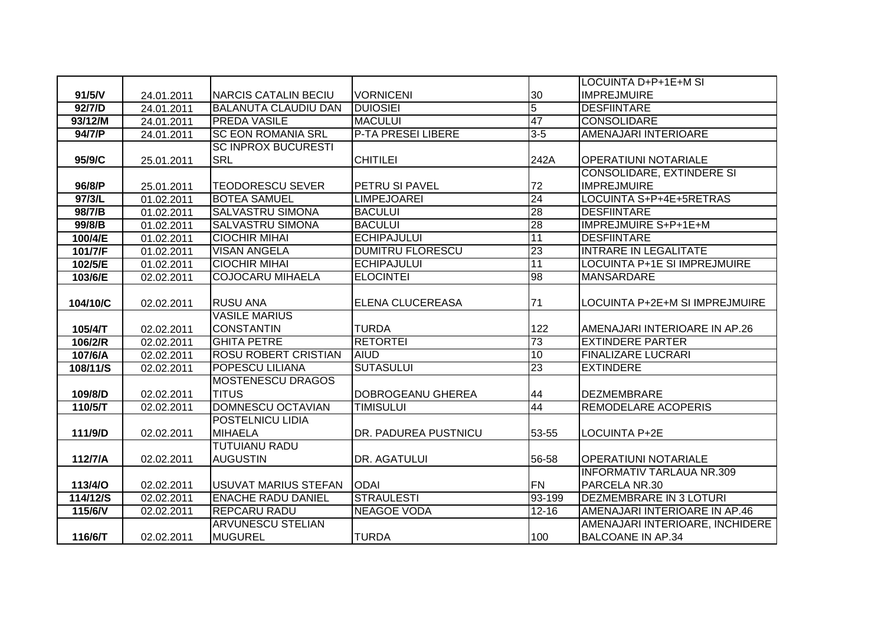| | | | | | |
|---|---|---|---|---|---|
| 91/5/V | 24.01.2011 | NARCIS CATALIN BECIU | VORNICENI | 30 | LOCUINTA D+P+1E+M SI IMPREJMUIRE |
| 92/7/D | 24.01.2011 | BALANUTA CLAUDIU DAN | DUIOSIEI | 5 | DESFIINTARE |
| 93/12/M | 24.01.2011 | PREDA VASILE | MACULUI | 47 | CONSOLIDARE |
| 94/7/P | 24.01.2011 | SC EON ROMANIA SRL | P-TA PRESEI LIBERE | 3-5 | AMENAJARI INTERIOARE |
| 95/9/C | 25.01.2011 | SC INPROX BUCURESTI SRL | CHITILEI | 242A | OPERATIUNI NOTARIALE |
| 96/8/P | 25.01.2011 | TEODORESCU SEVER | PETRU SI PAVEL | 72 | CONSOLIDARE, EXTINDERE SI IMPREJMUIRE |
| 97/3/L | 01.02.2011 | BOTEA SAMUEL | LIMPEJOAREI | 24 | LOCUINTA S+P+4E+5RETRAS |
| 98/7/B | 01.02.2011 | SALVASTRU SIMONA | BACULUI | 28 | DESFIINTARE |
| 99/8/B | 01.02.2011 | SALVASTRU SIMONA | BACULUI | 28 | IMPREJMUIRE S+P+1E+M |
| 100/4/E | 01.02.2011 | CIOCHIR MIHAI | ECHIPAJULUI | 11 | DESFIINTARE |
| 101/7/F | 01.02.2011 | VISAN ANGELA | DUMITRU FLORESCU | 23 | INTRARE IN LEGALITATE |
| 102/5/E | 01.02.2011 | CIOCHIR MIHAI | ECHIPAJULUI | 11 | LOCUINTA P+1E SI IMPREJMUIRE |
| 103/6/E | 02.02.2011 | COJOCARU MIHAELA | ELOCINTEI | 98 | MANSARDARE |
| 104/10/C | 02.02.2011 | RUSU ANA | ELENA CLUCEREASA | 71 | LOCUINTA P+2E+M SI IMPREJMUIRE |
| 105/4/T | 02.02.2011 | VASILE MARIUS CONSTANTIN | TURDA | 122 | AMENAJARI INTERIOARE IN AP.26 |
| 106/2/R | 02.02.2011 | GHITA PETRE | RETORTEI | 73 | EXTINDERE PARTER |
| 107/6/A | 02.02.2011 | ROSU ROBERT CRISTIAN | AIUD | 10 | FINALIZARE LUCRARI |
| 108/11/S | 02.02.2011 | POPESCU LILIANA | SUTASULUI | 23 | EXTINDERE |
| 109/8/D | 02.02.2011 | MOSTENESCU DRAGOS TITUS | DOBROGEANU GHEREA | 44 | DEZMEMBRARE |
| 110/5/T | 02.02.2011 | DOMNESCU OCTAVIAN | TIMISULUI | 44 | REMODELARE ACOPERIS |
| 111/9/D | 02.02.2011 | POSTELNICU LIDIA MIHAELA | DR. PADUREA PUSTNICU | 53-55 | LOCUINTA P+2E |
| 112/7/A | 02.02.2011 | TUTUIANU RADU AUGUSTIN | DR. AGATULUI | 56-58 | OPERATIUNI NOTARIALE |
| 113/4/O | 02.02.2011 | USUVAT MARIUS STEFAN | ODAI | FN | INFORMATIV TARLAUA NR.309 PARCELA NR.30 |
| 114/12/S | 02.02.2011 | ENACHE RADU DANIEL | STRAULESTI | 93-199 | DEZMEMBRARE IN 3 LOTURI |
| 115/6/V | 02.02.2011 | REPCARU RADU | NEAGOE VODA | 12-16 | AMENAJARI INTERIOARE IN AP.46 |
| 116/6/T | 02.02.2011 | ARVUNESCU STELIAN MUGUREL | TURDA | 100 | AMENAJARI INTERIOARE, INCHIDERE BALCOANE IN AP.34 |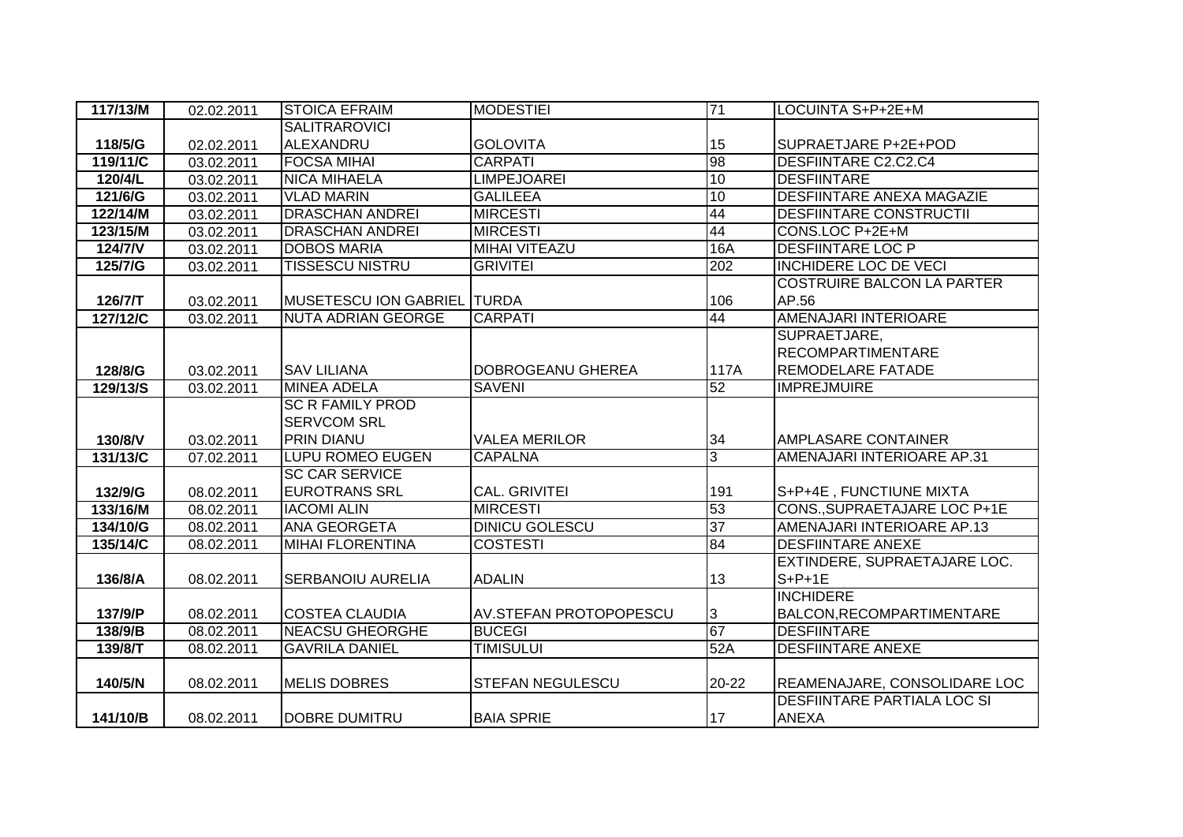| 117/13/M | 02.02.2011 | STOICA EFRAIM | MODESTIEI | 71 | LOCUINTA S+P+2E+M |
|---|---|---|---|---|---|
| 118/5/G | 02.02.2011 | SALITRAROVICI ALEXANDRU | GOLOVITA | 15 | SUPRAETJARE P+2E+POD |
| 119/11/C | 03.02.2011 | FOCSA MIHAI | CARPATI | 98 | DESFIINTARE C2.C2.C4 |
| 120/4/L | 03.02.2011 | NICA MIHAELA | LIMPEJOAREI | 10 | DESFIINTARE |
| 121/6/G | 03.02.2011 | VLAD MARIN | GALILEEA | 10 | DESFIINTARE ANEXA MAGAZIE |
| 122/14/M | 03.02.2011 | DRASCHAN ANDREI | MIRCESTI | 44 | DESFIINTARE CONSTRUCTII |
| 123/15/M | 03.02.2011 | DRASCHAN ANDREI | MIRCESTI | 44 | CONS.LOC P+2E+M |
| 124/7/V | 03.02.2011 | DOBOS MARIA | MIHAI VITEAZU | 16A | DESFIINTARE LOC P |
| 125/7/G | 03.02.2011 | TISSESCU NISTRU | GRIVITEI | 202 | INCHIDERE LOC DE VECI |
| 126/7/T | 03.02.2011 | MUSETESCU ION GABRIEL | TURDA | 106 | COSTRUIRE BALCON LA PARTER AP.56 |
| 127/12/C | 03.02.2011 | NUTA ADRIAN GEORGE | CARPATI | 44 | AMENAJARI INTERIOARE |
| 128/8/G | 03.02.2011 | SAV LILIANA | DOBROGEANU GHEREA | 117A | SUPRAETJARE, RECOMPARTIMENTARE REMODELARE FATADE |
| 129/13/S | 03.02.2011 | MINEA ADELA | SAVENI | 52 | IMPREJMUIRE |
| 130/8/V | 03.02.2011 | SC R FAMILY PROD SERVCOM SRL PRIN DIANU | VALEA MERILOR | 34 | AMPLASARE CONTAINER |
| 131/13/C | 07.02.2011 | LUPU ROMEO EUGEN | CAPALNA | 3 | AMENAJARI INTERIOARE AP.31 |
| 132/9/G | 08.02.2011 | SC CAR SERVICE EUROTRANS SRL | CAL. GRIVITEI | 191 | S+P+4E , FUNCTIUNE MIXTA |
| 133/16/M | 08.02.2011 | IACOMI ALIN | MIRCESTI | 53 | CONS.,SUPRAETAJARE LOC P+1E |
| 134/10/G | 08.02.2011 | ANA GEORGETA | DINICU GOLESCU | 37 | AMENAJARI INTERIOARE AP.13 |
| 135/14/C | 08.02.2011 | MIHAI FLORENTINA | COSTESTI | 84 | DESFIINTARE ANEXE |
| 136/8/A | 08.02.2011 | SERBANOIU AURELIA | ADALIN | 13 | EXTINDERE, SUPRAETAJARE LOC. S+P+1E |
| 137/9/P | 08.02.2011 | COSTEA CLAUDIA | AV.STEFAN PROTOPOPESCU | 3 | INCHIDERE BALCON,RECOMPARTIMENTARE |
| 138/9/B | 08.02.2011 | NEACSU GHEORGHE | BUCEGI | 67 | DESFIINTARE |
| 139/8/T | 08.02.2011 | GAVRILA DANIEL | TIMISULUI | 52A | DESFIINTARE ANEXE |
| 140/5/N | 08.02.2011 | MELIS DOBRES | STEFAN NEGULESCU | 20-22 | REAMENAJARE, CONSOLIDARE LOC |
| 141/10/B | 08.02.2011 | DOBRE DUMITRU | BAIA SPRIE | 17 | DESFIINTARE PARTIALA LOC SI ANEXA |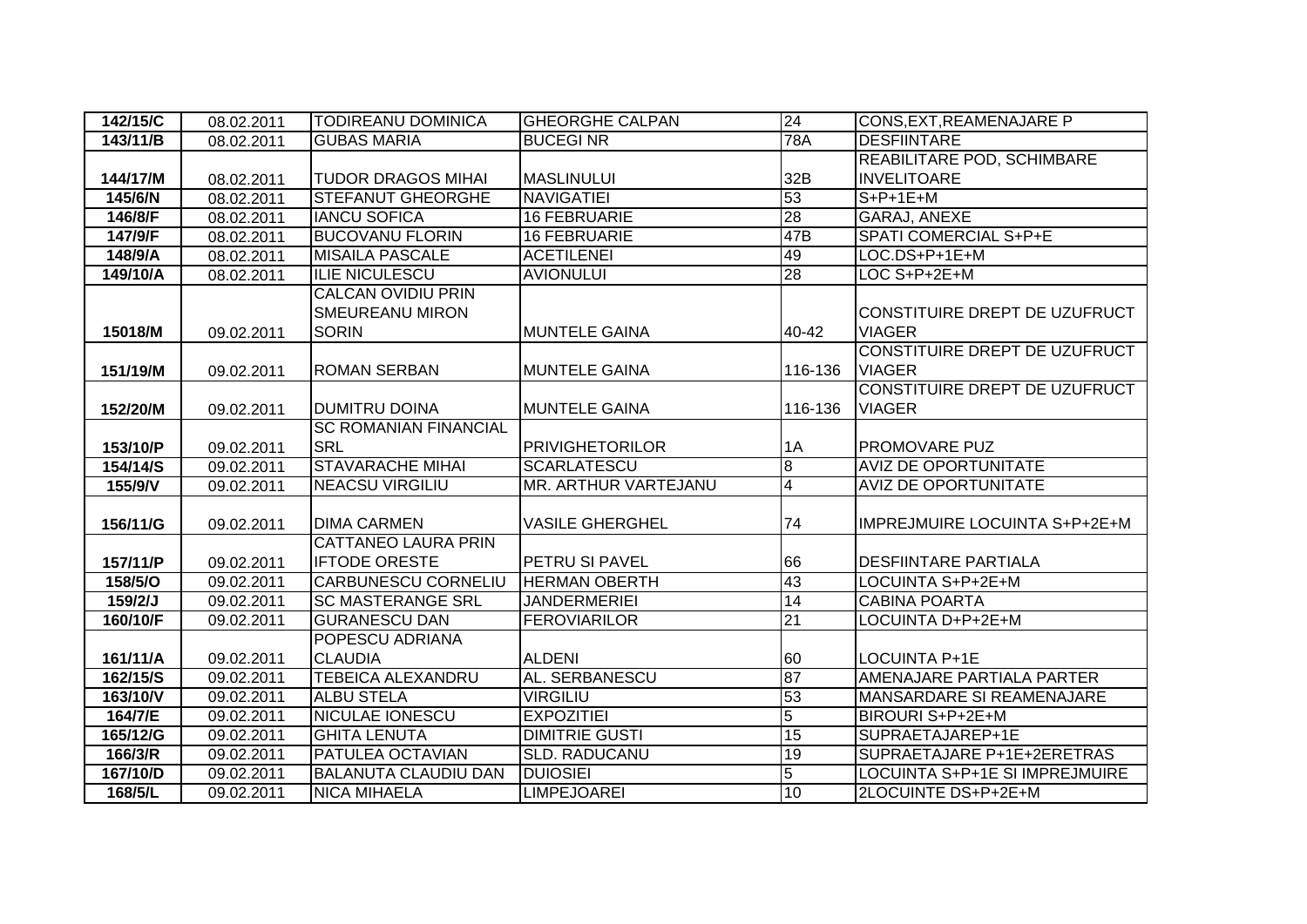| 142/15/C | 08.02.2011 | TODIREANU DOMINICA | GHEORGHE CALPAN | 24 | CONS,EXT,REAMENAJARE P |
|---|---|---|---|---|---|
| 143/11/B | 08.02.2011 | GUBAS MARIA | BUCEGI NR | 78A | DESFIINTARE |
| 144/17/M | 08.02.2011 | TUDOR DRAGOS MIHAI | MASLINULUI | 32B | REABILITARE POD, SCHIMBARE INVELITOARE |
| 145/6/N | 08.02.2011 | STEFANUT GHEORGHE | NAVIGATIEI | 53 | S+P+1E+M |
| 146/8/F | 08.02.2011 | IANCU SOFICA | 16 FEBRUARIE | 28 | GARAJ, ANEXE |
| 147/9/F | 08.02.2011 | BUCOVANU FLORIN | 16 FEBRUARIE | 47B | SPATI COMERCIAL S+P+E |
| 148/9/A | 08.02.2011 | MISAILA PASCALE | ACETILENEI | 49 | LOC.DS+P+1E+M |
| 149/10/A | 08.02.2011 | ILIE NICULESCU | AVIONULUI | 28 | LOC S+P+2E+M |
| 15018/M | 09.02.2011 | CALCAN OVIDIU PRIN SMEUREANU MIRON SORIN | MUNTELE GAINA | 40-42 | CONSTITUIRE DREPT DE UZUFRUCT VIAGER |
| 151/19/M | 09.02.2011 | ROMAN SERBAN | MUNTELE GAINA | 116-136 | CONSTITUIRE DREPT DE UZUFRUCT VIAGER |
| 152/20/M | 09.02.2011 | DUMITRU DOINA | MUNTELE GAINA | 116-136 | CONSTITUIRE DREPT DE UZUFRUCT VIAGER |
| 153/10/P | 09.02.2011 | SC ROMANIAN FINANCIAL SRL | PRIVIGHETORILOR | 1A | PROMOVARE PUZ |
| 154/14/S | 09.02.2011 | STAVARACHE MIHAI | SCARLATESCU | 8 | AVIZ DE OPORTUNITATE |
| 155/9/V | 09.02.2011 | NEACSU VIRGILIU | MR. ARTHUR VARTEJANU | 4 | AVIZ DE OPORTUNITATE |
| 156/11/G | 09.02.2011 | DIMA CARMEN | VASILE GHERGHEL | 74 | IMPREJMUIRE LOCUINTA S+P+2E+M |
| 157/11/P | 09.02.2011 | CATTANEO LAURA PRIN IFTODE ORESTE | PETRU SI PAVEL | 66 | DESFIINTARE PARTIALA |
| 158/5/O | 09.02.2011 | CARBUNESCU CORNELIU | HERMAN OBERTH | 43 | LOCUINTA S+P+2E+M |
| 159/2/J | 09.02.2011 | SC MASTERANGE SRL | JANDERMERIEI | 14 | CABINA POARTA |
| 160/10/F | 09.02.2011 | GURANESCU DAN | FEROVIARILOR | 21 | LOCUINTA D+P+2E+M |
| 161/11/A | 09.02.2011 | POPESCU ADRIANA CLAUDIA | ALDENI | 60 | LOCUINTA P+1E |
| 162/15/S | 09.02.2011 | TEBEICA ALEXANDRU | AL. SERBANESCU | 87 | AMENAJARE PARTIALA PARTER |
| 163/10/V | 09.02.2011 | ALBU STELA | VIRGILIU | 53 | MANSARDARE SI REAMENAJARE |
| 164/7/E | 09.02.2011 | NICULAE IONESCU | EXPOZITIEI | 5 | BIROURI S+P+2E+M |
| 165/12/G | 09.02.2011 | GHITA LENUTA | DIMITRIE GUSTI | 15 | SUPRAETAJAREP+1E |
| 166/3/R | 09.02.2011 | PATULEA OCTAVIAN | SLD. RADUCANU | 19 | SUPRAETAJARE P+1E+2ERETRAS |
| 167/10/D | 09.02.2011 | BALANUTA CLAUDIU DAN | DUIOSIEI | 5 | LOCUINTA S+P+1E SI IMPREJMUIRE |
| 168/5/L | 09.02.2011 | NICA MIHAELA | LIMPEJOAREI | 10 | 2LOCUINTE DS+P+2E+M |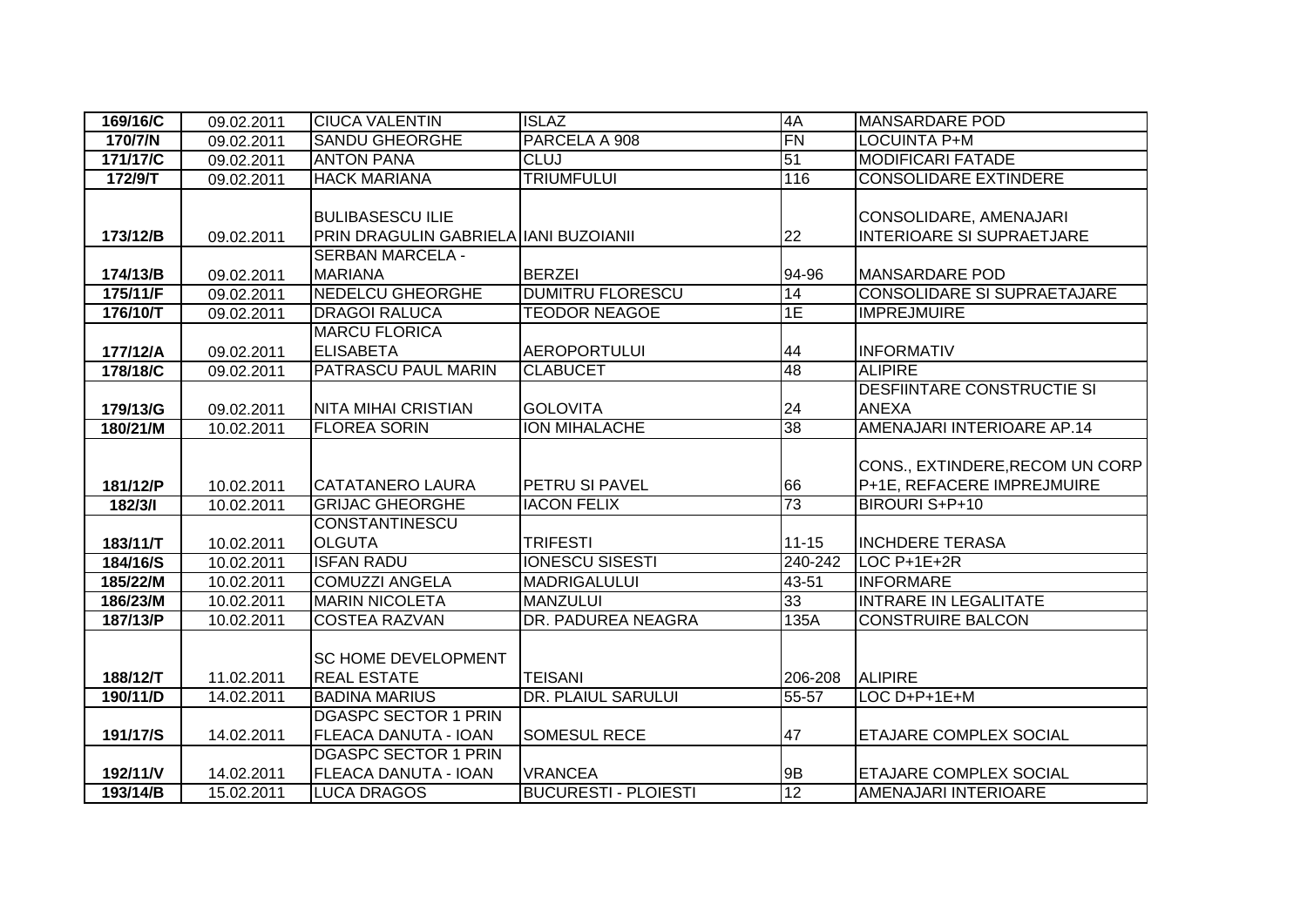| 169/16/C | 09.02.2011 | CIUCA VALENTIN | ISLAZ | 4A | MANSARDARE POD |
|---|---|---|---|---|---|
| 170/7/N | 09.02.2011 | SANDU GHEORGHE | PARCELA A 908 | FN | LOCUINTA P+M |
| 171/17/C | 09.02.2011 | ANTON PANA | CLUJ | 51 | MODIFICARI FATADE |
| 172/9/T | 09.02.2011 | HACK MARIANA | TRIUMFULUI | 116 | CONSOLIDARE EXTINDERE |
| 173/12/B | 09.02.2011 | BULIBASESCU ILIE PRIN DRAGULIN GABRIELA | IANI BUZOIANII | 22 | CONSOLIDARE, AMENAJARI INTERIOARE SI SUPRAETJARE |
| 174/13/B | 09.02.2011 | SERBAN MARCELA - MARIANA | BERZEI | 94-96 | MANSARDARE POD |
| 175/11/F | 09.02.2011 | NEDELCU GHEORGHE | DUMITRU FLORESCU | 14 | CONSOLIDARE SI SUPRAETAJARE |
| 176/10/T | 09.02.2011 | DRAGOI RALUCA | TEODOR NEAGOE | 1E | IMPREJMUIRE |
| 177/12/A | 09.02.2011 | MARCU FLORICA ELISABETA | AEROPORTULUI | 44 | INFORMATIV |
| 178/18/C | 09.02.2011 | PATRASCU PAUL MARIN | CLABUCET | 48 | ALIPIRE |
| 179/13/G | 09.02.2011 | NITA MIHAI CRISTIAN | GOLOVITA | 24 | DESFIINTARE CONSTRUCTIE SI ANEXA |
| 180/21/M | 10.02.2011 | FLOREA SORIN | ION MIHALACHE | 38 | AMENAJARI INTERIOARE AP.14 |
| 181/12/P | 10.02.2011 | CATATANERO LAURA | PETRU SI PAVEL | 66 | CONS., EXTINDERE,RECOM UN CORP P+1E, REFACERE IMPREJMUIRE |
| 182/3/I | 10.02.2011 | GRIJAC GHEORGHE | IACON FELIX | 73 | BIROURI S+P+10 |
| 183/11/T | 10.02.2011 | CONSTANTINESCU OLGUTA | TRIFESTI | 11-15 | INCHDERE TERASA |
| 184/16/S | 10.02.2011 | ISFAN RADU | IONESCU SISESTI | 240-242 | LOC P+1E+2R |
| 185/22/M | 10.02.2011 | COMUZZI ANGELA | MADRIGALULUI | 43-51 | INFORMARE |
| 186/23/M | 10.02.2011 | MARIN NICOLETA | MANZULUI | 33 | INTRARE IN LEGALITATE |
| 187/13/P | 10.02.2011 | COSTEA RAZVAN | DR. PADUREA NEAGRA | 135A | CONSTRUIRE BALCON |
| 188/12/T | 11.02.2011 | SC HOME DEVELOPMENT REAL ESTATE | TEISANI | 206-208 | ALIPIRE |
| 190/11/D | 14.02.2011 | BADINA MARIUS | DR. PLAIUL SARULUI | 55-57 | LOC D+P+1E+M |
| 191/17/S | 14.02.2011 | DGASPC SECTOR 1 PRIN FLEACA DANUTA - IOAN | SOMESUL RECE | 47 | ETAJARE COMPLEX SOCIAL |
| 192/11/V | 14.02.2011 | DGASPC SECTOR 1 PRIN FLEACA DANUTA - IOAN | VRANCEA | 9B | ETAJARE COMPLEX SOCIAL |
| 193/14/B | 15.02.2011 | LUCA DRAGOS | BUCURESTI - PLOIESTI | 12 | AMENAJARI INTERIOARE |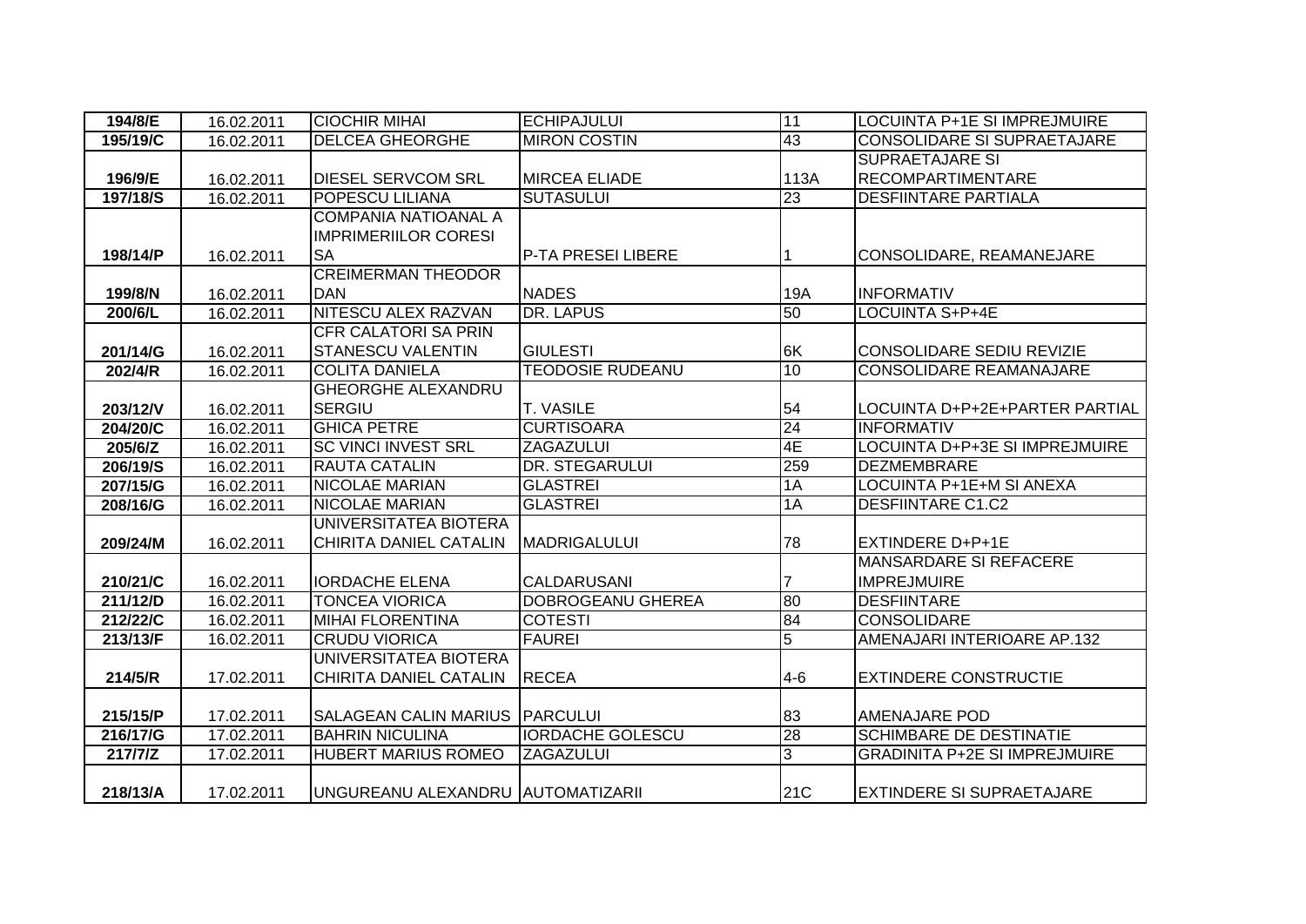| 194/8/E | 16.02.2011 | CIOCHIR MIHAI | ECHIPAJULUI | 11 | LOCUINTA P+1E SI IMPREJMUIRE |
|---|---|---|---|---|---|
| 195/19/C | 16.02.2011 | DELCEA GHEORGHE | MIRON COSTIN | 43 | CONSOLIDARE SI SUPRAETAJARE |
| 196/9/E | 16.02.2011 | DIESEL SERVCOM SRL | MIRCEA ELIADE | 113A | SUPRAETAJARE SI RECOMPARTIMENTARE |
| 197/18/S | 16.02.2011 | POPESCU LILIANA | SUTASULUI | 23 | DESFIINTARE PARTIALA |
| 198/14/P | 16.02.2011 | COMPANIA NATIOANAL A IMPRIMERIILOR CORESI SA | P-TA PRESEI LIBERE | 1 | CONSOLIDARE, REAMANEJARE |
| 199/8/N | 16.02.2011 | CREIMERMAN THEODOR DAN | NADES | 19A | INFORMATIV |
| 200/6/L | 16.02.2011 | NITESCU ALEX RAZVAN | DR. LAPUS | 50 | LOCUINTA S+P+4E |
| 201/14/G | 16.02.2011 | CFR CALATORI SA PRIN STANESCU VALENTIN | GIULESTI | 6K | CONSOLIDARE SEDIU REVIZIE |
| 202/4/R | 16.02.2011 | COLITA DANIELA | TEODOSIE RUDEANU | 10 | CONSOLIDARE REAMANAJARE |
| 203/12/V | 16.02.2011 | GHEORGHE ALEXANDRU SERGIU | T. VASILE | 54 | LOCUINTA D+P+2E+PARTER PARTIAL |
| 204/20/C | 16.02.2011 | GHICA PETRE | CURTISOARA | 24 | INFORMATIV |
| 205/6/Z | 16.02.2011 | SC VINCI INVEST SRL | ZAGAZULUI | 4E | LOCUINTA D+P+3E SI IMPREJMUIRE |
| 206/19/S | 16.02.2011 | RAUTA CATALIN | DR. STEGARULUI | 259 | DEZMEMBRARE |
| 207/15/G | 16.02.2011 | NICOLAE MARIAN | GLASTREI | 1A | LOCUINTA P+1E+M SI ANEXA |
| 208/16/G | 16.02.2011 | NICOLAE MARIAN | GLASTREI | 1A | DESFIINTARE C1.C2 |
| 209/24/M | 16.02.2011 | UNIVERSITATEA BIOTERA CHIRITA DANIEL CATALIN | MADRIGALULUI | 78 | EXTINDERE D+P+1E |
| 210/21/C | 16.02.2011 | IORDACHE ELENA | CALDARUSANI | 7 | MANSARDARE SI REFACERE IMPREJMUIRE |
| 211/12/D | 16.02.2011 | TONCEA VIORICA | DOBROGEANU GHEREA | 80 | DESFIINTARE |
| 212/22/C | 16.02.2011 | MIHAI FLORENTINA | COTESTI | 84 | CONSOLIDARE |
| 213/13/F | 16.02.2011 | CRUDU VIORICA | FAUREI | 5 | AMENAJARI INTERIOARE AP.132 |
| 214/5/R | 17.02.2011 | UNIVERSITATEA BIOTERA CHIRITA DANIEL CATALIN | RECEA | 4-6 | EXTINDERE CONSTRUCTIE |
| 215/15/P | 17.02.2011 | SALAGEAN CALIN MARIUS | PARCULUI | 83 | AMENAJARE POD |
| 216/17/G | 17.02.2011 | BAHRIN NICULINA | IORDACHE GOLESCU | 28 | SCHIMBARE DE DESTINATIE |
| 217/7/Z | 17.02.2011 | HUBERT MARIUS ROMEO | ZAGAZULUI | 3 | GRADINITA P+2E SI IMPREJMUIRE |
| 218/13/A | 17.02.2011 | UNGUREANU ALEXANDRU | AUTOMATIZARII | 21C | EXTINDERE SI SUPRAETAJARE |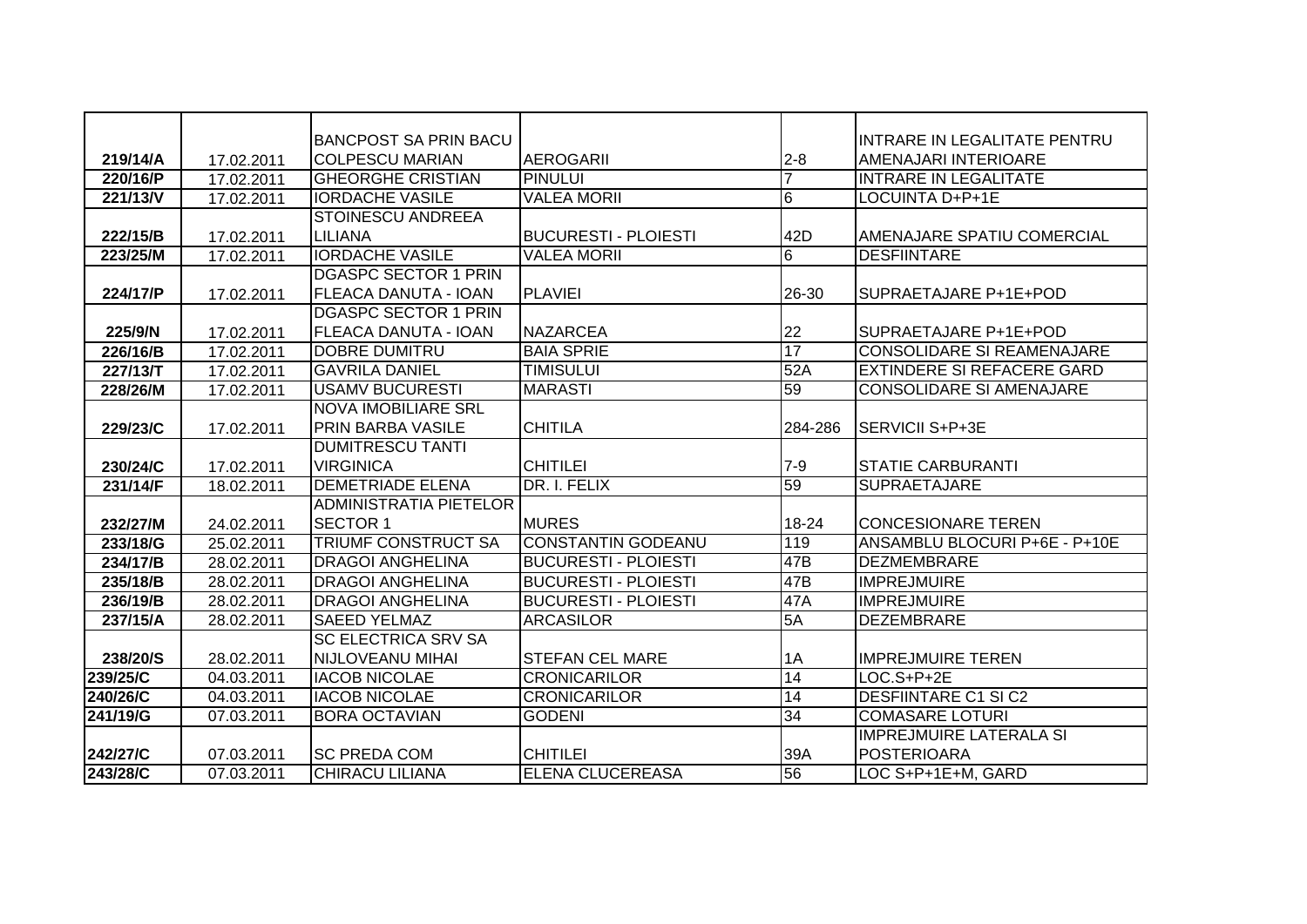| | | | | | |
|---|---|---|---|---|---|
| 219/14/A | 17.02.2011 | BANCPOST SA PRIN BACU COLPESCU MARIAN | AEROGARII | 2-8 | INTRARE IN LEGALITATE PENTRU AMENAJARI INTERIOARE |
| 220/16/P | 17.02.2011 | GHEORGHE CRISTIAN | PINULUI | 7 | INTRARE IN LEGALITATE |
| 221/13/V | 17.02.2011 | IORDACHE VASILE | VALEA MORII | 6 | LOCUINTA D+P+1E |
| 222/15/B | 17.02.2011 | STOINESCU ANDREEA LILIANA | BUCURESTI - PLOIESTI | 42D | AMENAJARE SPATIU COMERCIAL |
| 223/25/M | 17.02.2011 | IORDACHE VASILE | VALEA MORII | 6 | DESFIINTARE |
| 224/17/P | 17.02.2011 | DGASPC SECTOR 1 PRIN FLEACA DANUTA - IOAN | PLAVIEI | 26-30 | SUPRAETAJARE P+1E+POD |
| 225/9/N | 17.02.2011 | DGASPC SECTOR 1 PRIN FLEACA DANUTA - IOAN | NAZARCEA | 22 | SUPRAETAJARE P+1E+POD |
| 226/16/B | 17.02.2011 | DOBRE DUMITRU | BAIA SPRIE | 17 | CONSOLIDARE SI REAMENAJARE |
| 227/13/T | 17.02.2011 | GAVRILA DANIEL | TIMISULUI | 52A | EXTINDERE SI REFACERE GARD |
| 228/26/M | 17.02.2011 | USAMV BUCURESTI | MARASTI | 59 | CONSOLIDARE SI AMENAJARE |
| 229/23/C | 17.02.2011 | NOVA IMOBILIARE SRL PRIN BARBA VASILE | CHITILA | 284-286 | SERVICII S+P+3E |
| 230/24/C | 17.02.2011 | DUMITRESCU TANTI VIRGINICA | CHITILEI | 7-9 | STATIE CARBURANTI |
| 231/14/F | 18.02.2011 | DEMETRIADE ELENA | DR. I. FELIX | 59 | SUPRAETAJARE |
| 232/27/M | 24.02.2011 | ADMINISTRATIA PIETELOR SECTOR 1 | MURES | 18-24 | CONCESIONARE TEREN |
| 233/18/G | 25.02.2011 | TRIUMF CONSTRUCT SA | CONSTANTIN GODEANU | 119 | ANSAMBLU BLOCURI P+6E - P+10E |
| 234/17/B | 28.02.2011 | DRAGOI ANGHELINA | BUCURESTI - PLOIESTI | 47B | DEZMEMBRARE |
| 235/18/B | 28.02.2011 | DRAGOI ANGHELINA | BUCURESTI - PLOIESTI | 47B | IMPREJMUIRE |
| 236/19/B | 28.02.2011 | DRAGOI ANGHELINA | BUCURESTI - PLOIESTI | 47A | IMPREJMUIRE |
| 237/15/A | 28.02.2011 | SAEED YELMAZ | ARCASILOR | 5A | DEZEMBRARE |
| 238/20/S | 28.02.2011 | SC ELECTRICA SRV SA NIJLOVEANU MIHAI | STEFAN CEL MARE | 1A | IMPREJMUIRE TEREN |
| 239/25/C | 04.03.2011 | IACOB NICOLAE | CRONICARILOR | 14 | LOC.S+P+2E |
| 240/26/C | 04.03.2011 | IACOB NICOLAE | CRONICARILOR | 14 | DESFIINTARE C1 SI C2 |
| 241/19/G | 07.03.2011 | BORA OCTAVIAN | GODENI | 34 | COMASARE LOTURI |
| 242/27/C | 07.03.2011 | SC PREDA COM | CHITILEI | 39A | IMPREJMUIRE LATERALA SI POSTERIOARA |
| 243/28/C | 07.03.2011 | CHIRACU LILIANA | ELENA CLUCEREASA | 56 | LOC S+P+1E+M, GARD |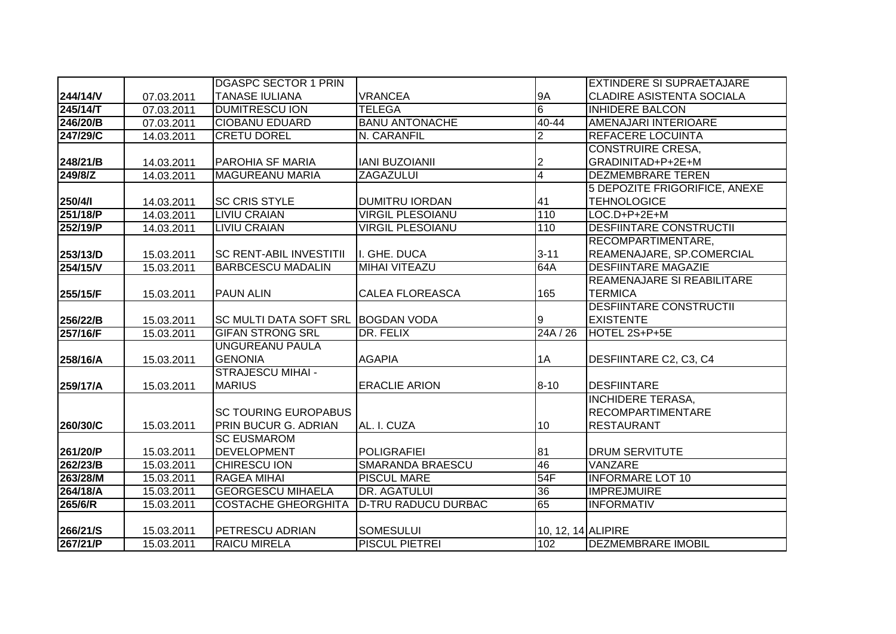| | | | | | |
|---|---|---|---|---|---|
| 244/14/V | 07.03.2011 | DGASPC SECTOR 1 PRIN TANASE IULIANA | VRANCEA | 9A | EXTINDERE SI SUPRAETAJARE CLADIRE ASISTENTA SOCIALA |
| 245/14/T | 07.03.2011 | DUMITRESCU ION | TELEGA | 6 | INHIDERE BALCON |
| 246/20/B | 07.03.2011 | CIOBANU EDUARD | BANU ANTONACHE | 40-44 | AMENAJARI INTERIOARE |
| 247/29/C | 14.03.2011 | CRETU DOREL | N. CARANFIL | 2 | REFACERE LOCUINTA |
| 248/21/B | 14.03.2011 | PAROHIA SF MARIA | IANI BUZOIANII | 2 | CONSTRUIRE CRESA, GRADINITAD+P+2E+M |
| 249/8/Z | 14.03.2011 | MAGUREANU MARIA | ZAGAZULUI | 4 | DEZMEMBRARE TEREN |
| 250/4/I | 14.03.2011 | SC CRIS STYLE | DUMITRU IORDAN | 41 | 5 DEPOZITE FRIGORIFICE, ANEXE TEHNOLOGICE |
| 251/18/P | 14.03.2011 | LIVIU CRAIAN | VIRGIL PLESOIANU | 110 | LOC.D+P+2E+M |
| 252/19/P | 14.03.2011 | LIVIU CRAIAN | VIRGIL PLESOIANU | 110 | DESFIINTARE CONSTRUCTII |
| 253/13/D | 15.03.2011 | SC RENT-ABIL INVESTITII | I. GHE. DUCA | 3-11 | RECOMPARTIMENTARE, REAMENAJARE, SP.COMERCIAL |
| 254/15/V | 15.03.2011 | BARBCESCU MADALIN | MIHAI VITEAZU | 64A | DESFIINTARE MAGAZIE |
| 255/15/F | 15.03.2011 | PAUN ALIN | CALEA FLOREASCA | 165 | REAMENAJARE SI REABILITARE TERMICA |
| 256/22/B | 15.03.2011 | SC MULTI DATA SOFT SRL | BOGDAN VODA | 9 | DESFIINTARE CONSTRUCTII EXISTENTE |
| 257/16/F | 15.03.2011 | GIFAN STRONG SRL | DR. FELIX | 24A / 26 | HOTEL 2S+P+5E |
| 258/16/A | 15.03.2011 | UNGUREANU PAULA GENONIA | AGAPIA | 1A | DESFIINTARE C2, C3, C4 |
| 259/17/A | 15.03.2011 | STRAJESCU MIHAI - MARIUS | ERACLIE ARION | 8-10 | DESFIINTARE |
| 260/30/C | 15.03.2011 | SC TOURING EUROPABUS PRIN BUCUR G. ADRIAN | AL. I. CUZA | 10 | INCHIDERE TERASA, RECOMPARTIMENTARE RESTAURANT |
| 261/20/P | 15.03.2011 | SC EUSMAROM DEVELOPMENT | POLIGRAFIEI | 81 | DRUM SERVITUTE |
| 262/23/B | 15.03.2011 | CHIRESCU ION | SMARANDA BRAESCU | 46 | VANZARE |
| 263/28/M | 15.03.2011 | RAGEA MIHAI | PISCUL MARE | 54F | INFORMARE LOT 10 |
| 264/18/A | 15.03.2011 | GEORGESCU MIHAELA | DR. AGATULUI | 36 | IMPREJMUIRE |
| 265/6/R | 15.03.2011 | COSTACHE GHEORGHITA | D-TRU RADUCU DURBAC | 65 | INFORMATIV |
| 266/21/S | 15.03.2011 | PETRESCU ADRIAN | SOMESULUI | 10, 12, 14 | ALIPIRE |
| 267/21/P | 15.03.2011 | RAICU MIRELA | PISCUL PIETREI | 102 | DEZMEMBRARE IMOBIL |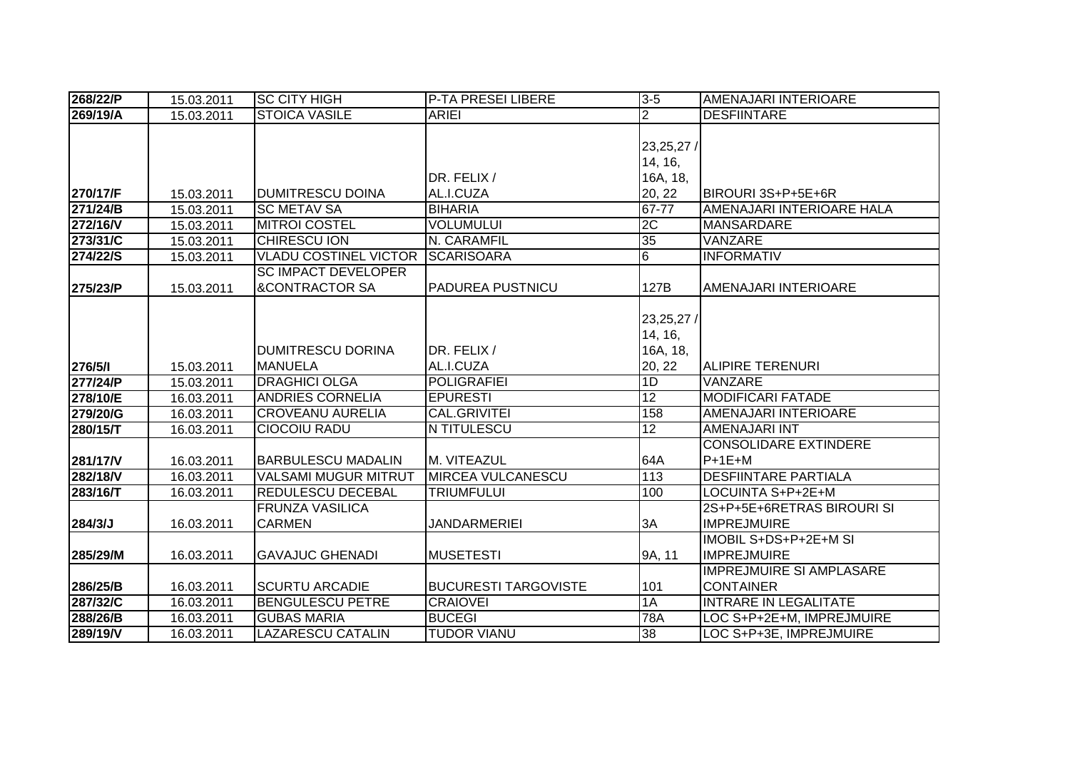| 268/22/P | 15.03.2011 | SC CITY HIGH | P-TA PRESEI LIBERE | 3-5 | AMENAJARI INTERIOARE |
|---|---|---|---|---|---|
| 269/19/A | 15.03.2011 | STOICA VASILE | ARIEI | 2 | DESFIINTARE |
| 270/17/F | 15.03.2011 | DUMITRESCU DOINA | DR. FELIX / AL.I.CUZA | 23,25,27 / 14, 16, 16A, 18, 20, 22 | BIROURI 3S+P+5E+6R |
| 271/24/B | 15.03.2011 | SC METAV SA | BIHARIA | 67-77 | AMENAJARI INTERIOARE HALA |
| 272/16/V | 15.03.2011 | MITROI COSTEL | VOLUMULUI | 2C | MANSARDARE |
| 273/31/C | 15.03.2011 | CHIRESCU ION | N. CARAMFIL | 35 | VANZARE |
| 274/22/S | 15.03.2011 | VLADU COSTINEL VICTOR | SCARISOARA | 6 | INFORMATIV |
| 275/23/P | 15.03.2011 | SC IMPACT DEVELOPER &CONTRACTOR SA | PADUREA PUSTNICU | 127B | AMENAJARI INTERIOARE |
| 276/5/I | 15.03.2011 | DUMITRESCU DORINA MANUELA | DR. FELIX / AL.I.CUZA | 23,25,27 / 14, 16, 16A, 18, 20, 22 | ALIPIRE TERENURI |
| 277/24/P | 15.03.2011 | DRAGHICI OLGA | POLIGRAFIEI | 1D | VANZARE |
| 278/10/E | 16.03.2011 | ANDRIES CORNELIA | EPURESTI | 12 | MODIFICARI FATADE |
| 279/20/G | 16.03.2011 | CROVEANU AURELIA | CAL.GRIVITEI | 158 | AMENAJARI INTERIOARE |
| 280/15/T | 16.03.2011 | CIOCOIU RADU | N TITULESCU | 12 | AMENAJARI INT |
| 281/17/V | 16.03.2011 | BARBULESCU MADALIN | M. VITEAZUL | 64A | CONSOLIDARE EXTINDERE P+1E+M |
| 282/18/V | 16.03.2011 | VALSAMI MUGUR MITRUT | MIRCEA VULCANESCU | 113 | DESFIINTARE PARTIALA |
| 283/16/T | 16.03.2011 | REDULESCU DECEBAL | TRIUMFULUI | 100 | LOCUINTA S+P+2E+M |
| 284/3/J | 16.03.2011 | FRUNZA VASILICA CARMEN | JANDARMERIEI | 3A | 2S+P+5E+6RETRAS BIROURI SI IMPREJMUIRE |
| 285/29/M | 16.03.2011 | GAVAJUC GHENADI | MUSETESTI | 9A, 11 | IMOBIL S+DS+P+2E+M SI IMPREJMUIRE |
| 286/25/B | 16.03.2011 | SCURTU ARCADIE | BUCURESTI TARGOVISTE | 101 | IMPREJMUIRE SI AMPLASARE CONTAINER |
| 287/32/C | 16.03.2011 | BENGULESCU PETRE | CRAIOVEI | 1A | INTRARE IN LEGALITATE |
| 288/26/B | 16.03.2011 | GUBAS MARIA | BUCEGI | 78A | LOC S+P+2E+M, IMPREJMUIRE |
| 289/19/V | 16.03.2011 | LAZARESCU CATALIN | TUDOR VIANU | 38 | LOC S+P+3E, IMPREJMUIRE |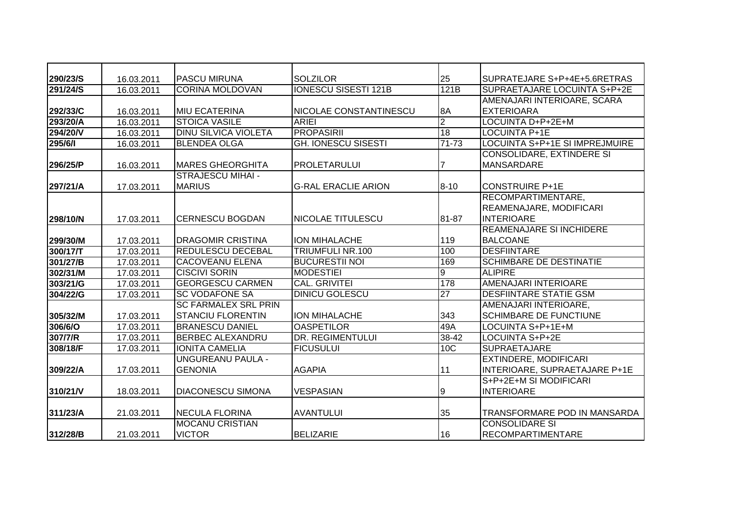| | | | | | |
|---|---|---|---|---|---|
| 290/23/S | 16.03.2011 | PASCU MIRUNA | SOLZILOR | 25 | SUPRATEJARE S+P+4E+5.6RETRAS |
| 291/24/S | 16.03.2011 | CORINA MOLDOVAN | IONESCU SISESTI 121B | 121B | SUPRAETAJARE LOCUINTA S+P+2E |
| 292/33/C | 16.03.2011 | MIU ECATERINA | NICOLAE CONSTANTINESCU | 8A | AMENAJARI INTERIOARE, SCARA EXTERIOARA |
| 293/20/A | 16.03.2011 | STOICA VASILE | ARIEI | 2 | LOCUINTA D+P+2E+M |
| 294/20/V | 16.03.2011 | DINU SILVICA VIOLETA | PROPASIRII | 18 | LOCUINTA P+1E |
| 295/6/I | 16.03.2011 | BLENDEA OLGA | GH. IONESCU SISESTI | 71-73 | LOCUINTA S+P+1E SI IMPREJMUIRE |
| 296/25/P | 16.03.2011 | MARES GHEORGHITA | PROLETARULUI | 7 | CONSOLIDARE, EXTINDERE SI MANSARDARE |
| 297/21/A | 17.03.2011 | STRAJESCU MIHAI - MARIUS | G-RAL ERACLIE ARION | 8-10 | CONSTRUIRE P+1E |
| 298/10/N | 17.03.2011 | CERNESCU BOGDAN | NICOLAE TITULESCU | 81-87 | RECOMPARTIMENTARE, REAMENAJARE, MODIFICARI INTERIOARE |
| 299/30/M | 17.03.2011 | DRAGOMIR CRISTINA | ION MIHALACHE | 119 | REAMENAJARE SI INCHIDERE BALCOANE |
| 300/17/T | 17.03.2011 | REDULESCU DECEBAL | TRIUMFULI NR.100 | 100 | DESFIINTARE |
| 301/27/B | 17.03.2011 | CACOVEANU ELENA | BUCURESTII NOI | 169 | SCHIMBARE DE DESTINATIE |
| 302/31/M | 17.03.2011 | CISCIVI SORIN | MODESTIEI | 9 | ALIPIRE |
| 303/21/G | 17.03.2011 | GEORGESCU CARMEN | CAL. GRIVITEI | 178 | AMENAJARI INTERIOARE |
| 304/22/G | 17.03.2011 | SC VODAFONE SA | DINICU GOLESCU | 27 | DESFIINTARE STATIE GSM |
| 305/32/M | 17.03.2011 | SC FARMALEX SRL PRIN STANCIU FLORENTIN | ION MIHALACHE | 343 | AMENAJARI INTERIOARE, SCHIMBARE DE FUNCTIUNE |
| 306/6/O | 17.03.2011 | BRANESCU DANIEL | OASPETILOR | 49A | LOCUINTA S+P+1E+M |
| 307/7/R | 17.03.2011 | BERBEC ALEXANDRU | DR. REGIMENTULUI | 38-42 | LOCUINTA S+P+2E |
| 308/18/F | 17.03.2011 | IONITA CAMELIA | FICUSULUI | 10C | SUPRAETAJARE |
| 309/22/A | 17.03.2011 | UNGUREANU PAULA - GENONIA | AGAPIA | 11 | EXTINDERE, MODIFICARI INTERIOARE, SUPRAETAJARE P+1E |
| 310/21/V | 18.03.2011 | DIACONESCU SIMONA | VESPASIAN | 9 | S+P+2E+M SI MODIFICARI INTERIOARE |
| 311/23/A | 21.03.2011 | NECULA FLORINA | AVANTULUI | 35 | TRANSFORMARE POD IN MANSARDA |
| 312/28/B | 21.03.2011 | MOCANU CRISTIAN VICTOR | BELIZARIE | 16 | CONSOLIDARE SI RECOMPARTIMENTARE |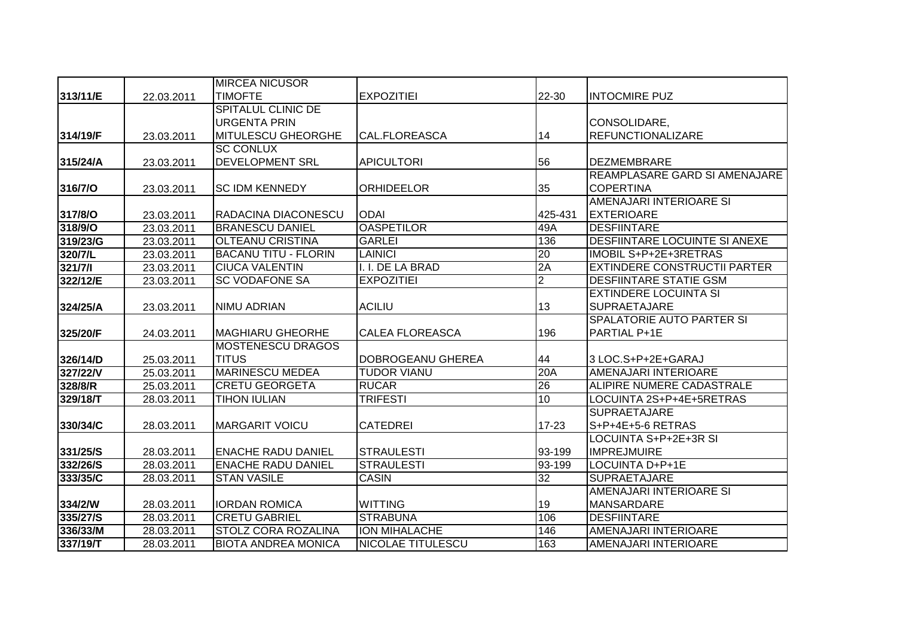| | | | | | |
|---|---|---|---|---|---|
| 313/11/E | 22.03.2011 | MIRCEA NICUSOR TIMOFTE | EXPOZITIEI | 22-30 | INTOCMIRE PUZ |
| 314/19/F | 23.03.2011 | SPITALUL CLINIC DE URGENTA PRIN MITULESCU GHEORGHE | CAL.FLOREASCA | 14 | CONSOLIDARE, REFUNCTIONALIZARE |
| 315/24/A | 23.03.2011 | SC CONLUX DEVELOPMENT SRL | APICULTORI | 56 | DEZMEMBRARE |
| 316/7/O | 23.03.2011 | SC IDM KENNEDY | ORHIDEELOR | 35 | REAMPLASARE GARD SI AMENAJARE COPERTINA |
| 317/8/O | 23.03.2011 | RADACINA DIACONESCU | ODAI | 425-431 | AMENAJARI INTERIOARE SI EXTERIOARE |
| 318/9/O | 23.03.2011 | BRANESCU DANIEL | OASPETILOR | 49A | DESFIINTARE |
| 319/23/G | 23.03.2011 | OLTEANU CRISTINA | GARLEI | 136 | DESFIINTARE LOCUINTE SI ANEXE |
| 320/7/L | 23.03.2011 | BACANU TITU - FLORIN | LAINICI | 20 | IMOBIL S+P+2E+3RETRAS |
| 321/7/I | 23.03.2011 | CIUCA VALENTIN | I. I. DE LA BRAD | 2A | EXTINDERE CONSTRUCTII PARTER |
| 322/12/E | 23.03.2011 | SC VODAFONE SA | EXPOZITIEI | 2 | DESFIINTARE STATIE GSM |
| 324/25/A | 23.03.2011 | NIMU ADRIAN | ACILIU | 13 | EXTINDERE LOCUINTA SI SUPRAETAJARE |
| 325/20/F | 24.03.2011 | MAGHIARU GHEORHE | CALEA FLOREASCA | 196 | SPALATORIE AUTO PARTER SI PARTIAL P+1E |
| 326/14/D | 25.03.2011 | MOSTENESCU DRAGOS TITUS | DOBROGEANU GHEREA | 44 | 3 LOC.S+P+2E+GARAJ |
| 327/22/V | 25.03.2011 | MARINESCU MEDEA | TUDOR VIANU | 20A | AMENAJARI INTERIOARE |
| 328/8/R | 25.03.2011 | CRETU GEORGETA | RUCAR | 26 | ALIPIRE NUMERE CADASTRALE |
| 329/18/T | 28.03.2011 | TIHON IULIAN | TRIFESTI | 10 | LOCUINTA 2S+P+4E+5RETRAS |
| 330/34/C | 28.03.2011 | MARGARIT VOICU | CATEDREI | 17-23 | SUPRAETAJARE S+P+4E+5-6 RETRAS |
| 331/25/S | 28.03.2011 | ENACHE RADU DANIEL | STRAULESTI | 93-199 | LOCUINTA S+P+2E+3R SI IMPREJMUIRE |
| 332/26/S | 28.03.2011 | ENACHE RADU DANIEL | STRAULESTI | 93-199 | LOCUINTA D+P+1E |
| 333/35/C | 28.03.2011 | STAN VASILE | CASIN | 32 | SUPRAETAJARE |
| 334/2/W | 28.03.2011 | IORDAN ROMICA | WITTING | 19 | AMENAJARI INTERIOARE SI MANSARDARE |
| 335/27/S | 28.03.2011 | CRETU GABRIEL | STRABUNA | 106 | DESFIINTARE |
| 336/33/M | 28.03.2011 | STOLZ CORA ROZALINA | ION MIHALACHE | 146 | AMENAJARI INTERIOARE |
| 337/19/T | 28.03.2011 | BIOTA ANDREA MONICA | NICOLAE TITULESCU | 163 | AMENAJARI INTERIOARE |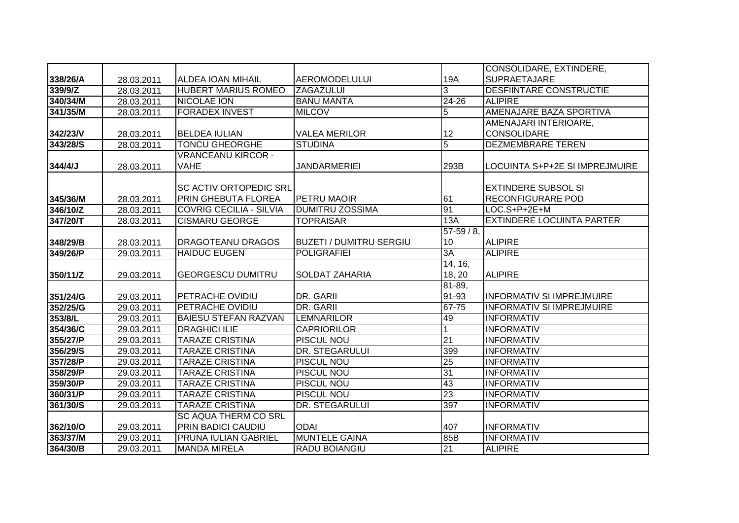| | | | | | |
|---|---|---|---|---|---|
| **338/26/A** | 28.03.2011 | ALDEA IOAN MIHAIL | AEROMODELULUI | 19A | CONSOLIDARE, EXTINDERE, SUPRAETAJARE |
| **339/9/Z** | 28.03.2011 | HUBERT MARIUS ROMEO | ZAGAZULUI | 3 | DESFIINTARE CONSTRUCTIE |
| **340/34/M** | 28.03.2011 | NICOLAE ION | BANU MANTA | 24-26 | ALIPIRE |
| **341/35/M** | 28.03.2011 | FORADEX INVEST | MILCOV | 5 | AMENAJARE BAZA SPORTIVA |
| **342/23/V** | 28.03.2011 | BELDEA IULIAN | VALEA MERILOR | 12 | AMENAJARI INTERIOARE, CONSOLIDARE |
| **343/28/S** | 28.03.2011 | TONCU GHEORGHE | STUDINA | 5 | DEZMEMBRARE TEREN |
| **344/4/J** | 28.03.2011 | VRANCEANU KIRCOR - VAHE | JANDARMERIEI | 293B | LOCUINTA S+P+2E SI IMPREJMUIRE |
| **345/36/M** | 28.03.2011 | SC ACTIV ORTOPEDIC SRL PRIN GHEBUTA FLOREA | PETRU MAOIR | 61 | EXTINDERE SUBSOL SI RECONFIGURARE POD |
| **346/10/Z** | 28.03.2011 | COVRIG CECILIA - SILVIA | DUMITRU ZOSSIMA | 91 | LOC.S+P+2E+M |
| **347/20/T** | 28.03.2011 | CISMARU GEORGE | TOPRAISAR | 13A | EXTINDERE LOCUINTA PARTER |
| **348/29/B** | 28.03.2011 | DRAGOTEANU DRAGOS | BUZETI / DUMITRU SERGIU | 57-59 / 8, 10 | ALIPIRE |
| **349/26/P** | 29.03.2011 | HAIDUC EUGEN | POLIGRAFIEI | 3A | ALIPIRE |
| **350/11/Z** | 29.03.2011 | GEORGESCU DUMITRU | SOLDAT ZAHARIA | 14, 16, 18, 20 | ALIPIRE |
| **351/24/G** | 29.03.2011 | PETRACHE OVIDIU | DR. GARII | 81-89, 91-93 | INFORMATIV SI IMPREJMUIRE |
| **352/25/G** | 29.03.2011 | PETRACHE OVIDIU | DR. GARII | 67-75 | INFORMATIV SI IMPREJMUIRE |
| **353/8/L** | 29.03.2011 | BAIESU STEFAN RAZVAN | LEMNARILOR | 49 | INFORMATIV |
| **354/36/C** | 29.03.2011 | DRAGHICI ILIE | CAPRIORILOR | 1 | INFORMATIV |
| **355/27/P** | 29.03.2011 | TARAZE CRISTINA | PISCUL NOU | 21 | INFORMATIV |
| **356/29/S** | 29.03.2011 | TARAZE CRISTINA | DR. STEGARULUI | 399 | INFORMATIV |
| **357/28/P** | 29.03.2011 | TARAZE CRISTINA | PISCUL NOU | 25 | INFORMATIV |
| **358/29/P** | 29.03.2011 | TARAZE CRISTINA | PISCUL NOU | 31 | INFORMATIV |
| **359/30/P** | 29.03.2011 | TARAZE CRISTINA | PISCUL NOU | 43 | INFORMATIV |
| **360/31/P** | 29.03.2011 | TARAZE CRISTINA | PISCUL NOU | 23 | INFORMATIV |
| **361/30/S** | 29.03.2011 | TARAZE CRISTINA | DR. STEGARULUI | 397 | INFORMATIV |
| **362/10/O** | 29.03.2011 | SC AQUA THERM CO SRL PRIN BADICI CAUDIU | ODAI | 407 | INFORMATIV |
| **363/37/M** | 29.03.2011 | PRUNA IULIAN GABRIEL | MUNTELE GAINA | 85B | INFORMATIV |
| **364/30/B** | 29.03.2011 | MANDA MIRELA | RADU BOIANGIU | 21 | ALIPIRE |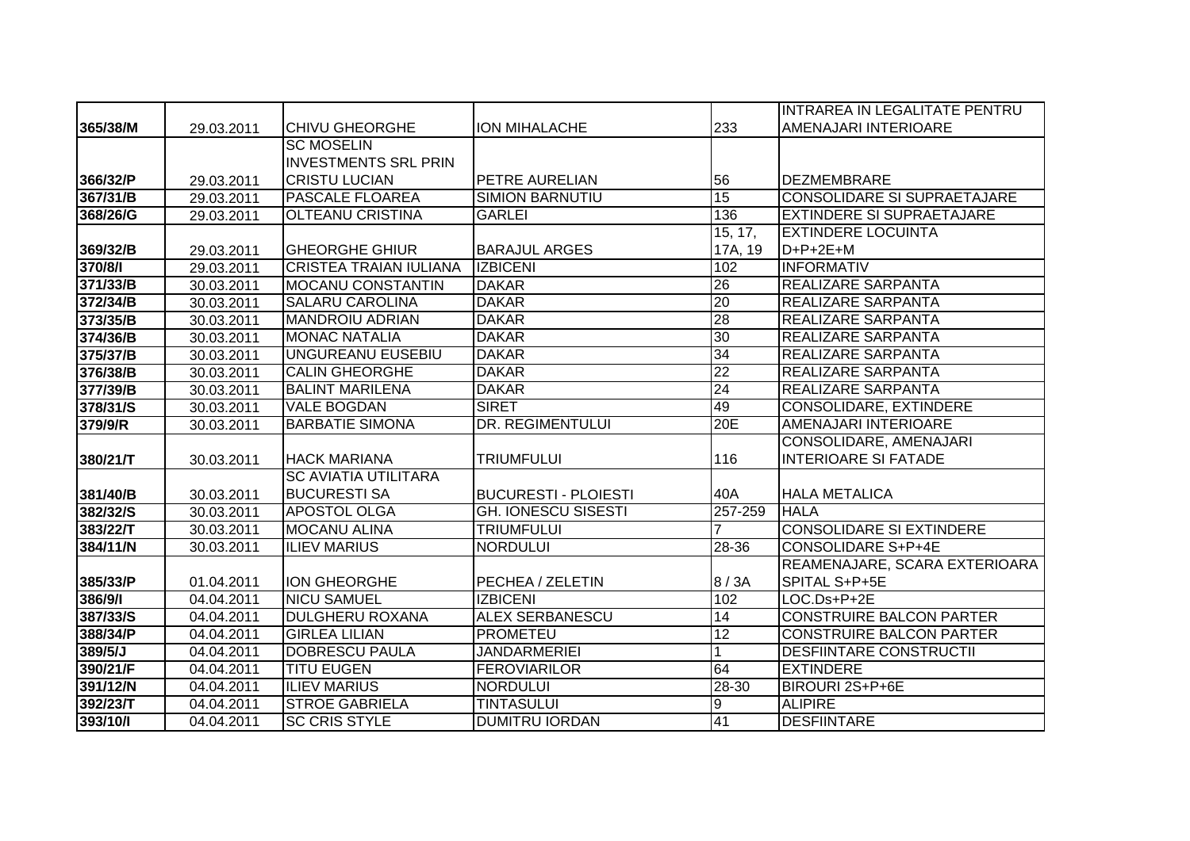| | | | | | |
|---|---|---|---|---|---|
| 365/38/M | 29.03.2011 | CHIVU GHEORGHE | ION MIHALACHE | 233 | INTRAREA IN LEGALITATE PENTRU AMENAJARI INTERIOARE |
| 366/32/P | 29.03.2011 | SC MOSELIN INVESTMENTS SRL PRIN CRISTU LUCIAN | PETRE AURELIAN | 56 | DEZMEMBRARE |
| 367/31/B | 29.03.2011 | PASCALE FLOAREA | SIMION BARNUTIU | 15 | CONSOLIDARE SI SUPRAETAJARE |
| 368/26/G | 29.03.2011 | OLTEANU CRISTINA | GARLEI | 136 | EXTINDERE SI SUPRAETAJARE |
| 369/32/B | 29.03.2011 | GHEORGHE GHIUR | BARAJUL ARGES | 15, 17, 17A, 19 | EXTINDERE LOCUINTA D+P+2E+M |
| 370/8/I | 29.03.2011 | CRISTEA TRAIAN IULIANA | IZBICENI | 102 | INFORMATIV |
| 371/33/B | 30.03.2011 | MOCANU CONSTANTIN | DAKAR | 26 | REALIZARE SARPANTA |
| 372/34/B | 30.03.2011 | SALARU CAROLINA | DAKAR | 20 | REALIZARE SARPANTA |
| 373/35/B | 30.03.2011 | MANDROIU ADRIAN | DAKAR | 28 | REALIZARE SARPANTA |
| 374/36/B | 30.03.2011 | MONAC NATALIA | DAKAR | 30 | REALIZARE SARPANTA |
| 375/37/B | 30.03.2011 | UNGUREANU EUSEBIU | DAKAR | 34 | REALIZARE SARPANTA |
| 376/38/B | 30.03.2011 | CALIN GHEORGHE | DAKAR | 22 | REALIZARE SARPANTA |
| 377/39/B | 30.03.2011 | BALINT MARILENA | DAKAR | 24 | REALIZARE SARPANTA |
| 378/31/S | 30.03.2011 | VALE BOGDAN | SIRET | 49 | CONSOLIDARE, EXTINDERE |
| 379/9/R | 30.03.2011 | BARBATIE SIMONA | DR. REGIMENTULUI | 20E | AMENAJARI INTERIOARE |
| 380/21/T | 30.03.2011 | HACK MARIANA | TRIUMFULUI | 116 | CONSOLIDARE, AMENAJARI INTERIOARE SI FATADE |
| 381/40/B | 30.03.2011 | SC AVIATIA UTILITARA BUCURESTI SA | BUCURESTI - PLOIESTI | 40A | HALA METALICA |
| 382/32/S | 30.03.2011 | APOSTOL OLGA | GH. IONESCU SISESTI | 257-259 | HALA |
| 383/22/T | 30.03.2011 | MOCANU ALINA | TRIUMFULUI | 7 | CONSOLIDARE SI EXTINDERE |
| 384/11/N | 30.03.2011 | ILIEV MARIUS | NORDULUI | 28-36 | CONSOLIDARE S+P+4E |
| 385/33/P | 01.04.2011 | ION GHEORGHE | PECHEA / ZELETIN | 8 / 3A | REAMENAJARE, SCARA EXTERIOARA SPITAL S+P+5E |
| 386/9/I | 04.04.2011 | NICU SAMUEL | IZBICENI | 102 | LOC.Ds+P+2E |
| 387/33/S | 04.04.2011 | DULGHERU ROXANA | ALEX SERBANESCU | 14 | CONSTRUIRE BALCON PARTER |
| 388/34/P | 04.04.2011 | GIRLEA LILIAN | PROMETEU | 12 | CONSTRUIRE BALCON PARTER |
| 389/5/J | 04.04.2011 | DOBRESCU PAULA | JANDARMERIEI | 1 | DESFIINTARE CONSTRUCTII |
| 390/21/F | 04.04.2011 | TITU EUGEN | FEROVIARILOR | 64 | EXTINDERE |
| 391/12/N | 04.04.2011 | ILIEV MARIUS | NORDULUI | 28-30 | BIROURI 2S+P+6E |
| 392/23/T | 04.04.2011 | STROE GABRIELA | TINTASULUI | 9 | ALIPIRE |
| 393/10/I | 04.04.2011 | SC CRIS STYLE | DUMITRU IORDAN | 41 | DESFIINTARE |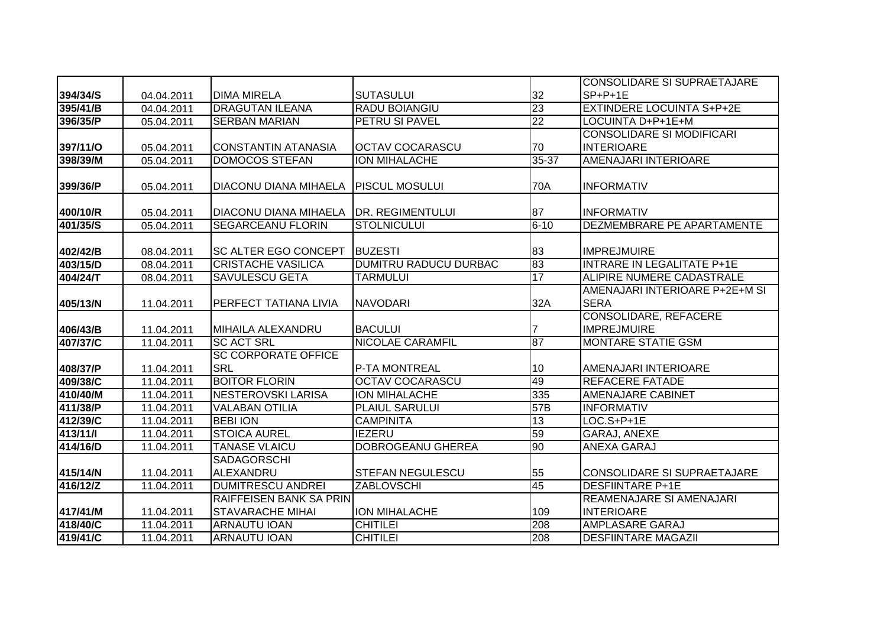| | | | | | |
|---|---|---|---|---|---|
| 394/34/S | 04.04.2011 | DIMA MIRELA | SUTASULUI | 32 | CONSOLIDARE SI SUPRAETAJARE SP+P+1E |
| 395/41/B | 04.04.2011 | DRAGUTAN ILEANA | RADU BOIANGIU | 23 | EXTINDERE LOCUINTA S+P+2E |
| 396/35/P | 05.04.2011 | SERBAN MARIAN | PETRU SI PAVEL | 22 | LOCUINTA D+P+1E+M |
| 397/11/O | 05.04.2011 | CONSTANTIN ATANASIA | OCTAV COCARASCU | 70 | CONSOLIDARE SI MODIFICARI INTERIOARE |
| 398/39/M | 05.04.2011 | DOMOCOS STEFAN | ION MIHALACHE | 35-37 | AMENAJARI INTERIOARE |
| 399/36/P | 05.04.2011 | DIACONU DIANA MIHAELA | PISCUL MOSULUI | 70A | INFORMATIV |
| 400/10/R | 05.04.2011 | DIACONU DIANA MIHAELA | DR. REGIMENTULUI | 87 | INFORMATIV |
| 401/35/S | 05.04.2011 | SEGARCEANU FLORIN | STOLNICULUI | 6-10 | DEZMEMBRARE PE APARTAMENTE |
| 402/42/B | 08.04.2011 | SC ALTER EGO CONCEPT | BUZESTI | 83 | IMPREJMUIRE |
| 403/15/D | 08.04.2011 | CRISTACHE VASILICA | DUMITRU RADUCU DURBAC | 83 | INTRARE IN LEGALITATE P+1E |
| 404/24/T | 08.04.2011 | SAVULESCU GETA | TARMULUI | 17 | ALIPIRE NUMERE CADASTRALE |
| 405/13/N | 11.04.2011 | PERFECT TATIANA LIVIA | NAVODARI | 32A | AMENAJARI INTERIOARE P+2E+M SI SERA |
| 406/43/B | 11.04.2011 | MIHAILA ALEXANDRU | BACULUI | 7 | CONSOLIDARE, REFACERE IMPREJMUIRE |
| 407/37/C | 11.04.2011 | SC ACT SRL | NICOLAE CARAMFIL | 87 | MONTARE STATIE GSM |
| 408/37/P | 11.04.2011 | SC CORPORATE OFFICE SRL | P-TA MONTREAL | 10 | AMENAJARI INTERIOARE |
| 409/38/C | 11.04.2011 | BOITOR FLORIN | OCTAV COCARASCU | 49 | REFACERE FATADE |
| 410/40/M | 11.04.2011 | NESTEROVSKI LARISA | ION MIHALACHE | 335 | AMENAJARE CABINET |
| 411/38/P | 11.04.2011 | VALABAN OTILIA | PLAIUL SARULUI | 57B | INFORMATIV |
| 412/39/C | 11.04.2011 | BEBI ION | CAMPINITA | 13 | LOC.S+P+1E |
| 413/11/I | 11.04.2011 | STOICA AUREL | IEZERU | 59 | GARAJ, ANEXE |
| 414/16/D | 11.04.2011 | TANASE VLAICU | DOBROGEANU GHEREA | 90 | ANEXA GARAJ |
| 415/14/N | 11.04.2011 | SADAGORSCHI ALEXANDRU | STEFAN NEGULESCU | 55 | CONSOLIDARE SI SUPRAETAJARE |
| 416/12/Z | 11.04.2011 | DUMITRESCU ANDREI | ZABLOVSCHI | 45 | DESFIINTARE P+1E |
| 417/41/M | 11.04.2011 | RAIFFEISEN BANK SA PRIN STAVARACHE MIHAI | ION MIHALACHE | 109 | REAMENAJARE SI AMENAJARI INTERIOARE |
| 418/40/C | 11.04.2011 | ARNAUTU IOAN | CHITILEI | 208 | AMPLASARE GARAJ |
| 419/41/C | 11.04.2011 | ARNAUTU IOAN | CHITILEI | 208 | DESFIINTARE MAGAZII |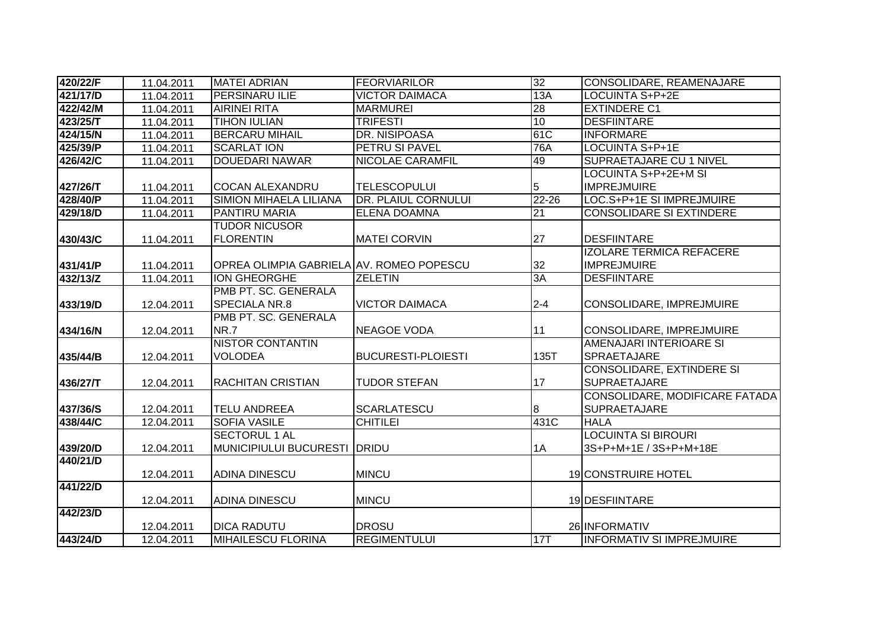| 420/22/F | 11.04.2011 | MATEI ADRIAN | FEORVIARILOR | 32 | CONSOLIDARE, REAMENAJARE |
|---|---|---|---|---|---|
| 421/17/D | 11.04.2011 | PERSINARU ILIE | VICTOR DAIMACA | 13A | LOCUINTA S+P+2E |
| 422/42/M | 11.04.2011 | AIRINEI RITA | MARMUREI | 28 | EXTINDERE C1 |
| 423/25/T | 11.04.2011 | TIHON IULIAN | TRIFESTI | 10 | DESFIINTARE |
| 424/15/N | 11.04.2011 | BERCARU MIHAIL | DR. NISIPOASA | 61C | INFORMARE |
| 425/39/P | 11.04.2011 | SCARLAT ION | PETRU SI PAVEL | 76A | LOCUINTA S+P+1E |
| 426/42/C | 11.04.2011 | DOUEDARI NAWAR | NICOLAE CARAMFIL | 49 | SUPRAETAJARE CU 1 NIVEL |
| 427/26/T | 11.04.2011 | COCAN ALEXANDRU | TELESCOPULUI | 5 | LOCUINTA S+P+2E+M SI IMPREJMUIRE |
| 428/40/P | 11.04.2011 | SIMION MIHAELA LILIANA | DR. PLAIUL CORNULUI | 22-26 | LOC.S+P+1E SI IMPREJMUIRE |
| 429/18/D | 11.04.2011 | PANTIRU MARIA | ELENA DOAMNA | 21 | CONSOLIDARE SI EXTINDERE |
| 430/43/C | 11.04.2011 | TUDOR NICUSOR FLORENTIN | MATEI CORVIN | 27 | DESFIINTARE |
| 431/41/P | 11.04.2011 | OPREA OLIMPIA GABRIELA | AV. ROMEO POPESCU | 32 | IZOLARE TERMICA REFACERE IMPREJMUIRE |
| 432/13/Z | 11.04.2011 | ION GHEORGHE | ZELETIN | 3A | DESFIINTARE |
| 433/19/D | 12.04.2011 | PMB PT. SC. GENERALA SPECIALA NR.8 | VICTOR DAIMACA | 2-4 | CONSOLIDARE, IMPREJMUIRE |
| 434/16/N | 12.04.2011 | PMB PT. SC. GENERALA NR.7 | NEAGOE VODA | 11 | CONSOLIDARE, IMPREJMUIRE |
| 435/44/B | 12.04.2011 | NISTOR CONTANTIN VOLODEA | BUCURESTI-PLOIESTI | 135T | AMENAJARI INTERIOARE SI SPRAETAJARE |
| 436/27/T | 12.04.2011 | RACHITAN CRISTIAN | TUDOR STEFAN | 17 | CONSOLIDARE, EXTINDERE SI SUPRAETAJARE |
| 437/36/S | 12.04.2011 | TELU ANDREEA | SCARLATESCU | 8 | CONSOLIDARE, MODIFICARE FATADA SUPRAETAJARE |
| 438/44/C | 12.04.2011 | SOFIA VASILE | CHITILEI | 431C | HALA |
| 439/20/D | 12.04.2011 | SECTORUL 1 AL MUNICIPIULUI BUCURESTI | DRIDU | 1A | LOCUINTA SI BIROURI 3S+P+M+1E / 3S+P+M+18E |
| 440/21/D | 12.04.2011 | ADINA DINESCU | MINCU | 19 | CONSTRUIRE HOTEL |
| 441/22/D | 12.04.2011 | ADINA DINESCU | MINCU | 19 | DESFIINTARE |
| 442/23/D | 12.04.2011 | DICA RADUTU | DROSU | 26 | INFORMATIV |
| 443/24/D | 12.04.2011 | MIHAILESCU FLORINA | REGIMENTULUI | 17T | INFORMATIV SI IMPREJMUIRE |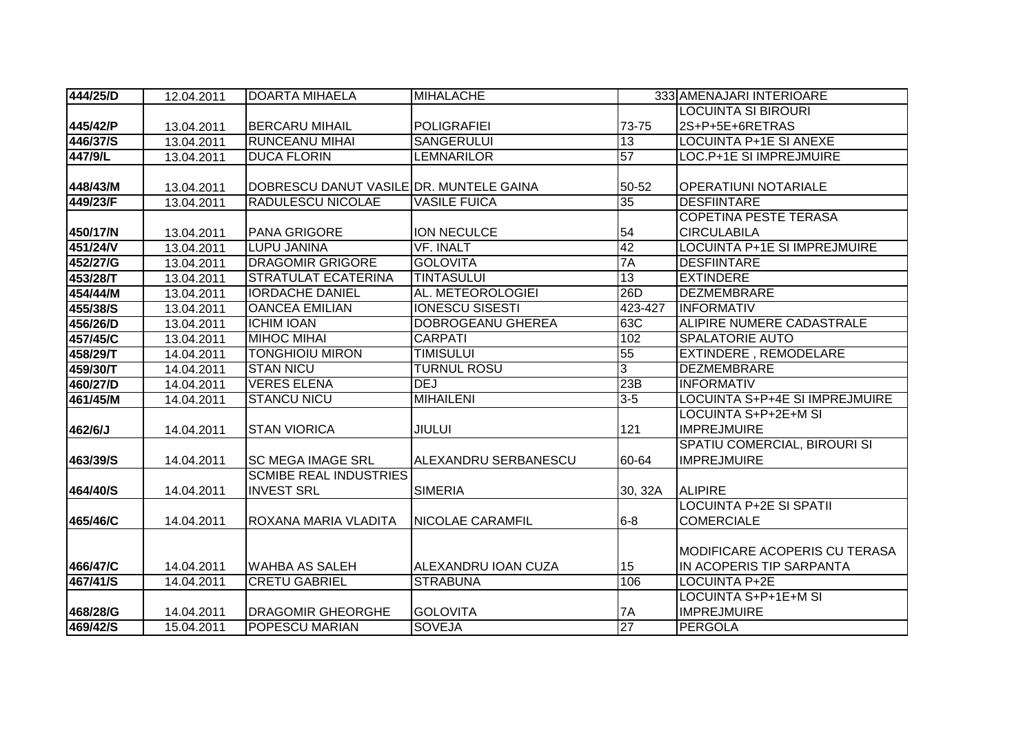| 444/25/D | 12.04.2011 | DOARTA MIHAELA | MIHALACHE | 333 | AMENAJARI INTERIOARE |
|---|---|---|---|---|---|
| 445/42/P | 13.04.2011 | BERCARU MIHAIL | POLIGRAFIEI | 73-75 | LOCUINTA SI BIROURI 2S+P+5E+6RETRAS |
| 446/37/S | 13.04.2011 | RUNCEANU MIHAI | SANGERULUI | 13 | LOCUINTA P+1E SI ANEXE |
| 447/9/L | 13.04.2011 | DUCA FLORIN | LEMNARILOR | 57 | LOC.P+1E SI IMPREJMUIRE |
| 448/43/M | 13.04.2011 | DOBRESCU DANUT VASILE | DR. MUNTELE GAINA | 50-52 | OPERATIUNI NOTARIALE |
| 449/23/F | 13.04.2011 | RADULESCU NICOLAE | VASILE FUICA | 35 | DESFIINTARE |
| 450/17/N | 13.04.2011 | PANA GRIGORE | ION NECULCE | 54 | COPETINA PESTE TERASA CIRCULABILA |
| 451/24/V | 13.04.2011 | LUPU JANINA | VF. INALT | 42 | LOCUINTA P+1E SI IMPREJMUIRE |
| 452/27/G | 13.04.2011 | DRAGOMIR GRIGORE | GOLOVITA | 7A | DESFIINTARE |
| 453/28/T | 13.04.2011 | STRATULAT ECATERINA | TINTASULUI | 13 | EXTINDERE |
| 454/44/M | 13.04.2011 | IORDACHE DANIEL | AL. METEOROLOGIEI | 26D | DEZMEMBRARE |
| 455/38/S | 13.04.2011 | OANCEA EMILIAN | IONESCU SISESTI | 423-427 | INFORMATIV |
| 456/26/D | 13.04.2011 | ICHIM IOAN | DOBROGEANU GHEREA | 63C | ALIPIRE NUMERE CADASTRALE |
| 457/45/C | 13.04.2011 | MIHOC MIHAI | CARPATI | 102 | SPALATORIE AUTO |
| 458/29/T | 14.04.2011 | TONGHIOIU MIRON | TIMISULUI | 55 | EXTINDERE , REMODELARE |
| 459/30/T | 14.04.2011 | STAN NICU | TURNUL ROSU | 3 | DEZMEMBRARE |
| 460/27/D | 14.04.2011 | VERES ELENA | DEJ | 23B | INFORMATIV |
| 461/45/M | 14.04.2011 | STANCU NICU | MIHAILENI | 3-5 | LOCUINTA S+P+4E SI IMPREJMUIRE |
| 462/6/J | 14.04.2011 | STAN VIORICA | JIULUI | 121 | LOCUINTA S+P+2E+M SI IMPREJMUIRE |
| 463/39/S | 14.04.2011 | SC MEGA IMAGE SRL | ALEXANDRU SERBANESCU | 60-64 | SPATIU COMERCIAL, BIROURI SI IMPREJMUIRE |
| 464/40/S | 14.04.2011 | SCMIBE REAL INDUSTRIES INVEST SRL | SIMERIA | 30, 32A | ALIPIRE |
| 465/46/C | 14.04.2011 | ROXANA MARIA VLADITA | NICOLAE CARAMFIL | 6-8 | LOCUINTA P+2E SI SPATII COMERCIALE |
| 466/47/C | 14.04.2011 | WAHBA AS SALEH | ALEXANDRU IOAN CUZA | 15 | MODIFICARE ACOPERIS CU TERASA IN ACOPERIS TIP SARPANTA |
| 467/41/S | 14.04.2011 | CRETU GABRIEL | STRABUNA | 106 | LOCUINTA P+2E |
| 468/28/G | 14.04.2011 | DRAGOMIR GHEORGHE | GOLOVITA | 7A | LOCUINTA S+P+1E+M SI IMPREJMUIRE |
| 469/42/S | 15.04.2011 | POPESCU MARIAN | SOVEJA | 27 | PERGOLA |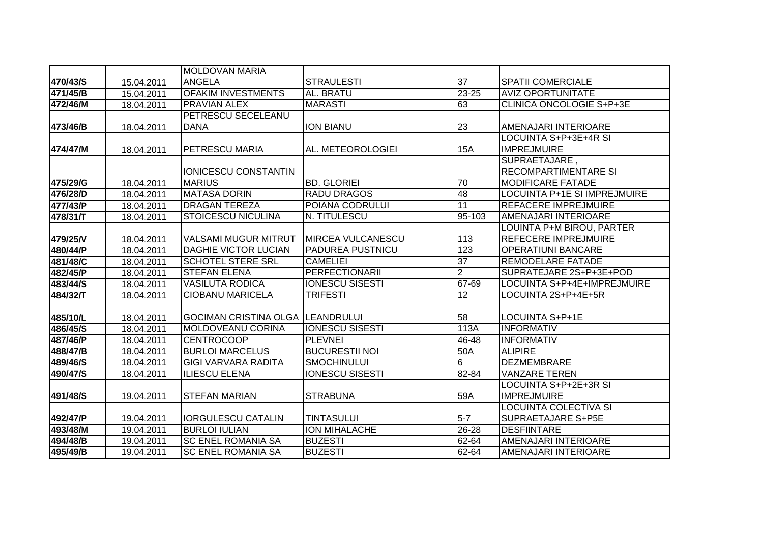| | | | | | |
|---|---|---|---|---|---|
| 470/43/S | 15.04.2011 | MOLDOVAN MARIA ANGELA | STRAULESTI | 37 | SPATII COMERCIALE |
| 471/45/B | 15.04.2011 | OFAKIM INVESTMENTS | AL. BRATU | 23-25 | AVIZ OPORTUNITATE |
| 472/46/M | 18.04.2011 | PRAVIAN ALEX | MARASTI | 63 | CLINICA ONCOLOGIE S+P+3E |
| 473/46/B | 18.04.2011 | PETRESCU SECELEANU DANA | ION BIANU | 23 | AMENAJARI INTERIOARE |
| 474/47/M | 18.04.2011 | PETRESCU MARIA | AL. METEOROLOGIEI | 15A | LOCUINTA S+P+3E+4R SI IMPREJMUIRE |
| 475/29/G | 18.04.2011 | IONICESCU CONSTANTIN MARIUS | BD. GLORIEI | 70 | SUPRAETAJARE , RECOMPARTIMENTARE SI MODIFICARE FATADE |
| 476/28/D | 18.04.2011 | MATASA DORIN | RADU DRAGOS | 48 | LOCUINTA P+1E SI IMPREJMUIRE |
| 477/43/P | 18.04.2011 | DRAGAN TEREZA | POIANA CODRULUI | 11 | REFACERE IMPREJMUIRE |
| 478/31/T | 18.04.2011 | STOICESCU NICULINA | N. TITULESCU | 95-103 | AMENAJARI INTERIOARE |
| 479/25/V | 18.04.2011 | VALSAMI MUGUR MITRUT | MIRCEA VULCANESCU | 113 | LOUINTA P+M BIROU, PARTER REFECERE IMPREJMUIRE |
| 480/44/P | 18.04.2011 | DAGHIE VICTOR LUCIAN | PADUREA PUSTNICU | 123 | OPERATIUNI BANCARE |
| 481/48/C | 18.04.2011 | SCHOTEL STERE SRL | CAMELIEI | 37 | REMODELARE FATADE |
| 482/45/P | 18.04.2011 | STEFAN ELENA | PERFECTIONARII | 2 | SUPRATEJARE 2S+P+3E+POD |
| 483/44/S | 18.04.2011 | VASILUTA RODICA | IONESCU SISESTI | 67-69 | LOCUINTA S+P+4E+IMPREJMUIRE |
| 484/32/T | 18.04.2011 | CIOBANU MARICELA | TRIFESTI | 12 | LOCUINTA 2S+P+4E+5R |
| 485/10/L | 18.04.2011 | GOCIMAN CRISTINA OLGA | LEANDRULUI | 58 | LOCUINTA S+P+1E |
| 486/45/S | 18.04.2011 | MOLDOVEANU CORINA | IONESCU SISESTI | 113A | INFORMATIV |
| 487/46/P | 18.04.2011 | CENTROCOOP | PLEVNEI | 46-48 | INFORMATIV |
| 488/47/B | 18.04.2011 | BURLOI MARCELUS | BUCURESTII NOI | 50A | ALIPIRE |
| 489/46/S | 18.04.2011 | GIGI VARVARA RADITA | SMOCHINULUI | 6 | DEZMEMBRARE |
| 490/47/S | 18.04.2011 | ILIESCU ELENA | IONESCU SISESTI | 82-84 | VANZARE TEREN |
| 491/48/S | 19.04.2011 | STEFAN MARIAN | STRABUNA | 59A | LOCUINTA S+P+2E+3R SI IMPREJMUIRE |
| 492/47/P | 19.04.2011 | IORGULESCU CATALIN | TINTASULUI | 5-7 | LOCUINTA COLECTIVA SI SUPRAETAJARE S+P5E |
| 493/48/M | 19.04.2011 | BURLOI IULIAN | ION MIHALACHE | 26-28 | DESFIINTARE |
| 494/48/B | 19.04.2011 | SC ENEL ROMANIA SA | BUZESTI | 62-64 | AMENAJARI INTERIOARE |
| 495/49/B | 19.04.2011 | SC ENEL ROMANIA SA | BUZESTI | 62-64 | AMENAJARI INTERIOARE |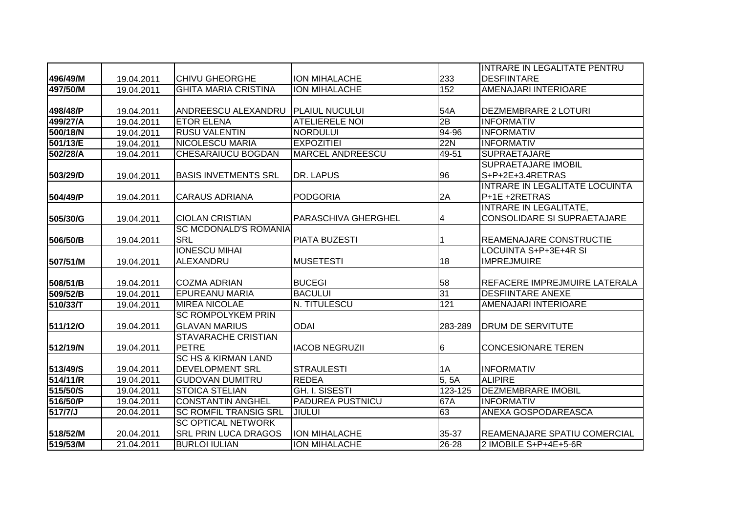| | | | | | |
|---|---|---|---|---|---|
| 496/49/M | 19.04.2011 | CHIVU GHEORGHE | ION MIHALACHE | 233 | INTRARE IN LEGALITATE PENTRU DESFIINTARE |
| 497/50/M | 19.04.2011 | GHITA MARIA CRISTINA | ION MIHALACHE | 152 | AMENAJARI INTERIOARE |
| 498/48/P | 19.04.2011 | ANDREESCU ALEXANDRU | PLAIUL NUCULUI | 54A | DEZMEMBRARE 2 LOTURI |
| 499/27/A | 19.04.2011 | ETOR ELENA | ATELIERELE NOI | 2B | INFORMATIV |
| 500/18/N | 19.04.2011 | RUSU VALENTIN | NORDULUI | 94-96 | INFORMATIV |
| 501/13/E | 19.04.2011 | NICOLESCU MARIA | EXPOZITIEI | 22N | INFORMATIV |
| 502/28/A | 19.04.2011 | CHESARAIUCU BOGDAN | MARCEL ANDREESCU | 49-51 | SUPRAETAJARE |
| 503/29/D | 19.04.2011 | BASIS INVETMENTS SRL | DR. LAPUS | 96 | SUPRAETAJARE IMOBIL S+P+2E+3.4RETRAS |
| 504/49/P | 19.04.2011 | CARAUS ADRIANA | PODGORIA | 2A | INTRARE IN LEGALITATE LOCUINTA P+1E +2RETRAS |
| 505/30/G | 19.04.2011 | CIOLAN CRISTIAN | PARASCHIVA GHERGHEL | 4 | INTRARE IN LEGALITATE, CONSOLIDARE SI SUPRAETAJARE |
| 506/50/B | 19.04.2011 | SC MCDONALD'S ROMANIA SRL | PIATA BUZESTI | 1 | REAMENAJARE CONSTRUCTIE |
| 507/51/M | 19.04.2011 | IONESCU MIHAI ALEXANDRU | MUSETESTI | 18 | LOCUINTA S+P+3E+4R SI IMPREJMUIRE |
| 508/51/B | 19.04.2011 | COZMA ADRIAN | BUCEGI | 58 | REFACERE IMPREJMUIRE LATERALA |
| 509/52/B | 19.04.2011 | EPUREANU MARIA | BACULUI | 31 | DESFIINTARE ANEXE |
| 510/33/T | 19.04.2011 | MIREA NICOLAE | N. TITULESCU | 121 | AMENAJARI INTERIOARE |
| 511/12/O | 19.04.2011 | SC ROMPOLYKEM PRIN GLAVAN MARIUS | ODAI | 283-289 | DRUM DE SERVITUTE |
| 512/19/N | 19.04.2011 | STAVARACHE CRISTIAN PETRE | IACOB NEGRUZII | 6 | CONCESIONARE TEREN |
| 513/49/S | 19.04.2011 | SC HS & KIRMAN LAND DEVELOPMENT SRL | STRAULESTI | 1A | INFORMATIV |
| 514/11/R | 19.04.2011 | GUDOVAN DUMITRU | REDEA | 5, 5A | ALIPIRE |
| 515/50/S | 19.04.2011 | STOICA STELIAN | GH. I. SISESTI | 123-125 | DEZMEMBRARE IMOBIL |
| 516/50/P | 19.04.2011 | CONSTANTIN ANGHEL | PADUREA PUSTNICU | 67A | INFORMATIV |
| 517/7/J | 20.04.2011 | SC ROMFIL TRANSIG SRL | JIULUI | 63 | ANEXA GOSPODAREASCA |
| 518/52/M | 20.04.2011 | SC OPTICAL NETWORK SRL PRIN LUCA DRAGOS | ION MIHALACHE | 35-37 | REAMENAJARE SPATIU COMERCIAL |
| 519/53/M | 21.04.2011 | BURLOI IULIAN | ION MIHALACHE | 26-28 | 2 IMOBILE S+P+4E+5-6R |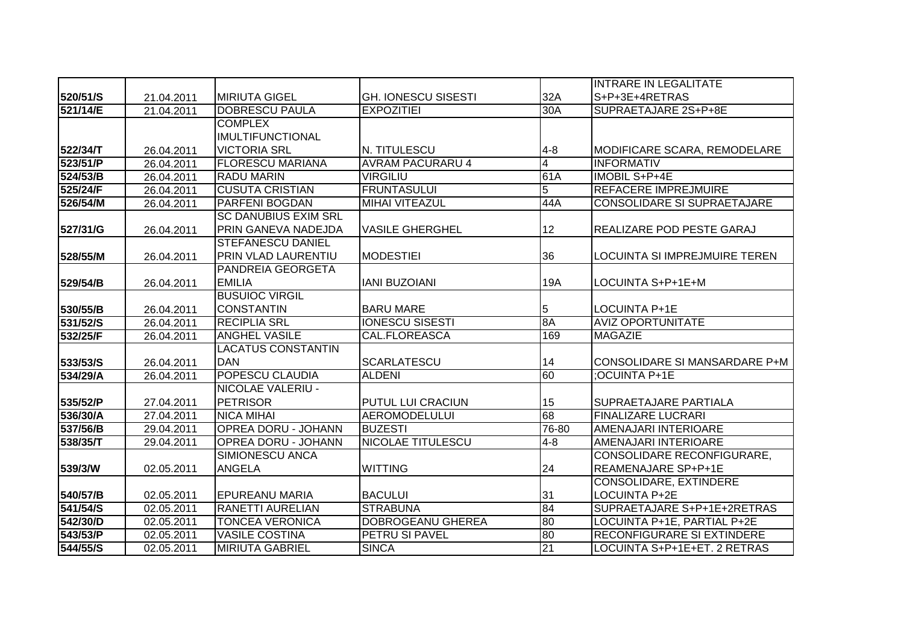| | | | | | |
|---|---|---|---|---|---|
| 520/51/S | 21.04.2011 | MIRIUTA GIGEL | GH. IONESCU SISESTI | 32A | INTRARE IN LEGALITATE S+P+3E+4RETRAS |
| 521/14/E | 21.04.2011 | DOBRESCU PAULA | EXPOZITIEI | 30A | SUPRAETAJARE 2S+P+8E |
| 522/34/T | 26.04.2011 | COMPLEX IMULTIFUNCTIONAL VICTORIA SRL | N. TITULESCU | 4-8 | MODIFICARE SCARA, REMODELARE |
| 523/51/P | 26.04.2011 | FLORESCU MARIANA | AVRAM PACURARU 4 | 4 | INFORMATIV |
| 524/53/B | 26.04.2011 | RADU MARIN | VIRGILIU | 61A | IMOBIL S+P+4E |
| 525/24/F | 26.04.2011 | CUSUTA CRISTIAN | FRUNTASULUI | 5 | REFACERE IMPREJMUIRE |
| 526/54/M | 26.04.2011 | PARFENI BOGDAN | MIHAI VITEAZUL | 44A | CONSOLIDARE SI SUPRAETAJARE |
| 527/31/G | 26.04.2011 | SC DANUBIUS EXIM SRL PRIN GANEVA NADEJDA | VASILE GHERGHEL | 12 | REALIZARE POD PESTE GARAJ |
| 528/55/M | 26.04.2011 | STEFANESCU DANIEL PRIN VLAD LAURENTIU | MODESTIEI | 36 | LOCUINTA SI IMPREJMUIRE TEREN |
| 529/54/B | 26.04.2011 | PANDREIA GEORGETA EMILIA | IANI BUZOIANI | 19A | LOCUINTA S+P+1E+M |
| 530/55/B | 26.04.2011 | BUSUIOC VIRGIL CONSTANTIN | BARU MARE | 5 | LOCUINTA P+1E |
| 531/52/S | 26.04.2011 | RECIPLIA SRL | IONESCU SISESTI | 8A | AVIZ OPORTUNITATE |
| 532/25/F | 26.04.2011 | ANGHEL VASILE | CAL.FLOREASCA | 169 | MAGAZIE |
| 533/53/S | 26.04.2011 | LACATUS CONSTANTIN DAN | SCARLATESCU | 14 | CONSOLIDARE SI MANSARDARE P+M |
| 534/29/A | 26.04.2011 | POPESCU CLAUDIA | ALDENI | 60 | ;OCUINTA P+1E |
| 535/52/P | 27.04.2011 | NICOLAE VALERIU - PETRISOR | PUTUL LUI CRACIUN | 15 | SUPRAETAJARE PARTIALA |
| 536/30/A | 27.04.2011 | NICA MIHAI | AEROMODELULUI | 68 | FINALIZARE LUCRARI |
| 537/56/B | 29.04.2011 | OPREA DORU - JOHANN | BUZESTI | 76-80 | AMENAJARI INTERIOARE |
| 538/35/T | 29.04.2011 | OPREA DORU - JOHANN | NICOLAE TITULESCU | 4-8 | AMENAJARI INTERIOARE |
| 539/3/W | 02.05.2011 | SIMIONESCU ANCA ANGELA | WITTING | 24 | CONSOLIDARE RECONFIGURARE, REAMENAJARE SP+P+1E |
| 540/57/B | 02.05.2011 | EPUREANU MARIA | BACULUI | 31 | CONSOLIDARE, EXTINDERE LOCUINTA P+2E |
| 541/54/S | 02.05.2011 | RANETTI AURELIAN | STRABUNA | 84 | SUPRAETAJARE S+P+1E+2RETRAS |
| 542/30/D | 02.05.2011 | TONCEA VERONICA | DOBROGEANU GHEREA | 80 | LOCUINTA P+1E, PARTIAL P+2E |
| 543/53/P | 02.05.2011 | VASILE COSTINA | PETRU SI PAVEL | 80 | RECONFIGURARE SI EXTINDERE |
| 544/55/S | 02.05.2011 | MIRIUTA GABRIEL | SINCA | 21 | LOCUINTA S+P+1E+ET. 2 RETRAS |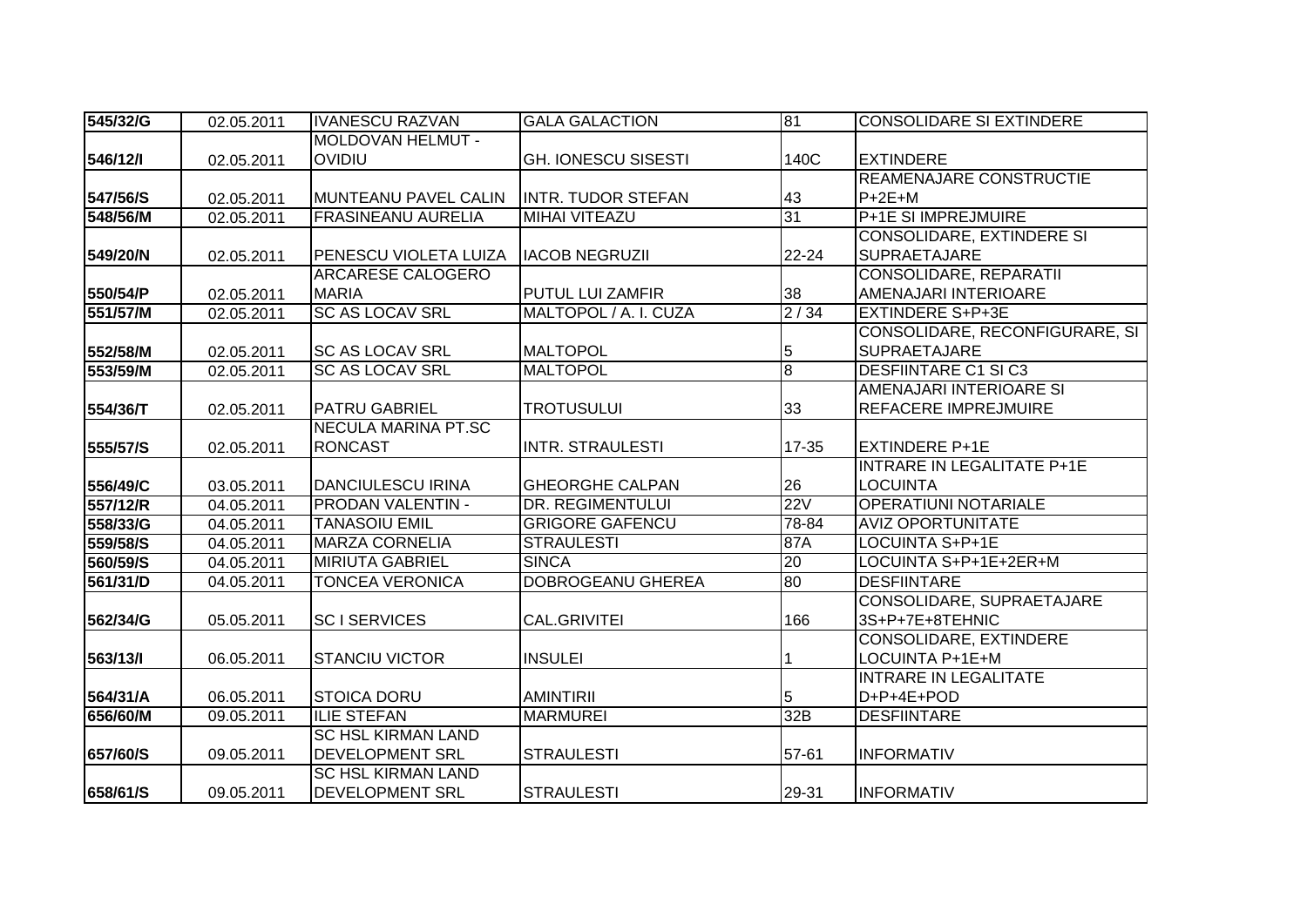| 545/32/G | 02.05.2011 | IVANESCU RAZVAN | GALA GALACTION | 81 | CONSOLIDARE SI EXTINDERE |
|---|---|---|---|---|---|
| 546/12/I | 02.05.2011 | MOLDOVAN HELMUT - OVIDIU | GH. IONESCU SISESTI | 140C | EXTINDERE |
| 547/56/S | 02.05.2011 | MUNTEANU PAVEL CALIN | INTR. TUDOR STEFAN | 43 | REAMENAJARE CONSTRUCTIE P+2E+M |
| 548/56/M | 02.05.2011 | FRASINEANU AURELIA | MIHAI VITEAZU | 31 | P+1E SI IMPREJMUIRE |
| 549/20/N | 02.05.2011 | PENESCU VIOLETA LUIZA | IACOB NEGRUZII | 22-24 | CONSOLIDARE, EXTINDERE SI SUPRAETAJARE |
| 550/54/P | 02.05.2011 | ARCARESE CALOGERO MARIA | PUTUL LUI ZAMFIR | 38 | CONSOLIDARE, REPARATII AMENAJARI INTERIOARE |
| 551/57/M | 02.05.2011 | SC AS LOCAV SRL | MALTOPOL / A. I. CUZA | 2 / 34 | EXTINDERE S+P+3E |
| 552/58/M | 02.05.2011 | SC AS LOCAV SRL | MALTOPOL | 5 | CONSOLIDARE, RECONFIGURARE, SI SUPRAETAJARE |
| 553/59/M | 02.05.2011 | SC AS LOCAV SRL | MALTOPOL | 8 | DESFIINTARE C1 SI C3 |
| 554/36/T | 02.05.2011 | PATRU GABRIEL | TROTUSULUI | 33 | AMENAJARI INTERIOARE SI REFACERE IMPREJMUIRE |
| 555/57/S | 02.05.2011 | NECULA MARINA PT.SC RONCAST | INTR. STRAULESTI | 17-35 | EXTINDERE P+1E |
| 556/49/C | 03.05.2011 | DANCIULESCU IRINA | GHEORGHE CALPAN | 26 | INTRARE IN LEGALITATE P+1E LOCUINTA |
| 557/12/R | 04.05.2011 | PRODAN VALENTIN - | DR. REGIMENTULUI | 22V | OPERATIUNI NOTARIALE |
| 558/33/G | 04.05.2011 | TANASOIU EMIL | GRIGORE GAFENCU | 78-84 | AVIZ OPORTUNITATE |
| 559/58/S | 04.05.2011 | MARZA CORNELIA | STRAULESTI | 87A | LOCUINTA S+P+1E |
| 560/59/S | 04.05.2011 | MIRIUTA GABRIEL | SINCA | 20 | LOCUINTA S+P+1E+2ER+M |
| 561/31/D | 04.05.2011 | TONCEA VERONICA | DOBROGEANU GHEREA | 80 | DESFIINTARE |
| 562/34/G | 05.05.2011 | SC I SERVICES | CAL.GRIVITEI | 166 | CONSOLIDARE, SUPRAETAJARE 3S+P+7E+8TEHNIC |
| 563/13/I | 06.05.2011 | STANCIU VICTOR | INSULEI | 1 | CONSOLIDARE, EXTINDERE LOCUINTA P+1E+M |
| 564/31/A | 06.05.2011 | STOICA DORU | AMINTIRII | 5 | INTRARE IN LEGALITATE D+P+4E+POD |
| 656/60/M | 09.05.2011 | ILIE STEFAN | MARMUREI | 32B | DESFIINTARE |
| 657/60/S | 09.05.2011 | SC HSL KIRMAN LAND DEVELOPMENT SRL | STRAULESTI | 57-61 | INFORMATIV |
| 658/61/S | 09.05.2011 | SC HSL KIRMAN LAND DEVELOPMENT SRL | STRAULESTI | 29-31 | INFORMATIV |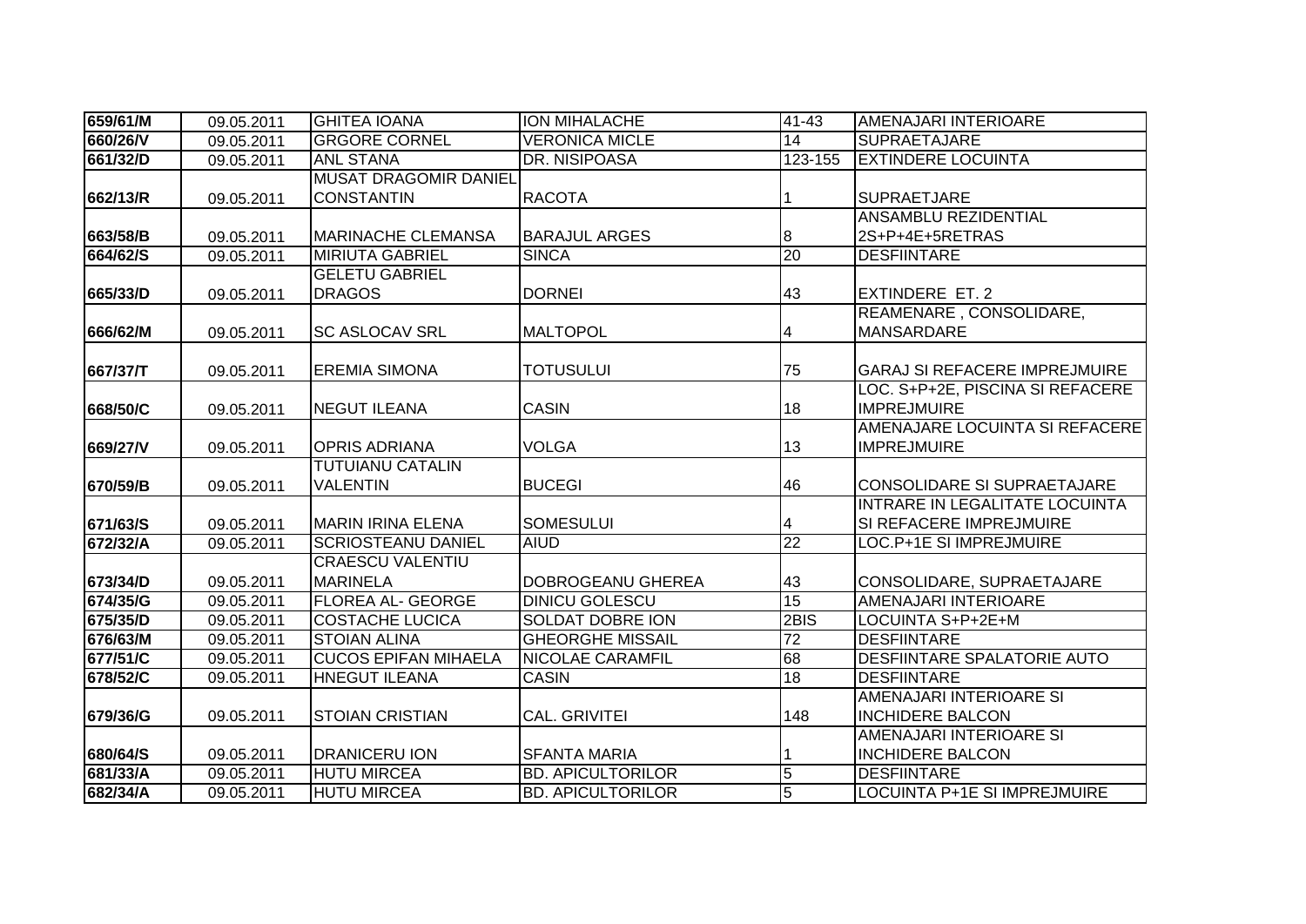| 659/61/M | 09.05.2011 | GHITEA IOANA | ION MIHALACHE | 41-43 | AMENAJARI INTERIOARE |
|---|---|---|---|---|---|
| 660/26/V | 09.05.2011 | GRGORE CORNEL | VERONICA MICLE | 14 | SUPRAETAJARE |
| 661/32/D | 09.05.2011 | ANL STANA | DR. NISIPOASA | 123-155 | EXTINDERE LOCUINTA |
| 662/13/R | 09.05.2011 | MUSAT DRAGOMIR DANIEL CONSTANTIN | RACOTA | 1 | SUPRAETJARE |
| 663/58/B | 09.05.2011 | MARINACHE CLEMANSA | BARAJUL ARGES | 8 | ANSAMBLU REZIDENTIAL 2S+P+4E+5RETRAS |
| 664/62/S | 09.05.2011 | MIRIUTA GABRIEL | SINCA | 20 | DESFIINTARE |
| 665/33/D | 09.05.2011 | GELETU GABRIEL DRAGOS | DORNEI | 43 | EXTINDERE ET. 2 |
| 666/62/M | 09.05.2011 | SC ASLOCAV SRL | MALTOPOL | 4 | REAMENARE , CONSOLIDARE, MANSARDARE |
| 667/37/T | 09.05.2011 | EREMIA SIMONA | TOTUSULUI | 75 | GARAJ SI REFACERE IMPREJMUIRE |
| 668/50/C | 09.05.2011 | NEGUT ILEANA | CASIN | 18 | LOC. S+P+2E, PISCINA SI REFACERE IMPREJMUIRE |
| 669/27/V | 09.05.2011 | OPRIS ADRIANA | VOLGA | 13 | AMENAJARE LOCUINTA SI REFACERE IMPREJMUIRE |
| 670/59/B | 09.05.2011 | TUTUIANU CATALIN VALENTIN | BUCEGI | 46 | CONSOLIDARE SI SUPRAETAJARE |
| 671/63/S | 09.05.2011 | MARIN IRINA ELENA | SOMESULUI | 4 | INTRARE IN LEGALITATE LOCUINTA SI REFACERE IMPREJMUIRE |
| 672/32/A | 09.05.2011 | SCRIOSTEANU DANIEL | AIUD | 22 | LOC.P+1E SI IMPREJMUIRE |
| 673/34/D | 09.05.2011 | CRAESCU VALENTIU MARINELA | DOBROGEANU GHEREA | 43 | CONSOLIDARE, SUPRAETAJARE |
| 674/35/G | 09.05.2011 | FLOREA AL- GEORGE | DINICU GOLESCU | 15 | AMENAJARI INTERIOARE |
| 675/35/D | 09.05.2011 | COSTACHE LUCICA | SOLDAT DOBRE ION | 2BIS | LOCUINTA S+P+2E+M |
| 676/63/M | 09.05.2011 | STOIAN ALINA | GHEORGHE MISSAIL | 72 | DESFIINTARE |
| 677/51/C | 09.05.2011 | CUCOS EPIFAN MIHAELA | NICOLAE CARAMFIL | 68 | DESFIINTARE SPALATORIE AUTO |
| 678/52/C | 09.05.2011 | HNEGUT ILEANA | CASIN | 18 | DESFIINTARE |
| 679/36/G | 09.05.2011 | STOIAN CRISTIAN | CAL. GRIVITEI | 148 | AMENAJARI INTERIOARE SI INCHIDERE BALCON |
| 680/64/S | 09.05.2011 | DRANICERU ION | SFANTA MARIA | 1 | AMENAJARI INTERIOARE SI INCHIDERE BALCON |
| 681/33/A | 09.05.2011 | HUTU MIRCEA | BD. APICULTORILOR | 5 | DESFIINTARE |
| 682/34/A | 09.05.2011 | HUTU MIRCEA | BD. APICULTORILOR | 5 | LOCUINTA P+1E SI IMPREJMUIRE |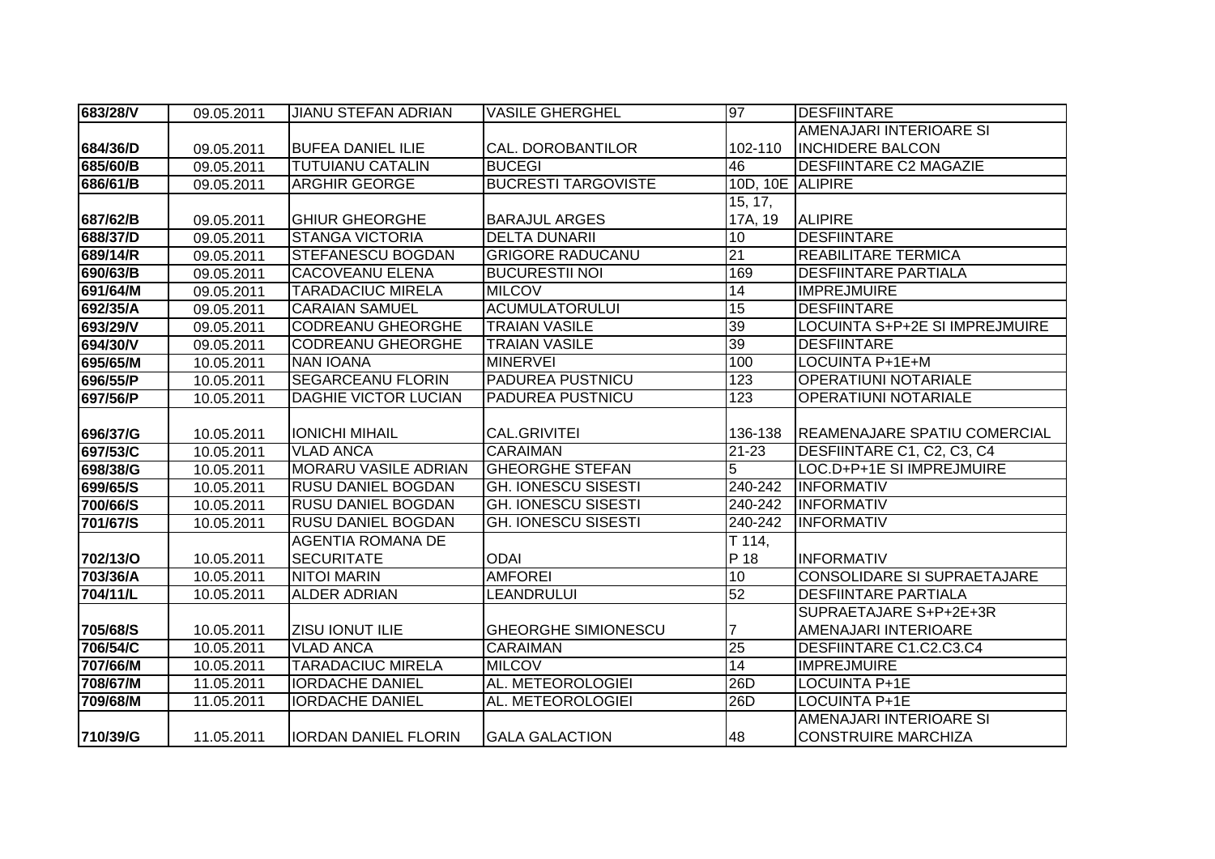| 683/28/V | 09.05.2011 | JIANU STEFAN ADRIAN | VASILE GHERGHEL | 97 | DESFIINTARE |
|---|---|---|---|---|---|
| 684/36/D | 09.05.2011 | BUFEA DANIEL ILIE | CAL. DOROBANTILOR | 102-110 | AMENAJARI INTERIOARE SI INCHIDERE BALCON |
| 685/60/B | 09.05.2011 | TUTUIANU CATALIN | BUCEGI | 46 | DESFIINTARE C2 MAGAZIE |
| 686/61/B | 09.05.2011 | ARGHIR GEORGE | BUCRESTI TARGOVISTE | 10D, 10E | ALIPIRE |
| 687/62/B | 09.05.2011 | GHIUR GHEORGHE | BARAJUL ARGES | 15, 17, 17A, 19 | ALIPIRE |
| 688/37/D | 09.05.2011 | STANGA VICTORIA | DELTA DUNARII | 10 | DESFIINTARE |
| 689/14/R | 09.05.2011 | STEFANESCU BOGDAN | GRIGORE RADUCANU | 21 | REABILITARE TERMICA |
| 690/63/B | 09.05.2011 | CACOVEANU ELENA | BUCURESTII NOI | 169 | DESFIINTARE PARTIALA |
| 691/64/M | 09.05.2011 | TARADACIUC MIRELA | MILCOV | 14 | IMPREJMUIRE |
| 692/35/A | 09.05.2011 | CARAIAN SAMUEL | ACUMULATORULUI | 15 | DESFIINTARE |
| 693/29/V | 09.05.2011 | CODREANU GHEORGHE | TRAIAN VASILE | 39 | LOCUINTA S+P+2E SI IMPREJMUIRE |
| 694/30/V | 09.05.2011 | CODREANU GHEORGHE | TRAIAN VASILE | 39 | DESFIINTARE |
| 695/65/M | 10.05.2011 | NAN IOANA | MINERVEI | 100 | LOCUINTA P+1E+M |
| 696/55/P | 10.05.2011 | SEGARCEANU FLORIN | PADUREA PUSTNICU | 123 | OPERATIUNI NOTARIALE |
| 697/56/P | 10.05.2011 | DAGHIE VICTOR LUCIAN | PADUREA PUSTNICU | 123 | OPERATIUNI NOTARIALE |
| 696/37/G | 10.05.2011 | IONICHI MIHAIL | CAL.GRIVITEI | 136-138 | REAMENAJARE SPATIU COMERCIAL |
| 697/53/C | 10.05.2011 | VLAD ANCA | CARAIMAN | 21-23 | DESFIINTARE C1, C2, C3, C4 |
| 698/38/G | 10.05.2011 | MORARU VASILE ADRIAN | GHEORGHE STEFAN | 5 | LOC.D+P+1E SI IMPREJMUIRE |
| 699/65/S | 10.05.2011 | RUSU DANIEL BOGDAN | GH. IONESCU SISESTI | 240-242 | INFORMATIV |
| 700/66/S | 10.05.2011 | RUSU DANIEL BOGDAN | GH. IONESCU SISESTI | 240-242 | INFORMATIV |
| 701/67/S | 10.05.2011 | RUSU DANIEL BOGDAN | GH. IONESCU SISESTI | 240-242 | INFORMATIV |
| 702/13/O | 10.05.2011 | AGENTIA ROMANA DE SECURITATE | ODAI | T 114, P 18 | INFORMATIV |
| 703/36/A | 10.05.2011 | NITOI MARIN | AMFOREI | 10 | CONSOLIDARE SI SUPRAETAJARE |
| 704/11/L | 10.05.2011 | ALDER ADRIAN | LEANDRULUI | 52 | DESFIINTARE PARTIALA |
| 705/68/S | 10.05.2011 | ZISU IONUT ILIE | GHEORGHE SIMIONESCU | 7 | SUPRAETAJARE S+P+2E+3R AMENAJARI INTERIOARE |
| 706/54/C | 10.05.2011 | VLAD ANCA | CARAIMAN | 25 | DESFIINTARE C1.C2.C3.C4 |
| 707/66/M | 10.05.2011 | TARADACIUC MIRELA | MILCOV | 14 | IMPREJMUIRE |
| 708/67/M | 11.05.2011 | IORDACHE DANIEL | AL. METEOROLOGIEI | 26D | LOCUINTA P+1E |
| 709/68/M | 11.05.2011 | IORDACHE DANIEL | AL. METEOROLOGIEI | 26D | LOCUINTA P+1E |
| 710/39/G | 11.05.2011 | IORDAN DANIEL FLORIN | GALA GALACTION | 48 | AMENAJARI INTERIOARE SI CONSTRUIRE MARCHIZA |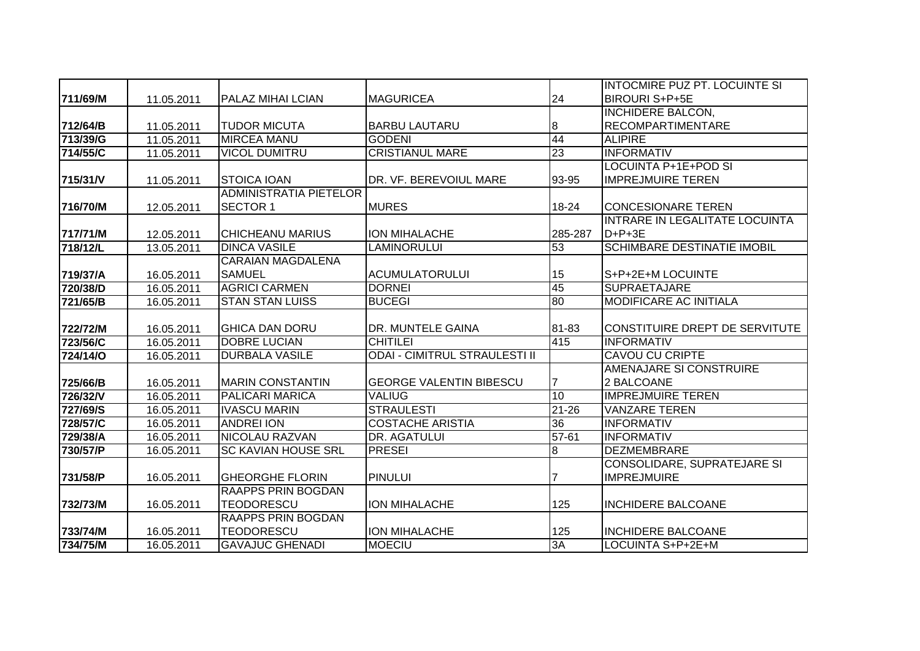| | | | | | |
|---|---|---|---|---|---|
| 711/69/M | 11.05.2011 | PALAZ MIHAI LCIAN | MAGURICEA | 24 | INTOCMIRE PUZ PT. LOCUINTE SI BIROURI S+P+5E |
| 712/64/B | 11.05.2011 | TUDOR MICUTA | BARBU LAUTARU | 8 | INCHIDERE BALCON, RECOMPARTIMENTARE |
| 713/39/G | 11.05.2011 | MIRCEA MANU | GODENI | 44 | ALIPIRE |
| 714/55/C | 11.05.2011 | VICOL DUMITRU | CRISTIANUL MARE | 23 | INFORMATIV |
| 715/31/V | 11.05.2011 | STOICA IOAN | DR. VF. BEREVOIUL MARE | 93-95 | LOCUINTA P+1E+POD SI IMPREJMUIRE TEREN |
| 716/70/M | 12.05.2011 | ADMINISTRATIA PIETELOR SECTOR 1 | MURES | 18-24 | CONCESIONARE TEREN |
| 717/71/M | 12.05.2011 | CHICHEANU MARIUS | ION MIHALACHE | 285-287 | INTRARE IN LEGALITATE LOCUINTA D+P+3E |
| 718/12/L | 13.05.2011 | DINCA VASILE | LAMINORULUI | 53 | SCHIMBARE DESTINATIE IMOBIL |
| 719/37/A | 16.05.2011 | CARAIAN MAGDALENA SAMUEL | ACUMULATORULUI | 15 | S+P+2E+M LOCUINTE |
| 720/38/D | 16.05.2011 | AGRICI CARMEN | DORNEI | 45 | SUPRAETAJARE |
| 721/65/B | 16.05.2011 | STAN STAN LUISS | BUCEGI | 80 | MODIFICARE AC INITIALA |
| 722/72/M | 16.05.2011 | GHICA DAN DORU | DR. MUNTELE GAINA | 81-83 | CONSTITUIRE DREPT DE SERVITUTE |
| 723/56/C | 16.05.2011 | DOBRE LUCIAN | CHITILEI | 415 | INFORMATIV |
| 724/14/O | 16.05.2011 | DURBALA VASILE | ODAI - CIMITRUL STRAULESTI II | | CAVOU CU CRIPTE |
| 725/66/B | 16.05.2011 | MARIN CONSTANTIN | GEORGE VALENTIN BIBESCU | 7 | AMENAJARE SI CONSTRUIRE 2 BALCOANE |
| 726/32/V | 16.05.2011 | PALICARI MARICA | VALIUG | 10 | IMPREJMUIRE TEREN |
| 727/69/S | 16.05.2011 | IVASCU MARIN | STRAULESTI | 21-26 | VANZARE TEREN |
| 728/57/C | 16.05.2011 | ANDREI ION | COSTACHE ARISTIA | 36 | INFORMATIV |
| 729/38/A | 16.05.2011 | NICOLAU RAZVAN | DR. AGATULUI | 57-61 | INFORMATIV |
| 730/57/P | 16.05.2011 | SC KAVIAN HOUSE SRL | PRESEI | 8 | DEZMEMBRARE |
| 731/58/P | 16.05.2011 | GHEORGHE FLORIN | PINULUI | 7 | CONSOLIDARE, SUPRATEJARE SI IMPREJMUIRE |
| 732/73/M | 16.05.2011 | RAAPPS PRIN BOGDAN TEODORESCU | ION MIHALACHE | 125 | INCHIDERE BALCOANE |
| 733/74/M | 16.05.2011 | RAAPPS PRIN BOGDAN TEODORESCU | ION MIHALACHE | 125 | INCHIDERE BALCOANE |
| 734/75/M | 16.05.2011 | GAVAJUC GHENADI | MOECIU | 3A | LOCUINTA S+P+2E+M |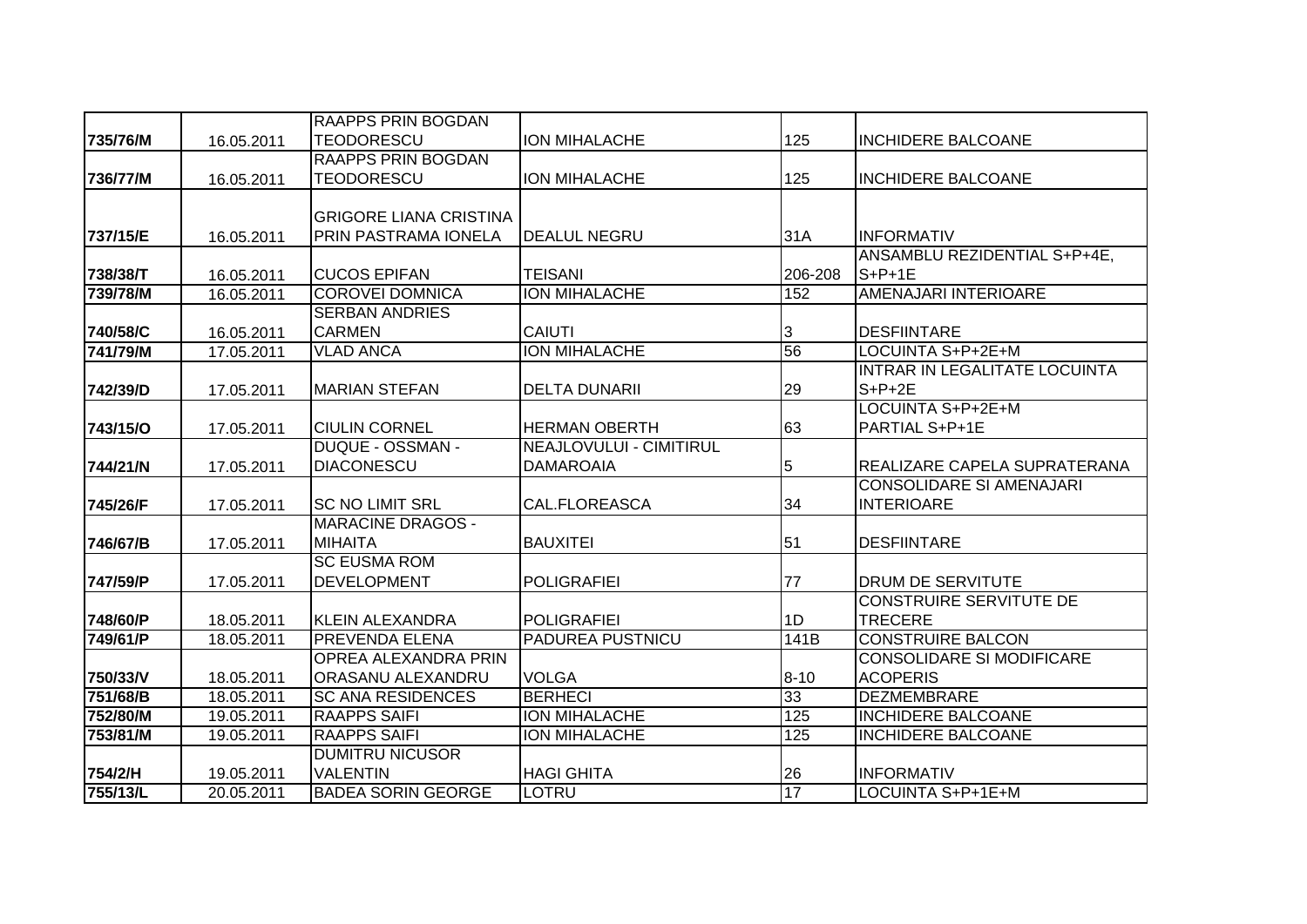| | | | | | |
|---|---|---|---|---|---|
| 735/76/M | 16.05.2011 | RAAPPS PRIN BOGDAN TEODORESCU | ION MIHALACHE | 125 | INCHIDERE BALCOANE |
| 736/77/M | 16.05.2011 | RAAPPS PRIN BOGDAN TEODORESCU | ION MIHALACHE | 125 | INCHIDERE BALCOANE |
| 737/15/E | 16.05.2011 | GRIGORE LIANA CRISTINA PRIN PASTRAMA IONELA | DEALUL NEGRU | 31A | INFORMATIV |
| 738/38/T | 16.05.2011 | CUCOS EPIFAN | TEISANI | 206-208 | ANSAMBLU REZIDENTIAL S+P+4E, S+P+1E |
| 739/78/M | 16.05.2011 | COROVEI DOMNICA | ION MIHALACHE | 152 | AMENAJARI INTERIOARE |
| 740/58/C | 16.05.2011 | SERBAN ANDRIES CARMEN | CAIUTI | 3 | DESFIINTARE |
| 741/79/M | 17.05.2011 | VLAD ANCA | ION MIHALACHE | 56 | LOCUINTA S+P+2E+M |
| 742/39/D | 17.05.2011 | MARIAN STEFAN | DELTA DUNARII | 29 | INTRAR IN LEGALITATE LOCUINTA S+P+2E |
| 743/15/O | 17.05.2011 | CIULIN CORNEL | HERMAN OBERTH | 63 | LOCUINTA S+P+2E+M PARTIAL S+P+1E |
| 744/21/N | 17.05.2011 | DUQUE - OSSMAN - DIACONESCU | NEAJLOVULUI - CIMITIRUL DAMAROAIA | 5 | REALIZARE CAPELA SUPRATERANA |
| 745/26/F | 17.05.2011 | SC NO LIMIT SRL | CAL.FLOREASCA | 34 | CONSOLIDARE SI AMENAJARI INTERIOARE |
| 746/67/B | 17.05.2011 | MARACINE DRAGOS - MIHAITA | BAUXITEI | 51 | DESFIINTARE |
| 747/59/P | 17.05.2011 | SC EUSMA ROM DEVELOPMENT | POLIGRAFIEI | 77 | DRUM DE SERVITUTE |
| 748/60/P | 18.05.2011 | KLEIN ALEXANDRA | POLIGRAFIEI | 1D | CONSTRUIRE SERVITUTE DE TRECERE |
| 749/61/P | 18.05.2011 | PREVENDA ELENA | PADUREA PUSTNICU | 141B | CONSTRUIRE BALCON |
| 750/33/V | 18.05.2011 | OPREA ALEXANDRA PRIN ORASANU ALEXANDRU | VOLGA | 8-10 | CONSOLIDARE SI MODIFICARE ACOPERIS |
| 751/68/B | 18.05.2011 | SC ANA RESIDENCES | BERHECI | 33 | DEZMEMBRARE |
| 752/80/M | 19.05.2011 | RAAPPS SAIFI | ION MIHALACHE | 125 | INCHIDERE BALCOANE |
| 753/81/M | 19.05.2011 | RAAPPS SAIFI | ION MIHALACHE | 125 | INCHIDERE BALCOANE |
| 754/2/H | 19.05.2011 | DUMITRU NICUSOR VALENTIN | HAGI GHITA | 26 | INFORMATIV |
| 755/13/L | 20.05.2011 | BADEA SORIN GEORGE | LOTRU | 17 | LOCUINTA S+P+1E+M |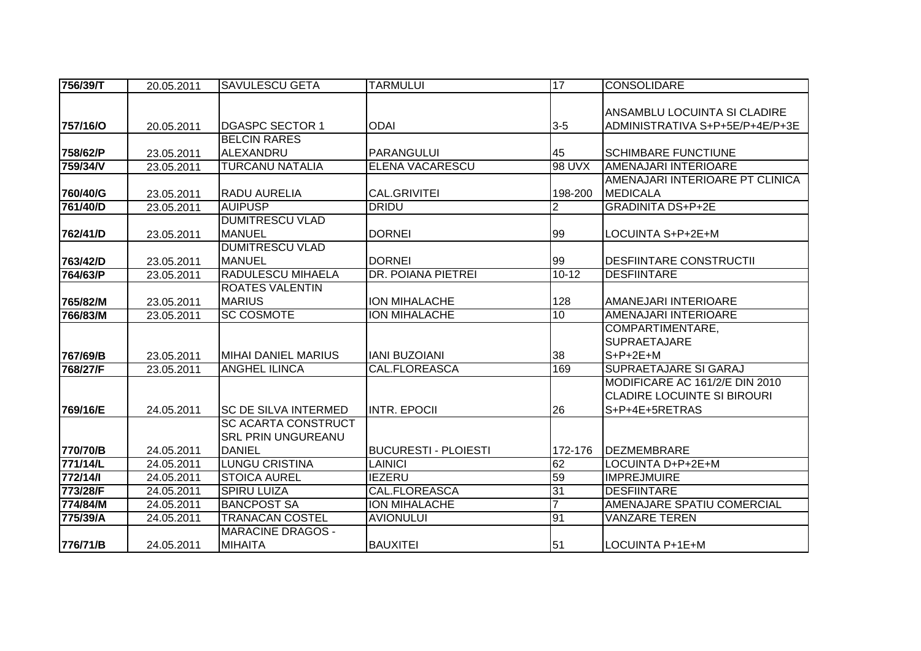| 756/39/T | 20.05.2011 | SAVULESCU GETA | TARMULUI | 17 | CONSOLIDARE |
|---|---|---|---|---|---|
| 757/16/O | 20.05.2011 | DGASPC SECTOR 1 | ODAI | 3-5 | ANSAMBLU LOCUINTA SI CLADIRE ADMINISTRATIVA S+P+5E/P+4E/P+3E |
| 758/62/P | 23.05.2011 | BELCIN RARES ALEXANDRU | PARANGULUI | 45 | SCHIMBARE FUNCTIUNE |
| 759/34/V | 23.05.2011 | TURCANU NATALIA | ELENA VACARESCU | 98 UVX | AMENAJARI INTERIOARE |
| 760/40/G | 23.05.2011 | RADU AURELIA | CAL.GRIVITEI | 198-200 | AMENAJARI INTERIOARE PT CLINICA MEDICALA |
| 761/40/D | 23.05.2011 | AUIPUSP | DRIDU | 2 | GRADINITA DS+P+2E |
| 762/41/D | 23.05.2011 | DUMITRESCU VLAD MANUEL | DORNEI | 99 | LOCUINTA S+P+2E+M |
| 763/42/D | 23.05.2011 | DUMITRESCU VLAD MANUEL | DORNEI | 99 | DESFIINTARE CONSTRUCTII |
| 764/63/P | 23.05.2011 | RADULESCU MIHAELA | DR. POIANA PIETREI | 10-12 | DESFIINTARE |
| 765/82/M | 23.05.2011 | ROATES VALENTIN MARIUS | ION MIHALACHE | 128 | AMANEJARI INTERIOARE |
| 766/83/M | 23.05.2011 | SC COSMOTE | ION MIHALACHE | 10 | AMENAJARI INTERIOARE |
| 767/69/B | 23.05.2011 | MIHAI DANIEL MARIUS | IANI BUZOIANI | 38 | COMPARTIMENTARE, SUPRAETAJARE S+P+2E+M |
| 768/27/F | 23.05.2011 | ANGHEL ILINCA | CAL.FLOREASCA | 169 | SUPRAETAJARE SI GARAJ |
| 769/16/E | 24.05.2011 | SC DE SILVA INTERMED | INTR. EPOCII | 26 | MODIFICARE AC 161/2/E DIN 2010 CLADIRE LOCUINTE SI BIROURI S+P+4E+5RETRAS |
| 770/70/B | 24.05.2011 | SC ACARTA CONSTRUCT SRL PRIN UNGUREANU DANIEL | BUCURESTI - PLOIESTI | 172-176 | DEZMEMBRARE |
| 771/14/L | 24.05.2011 | LUNGU CRISTINA | LAINICI | 62 | LOCUINTA D+P+2E+M |
| 772/14/I | 24.05.2011 | STOICA AUREL | IEZERU | 59 | IMPREJMUIRE |
| 773/28/F | 24.05.2011 | SPIRU LUIZA | CAL.FLOREASCA | 31 | DESFIINTARE |
| 774/84/M | 24.05.2011 | BANCPOST SA | ION MIHALACHE | 7 | AMENAJARE SPATIU COMERCIAL |
| 775/39/A | 24.05.2011 | TRANACAN COSTEL | AVIONULUI | 91 | VANZARE TEREN |
| 776/71/B | 24.05.2011 | MARACINE DRAGOS - MIHAITA | BAUXITEI | 51 | LOCUINTA P+1E+M |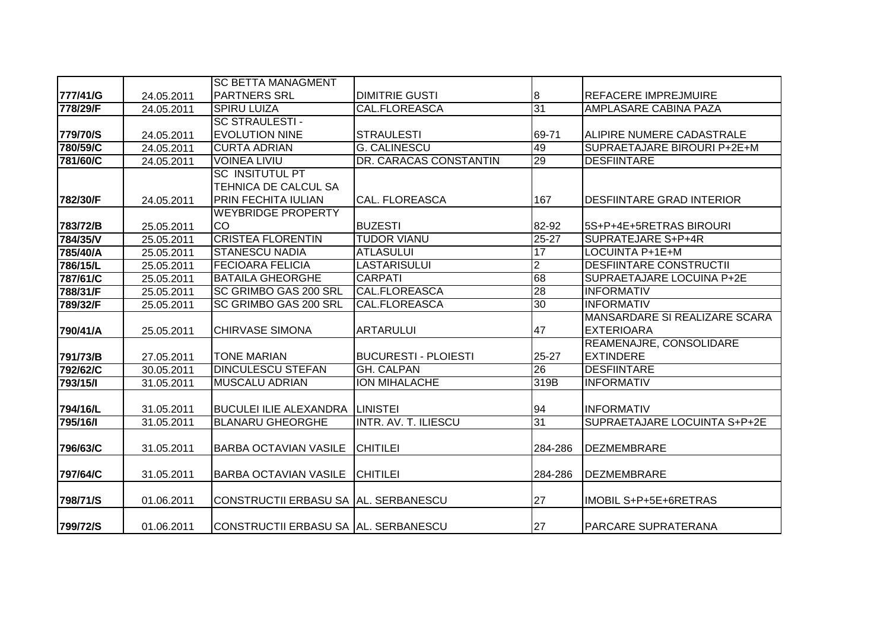| | | | | | |
|---|---|---|---|---|---|
| 777/41/G | 24.05.2011 | SC BETTA MANAGMENT PARTNERS SRL | DIMITRIE GUSTI | 8 | REFACERE IMPREJMUIRE |
| 778/29/F | 24.05.2011 | SPIRU LUIZA | CAL.FLOREASCA | 31 | AMPLASARE CABINA PAZA |
| 779/70/S | 24.05.2011 | SC STRAULESTI - EVOLUTION NINE | STRAULESTI | 69-71 | ALIPIRE NUMERE CADASTRALE |
| 780/59/C | 24.05.2011 | CURTA ADRIAN | G. CALINESCU | 49 | SUPRAETAJARE BIROURI P+2E+M |
| 781/60/C | 24.05.2011 | VOINEA LIVIU | DR. CARACAS CONSTANTIN | 29 | DESFIINTARE |
| 782/30/F | 24.05.2011 | SC INSITUTUL PT TEHNICA DE CALCUL SA PRIN FECHITA IULIAN | CAL. FLOREASCA | 167 | DESFIINTARE GRAD INTERIOR |
| 783/72/B | 25.05.2011 | WEYBRIDGE PROPERTY CO | BUZESTI | 82-92 | 5S+P+4E+5RETRAS BIROURI |
| 784/35/V | 25.05.2011 | CRISTEA FLORENTIN | TUDOR VIANU | 25-27 | SUPRATEJARE S+P+4R |
| 785/40/A | 25.05.2011 | STANESCU NADIA | ATLASULUI | 17 | LOCUINTA P+1E+M |
| 786/15/L | 25.05.2011 | FECIOARA FELICIA | LASTARISULUI | 2 | DESFIINTARE CONSTRUCTII |
| 787/61/C | 25.05.2011 | BATAILA GHEORGHE | CARPATI | 68 | SUPRAETAJARE LOCUINA P+2E |
| 788/31/F | 25.05.2011 | SC GRIMBO GAS 200 SRL | CAL.FLOREASCA | 28 | INFORMATIV |
| 789/32/F | 25.05.2011 | SC GRIMBO GAS 200 SRL | CAL.FLOREASCA | 30 | INFORMATIV |
| 790/41/A | 25.05.2011 | CHIRVASE SIMONA | ARTARULUI | 47 | MANSARDARE SI REALIZARE SCARA EXTERIOARA |
| 791/73/B | 27.05.2011 | TONE MARIAN | BUCURESTI - PLOIESTI | 25-27 | REAMENAJRE, CONSOLIDARE EXTINDERE |
| 792/62/C | 30.05.2011 | DINCULESCU STEFAN | GH. CALPAN | 26 | DESFIINTARE |
| 793/15/I | 31.05.2011 | MUSCALU ADRIAN | ION MIHALACHE | 319B | INFORMATIV |
| 794/16/L | 31.05.2011 | BUCULEI ILIE ALEXANDRA | LINISTEI | 94 | INFORMATIV |
| 795/16/I | 31.05.2011 | BLANARU GHEORGHE | INTR. AV. T. ILIESCU | 31 | SUPRAETAJARE LOCUINTA S+P+2E |
| 796/63/C | 31.05.2011 | BARBA OCTAVIAN VASILE | CHITILEI | 284-286 | DEZMEMBRARE |
| 797/64/C | 31.05.2011 | BARBA OCTAVIAN VASILE | CHITILEI | 284-286 | DEZMEMBRARE |
| 798/71/S | 01.06.2011 | CONSTRUCTII ERBASU SA | AL. SERBANESCU | 27 | IMOBIL S+P+5E+6RETRAS |
| 799/72/S | 01.06.2011 | CONSTRUCTII ERBASU SA | AL. SERBANESCU | 27 | PARCARE SUPRATERANA |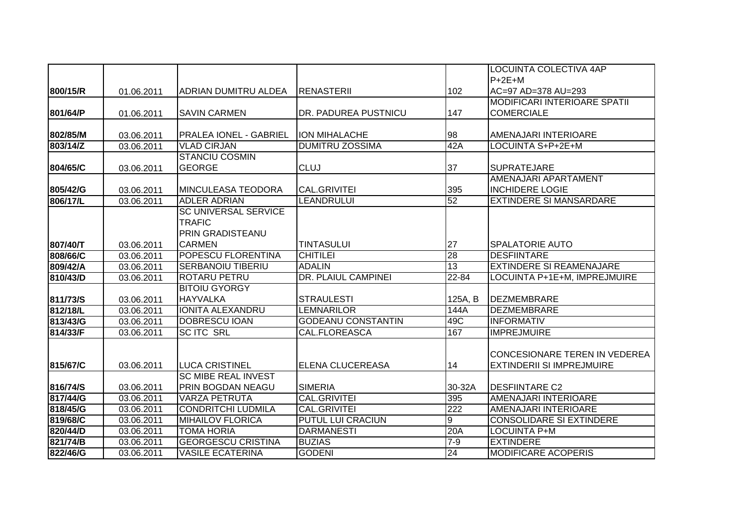| | | | | | |
|---|---|---|---|---|---|
| **800/15/R** | 01.06.2011 | ADRIAN DUMITRU ALDEA | RENASTERII | 102 | LOCUINTA COLECTIVA 4AP P+2E+M AC=97 AD=378 AU=293 |
| **801/64/P** | 01.06.2011 | SAVIN CARMEN | DR. PADUREA PUSTNICU | 147 | MODIFICARI INTERIOARE SPATII COMERCIALE |
| **802/85/M** | 03.06.2011 | PRALEA IONEL - GABRIEL | ION MIHALACHE | 98 | AMENAJARI INTERIOARE |
| **803/14/Z** | 03.06.2011 | VLAD CIRJAN | DUMITRU ZOSSIMA | 42A | LOCUINTA S+P+2E+M |
| **804/65/C** | 03.06.2011 | STANCIU COSMIN GEORGE | CLUJ | 37 | SUPRATEJARE |
| **805/42/G** | 03.06.2011 | MINCULEASA TEODORA | CAL.GRIVITEI | 395 | AMENAJARI APARTAMENT INCHIDERE LOGIE |
| **806/17/L** | 03.06.2011 | ADLER ADRIAN | LEANDRULUI | 52 | EXTINDERE SI MANSARDARE |
| **807/40/T** | 03.06.2011 | SC UNIVERSAL SERVICE TRAFIC PRIN GRADISTEANU CARMEN | TINTASULUI | 27 | SPALATORIE AUTO |
| **808/66/C** | 03.06.2011 | POPESCU FLORENTINA | CHITILEI | 28 | DESFIINTARE |
| **809/42/A** | 03.06.2011 | SERBANOIU TIBERIU | ADALIN | 13 | EXTINDERE SI REAMENAJARE |
| **810/43/D** | 03.06.2011 | ROTARU PETRU | DR. PLAIUL CAMPINEI | 22-84 | LOCUINTA P+1E+M, IMPREJMUIRE |
| **811/73/S** | 03.06.2011 | BITOIU GYORGY HAYVALKA | STRAULESTI | 125A, B | DEZMEMBRARE |
| **812/18/L** | 03.06.2011 | IONITA ALEXANDRU | LEMNARILOR | 144A | DEZMEMBRARE |
| **813/43/G** | 03.06.2011 | DOBRESCU IOAN | GODEANU CONSTANTIN | 49C | INFORMATIV |
| **814/33/F** | 03.06.2011 | SC ITC SRL | CAL.FLOREASCA | 167 | IMPREJMUIRE |
| **815/67/C** | 03.06.2011 | LUCA CRISTINEL | ELENA CLUCEREASA | 14 | CONCESIONARE TEREN IN VEDEREA EXTINDERII SI IMPREJMUIRE |
| **816/74/S** | 03.06.2011 | SC MIBE REAL INVEST PRIN BOGDAN NEAGU | SIMERIA | 30-32A | DESFIINTARE C2 |
| **817/44/G** | 03.06.2011 | VARZA PETRUTA | CAL.GRIVITEI | 395 | AMENAJARI INTERIOARE |
| **818/45/G** | 03.06.2011 | CONDRITCHI LUDMILA | CAL.GRIVITEI | 222 | AMENAJARI INTERIOARE |
| **819/68/C** | 03.06.2011 | MIHAILOV FLORICA | PUTUL LUI CRACIUN | 9 | CONSOLIDARE SI EXTINDERE |
| **820/44/D** | 03.06.2011 | TOMA HORIA | DARMANESTI | 20A | LOCUINTA P+M |
| **821/74/B** | 03.06.2011 | GEORGESCU CRISTINA | BUZIAS | 7-9 | EXTINDERE |
| **822/46/G** | 03.06.2011 | VASILE ECATERINA | GODENI | 24 | MODIFICARE ACOPERIS |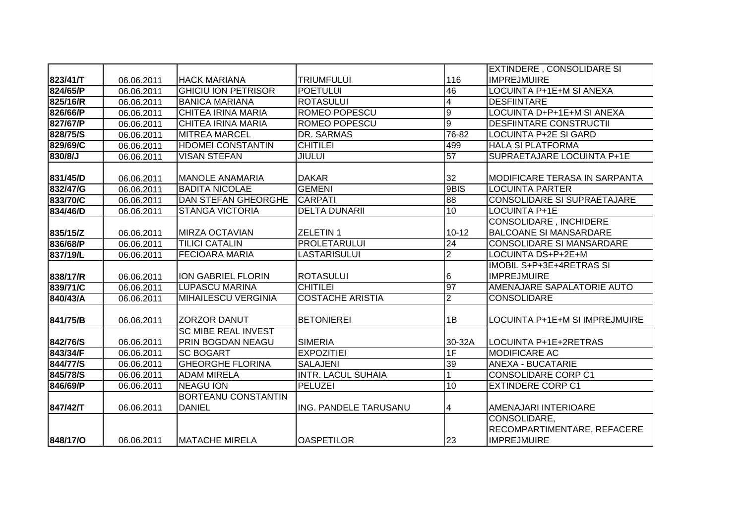| | | | | | |
|---|---|---|---|---|---|
| 823/41/T | 06.06.2011 | HACK MARIANA | TRIUMFULUI | 116 | EXTINDERE , CONSOLIDARE SI IMPREJMUIRE |
| 824/65/P | 06.06.2011 | GHICIU ION PETRISOR | POETULUI | 46 | LOCUINTA P+1E+M SI ANEXA |
| 825/16/R | 06.06.2011 | BANICA MARIANA | ROTASULUI | 4 | DESFIINTARE |
| 826/66/P | 06.06.2011 | CHITEA IRINA MARIA | ROMEO POPESCU | 9 | LOCUINTA D+P+1E+M SI ANEXA |
| 827/67/P | 06.06.2011 | CHITEA IRINA MARIA | ROMEO POPESCU | 9 | DESFIINTARE CONSTRUCTII |
| 828/75/S | 06.06.2011 | MITREA MARCEL | DR. SARMAS | 76-82 | LOCUINTA P+2E SI GARD |
| 829/69/C | 06.06.2011 | HDOMEI CONSTANTIN | CHITILEI | 499 | HALA SI PLATFORMA |
| 830/8/J | 06.06.2011 | VISAN STEFAN | JIULUI | 57 | SUPRAETAJARE LOCUINTA P+1E |
| 831/45/D | 06.06.2011 | MANOLE ANAMARIA | DAKAR | 32 | MODIFICARE TERASA IN SARPANTA |
| 832/47/G | 06.06.2011 | BADITA NICOLAE | GEMENI | 9BIS | LOCUINTA PARTER |
| 833/70/C | 06.06.2011 | DAN STEFAN GHEORGHE | CARPATI | 88 | CONSOLIDARE SI SUPRAETAJARE |
| 834/46/D | 06.06.2011 | STANGA VICTORIA | DELTA DUNARII | 10 | LOCUINTA P+1E |
| 835/15/Z | 06.06.2011 | MIRZA OCTAVIAN | ZELETIN 1 | 10-12 | CONSOLIDARE , INCHIDERE BALCOANE SI MANSARDARE |
| 836/68/P | 06.06.2011 | TILICI CATALIN | PROLETARULUI | 24 | CONSOLIDARE SI MANSARDARE |
| 837/19/L | 06.06.2011 | FECIOARA MARIA | LASTARISULUI | 2 | LOCUINTA DS+P+2E+M |
| 838/17/R | 06.06.2011 | ION GABRIEL FLORIN | ROTASULUI | 6 | IMOBIL S+P+3E+4RETRAS SI IMPREJMUIRE |
| 839/71/C | 06.06.2011 | LUPASCU MARINA | CHITILEI | 97 | AMENAJARE SAPALATORIE AUTO |
| 840/43/A | 06.06.2011 | MIHAILESCU VERGINIA | COSTACHE ARISTIA | 2 | CONSOLIDARE |
| 841/75/B | 06.06.2011 | ZORZOR DANUT | BETONIEREI | 1B | LOCUINTA P+1E+M SI IMPREJMUIRE |
| 842/76/S | 06.06.2011 | SC MIBE REAL INVEST PRIN BOGDAN NEAGU | SIMERIA | 30-32A | LOCUINTA P+1E+2RETRAS |
| 843/34/F | 06.06.2011 | SC BOGART | EXPOZITIEI | 1F | MODIFICARE AC |
| 844/77/S | 06.06.2011 | GHEORGHE FLORINA | SALAJENI | 39 | ANEXA - BUCATARIE |
| 845/78/S | 06.06.2011 | ADAM MIRELA | INTR. LACUL SUHAIA | 1 | CONSOLIDARE CORP C1 |
| 846/69/P | 06.06.2011 | NEAGU ION | PELUZEI | 10 | EXTINDERE CORP C1 |
| 847/42/T | 06.06.2011 | BORTEANU CONSTANTIN DANIEL | ING. PANDELE TARUSANU | 4 | AMENAJARI INTERIOARE |
| 848/17/O | 06.06.2011 | MATACHE MIRELA | OASPETILOR | 23 | CONSOLIDARE, RECOMPARTIMENTARE, REFACERE IMPREJMUIRE |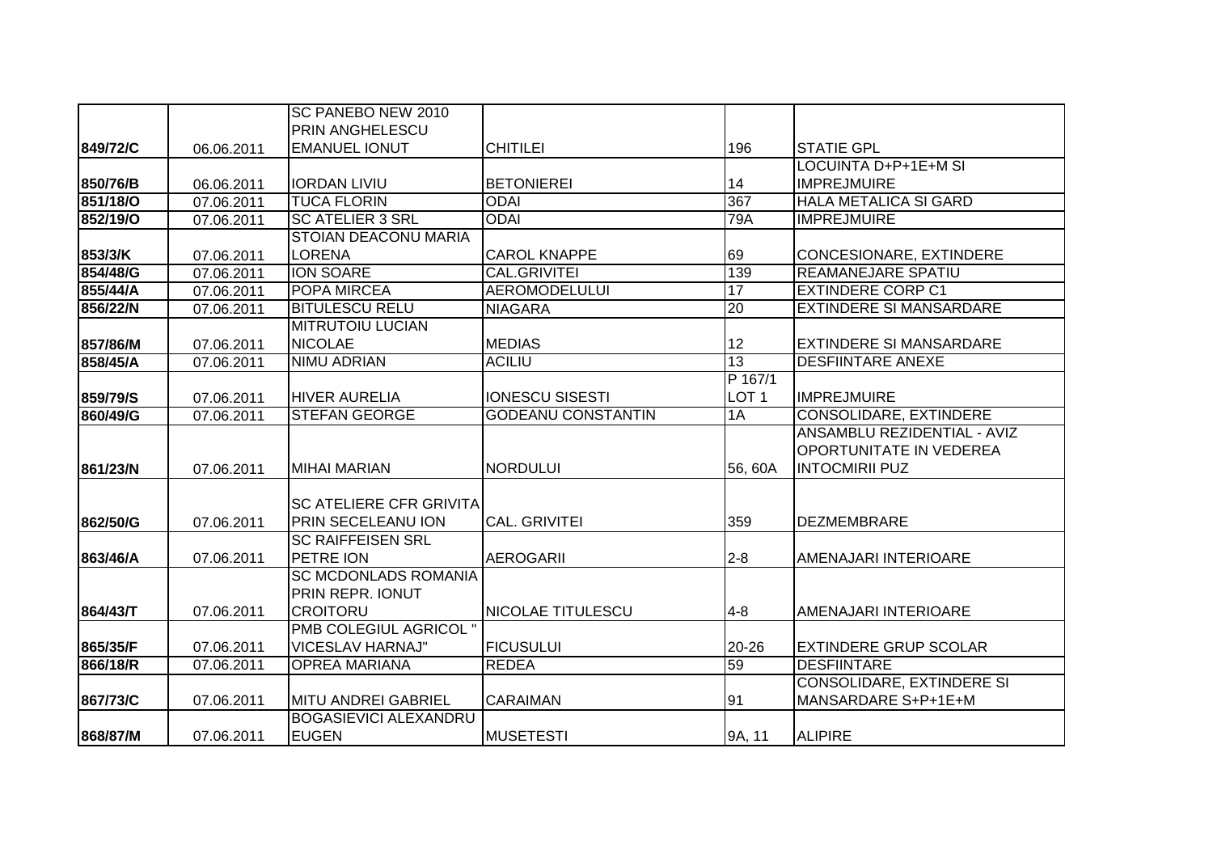| | | | | | |
|---|---|---|---|---|---|
| 849/72/C | 06.06.2011 | SC PANEBO NEW 2010 PRIN ANGHELESCU EMANUEL IONUT | CHITILEI | 196 | STATIE GPL |
| 850/76/B | 06.06.2011 | IORDAN LIVIU | BETONIEREI | 14 | LOCUINTA D+P+1E+M SI IMPREJMUIRE |
| 851/18/O | 07.06.2011 | TUCA FLORIN | ODAI | 367 | HALA METALICA SI GARD |
| 852/19/O | 07.06.2011 | SC ATELIER 3 SRL | ODAI | 79A | IMPREJMUIRE |
| 853/3/K | 07.06.2011 | STOIAN DEACONU MARIA LORENA | CAROL KNAPPE | 69 | CONCESIONARE, EXTINDERE |
| 854/48/G | 07.06.2011 | ION SOARE | CAL.GRIVITEI | 139 | REAMANEJARE SPATIU |
| 855/44/A | 07.06.2011 | POPA MIRCEA | AEROMODELULUI | 17 | EXTINDERE CORP C1 |
| 856/22/N | 07.06.2011 | BITULESCU RELU | NIAGARA | 20 | EXTINDERE SI MANSARDARE |
| 857/86/M | 07.06.2011 | MITRUTOIU LUCIAN NICOLAE | MEDIAS | 12 | EXTINDERE SI MANSARDARE |
| 858/45/A | 07.06.2011 | NIMU ADRIAN | ACILIU | 13 | DESFIINTARE ANEXE |
| 859/79/S | 07.06.2011 | HIVER AURELIA | IONESCU SISESTI | P 167/1 LOT 1 | IMPREJMUIRE |
| 860/49/G | 07.06.2011 | STEFAN GEORGE | GODEANU CONSTANTIN | 1A | CONSOLIDARE, EXTINDERE |
| 861/23/N | 07.06.2011 | MIHAI MARIAN | NORDULUI | 56, 60A | ANSAMBLU REZIDENTIAL - AVIZ OPORTUNITATE IN VEDEREA INTOCMIRII PUZ |
| 862/50/G | 07.06.2011 | SC ATELIERE CFR GRIVITA PRIN SECELEANU ION | CAL. GRIVITEI | 359 | DEZMEMBRARE |
| 863/46/A | 07.06.2011 | SC RAIFFEISEN SRL PETRE ION | AEROGARII | 2-8 | AMENAJARI INTERIOARE |
| 864/43/T | 07.06.2011 | SC MCDONLADS ROMANIA PRIN REPR. IONUT CROITORU | NICOLAE TITULESCU | 4-8 | AMENAJARI INTERIOARE |
| 865/35/F | 07.06.2011 | PMB COLEGIUL AGRICOL " VICESLAV HARNAJ" | FICUSULUI | 20-26 | EXTINDERE GRUP SCOLAR |
| 866/18/R | 07.06.2011 | OPREA MARIANA | REDEA | 59 | DESFIINTARE |
| 867/73/C | 07.06.2011 | MITU ANDREI GABRIEL | CARAIMAN | 91 | CONSOLIDARE, EXTINDERE SI MANSARDARE S+P+1E+M |
| 868/87/M | 07.06.2011 | BOGASIEVICI ALEXANDRU EUGEN | MUSETESTI | 9A, 11 | ALIPIRE |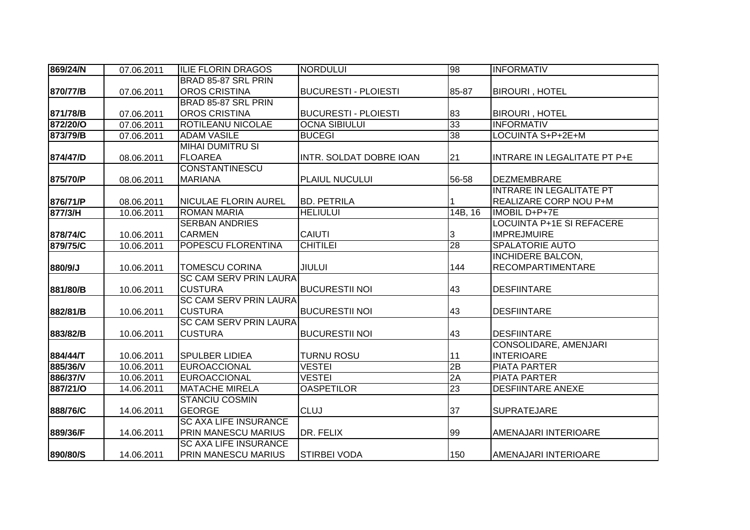| | | | | | |
|---|---|---|---|---|---|
| 869/24/N | 07.06.2011 | ILIE FLORIN DRAGOS | NORDULUI | 98 | INFORMATIV |
| 870/77/B | 07.06.2011 | BRAD 85-87 SRL PRIN OROS CRISTINA | BUCURESTI - PLOIESTI | 85-87 | BIROURI , HOTEL |
| 871/78/B | 07.06.2011 | BRAD 85-87 SRL PRIN OROS CRISTINA | BUCURESTI - PLOIESTI | 83 | BIROURI , HOTEL |
| 872/20/O | 07.06.2011 | ROTILEANU NICOLAE | OCNA SIBIULUI | 33 | INFORMATIV |
| 873/79/B | 07.06.2011 | ADAM VASILE | BUCEGI | 38 | LOCUINTA S+P+2E+M |
| 874/47/D | 08.06.2011 | MIHAI DUMITRU SI FLOAREA | INTR. SOLDAT DOBRE IOAN | 21 | INTRARE IN LEGALITATE PT P+E |
| 875/70/P | 08.06.2011 | CONSTANTINESCU MARIANA | PLAIUL NUCULUI | 56-58 | DEZMEMBRARE |
| 876/71/P | 08.06.2011 | NICULAE FLORIN AUREL | BD. PETRILA | 1 | INTRARE IN LEGALITATE PT REALIZARE CORP NOU P+M |
| 877/3/H | 10.06.2011 | ROMAN MARIA | HELIULUI | 14B, 16 | IMOBIL D+P+7E |
| 878/74/C | 10.06.2011 | SERBAN ANDRIES CARMEN | CAIUTI | 3 | LOCUINTA P+1E SI REFACERE IMPREJMUIRE |
| 879/75/C | 10.06.2011 | POPESCU FLORENTINA | CHITILEI | 28 | SPALATORIE AUTO |
| 880/9/J | 10.06.2011 | TOMESCU CORINA | JIULUI | 144 | INCHIDERE BALCON, RECOMPARTIMENTARE |
| 881/80/B | 10.06.2011 | SC CAM SERV PRIN LAURA CUSTURA | BUCURESTII NOI | 43 | DESFIINTARE |
| 882/81/B | 10.06.2011 | SC CAM SERV PRIN LAURA CUSTURA | BUCURESTII NOI | 43 | DESFIINTARE |
| 883/82/B | 10.06.2011 | SC CAM SERV PRIN LAURA CUSTURA | BUCURESTII NOI | 43 | DESFIINTARE |
| 884/44/T | 10.06.2011 | SPULBER LIDIEA | TURNU ROSU | 11 | CONSOLIDARE, AMENJARI INTERIOARE |
| 885/36/V | 10.06.2011 | EUROACCIONAL | VESTEI | 2B | PIATA PARTER |
| 886/37/V | 10.06.2011 | EUROACCIONAL | VESTEI | 2A | PIATA PARTER |
| 887/21/O | 14.06.2011 | MATACHE MIRELA | OASPETILOR | 23 | DESFIINTARE ANEXE |
| 888/76/C | 14.06.2011 | STANCIU COSMIN GEORGE | CLUJ | 37 | SUPRATEJARE |
| 889/36/F | 14.06.2011 | SC AXA LIFE INSURANCE PRIN MANESCU MARIUS | DR. FELIX | 99 | AMENAJARI INTERIOARE |
| 890/80/S | 14.06.2011 | SC AXA LIFE INSURANCE PRIN MANESCU MARIUS | STIRBEI VODA | 150 | AMENAJARI INTERIOARE |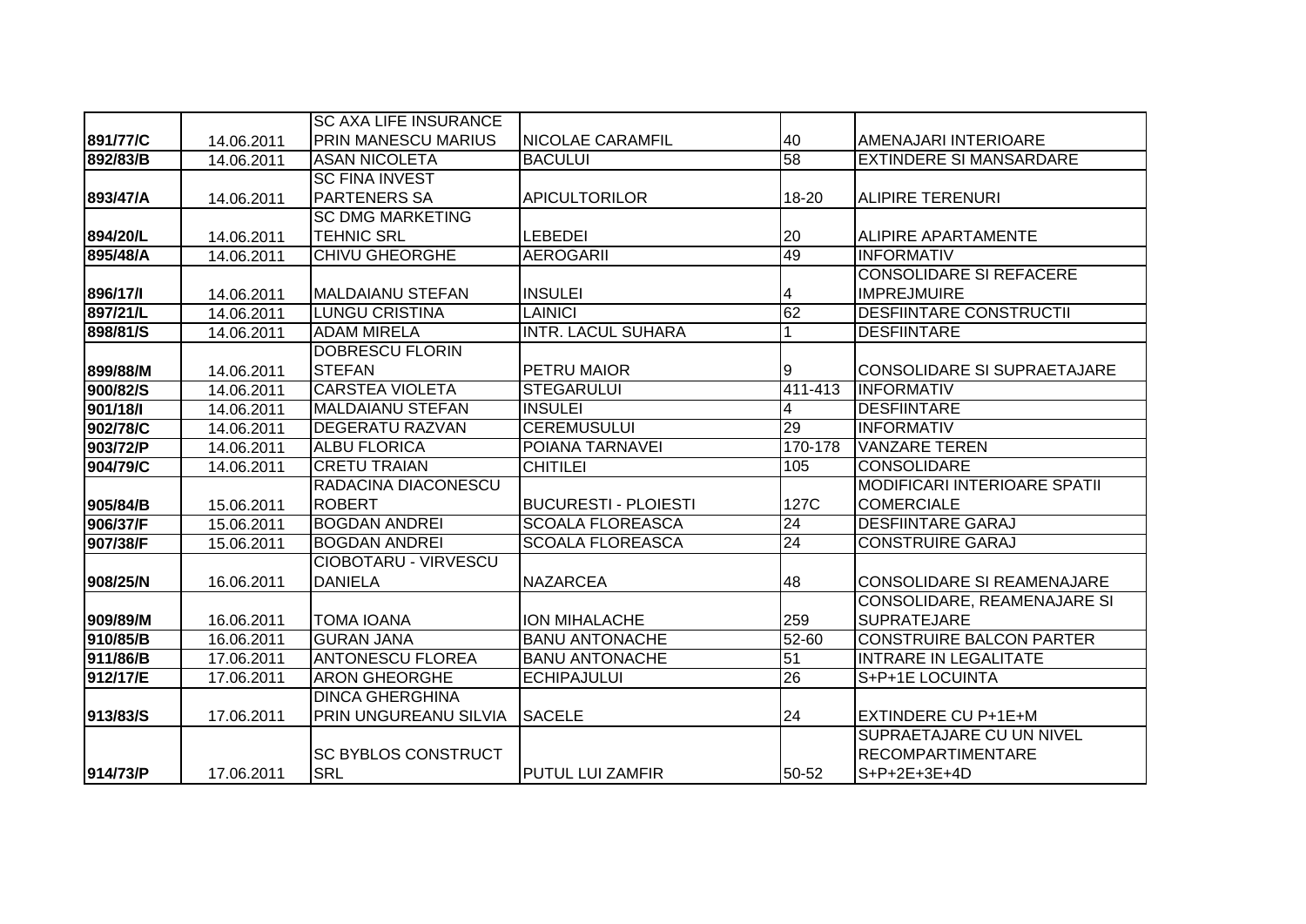| | | | | | |
|---|---|---|---|---|---|
| 891/77/C | 14.06.2011 | SC AXA LIFE INSURANCE PRIN MANESCU MARIUS | NICOLAE CARAMFIL | 40 | AMENAJARI INTERIOARE |
| 892/83/B | 14.06.2011 | ASAN NICOLETA | BACULUI | 58 | EXTINDERE SI MANSARDARE |
| 893/47/A | 14.06.2011 | SC FINA INVEST PARTENERS SA | APICULTORILOR | 18-20 | ALIPIRE TERENURI |
| 894/20/L | 14.06.2011 | SC DMG MARKETING TEHNIC SRL | LEBEDEI | 20 | ALIPIRE APARTAMENTE |
| 895/48/A | 14.06.2011 | CHIVU GHEORGHE | AEROGARII | 49 | INFORMATIV |
| 896/17/I | 14.06.2011 | MALDAIANU STEFAN | INSULEI | 4 | CONSOLIDARE SI REFACERE IMPREJMUIRE |
| 897/21/L | 14.06.2011 | LUNGU CRISTINA | LAINICI | 62 | DESFIINTARE CONSTRUCTII |
| 898/81/S | 14.06.2011 | ADAM MIRELA | INTR. LACUL SUHARA | 1 | DESFIINTARE |
| 899/88/M | 14.06.2011 | DOBRESCU FLORIN STEFAN | PETRU MAIOR | 9 | CONSOLIDARE SI SUPRAETAJARE |
| 900/82/S | 14.06.2011 | CARSTEA VIOLETA | STEGARULUI | 411-413 | INFORMATIV |
| 901/18/I | 14.06.2011 | MALDAIANU STEFAN | INSULEI | 4 | DESFIINTARE |
| 902/78/C | 14.06.2011 | DEGERATU RAZVAN | CEREMUSULUI | 29 | INFORMATIV |
| 903/72/P | 14.06.2011 | ALBU FLORICA | POIANA TARNAVEI | 170-178 | VANZARE TEREN |
| 904/79/C | 14.06.2011 | CRETU TRAIAN | CHITILEI | 105 | CONSOLIDARE |
| 905/84/B | 15.06.2011 | RADACINA DIACONESCU ROBERT | BUCURESTI - PLOIESTI | 127C | MODIFICARI INTERIOARE SPATII COMERCIALE |
| 906/37/F | 15.06.2011 | BOGDAN ANDREI | SCOALA FLOREASCA | 24 | DESFIINTARE GARAJ |
| 907/38/F | 15.06.2011 | BOGDAN ANDREI | SCOALA FLOREASCA | 24 | CONSTRUIRE GARAJ |
| 908/25/N | 16.06.2011 | CIOBOTARU - VIRVESCU DANIELA | NAZARCEA | 48 | CONSOLIDARE SI REAMENAJARE |
| 909/89/M | 16.06.2011 | TOMA IOANA | ION MIHALACHE | 259 | CONSOLIDARE, REAMENAJARE SI SUPRATEJARE |
| 910/85/B | 16.06.2011 | GURAN JANA | BANU ANTONACHE | 52-60 | CONSTRUIRE BALCON PARTER |
| 911/86/B | 17.06.2011 | ANTONESCU FLOREA | BANU ANTONACHE | 51 | INTRARE IN LEGALITATE |
| 912/17/E | 17.06.2011 | ARON GHEORGHE | ECHIPAJULUI | 26 | S+P+1E LOCUINTA |
| 913/83/S | 17.06.2011 | DINCA GHERGHINA PRIN UNGUREANU SILVIA | SACELE | 24 | EXTINDERE CU P+1E+M |
| 914/73/P | 17.06.2011 | SC BYBLOS CONSTRUCT SRL | PUTUL LUI ZAMFIR | 50-52 | SUPRAETAJARE CU UN NIVEL RECOMPARTIMENTARE S+P+2E+3E+4D |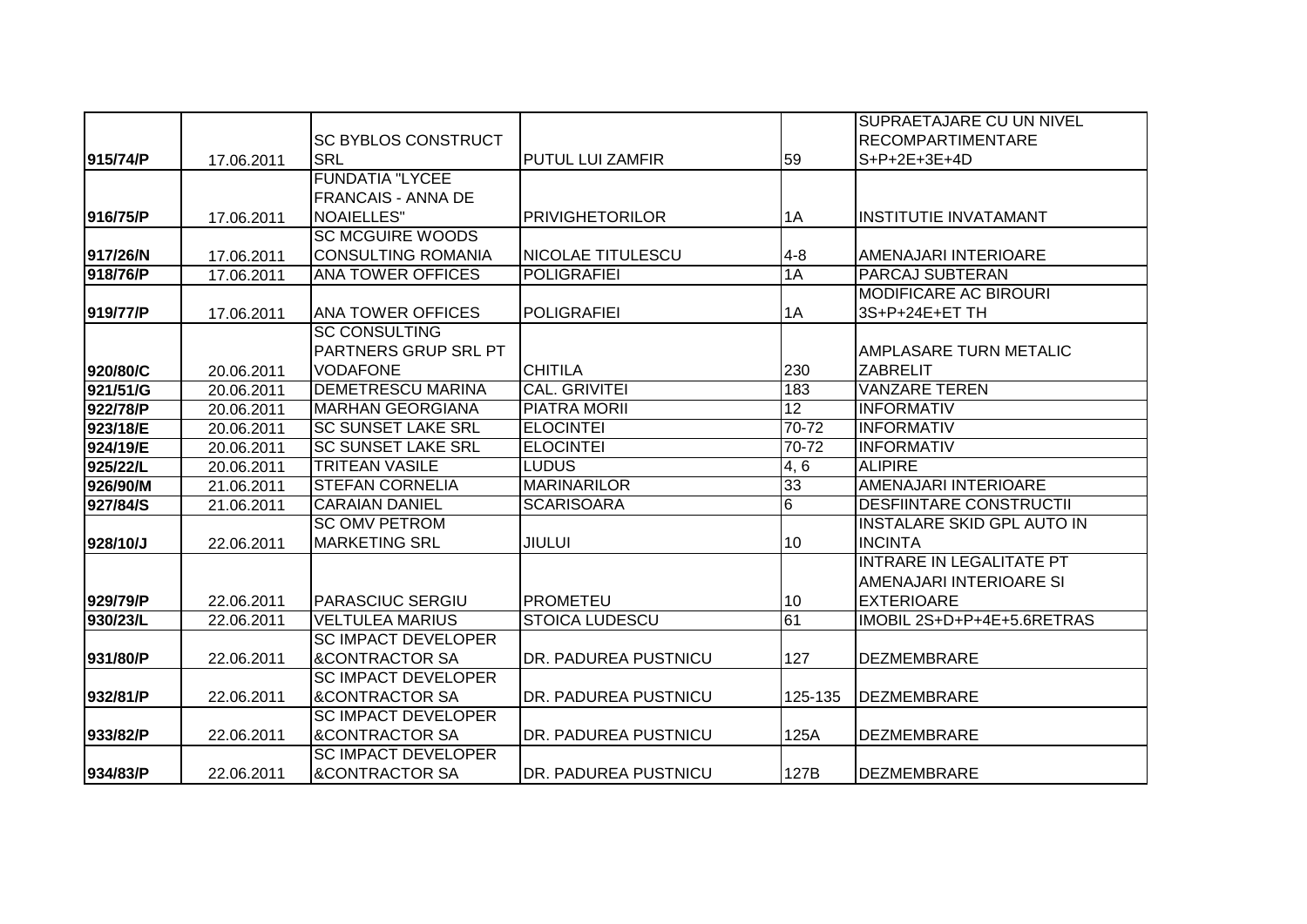| | | | | | |
|---|---|---|---|---|---|
| 915/74/P | 17.06.2011 | SC BYBLOS CONSTRUCT SRL | PUTUL LUI ZAMFIR | 59 | SUPRAETAJARE CU UN NIVEL RECOMPARTIMENTARE S+P+2E+3E+4D |
| 916/75/P | 17.06.2011 | FUNDATIA "LYCEE FRANCAIS - ANNA DE NOAIELLES" | PRIVIGHETORILOR | 1A | INSTITUTIE INVATAMANT |
| 917/26/N | 17.06.2011 | SC MCGUIRE WOODS CONSULTING ROMANIA | NICOLAE TITULESCU | 4-8 | AMENAJARI INTERIOARE |
| 918/76/P | 17.06.2011 | ANA TOWER OFFICES | POLIGRAFIEI | 1A | PARCAJ SUBTERAN |
| 919/77/P | 17.06.2011 | ANA TOWER OFFICES | POLIGRAFIEI | 1A | MODIFICARE AC BIROURI 3S+P+24E+ET TH |
| 920/80/C | 20.06.2011 | SC CONSULTING PARTNERS GRUP SRL PT VODAFONE | CHITILA | 230 | AMPLASARE TURN METALIC ZABRELIT |
| 921/51/G | 20.06.2011 | DEMETRESCU MARINA | CAL. GRIVITEI | 183 | VANZARE TEREN |
| 922/78/P | 20.06.2011 | MARHAN GEORGIANA | PIATRA MORII | 12 | INFORMATIV |
| 923/18/E | 20.06.2011 | SC SUNSET LAKE SRL | ELOCINTEI | 70-72 | INFORMATIV |
| 924/19/E | 20.06.2011 | SC SUNSET LAKE SRL | ELOCINTEI | 70-72 | INFORMATIV |
| 925/22/L | 20.06.2011 | TRITEAN VASILE | LUDUS | 4, 6 | ALIPIRE |
| 926/90/M | 21.06.2011 | STEFAN CORNELIA | MARINARILOR | 33 | AMENAJARI INTERIOARE |
| 927/84/S | 21.06.2011 | CARAIAN DANIEL | SCARISOARA | 6 | DESFIINTARE CONSTRUCTII |
| 928/10/J | 22.06.2011 | SC OMV PETROM MARKETING SRL | JIULUI | 10 | INSTALARE SKID GPL AUTO IN INCINTA |
| 929/79/P | 22.06.2011 | PARASCIUC SERGIU | PROMETEU | 10 | INTRARE IN LEGALITATE PT AMENAJARI INTERIOARE SI EXTERIOARE |
| 930/23/L | 22.06.2011 | VELTULEA MARIUS | STOICA LUDESCU | 61 | IMOBIL 2S+D+P+4E+5.6RETRAS |
| 931/80/P | 22.06.2011 | SC IMPACT DEVELOPER &CONTRACTOR SA | DR. PADUREA PUSTNICU | 127 | DEZMEMBRARE |
| 932/81/P | 22.06.2011 | SC IMPACT DEVELOPER &CONTRACTOR SA | DR. PADUREA PUSTNICU | 125-135 | DEZMEMBRARE |
| 933/82/P | 22.06.2011 | SC IMPACT DEVELOPER &CONTRACTOR SA | DR. PADUREA PUSTNICU | 125A | DEZMEMBRARE |
| 934/83/P | 22.06.2011 | SC IMPACT DEVELOPER &CONTRACTOR SA | DR. PADUREA PUSTNICU | 127B | DEZMEMBRARE |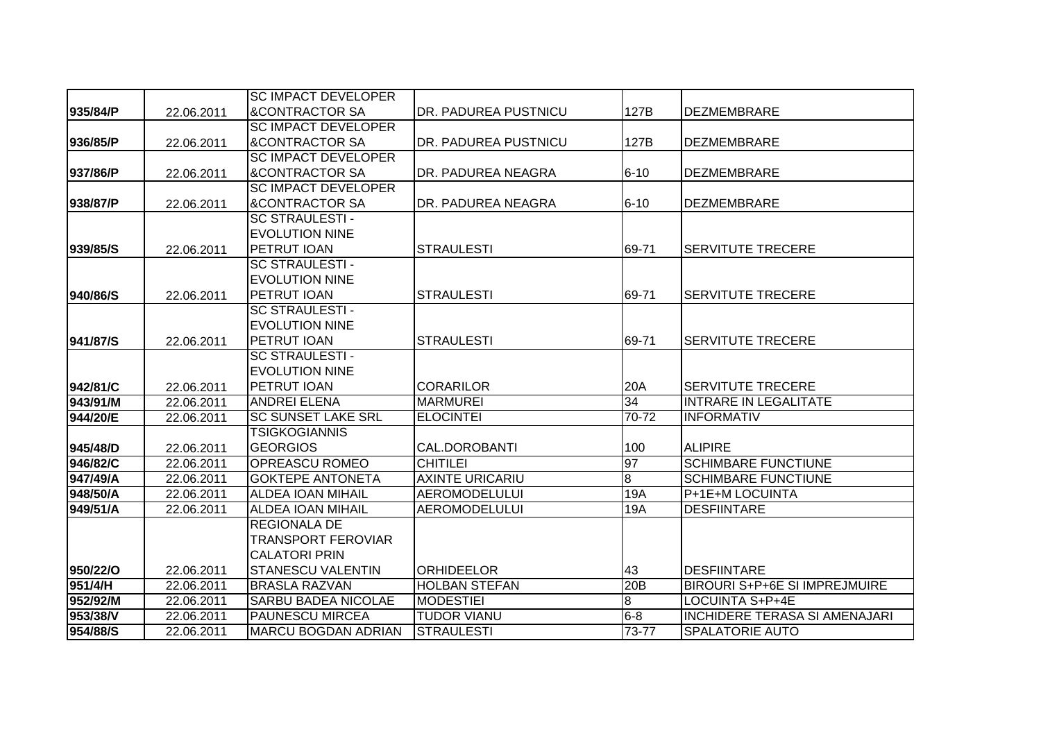| | | | | | |
|---|---|---|---|---|---|
| 935/84/P | 22.06.2011 | SC IMPACT DEVELOPER &CONTRACTOR SA | DR. PADUREA PUSTNICU | 127B | DEZMEMBRARE |
| 936/85/P | 22.06.2011 | SC IMPACT DEVELOPER &CONTRACTOR SA | DR. PADUREA PUSTNICU | 127B | DEZMEMBRARE |
| 937/86/P | 22.06.2011 | SC IMPACT DEVELOPER &CONTRACTOR SA | DR. PADUREA NEAGRA | 6-10 | DEZMEMBRARE |
| 938/87/P | 22.06.2011 | SC IMPACT DEVELOPER &CONTRACTOR SA | DR. PADUREA NEAGRA | 6-10 | DEZMEMBRARE |
| 939/85/S | 22.06.2011 | SC STRAULESTI - EVOLUTION NINE PETRUT IOAN | STRAULESTI | 69-71 | SERVITUTE TRECERE |
| 940/86/S | 22.06.2011 | SC STRAULESTI - EVOLUTION NINE PETRUT IOAN | STRAULESTI | 69-71 | SERVITUTE TRECERE |
| 941/87/S | 22.06.2011 | SC STRAULESTI - EVOLUTION NINE PETRUT IOAN | STRAULESTI | 69-71 | SERVITUTE TRECERE |
| 942/81/C | 22.06.2011 | SC STRAULESTI - EVOLUTION NINE PETRUT IOAN | CORARILOR | 20A | SERVITUTE TRECERE |
| 943/91/M | 22.06.2011 | ANDREI ELENA | MARMUREI | 34 | INTRARE IN LEGALITATE |
| 944/20/E | 22.06.2011 | SC SUNSET LAKE SRL | ELOCINTEI | 70-72 | INFORMATIV |
| 945/48/D | 22.06.2011 | TSIGKOGIANNIS GEORGIOS | CAL.DOROBANTI | 100 | ALIPIRE |
| 946/82/C | 22.06.2011 | OPREASCU ROMEO | CHITILEI | 97 | SCHIMBARE FUNCTIUNE |
| 947/49/A | 22.06.2011 | GOKTEPE ANTONETA | AXINTE URICARIU | 8 | SCHIMBARE FUNCTIUNE |
| 948/50/A | 22.06.2011 | ALDEA IOAN MIHAIL | AEROMODELULUI | 19A | P+1E+M LOCUINTA |
| 949/51/A | 22.06.2011 | ALDEA IOAN MIHAIL | AEROMODELULUI | 19A | DESFIINTARE |
| 950/22/O | 22.06.2011 | REGIONALA DE TRANSPORT FEROVIAR CALATORI PRIN STANESCU VALENTIN | ORHIDEELOR | 43 | DESFIINTARE |
| 951/4/H | 22.06.2011 | BRASLA RAZVAN | HOLBAN STEFAN | 20B | BIROURI S+P+6E SI IMPREJMUIRE |
| 952/92/M | 22.06.2011 | SARBU BADEA NICOLAE | MODESTIEI | 8 | LOCUINTA S+P+4E |
| 953/38/V | 22.06.2011 | PAUNESCU MIRCEA | TUDOR VIANU | 6-8 | INCHIDERE TERASA SI AMENAJARI |
| 954/88/S | 22.06.2011 | MARCU BOGDAN ADRIAN | STRAULESTI | 73-77 | SPALATORIE AUTO |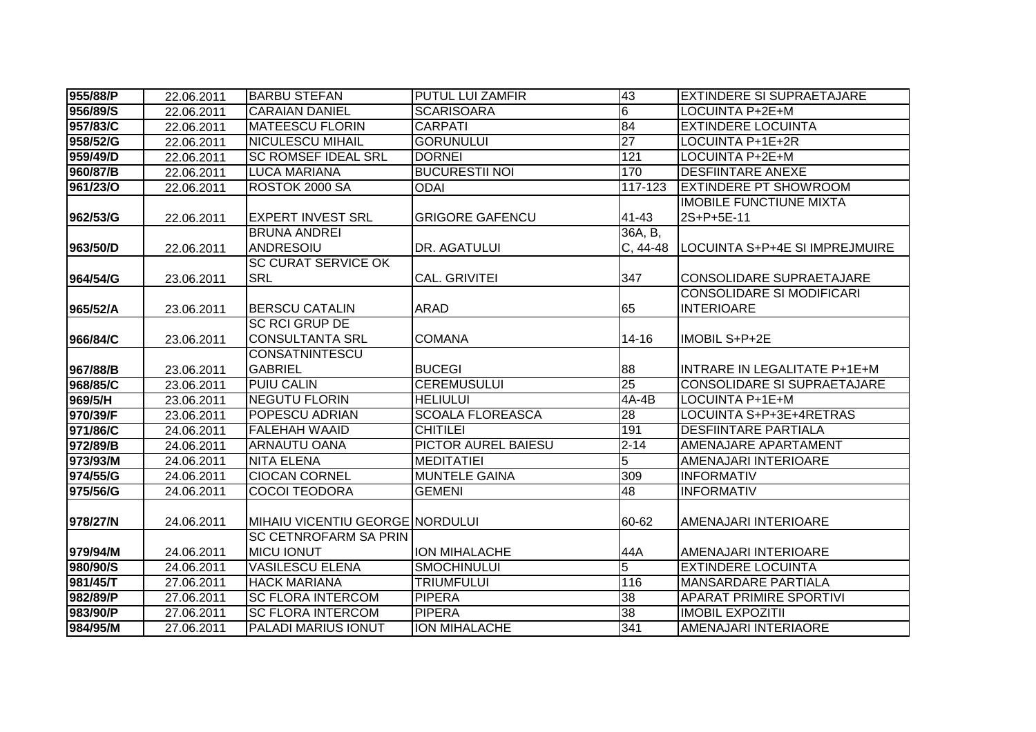| 955/88/P | 22.06.2011 | BARBU STEFAN | PUTUL LUI ZAMFIR | 43 | EXTINDERE SI SUPRAETAJARE |
|---|---|---|---|---|---|
| 956/89/S | 22.06.2011 | CARAIAN DANIEL | SCARISOARA | 6 | LOCUINTA P+2E+M |
| 957/83/C | 22.06.2011 | MATEESCU FLORIN | CARPATI | 84 | EXTINDERE LOCUINTA |
| 958/52/G | 22.06.2011 | NICULESCU MIHAIL | GORUNULUI | 27 | LOCUINTA P+1E+2R |
| 959/49/D | 22.06.2011 | SC ROMSEF IDEAL SRL | DORNEI | 121 | LOCUINTA P+2E+M |
| 960/87/B | 22.06.2011 | LUCA MARIANA | BUCURESTII NOI | 170 | DESFIINTARE ANEXE |
| 961/23/O | 22.06.2011 | ROSTOK 2000 SA | ODAI | 117-123 | EXTINDERE PT SHOWROOM |
| 962/53/G | 22.06.2011 | EXPERT INVEST SRL | GRIGORE GAFENCU | 41-43 | IMOBILE FUNCTIUNE MIXTA 2S+P+5E-11 |
| 963/50/D | 22.06.2011 | BRUNA ANDREI ANDRESOIU | DR. AGATULUI | 36A, B, C, 44-48 | LOCUINTA S+P+4E SI IMPREJMUIRE |
| 964/54/G | 23.06.2011 | SC CURAT SERVICE OK SRL | CAL. GRIVITEI | 347 | CONSOLIDARE SUPRAETAJARE |
| 965/52/A | 23.06.2011 | BERSCU CATALIN | ARAD | 65 | CONSOLIDARE SI MODIFICARI INTERIOARE |
| 966/84/C | 23.06.2011 | SC RCI GRUP DE CONSULTANTA SRL | COMANA | 14-16 | IMOBIL S+P+2E |
| 967/88/B | 23.06.2011 | CONSATNINTESCU GABRIEL | BUCEGI | 88 | INTRARE IN LEGALITATE P+1E+M |
| 968/85/C | 23.06.2011 | PUIU CALIN | CEREMUSULUI | 25 | CONSOLIDARE SI SUPRAETAJARE |
| 969/5/H | 23.06.2011 | NEGUTU FLORIN | HELIULUI | 4A-4B | LOCUINTA P+1E+M |
| 970/39/F | 23.06.2011 | POPESCU ADRIAN | SCOALA FLOREASCA | 28 | LOCUINTA S+P+3E+4RETRAS |
| 971/86/C | 24.06.2011 | FALEHAH WAAID | CHITILEI | 191 | DESFIINTARE PARTIALA |
| 972/89/B | 24.06.2011 | ARNAUTU OANA | PICTOR AUREL BAIESU | 2-14 | AMENAJARE APARTAMENT |
| 973/93/M | 24.06.2011 | NITA ELENA | MEDITATIEI | 5 | AMENAJARI INTERIOARE |
| 974/55/G | 24.06.2011 | CIOCAN CORNEL | MUNTELE GAINA | 309 | INFORMATIV |
| 975/56/G | 24.06.2011 | COCOI TEODORA | GEMENI | 48 | INFORMATIV |
| 978/27/N | 24.06.2011 | MIHAIU VICENTIU GEORGE | NORDULUI | 60-62 | AMENAJARI INTERIOARE |
| 979/94/M | 24.06.2011 | SC CETNROFARM SA PRIN MICU IONUT | ION MIHALACHE | 44A | AMENAJARI INTERIOARE |
| 980/90/S | 24.06.2011 | VASILESCU ELENA | SMOCHINULUI | 5 | EXTINDERE LOCUINTA |
| 981/45/T | 27.06.2011 | HACK MARIANA | TRIUMFULUI | 116 | MANSARDARE PARTIALA |
| 982/89/P | 27.06.2011 | SC FLORA INTERCOM | PIPERA | 38 | APARAT PRIMIRE SPORTIVI |
| 983/90/P | 27.06.2011 | SC FLORA INTERCOM | PIPERA | 38 | IMOBIL EXPOZITII |
| 984/95/M | 27.06.2011 | PALADI MARIUS IONUT | ION MIHALACHE | 341 | AMENAJARI INTERIAORE |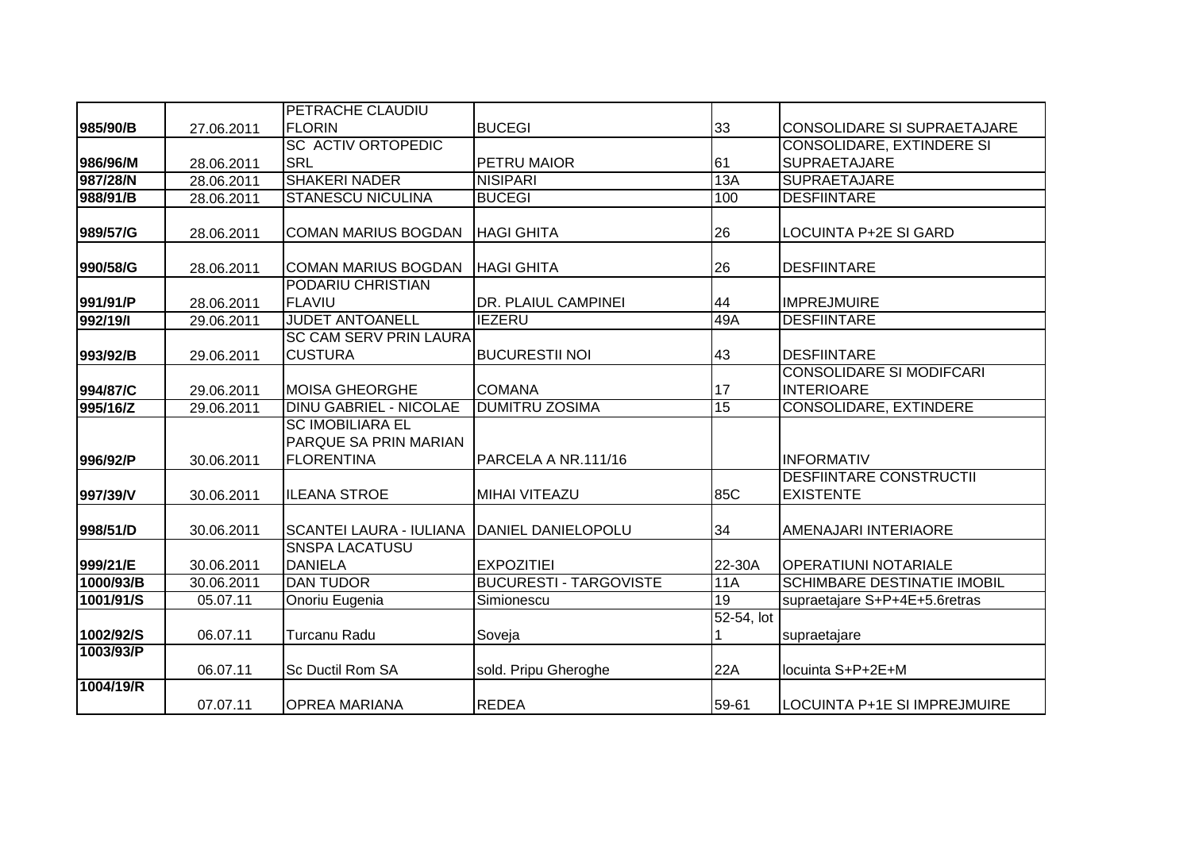| | | | | | |
|---|---|---|---|---|---|
| 985/90/B | 27.06.2011 | PETRACHE CLAUDIU FLORIN | BUCEGI | 33 | CONSOLIDARE SI SUPRAETAJARE |
| 986/96/M | 28.06.2011 | SC ACTIV ORTOPEDIC SRL | PETRU MAIOR | 61 | CONSOLIDARE, EXTINDERE SI SUPRAETAJARE |
| 987/28/N | 28.06.2011 | SHAKERI NADER | NISIPARI | 13A | SUPRAETAJARE |
| 988/91/B | 28.06.2011 | STANESCU NICULINA | BUCEGI | 100 | DESFIINTARE |
| 989/57/G | 28.06.2011 | COMAN MARIUS BOGDAN | HAGI GHITA | 26 | LOCUINTA P+2E SI GARD |
| 990/58/G | 28.06.2011 | COMAN MARIUS BOGDAN | HAGI GHITA | 26 | DESFIINTARE |
| 991/91/P | 28.06.2011 | PODARIU CHRISTIAN FLAVIU | DR. PLAIUL CAMPINEI | 44 | IMPREJMUIRE |
| 992/19/I | 29.06.2011 | JUDET ANTOANELL | IEZERU | 49A | DESFIINTARE |
| 993/92/B | 29.06.2011 | SC CAM SERV PRIN LAURA CUSTURA | BUCURESTII NOI | 43 | DESFIINTARE |
| 994/87/C | 29.06.2011 | MOISA GHEORGHE | COMANA | 17 | CONSOLIDARE SI MODIFCARI INTERIOARE |
| 995/16/Z | 29.06.2011 | DINU GABRIEL - NICOLAE | DUMITRU ZOSIMA | 15 | CONSOLIDARE, EXTINDERE |
| 996/92/P | 30.06.2011 | SC IMOBILIARA EL PARQUE SA PRIN MARIAN FLORENTINA | PARCELA A NR.111/16 | | INFORMATIV |
| 997/39/V | 30.06.2011 | ILEANA STROE | MIHAI VITEAZU | 85C | DESFIINTARE CONSTRUCTII EXISTENTE |
| 998/51/D | 30.06.2011 | SCANTEI LAURA - IULIANA | DANIEL DANIELOPOLU | 34 | AMENAJARI INTERIAORE |
| 999/21/E | 30.06.2011 | SNSPA LACATUSU DANIELA | EXPOZITIEI | 22-30A | OPERATIUNI NOTARIALE |
| 1000/93/B | 30.06.2011 | DAN TUDOR | BUCURESTI - TARGOVISTE | 11A | SCHIMBARE DESTINATIE IMOBIL |
| 1001/91/S | 05.07.11 | Onoriu Eugenia | Simionescu | 19 | supraetajare S+P+4E+5.6retras |
| 1002/92/S | 06.07.11 | Turcanu Radu | Soveja | 52-54, lot 1 | supraetajare |
| 1003/93/P | 06.07.11 | Sc Ductil Rom SA | sold. Pripu Gheroghe | 22A | locuinta S+P+2E+M |
| 1004/19/R | 07.07.11 | OPREA MARIANA | REDEA | 59-61 | LOCUINTA P+1E SI IMPREJMUIRE |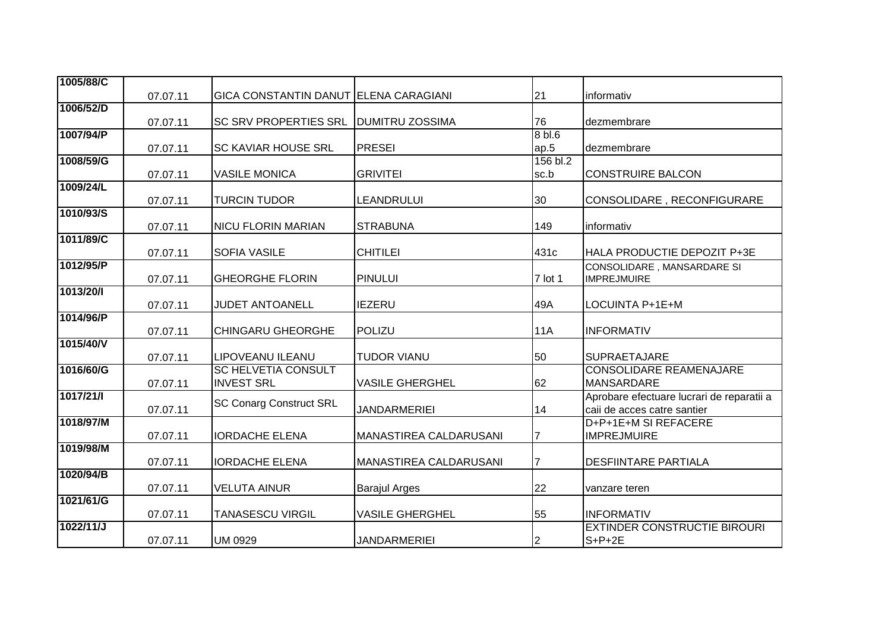| | | | | | |
|---|---|---|---|---|---|
| 1005/88/C | 07.07.11 | GICA CONSTANTIN DANUT | ELENA CARAGIANI | 21 | informativ |
| 1006/52/D | 07.07.11 | SC SRV PROPERTIES SRL | DUMITRU ZOSSIMA | 76 | dezmembrare |
| 1007/94/P | 07.07.11 | SC KAVIAR HOUSE SRL | PRESEI | 8 bl.6 ap.5 | dezmembrare |
| 1008/59/G | 07.07.11 | VASILE MONICA | GRIVITEI | 156 bl.2 sc.b | CONSTRUIRE BALCON |
| 1009/24/L | 07.07.11 | TURCIN TUDOR | LEANDRULUI | 30 | CONSOLIDARE , RECONFIGURARE |
| 1010/93/S | 07.07.11 | NICU FLORIN MARIAN | STRABUNA | 149 | informativ |
| 1011/89/C | 07.07.11 | SOFIA VASILE | CHITILEI | 431c | HALA PRODUCTIE DEPOZIT P+3E |
| 1012/95/P | 07.07.11 | GHEORGHE FLORIN | PINULUI | 7 lot 1 | CONSOLIDARE , MANSARDARE SI IMPREJMUIRE |
| 1013/20/I | 07.07.11 | JUDET ANTOANELL | IEZERU | 49A | LOCUINTA P+1E+M |
| 1014/96/P | 07.07.11 | CHINGARU GHEORGHE | POLIZU | 11A | INFORMATIV |
| 1015/40/V | 07.07.11 | LIPOVEANU ILEANU | TUDOR VIANU | 50 | SUPRAETAJARE |
| 1016/60/G | 07.07.11 | SC HELVETIA CONSULT INVEST SRL | VASILE GHERGHEL | 62 | CONSOLIDARE REAMENAJARE MANSARDARE |
| 1017/21/I | 07.07.11 | SC Conarg Construct SRL | JANDARMERIEI | 14 | Aprobare efectuare lucrari de reparatii a caii de acces catre santier |
| 1018/97/M | 07.07.11 | IORDACHE ELENA | MANASTIREA CALDARUSANI | 7 | D+P+1E+M SI REFACERE IMPREJMUIRE |
| 1019/98/M | 07.07.11 | IORDACHE ELENA | MANASTIREA CALDARUSANI | 7 | DESFIINTARE PARTIALA |
| 1020/94/B | 07.07.11 | VELUTA AINUR | Barajul Arges | 22 | vanzare teren |
| 1021/61/G | 07.07.11 | TANASESCU VIRGIL | VASILE GHERGHEL | 55 | INFORMATIV |
| 1022/11/J | 07.07.11 | UM 0929 | JANDARMERIEI | 2 | EXTINDER CONSTRUCTIE BIROURI S+P+2E |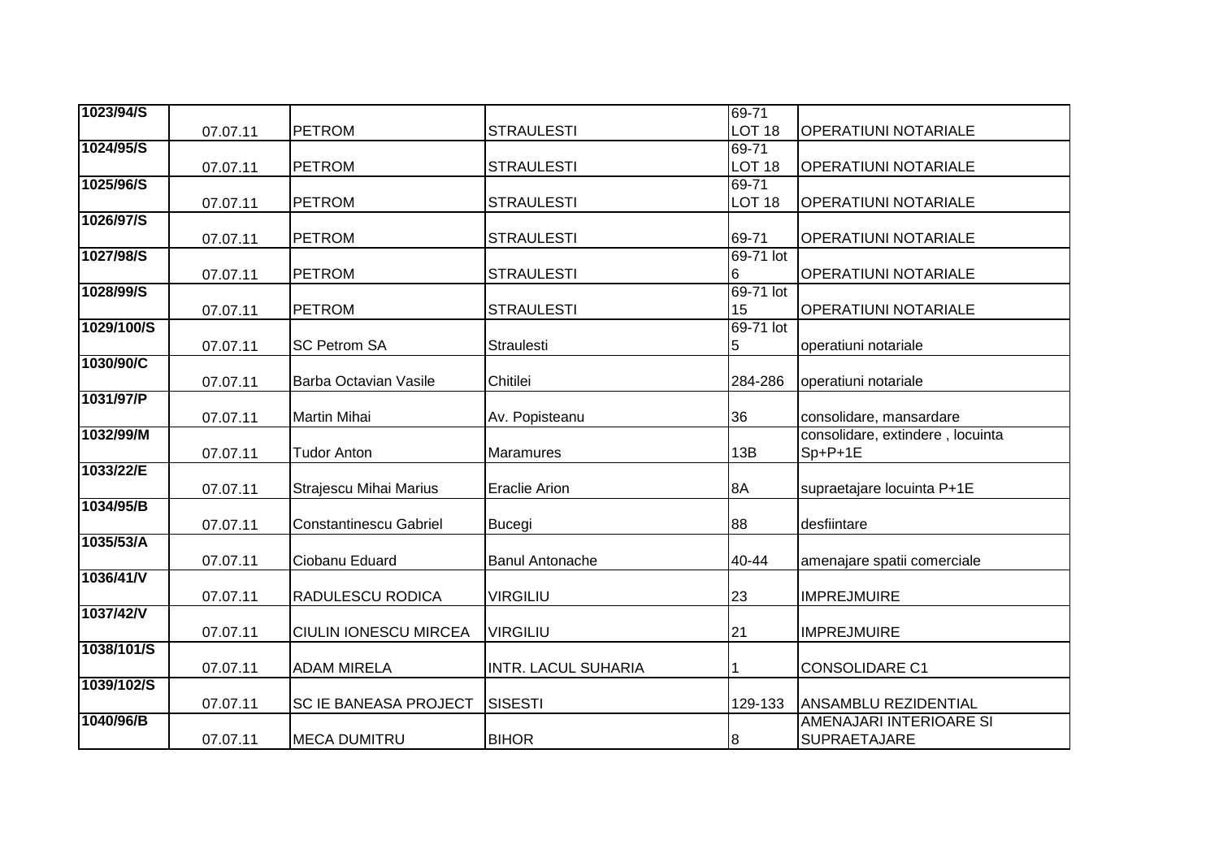| 1023/94/S | 07.07.11 | PETROM | STRAULESTI | 69-71 LOT 18 | OPERATIUNI NOTARIALE |
|---|---|---|---|---|---|
| 1024/95/S | 07.07.11 | PETROM | STRAULESTI | 69-71 LOT 18 | OPERATIUNI NOTARIALE |
| 1025/96/S | 07.07.11 | PETROM | STRAULESTI | 69-71 LOT 18 | OPERATIUNI NOTARIALE |
| 1026/97/S | 07.07.11 | PETROM | STRAULESTI | 69-71 | OPERATIUNI NOTARIALE |
| 1027/98/S | 07.07.11 | PETROM | STRAULESTI | 69-71 lot 6 | OPERATIUNI NOTARIALE |
| 1028/99/S | 07.07.11 | PETROM | STRAULESTI | 69-71 lot 15 | OPERATIUNI NOTARIALE |
| 1029/100/S | 07.07.11 | SC Petrom SA | Straulesti | 69-71 lot 5 | operatiuni notariale |
| 1030/90/C | 07.07.11 | Barba Octavian Vasile | Chitilei | 284-286 | operatiuni notariale |
| 1031/97/P | 07.07.11 | Martin Mihai | Av. Popisteanu | 36 | consolidare, mansardare |
| 1032/99/M | 07.07.11 | Tudor Anton | Maramures | 13B | consolidare, extindere , locuinta Sp+P+1E |
| 1033/22/E | 07.07.11 | Strajescu Mihai Marius | Eraclie Arion | 8A | supraetajare locuinta P+1E |
| 1034/95/B | 07.07.11 | Constantinescu Gabriel | Bucegi | 88 | desfiintare |
| 1035/53/A | 07.07.11 | Ciobanu Eduard | Banul Antonache | 40-44 | amenajare spatii comerciale |
| 1036/41/V | 07.07.11 | RADULESCU RODICA | VIRGILIU | 23 | IMPREJMUIRE |
| 1037/42/V | 07.07.11 | CIULIN IONESCU MIRCEA | VIRGILIU | 21 | IMPREJMUIRE |
| 1038/101/S | 07.07.11 | ADAM MIRELA | INTR. LACUL SUHARIA | 1 | CONSOLIDARE C1 |
| 1039/102/S | 07.07.11 | SC IE BANEASA PROJECT | SISESTI | 129-133 | ANSAMBLU REZIDENTIAL |
| 1040/96/B | 07.07.11 | MECA DUMITRU | BIHOR | 8 | AMENAJARI INTERIOARE SI SUPRAETAJARE |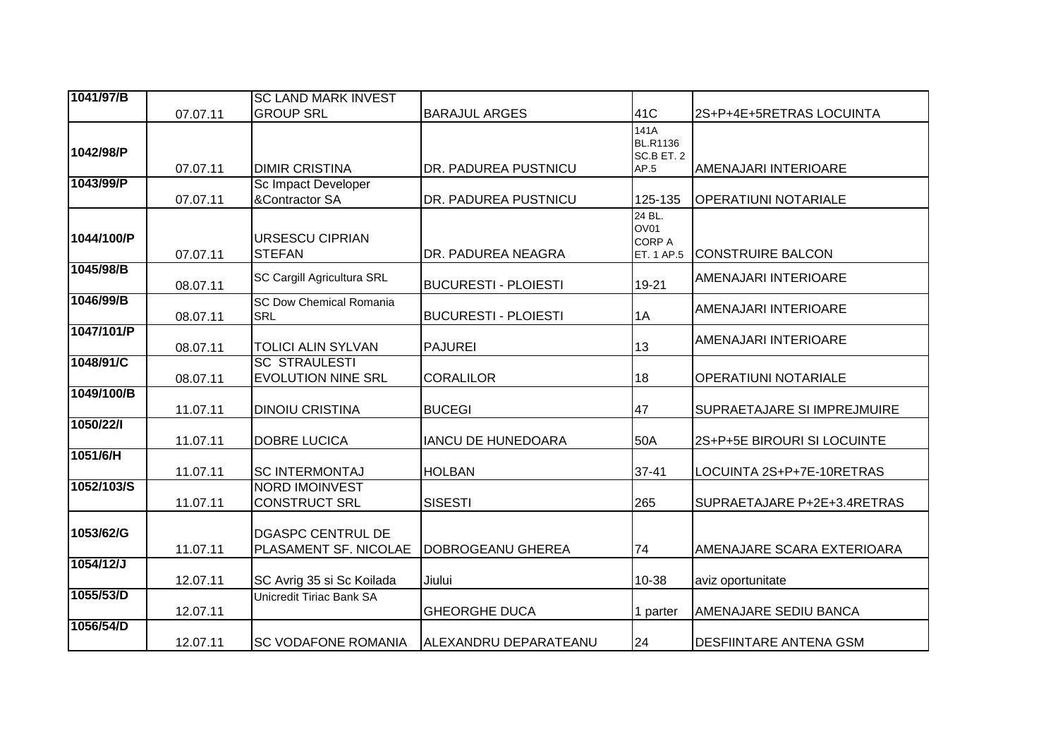| 1041/97/B | 07.07.11 | SC LAND MARK INVEST GROUP SRL | BARAJUL ARGES | 41C | 2S+P+4E+5RETRAS LOCUINTA |
|---|---|---|---|---|---|
| 1042/98/P | 07.07.11 | DIMIR CRISTINA | DR. PADUREA PUSTNICU | 141A BL.R1136 SC.B ET. 2 AP.5 | AMENAJARI INTERIOARE |
| 1043/99/P | 07.07.11 | Sc Impact Developer &Contractor SA | DR. PADUREA PUSTNICU | 125-135 | OPERATIUNI NOTARIALE |
| 1044/100/P | 07.07.11 | URSESCU CIPRIAN STEFAN | DR. PADUREA NEAGRA | 24 BL. OV01 CORP A ET. 1 AP.5 | CONSTRUIRE BALCON |
| 1045/98/B | 08.07.11 | SC Cargill Agricultura SRL | BUCURESTI - PLOIESTI | 19-21 | AMENAJARI INTERIOARE |
| 1046/99/B | 08.07.11 | SC Dow Chemical Romania SRL | BUCURESTI - PLOIESTI | 1A | AMENAJARI INTERIOARE |
| 1047/101/P | 08.07.11 | TOLICI ALIN SYLVAN | PAJUREI | 13 | AMENAJARI INTERIOARE |
| 1048/91/C | 08.07.11 | SC STRAULESTI EVOLUTION NINE SRL | CORALILOR | 18 | OPERATIUNI NOTARIALE |
| 1049/100/B | 11.07.11 | DINOIU CRISTINA | BUCEGI | 47 | SUPRAETAJARE SI IMPREJMUIRE |
| 1050/22/I | 11.07.11 | DOBRE LUCICA | IANCU DE HUNEDOARA | 50A | 2S+P+5E BIROURI SI LOCUINTE |
| 1051/6/H | 11.07.11 | SC INTERMONTAJ | HOLBAN | 37-41 | LOCUINTA 2S+P+7E-10RETRAS |
| 1052/103/S | 11.07.11 | NORD IMOINVEST CONSTRUCT SRL | SISESTI | 265 | SUPRAETAJARE P+2E+3.4RETRAS |
| 1053/62/G | 11.07.11 | DGASPC CENTRUL DE PLASAMENT SF. NICOLAE | DOBROGEANU GHEREA | 74 | AMENAJARE SCARA EXTERIOARA |
| 1054/12/J | 12.07.11 | SC Avrig 35 si Sc Koilada | Jiului | 10-38 | aviz oportunitate |
| 1055/53/D | 12.07.11 | Unicredit Tiriac Bank SA | GHEORGHE DUCA | 1 parter | AMENAJARE SEDIU BANCA |
| 1056/54/D | 12.07.11 | SC VODAFONE ROMANIA | ALEXANDRU DEPARATEANU | 24 | DESFIINTARE ANTENA GSM |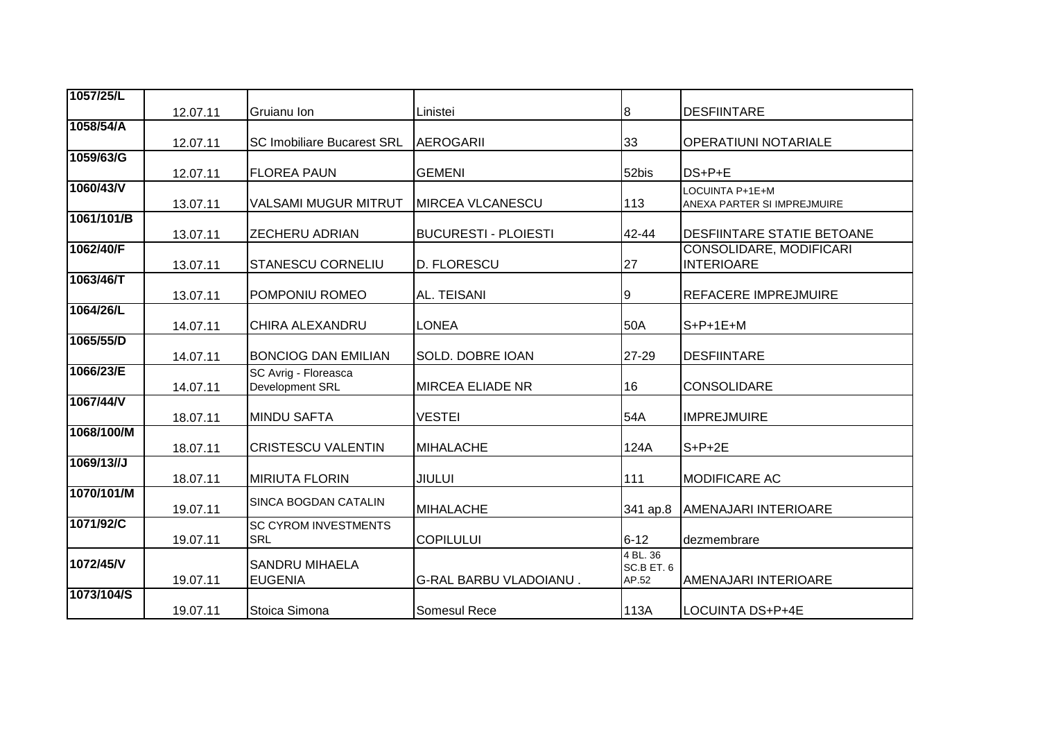| 1057/25/L | 12.07.11 | Gruianu Ion | Linistei | 8 | DESFIINTARE |
|---|---|---|---|---|---|
| 1058/54/A | 12.07.11 | SC Imobiliare Bucarest SRL | AEROGARII | 33 | OPERATIUNI NOTARIALE |
| 1059/63/G | 12.07.11 | FLOREA PAUN | GEMENI | 52bis | DS+P+E |
| 1060/43/V | 13.07.11 | VALSAMI MUGUR MITRUT | MIRCEA VLCANESCU | 113 | LOCUINTA P+1E+M ANEXA PARTER SI IMPREJMUIRE |
| 1061/101/B | 13.07.11 | ZECHERU ADRIAN | BUCURESTI - PLOIESTI | 42-44 | DESFIINTARE STATIE BETOANE |
| 1062/40/F | 13.07.11 | STANESCU CORNELIU | D. FLORESCU | 27 | CONSOLIDARE, MODIFICARI INTERIOARE |
| 1063/46/T | 13.07.11 | POMPONIU ROMEO | AL. TEISANI | 9 | REFACERE IMPREJMUIRE |
| 1064/26/L | 14.07.11 | CHIRA ALEXANDRU | LONEA | 50A | S+P+1E+M |
| 1065/55/D | 14.07.11 | BONCIOG DAN EMILIAN | SOLD. DOBRE IOAN | 27-29 | DESFIINTARE |
| 1066/23/E | 14.07.11 | SC Avrig - Floreasca Development SRL | MIRCEA ELIADE NR | 16 | CONSOLIDARE |
| 1067/44/V | 18.07.11 | MINDU SAFTA | VESTEI | 54A | IMPREJMUIRE |
| 1068/100/M | 18.07.11 | CRISTESCU VALENTIN | MIHALACHE | 124A | S+P+2E |
| 1069/13//J | 18.07.11 | MIRIUTA FLORIN | JIULUI | 111 | MODIFICARE AC |
| 1070/101/M | 19.07.11 | SINCA BOGDAN CATALIN | MIHALACHE | 341 ap.8 | AMENAJARI INTERIOARE |
| 1071/92/C | 19.07.11 | SC CYROM INVESTMENTS SRL | COPILULUI | 6-12 | dezmembrare |
| 1072/45/V | 19.07.11 | SANDRU MIHAELA EUGENIA | G-RAL BARBU VLADOIANU . | 4 BL. 36 SC.B ET. 6 AP.52 | AMENAJARI INTERIOARE |
| 1073/104/S | 19.07.11 | Stoica Simona | Somesul Rece | 113A | LOCUINTA DS+P+4E |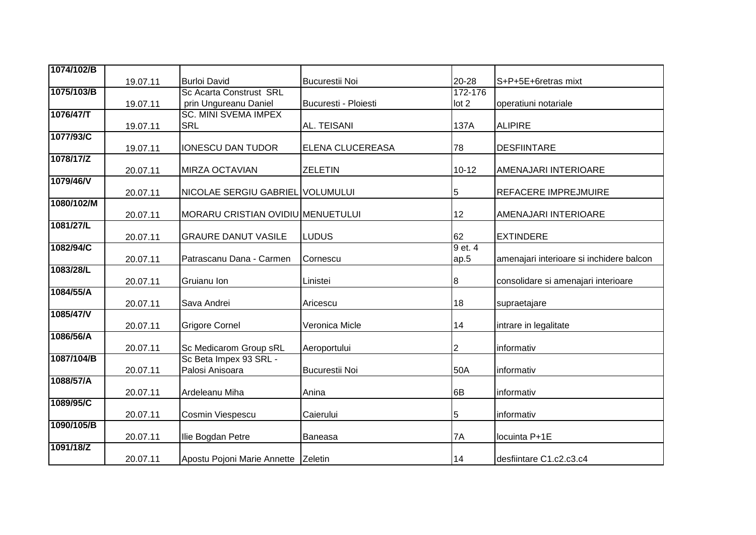| 1074/102/B | 19.07.11 | Burloi David | Bucurestii Noi | 20-28 | S+P+5E+6retras mixt |
|---|---|---|---|---|---|
| 1075/103/B | 19.07.11 | Sc Acarta Construst SRL prin Ungureanu Daniel | Bucuresti - Ploiesti | 172-176 lot 2 | operatiuni notariale |
| 1076/47/T | 19.07.11 | SC. MINI SVEMA IMPEX SRL | AL. TEISANI | 137A | ALIPIRE |
| 1077/93/C | 19.07.11 | IONESCU DAN TUDOR | ELENA CLUCEREASA | 78 | DESFIINTARE |
| 1078/17/Z | 20.07.11 | MIRZA OCTAVIAN | ZELETIN | 10-12 | AMENAJARI INTERIOARE |
| 1079/46/V | 20.07.11 | NICOLAE SERGIU GABRIEL | VOLUMULUI | 5 | REFACERE IMPREJMUIRE |
| 1080/102/M | 20.07.11 | MORARU CRISTIAN OVIDIU | MENUETULUI | 12 | AMENAJARI INTERIOARE |
| 1081/27/L | 20.07.11 | GRAURE DANUT VASILE | LUDUS | 62 | EXTINDERE |
| 1082/94/C | 20.07.11 | Patrascanu Dana - Carmen | Cornescu | 9 et. 4 ap.5 | amenajari interioare si inchidere balcon |
| 1083/28/L | 20.07.11 | Gruianu Ion | Linistei | 8 | consolidare si amenajari interioare |
| 1084/55/A | 20.07.11 | Sava Andrei | Aricescu | 18 | supraetajare |
| 1085/47/V | 20.07.11 | Grigore Cornel | Veronica Micle | 14 | intrare in legalitate |
| 1086/56/A | 20.07.11 | Sc Medicarom Group sRL | Aeroportului | 2 | informativ |
| 1087/104/B | 20.07.11 | Sc Beta Impex 93 SRL - Palosi Anisoara | Bucurestii Noi | 50A | informativ |
| 1088/57/A | 20.07.11 | Ardeleanu Miha | Anina | 6B | informativ |
| 1089/95/C | 20.07.11 | Cosmin Viespescu | Caierului | 5 | informativ |
| 1090/105/B | 20.07.11 | Ilie Bogdan Petre | Baneasa | 7A | locuinta P+1E |
| 1091/18/Z | 20.07.11 | Apostu Pojoni Marie Annette | Zeletin | 14 | desfiintare C1.c2.c3.c4 |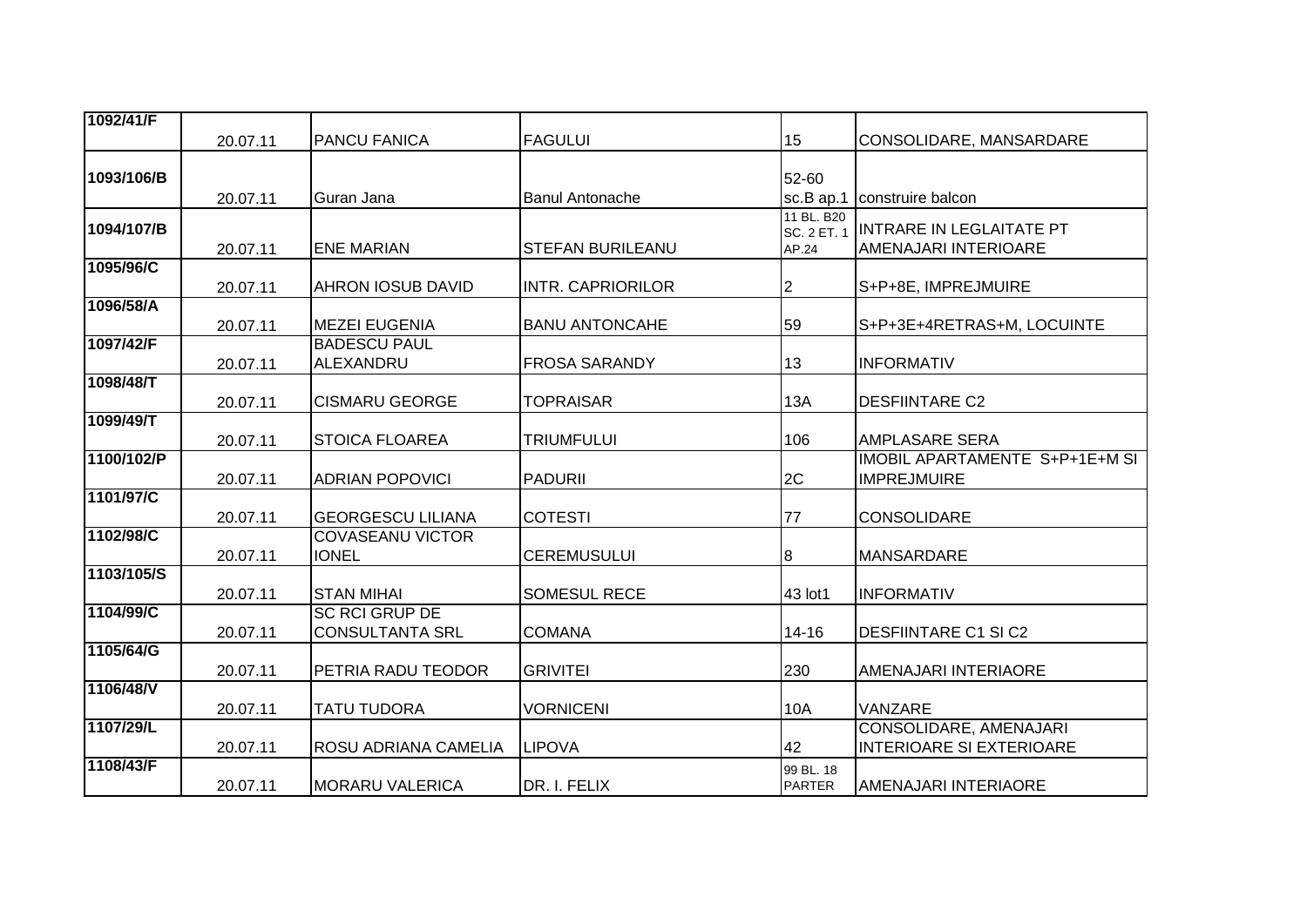| | | | | | |
|---|---|---|---|---|---|
| 1092/41/F | 20.07.11 | PANCU FANICA | FAGULUI | 15 | CONSOLIDARE, MANSARDARE |
| 1093/106/B | 20.07.11 | Guran Jana | Banul Antonache | 52-60 sc.B ap.1 | construire balcon |
| 1094/107/B | 20.07.11 | ENE MARIAN | STEFAN BURILEANU | 11 BL. B20 SC. 2 ET. 1 AP.24 | INTRARE IN LEGLAITATE PT AMENAJARI INTERIOARE |
| 1095/96/C | 20.07.11 | AHRON IOSUB DAVID | INTR. CAPRIORILOR | 2 | S+P+8E, IMPREJMUIRE |
| 1096/58/A | 20.07.11 | MEZEI EUGENIA | BANU ANTONCAHE | 59 | S+P+3E+4RETRAS+M, LOCUINTE |
| 1097/42/F | 20.07.11 | BADESCU PAUL ALEXANDRU | FROSA SARANDY | 13 | INFORMATIV |
| 1098/48/T | 20.07.11 | CISMARU GEORGE | TOPRAISAR | 13A | DESFIINTARE C2 |
| 1099/49/T | 20.07.11 | STOICA FLOAREA | TRIUMFULUI | 106 | AMPLASARE SERA |
| 1100/102/P | 20.07.11 | ADRIAN POPOVICI | PADURII | 2C | IMOBIL APARTAMENTE S+P+1E+M SI IMPREJMUIRE |
| 1101/97/C | 20.07.11 | GEORGESCU LILIANA | COTESTI | 77 | CONSOLIDARE |
| 1102/98/C | 20.07.11 | COVASEANU VICTOR IONEL | CEREMUSULUI | 8 | MANSARDARE |
| 1103/105/S | 20.07.11 | STAN MIHAI | SOMESUL RECE | 43 lot1 | INFORMATIV |
| 1104/99/C | 20.07.11 | SC RCI GRUP DE CONSULTANTA SRL | COMANA | 14-16 | DESFIINTARE C1 SI C2 |
| 1105/64/G | 20.07.11 | PETRIA RADU TEODOR | GRIVITEI | 230 | AMENAJARI INTERIAORE |
| 1106/48/V | 20.07.11 | TATU TUDORA | VORNICENI | 10A | VANZARE |
| 1107/29/L | 20.07.11 | ROSU ADRIANA CAMELIA | LIPOVA | 42 | CONSOLIDARE, AMENAJARI INTERIOARE SI EXTERIOARE |
| 1108/43/F | 20.07.11 | MORARU VALERICA | DR. I. FELIX | 99 BL. 18 PARTER | AMENAJARI INTERIAORE |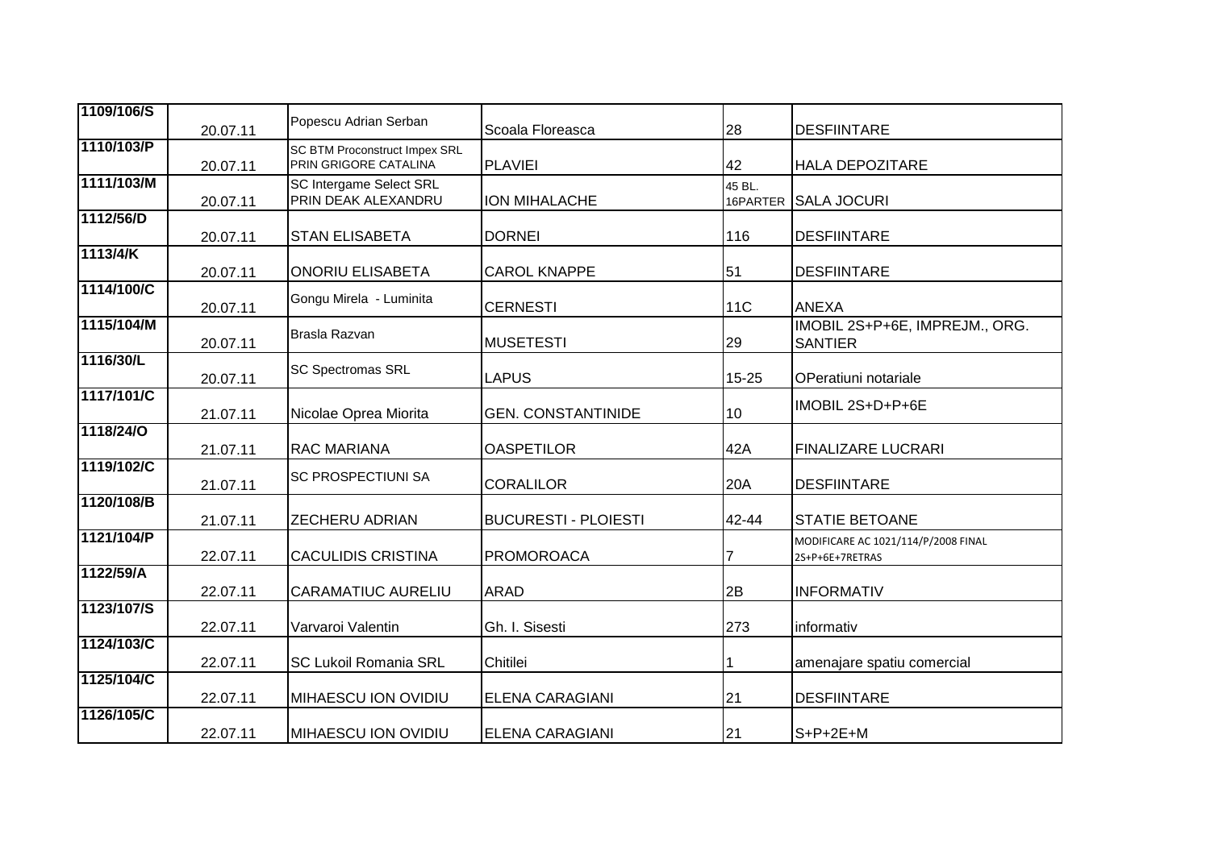| | | | | | |
|---|---|---|---|---|---|
| 1109/106/S | 20.07.11 | Popescu Adrian Serban | Scoala Floreasca | 28 | DESFIINTARE |
| 1110/103/P | 20.07.11 | SC BTM Proconstruct Impex SRL PRIN GRIGORE CATALINA | PLAVIEI | 42 | HALA DEPOZITARE |
| 1111/103/M | 20.07.11 | SC Intergame Select SRL PRIN DEAK ALEXANDRU | ION MIHALACHE | 45 BL. 16PARTER | SALA JOCURI |
| 1112/56/D | 20.07.11 | STAN ELISABETA | DORNEI | 116 | DESFIINTARE |
| 1113/4/K | 20.07.11 | ONORIU ELISABETA | CAROL KNAPPE | 51 | DESFIINTARE |
| 1114/100/C | 20.07.11 | Gongu Mirela - Luminita | CERNESTI | 11C | ANEXA |
| 1115/104/M | 20.07.11 | Brasla Razvan | MUSETESTI | 29 | IMOBIL 2S+P+6E, IMPREJM., ORG. SANTIER |
| 1116/30/L | 20.07.11 | SC Spectromas SRL | LAPUS | 15-25 | OPeratiuni notariale |
| 1117/101/C | 21.07.11 | Nicolae Oprea Miorita | GEN. CONSTANTINIDE | 10 | IMOBIL 2S+D+P+6E |
| 1118/24/O | 21.07.11 | RAC MARIANA | OASPETILOR | 42A | FINALIZARE LUCRARI |
| 1119/102/C | 21.07.11 | SC PROSPECTIUNI SA | CORALILOR | 20A | DESFIINTARE |
| 1120/108/B | 21.07.11 | ZECHERU ADRIAN | BUCURESTI - PLOIESTI | 42-44 | STATIE BETOANE |
| 1121/104/P | 22.07.11 | CACULIDIS CRISTINA | PROMOROACA | 7 | MODIFICARE AC 1021/114/P/2008 FINAL 2S+P+6E+7RETRAS |
| 1122/59/A | 22.07.11 | CARAMATIUC AURELIU | ARAD | 2B | INFORMATIV |
| 1123/107/S | 22.07.11 | Varvaroi Valentin | Gh. I. Sisesti | 273 | informativ |
| 1124/103/C | 22.07.11 | SC Lukoil Romania SRL | Chitilei | 1 | amenajare spatiu comercial |
| 1125/104/C | 22.07.11 | MIHAESCU ION OVIDIU | ELENA CARAGIANI | 21 | DESFIINTARE |
| 1126/105/C | 22.07.11 | MIHAESCU ION OVIDIU | ELENA CARAGIANI | 21 | S+P+2E+M |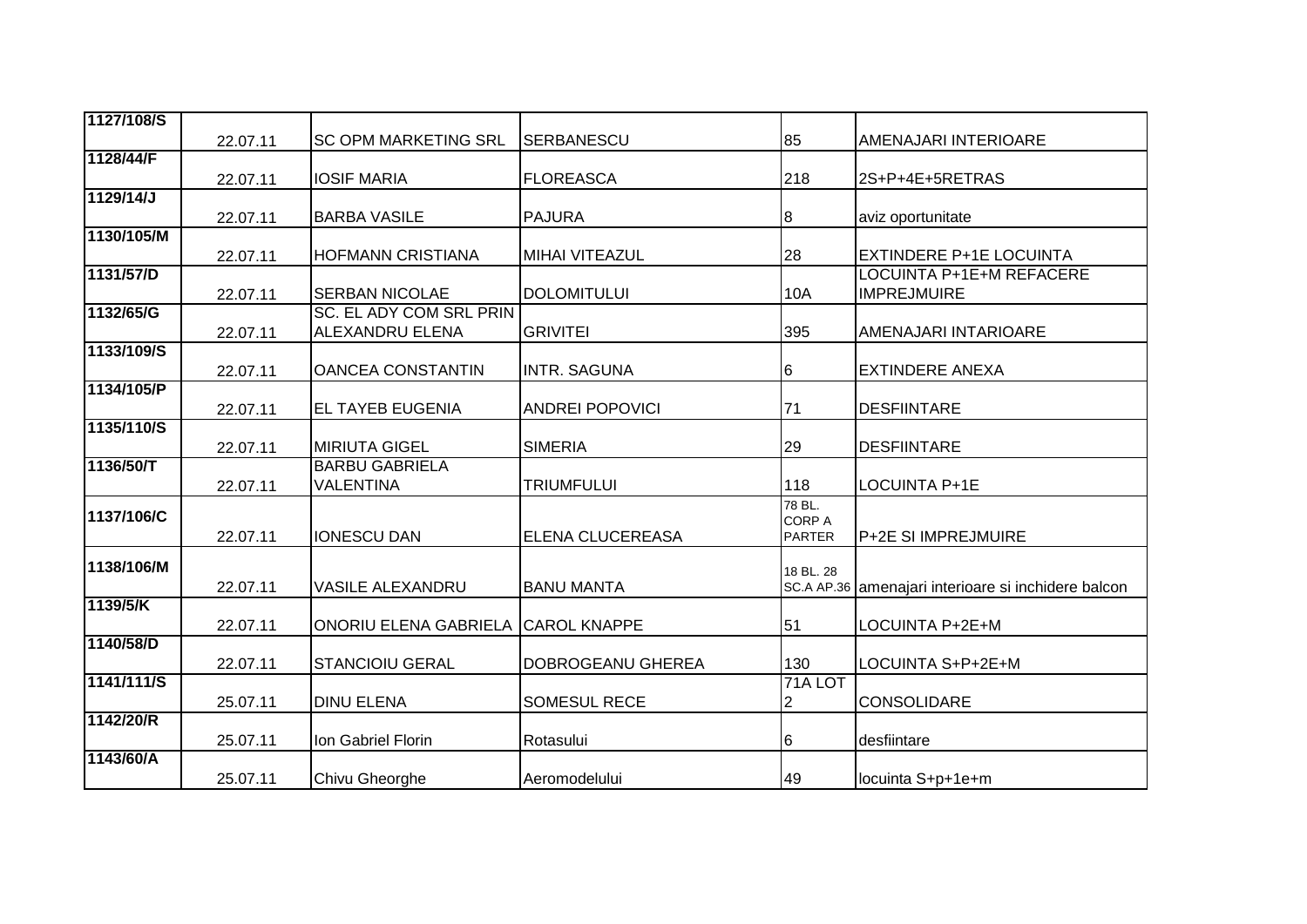| | | | | | |
|---|---|---|---|---|---|
| 1127/108/S | 22.07.11 | SC OPM MARKETING SRL | SERBANESCU | 85 | AMENAJARI INTERIOARE |
| 1128/44/F | 22.07.11 | IOSIF MARIA | FLOREASCA | 218 | 2S+P+4E+5RETRAS |
| 1129/14/J | 22.07.11 | BARBA VASILE | PAJURA | 8 | aviz oportunitate |
| 1130/105/M | 22.07.11 | HOFMANN CRISTIANA | MIHAI VITEAZUL | 28 | EXTINDERE P+1E LOCUINTA |
| 1131/57/D | 22.07.11 | SERBAN NICOLAE | DOLOMITULUI | 10A | LOCUINTA P+1E+M REFACERE IMPREJMUIRE |
| 1132/65/G | 22.07.11 | SC. EL ADY COM SRL PRIN ALEXANDRU ELENA | GRIVITEI | 395 | AMENAJARI INTARIOARE |
| 1133/109/S | 22.07.11 | OANCEA CONSTANTIN | INTR. SAGUNA | 6 | EXTINDERE ANEXA |
| 1134/105/P | 22.07.11 | EL TAYEB EUGENIA | ANDREI POPOVICI | 71 | DESFIINTARE |
| 1135/110/S | 22.07.11 | MIRIUTA GIGEL | SIMERIA | 29 | DESFIINTARE |
| 1136/50/T | 22.07.11 | BARBU GABRIELA VALENTINA | TRIUMFULUI | 118 | LOCUINTA P+1E |
| 1137/106/C | 22.07.11 | IONESCU DAN | ELENA CLUCEREASA | 78 BL. CORP A PARTER | P+2E SI IMPREJMUIRE |
| 1138/106/M | 22.07.11 | VASILE ALEXANDRU | BANU MANTA | 18 BL. 28 SC.A AP.36 | amenajari interioare si inchidere balcon |
| 1139/5/K | 22.07.11 | ONORIU ELENA GABRIELA | CAROL KNAPPE | 51 | LOCUINTA P+2E+M |
| 1140/58/D | 22.07.11 | STANCIOIU GERAL | DOBROGEANU GHEREA | 130 | LOCUINTA S+P+2E+M |
| 1141/111/S | 25.07.11 | DINU ELENA | SOMESUL RECE | 71A LOT 2 | CONSOLIDARE |
| 1142/20/R | 25.07.11 | Ion Gabriel Florin | Rotasului | 6 | desfiintare |
| 1143/60/A | 25.07.11 | Chivu Gheorghe | Aeromodelului | 49 | locuinta S+p+1e+m |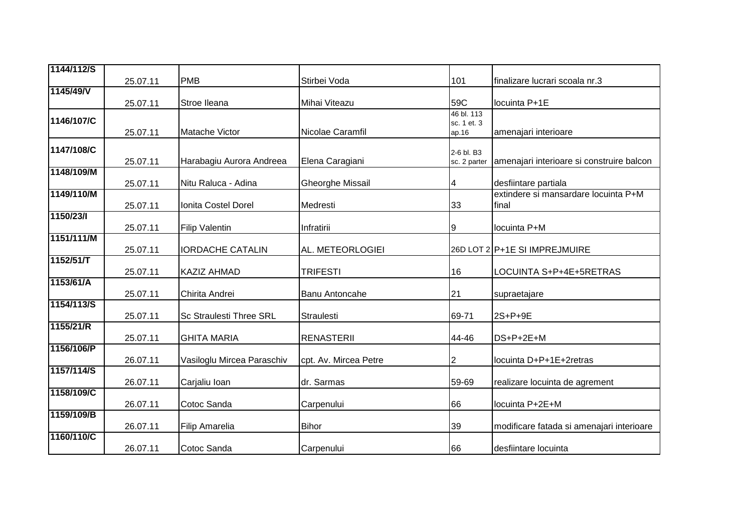| 1144/112/S | 25.07.11 | PMB | Stirbei Voda | 101 | finalizare lucrari scoala nr.3 |
|---|---|---|---|---|---|
| 1145/49/V | 25.07.11 | Stroe Ileana | Mihai Viteazu | 59C | locuinta P+1E |
| 1146/107/C | 25.07.11 | Matache Victor | Nicolae Caramfil | 46 bl. 113 sc. 1 et. 3 ap.16 | amenajari interioare |
| 1147/108/C | 25.07.11 | Harabagiu Aurora Andreea | Elena Caragiani | 2-6 bl. B3 sc. 2 parter | amenajari interioare si construire balcon |
| 1148/109/M | 25.07.11 | Nitu Raluca - Adina | Gheorghe Missail | 4 | desfiintare partiala |
| 1149/110/M | 25.07.11 | Ionita Costel Dorel | Medresti | 33 | extindere si mansardare locuinta P+M final |
| 1150/23/I | 25.07.11 | Filip Valentin | Infratirii | 9 | locuinta P+M |
| 1151/111/M | 25.07.11 | IORDACHE CATALIN | AL. METEORLOGIEI | 26D LOT 2 | P+1E SI IMPREJMUIRE |
| 1152/51/T | 25.07.11 | KAZIZ AHMAD | TRIFESTI | 16 | LOCUINTA S+P+4E+5RETRAS |
| 1153/61/A | 25.07.11 | Chirita Andrei | Banu Antoncahe | 21 | supraetajare |
| 1154/113/S | 25.07.11 | Sc Straulesti Three SRL | Straulesti | 69-71 | 2S+P+9E |
| 1155/21/R | 25.07.11 | GHITA MARIA | RENASTERII | 44-46 | DS+P+2E+M |
| 1156/106/P | 26.07.11 | Vasiloglu Mircea Paraschiv | cpt. Av. Mircea Petre | 2 | locuinta D+P+1E+2retras |
| 1157/114/S | 26.07.11 | Carjaliu Ioan | dr. Sarmas | 59-69 | realizare locuinta de agrement |
| 1158/109/C | 26.07.11 | Cotoc Sanda | Carpenului | 66 | locuinta P+2E+M |
| 1159/109/B | 26.07.11 | Filip Amarelia | Bihor | 39 | modificare fatada si amenajari interioare |
| 1160/110/C | 26.07.11 | Cotoc Sanda | Carpenului | 66 | desfiintare locuinta |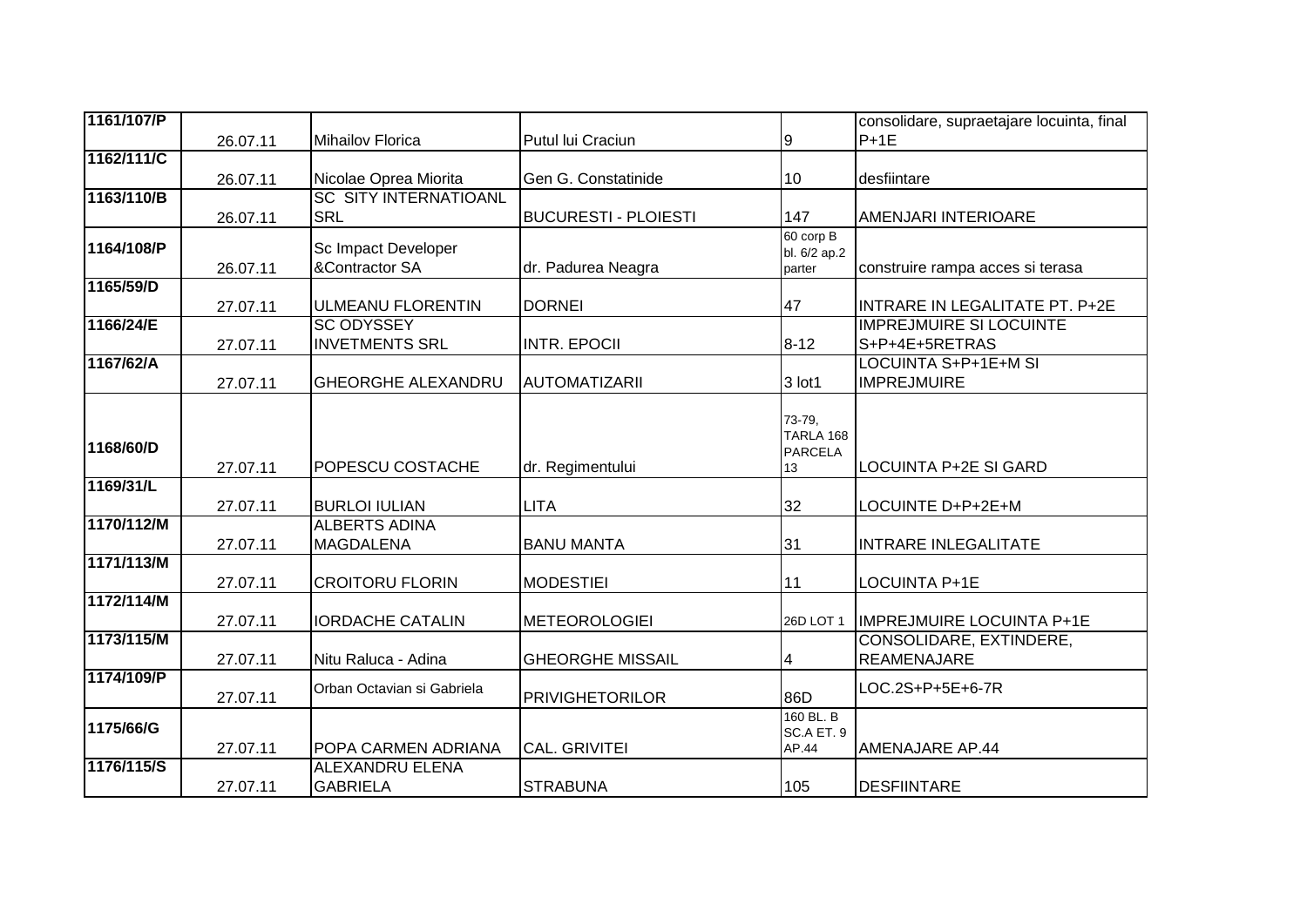| 1161/107/P | 26.07.11 | Mihailov Florica | Putul lui Craciun | 9 | consolidare, supraetajare locuinta, final P+1E |
|---|---|---|---|---|---|
| 1162/111/C | 26.07.11 | Nicolae Oprea Miorita | Gen G. Constatinide | 10 | desfiintare |
| 1163/110/B | 26.07.11 | SC SITY INTERNATIOANL SRL | BUCURESTI - PLOIESTI | 147 | AMENJARI INTERIOARE |
| 1164/108/P | 26.07.11 | Sc Impact Developer &Contractor SA | dr. Padurea Neagra | 60 corp B bl. 6/2 ap.2 parter | construire rampa acces si terasa |
| 1165/59/D | 27.07.11 | ULMEANU FLORENTIN | DORNEI | 47 | INTRARE IN LEGALITATE PT. P+2E |
| 1166/24/E | 27.07.11 | SC ODYSSEY INVETMENTS SRL | INTR. EPOCII | 8-12 | IMPREJMUIRE SI LOCUINTE S+P+4E+5RETRAS |
| 1167/62/A | 27.07.11 | GHEORGHE ALEXANDRU | AUTOMATIZARII | 3 lot1 | LOCUINTA S+P+1E+M SI IMPREJMUIRE |
| 1168/60/D | 27.07.11 | POPESCU COSTACHE | dr. Regimentului | 73-79, TARLA 168 PARCELA 13 | LOCUINTA P+2E SI GARD |
| 1169/31/L | 27.07.11 | BURLOI IULIAN | LITA | 32 | LOCUINTE D+P+2E+M |
| 1170/112/M | 27.07.11 | ALBERTS ADINA MAGDALENA | BANU MANTA | 31 | INTRARE INLEGALITATE |
| 1171/113/M | 27.07.11 | CROITORU FLORIN | MODESTIEI | 11 | LOCUINTA P+1E |
| 1172/114/M | 27.07.11 | IORDACHE CATALIN | METEOROLOGIEI | 26D LOT 1 | IMPREJMUIRE LOCUINTA P+1E |
| 1173/115/M | 27.07.11 | Nitu Raluca - Adina | GHEORGHE MISSAIL | 4 | CONSOLIDARE, EXTINDERE, REAMENAJARE |
| 1174/109/P | 27.07.11 | Orban Octavian si Gabriela | PRIVIGHETORILOR | 86D | LOC.2S+P+5E+6-7R |
| 1175/66/G | 27.07.11 | POPA CARMEN ADRIANA | CAL. GRIVITEI | 160 BL. B SC.A ET. 9 AP.44 | AMENAJARE AP.44 |
| 1176/115/S | 27.07.11 | ALEXANDRU ELENA GABRIELA | STRABUNA | 105 | DESFIINTARE |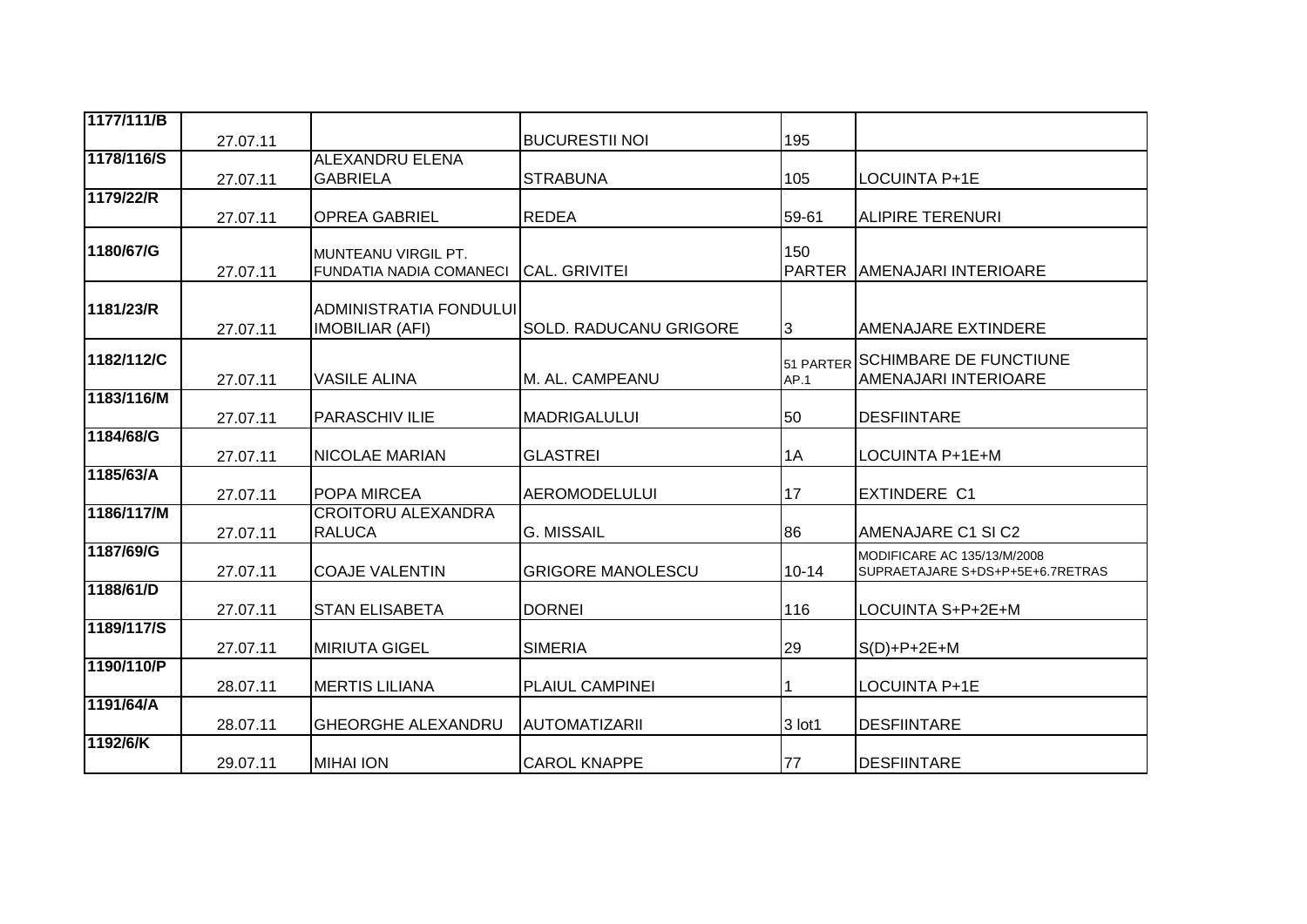| | | | | | |
|---|---|---|---|---|---|
| 1177/111/B | 27.07.11 | | BUCURESTII NOI | 195 | |
| 1178/116/S | 27.07.11 | ALEXANDRU ELENA GABRIELA | STRABUNA | 105 | LOCUINTA P+1E |
| 1179/22/R | 27.07.11 | OPREA GABRIEL | REDEA | 59-61 | ALIPIRE TERENURI |
| 1180/67/G | 27.07.11 | MUNTEANU VIRGIL PT. FUNDATIA NADIA COMANECI | CAL. GRIVITEI | 150 PARTER | AMENAJARI INTERIOARE |
| 1181/23/R | 27.07.11 | ADMINISTRATIA FONDULUI IMOBILIAR (AFI) | SOLD. RADUCANU GRIGORE | 3 | AMENAJARE EXTINDERE |
| 1182/112/C | 27.07.11 | VASILE ALINA | M. AL. CAMPEANU | 51 PARTER AP.1 | SCHIMBARE DE FUNCTIUNE AMENAJARI INTERIOARE |
| 1183/116/M | 27.07.11 | PARASCHIV ILIE | MADRIGALULUI | 50 | DESFIINTARE |
| 1184/68/G | 27.07.11 | NICOLAE MARIAN | GLASTREI | 1A | LOCUINTA P+1E+M |
| 1185/63/A | 27.07.11 | POPA MIRCEA | AEROMODELULUI | 17 | EXTINDERE C1 |
| 1186/117/M | 27.07.11 | CROITORU ALEXANDRA RALUCA | G. MISSAIL | 86 | AMENAJARE C1 SI C2 |
| 1187/69/G | 27.07.11 | COAJE VALENTIN | GRIGORE MANOLESCU | 10-14 | MODIFICARE AC 135/13/M/2008 SUPRAETAJARE S+DS+P+5E+6.7RETRAS |
| 1188/61/D | 27.07.11 | STAN ELISABETA | DORNEI | 116 | LOCUINTA S+P+2E+M |
| 1189/117/S | 27.07.11 | MIRIUTA GIGEL | SIMERIA | 29 | S(D)+P+2E+M |
| 1190/110/P | 28.07.11 | MERTIS LILIANA | PLAIUL CAMPINEI | 1 | LOCUINTA P+1E |
| 1191/64/A | 28.07.11 | GHEORGHE ALEXANDRU | AUTOMATIZARII | 3 lot1 | DESFIINTARE |
| 1192/6/K | 29.07.11 | MIHAI ION | CAROL KNAPPE | 77 | DESFIINTARE |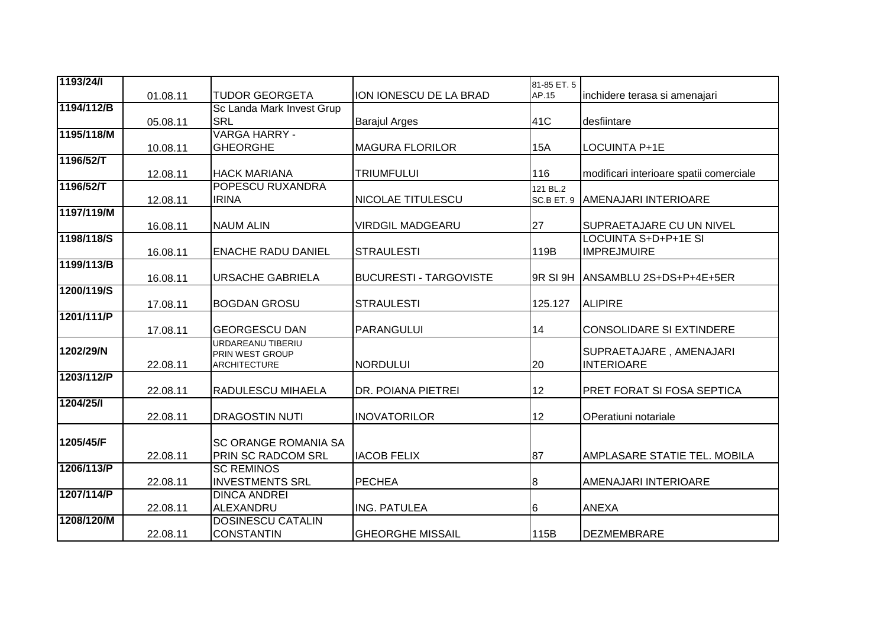| | | | | | |
|---|---|---|---|---|---|
| 1193/24/I | 01.08.11 | TUDOR GEORGETA | ION IONESCU DE LA BRAD | 81-85 ET. 5 AP.15 | inchidere terasa si amenajari |
| 1194/112/B | 05.08.11 | Sc Landa Mark Invest Grup SRL | Barajul Arges | 41C | desfiintare |
| 1195/118/M | 10.08.11 | VARGA HARRY - GHEORGHE | MAGURA FLORILOR | 15A | LOCUINTA P+1E |
| 1196/52/T | 12.08.11 | HACK MARIANA | TRIUMFULUI | 116 | modificari interioare spatii comerciale |
| 1196/52/T | 12.08.11 | POPESCU RUXANDRA IRINA | NICOLAE TITULESCU | 121 BL.2 SC.B ET. 9 | AMENAJARI INTERIOARE |
| 1197/119/M | 16.08.11 | NAUM ALIN | VIRDGIL MADGEARU | 27 | SUPRAETAJARE CU UN NIVEL |
| 1198/118/S | 16.08.11 | ENACHE RADU DANIEL | STRAULESTI | 119B | LOCUINTA S+D+P+1E SI IMPREJMUIRE |
| 1199/113/B | 16.08.11 | URSACHE GABRIELA | BUCURESTI - TARGOVISTE | 9R SI 9H | ANSAMBLU 2S+DS+P+4E+5ER |
| 1200/119/S | 17.08.11 | BOGDAN GROSU | STRAULESTI | 125.127 | ALIPIRE |
| 1201/111/P | 17.08.11 | GEORGESCU DAN | PARANGULUI | 14 | CONSOLIDARE SI EXTINDERE |
| 1202/29/N | 22.08.11 | URDAREANU TIBERIU PRIN WEST GROUP ARCHITECTURE | NORDULUI | 20 | SUPRAETAJARE , AMENAJARI INTERIOARE |
| 1203/112/P | 22.08.11 | RADULESCU MIHAELA | DR. POIANA PIETREI | 12 | PRET FORAT SI FOSA SEPTICA |
| 1204/25/I | 22.08.11 | DRAGOSTIN NUTI | INOVATORILOR | 12 | OPeratiuni notariale |
| 1205/45/F | 22.08.11 | SC ORANGE ROMANIA SA PRIN SC RADCOM SRL | IACOB FELIX | 87 | AMPLASARE STATIE TEL. MOBILA |
| 1206/113/P | 22.08.11 | SC REMINOS INVESTMENTS SRL | PECHEA | 8 | AMENAJARI INTERIOARE |
| 1207/114/P | 22.08.11 | DINCA ANDREI ALEXANDRU | ING. PATULEA | 6 | ANEXA |
| 1208/120/M | 22.08.11 | DOSINESCU CATALIN CONSTANTIN | GHEORGHE MISSAIL | 115B | DEZMEMBRARE |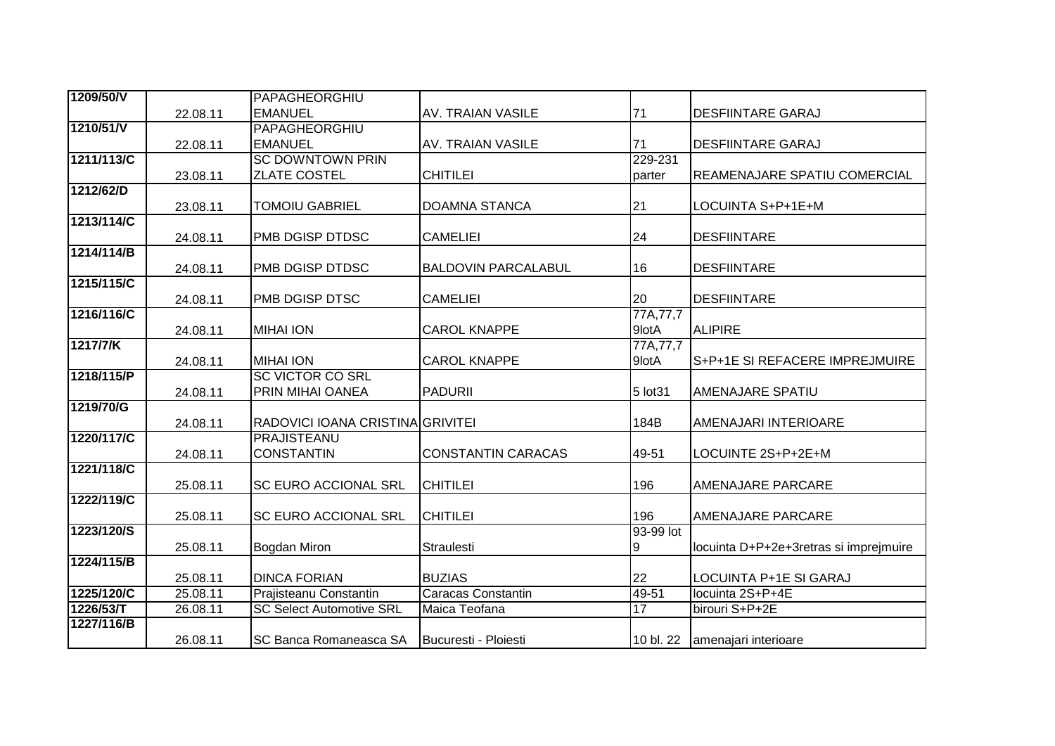| 1209/50/V | 22.08.11 | PAPAGHEORGHIU EMANUEL | AV. TRAIAN VASILE | 71 | DESFIINTARE GARAJ |
|---|---|---|---|---|---|
| 1210/51/V | 22.08.11 | PAPAGHEORGHIU EMANUEL | AV. TRAIAN VASILE | 71 | DESFIINTARE GARAJ |
| 1211/113/C | 23.08.11 | SC DOWNTOWN PRIN ZLATE COSTEL | CHITILEI | 229-231 parter | REAMENAJARE SPATIU COMERCIAL |
| 1212/62/D | 23.08.11 | TOMOIU GABRIEL | DOAMNA STANCA | 21 | LOCUINTA S+P+1E+M |
| 1213/114/C | 24.08.11 | PMB DGISP DTDSC | CAMELIEI | 24 | DESFIINTARE |
| 1214/114/B | 24.08.11 | PMB DGISP DTDSC | BALDOVIN PARCALABUL | 16 | DESFIINTARE |
| 1215/115/C | 24.08.11 | PMB DGISP DTSC | CAMELIEI | 20 | DESFIINTARE |
| 1216/116/C | 24.08.11 | MIHAI ION | CAROL KNAPPE | 77A,77,79lotA | ALIPIRE |
| 1217/7/K | 24.08.11 | MIHAI ION | CAROL KNAPPE | 77A,77,79lotA | S+P+1E SI REFACERE IMPREJMUIRE |
| 1218/115/P | 24.08.11 | SC VICTOR CO SRL PRIN MIHAI OANEA | PADURII | 5 lot31 | AMENAJARE SPATIU |
| 1219/70/G | 24.08.11 | RADOVICI IOANA CRISTINA | GRIVITEI | 184B | AMENAJARI INTERIOARE |
| 1220/117/C | 24.08.11 | PRAJISTEANU CONSTANTIN | CONSTANTIN CARACAS | 49-51 | LOCUINTE 2S+P+2E+M |
| 1221/118/C | 25.08.11 | SC EURO ACCIONAL SRL | CHITILEI | 196 | AMENAJARE PARCARE |
| 1222/119/C | 25.08.11 | SC EURO ACCIONAL SRL | CHITILEI | 196 | AMENAJARE PARCARE |
| 1223/120/S | 25.08.11 | Bogdan Miron | Straulesti | 93-99 lot 9 | locuinta D+P+2e+3retras si imprejmuire |
| 1224/115/B | 25.08.11 | DINCA FORIAN | BUZIAS | 22 | LOCUINTA P+1E SI GARAJ |
| 1225/120/C | 25.08.11 | Prajisteanu Constantin | Caracas Constantin | 49-51 | locuinta 2S+P+4E |
| 1226/53/T | 26.08.11 | SC Select Automotive SRL | Maica Teofana | 17 | birouri S+P+2E |
| 1227/116/B | 26.08.11 | SC Banca Romaneasca SA | Bucuresti - Ploiesti | 10 bl. 22 | amenajari interioare |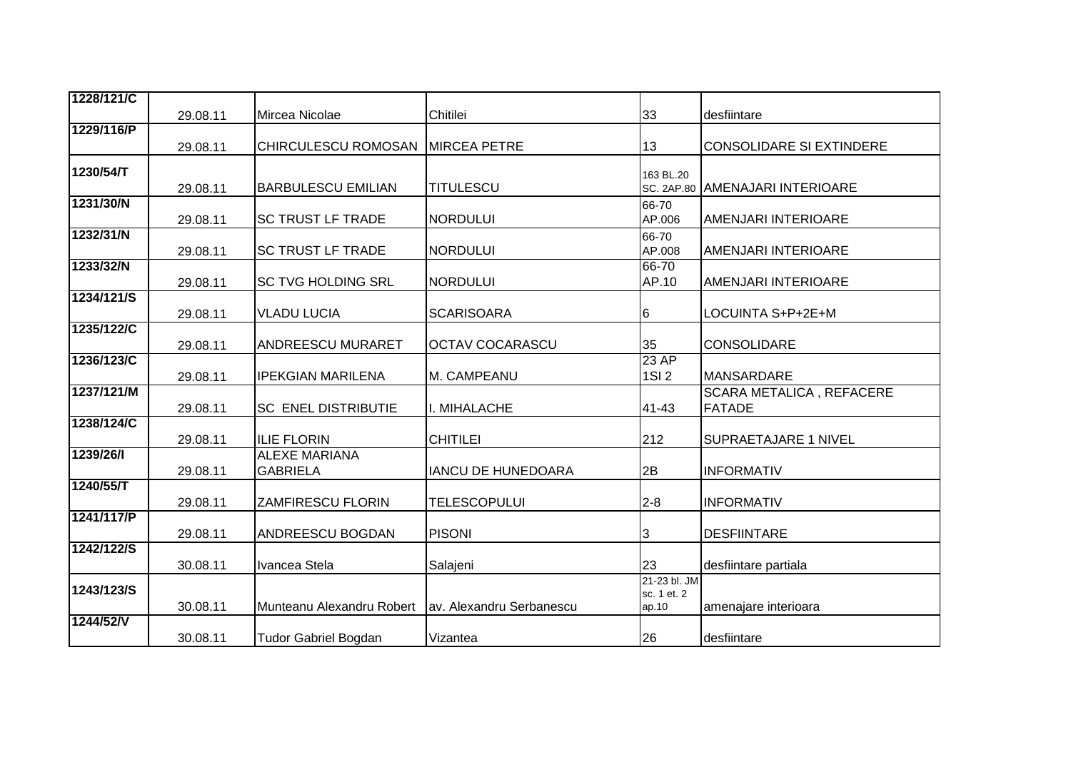| 1228/121/C | 29.08.11 | Mircea Nicolae | Chitilei | 33 | desfiintare |
|---|---|---|---|---|---|
| 1229/116/P | 29.08.11 | CHIRCULESCU ROMOSAN | MIRCEA PETRE | 13 | CONSOLIDARE SI EXTINDERE |
| 1230/54/T | 29.08.11 | BARBULESCU EMILIAN | TITULESCU | 163 BL.20 SC. 2AP.80 | AMENAJARI INTERIOARE |
| 1231/30/N | 29.08.11 | SC TRUST LF TRADE | NORDULUI | 66-70 AP.006 | AMENJARI INTERIOARE |
| 1232/31/N | 29.08.11 | SC TRUST LF TRADE | NORDULUI | 66-70 AP.008 | AMENJARI INTERIOARE |
| 1233/32/N | 29.08.11 | SC TVG HOLDING SRL | NORDULUI | 66-70 AP.10 | AMENJARI INTERIOARE |
| 1234/121/S | 29.08.11 | VLADU LUCIA | SCARISOARA | 6 | LOCUINTA S+P+2E+M |
| 1235/122/C | 29.08.11 | ANDREESCU MURARET | OCTAV COCARASCU | 35 | CONSOLIDARE |
| 1236/123/C | 29.08.11 | IPEKGIAN MARILENA | M. CAMPEANU | 23 AP 1SI 2 | MANSARDARE |
| 1237/121/M | 29.08.11 | SC ENEL DISTRIBUTIE | I. MIHALACHE | 41-43 | SCARA METALICA , REFACERE FATADE |
| 1238/124/C | 29.08.11 | ILIE FLORIN | CHITILEI | 212 | SUPRAETAJARE 1 NIVEL |
| 1239/26/I | 29.08.11 | ALEXE MARIANA GABRIELA | IANCU DE HUNEDOARA | 2B | INFORMATIV |
| 1240/55/T | 29.08.11 | ZAMFIRESCU FLORIN | TELESCOPULUI | 2-8 | INFORMATIV |
| 1241/117/P | 29.08.11 | ANDREESCU BOGDAN | PISONI | 3 | DESFIINTARE |
| 1242/122/S | 30.08.11 | Ivancea Stela | Salajeni | 23 | desfiintare partiala |
| 1243/123/S | 30.08.11 | Munteanu Alexandru Robert | av. Alexandru Serbanescu | 21-23 bl. JM sc. 1 et. 2 ap.10 | amenajare interioara |
| 1244/52/V | 30.08.11 | Tudor Gabriel Bogdan | Vizantea | 26 | desfiintare |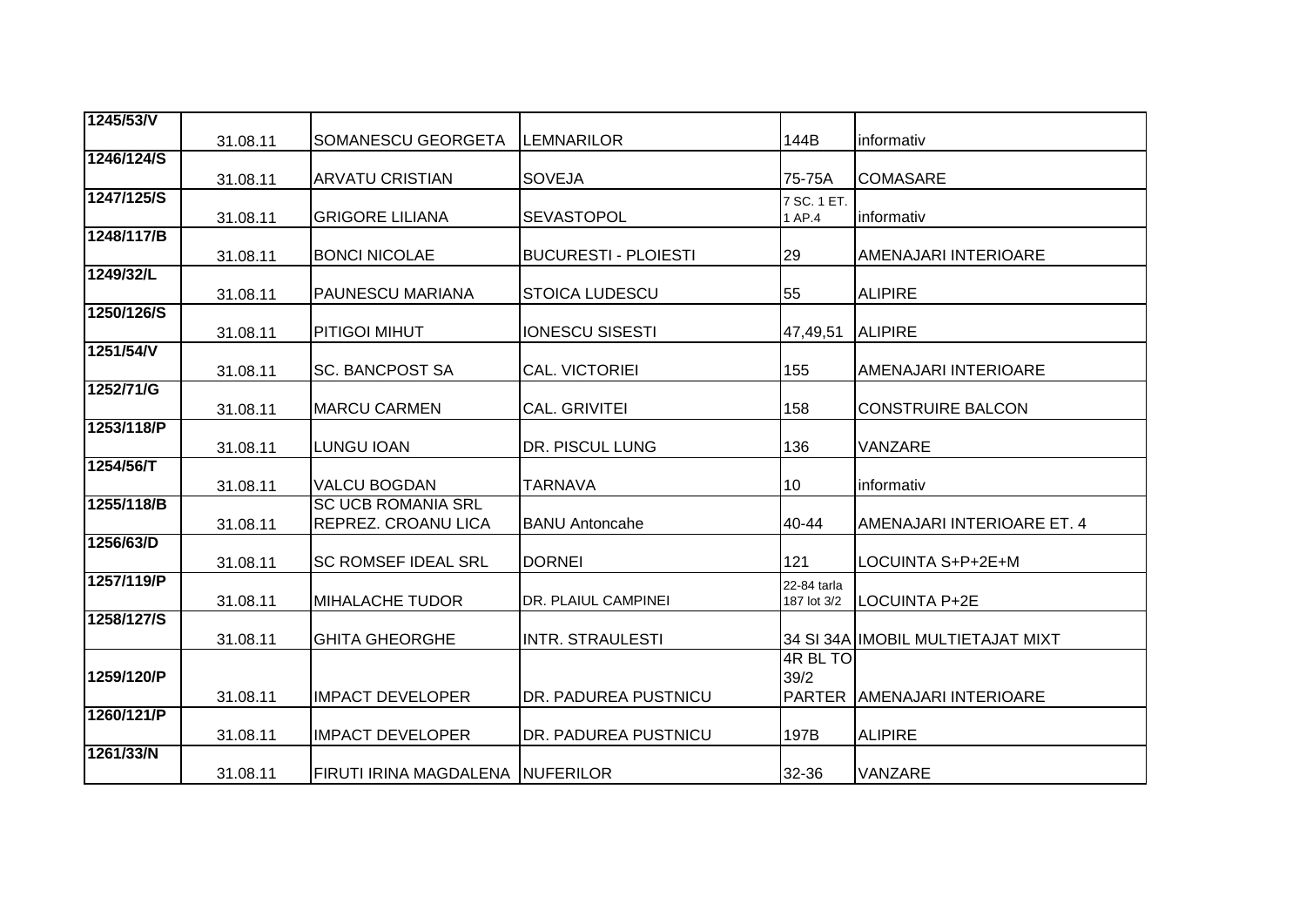| 1245/53/V | 31.08.11 | SOMANESCU GEORGETA | LEMNARILOR | 144B | informativ |
|---|---|---|---|---|---|
| 1246/124/S | 31.08.11 | ARVATU CRISTIAN | SOVEJA | 75-75A | COMASARE |
| 1247/125/S | 31.08.11 | GRIGORE LILIANA | SEVASTOPOL | 7 SC. 1 ET. 1 AP.4 | informativ |
| 1248/117/B | 31.08.11 | BONCI NICOLAE | BUCURESTI - PLOIESTI | 29 | AMENAJARI INTERIOARE |
| 1249/32/L | 31.08.11 | PAUNESCU MARIANA | STOICA LUDESCU | 55 | ALIPIRE |
| 1250/126/S | 31.08.11 | PITIGOI MIHUT | IONESCU SISESTI | 47,49,51 | ALIPIRE |
| 1251/54/V | 31.08.11 | SC. BANCPOST SA | CAL. VICTORIEI | 155 | AMENAJARI INTERIOARE |
| 1252/71/G | 31.08.11 | MARCU CARMEN | CAL. GRIVITEI | 158 | CONSTRUIRE BALCON |
| 1253/118/P | 31.08.11 | LUNGU IOAN | DR. PISCUL LUNG | 136 | VANZARE |
| 1254/56/T | 31.08.11 | VALCU BOGDAN | TARNAVA | 10 | informativ |
| 1255/118/B | 31.08.11 | SC UCB ROMANIA SRL REPREZ. CROANU LICA | BANU Antoncahe | 40-44 | AMENAJARI INTERIOARE ET. 4 |
| 1256/63/D | 31.08.11 | SC ROMSEF IDEAL SRL | DORNEI | 121 | LOCUINTA S+P+2E+M |
| 1257/119/P | 31.08.11 | MIHALACHE TUDOR | DR. PLAIUL CAMPINEI | 22-84 tarla 187 lot 3/2 | LOCUINTA P+2E |
| 1258/127/S | 31.08.11 | GHITA GHEORGHE | INTR. STRAULESTI | 34 SI 34A | IMOBIL MULTIETAJAT MIXT |
| 1259/120/P | 31.08.11 | IMPACT DEVELOPER | DR. PADUREA PUSTNICU | 4R BL TO 39/2 PARTER | AMENAJARI INTERIOARE |
| 1260/121/P | 31.08.11 | IMPACT DEVELOPER | DR. PADUREA PUSTNICU | 197B | ALIPIRE |
| 1261/33/N | 31.08.11 | FIRUTI IRINA MAGDALENA | NUFERILOR | 32-36 | VANZARE |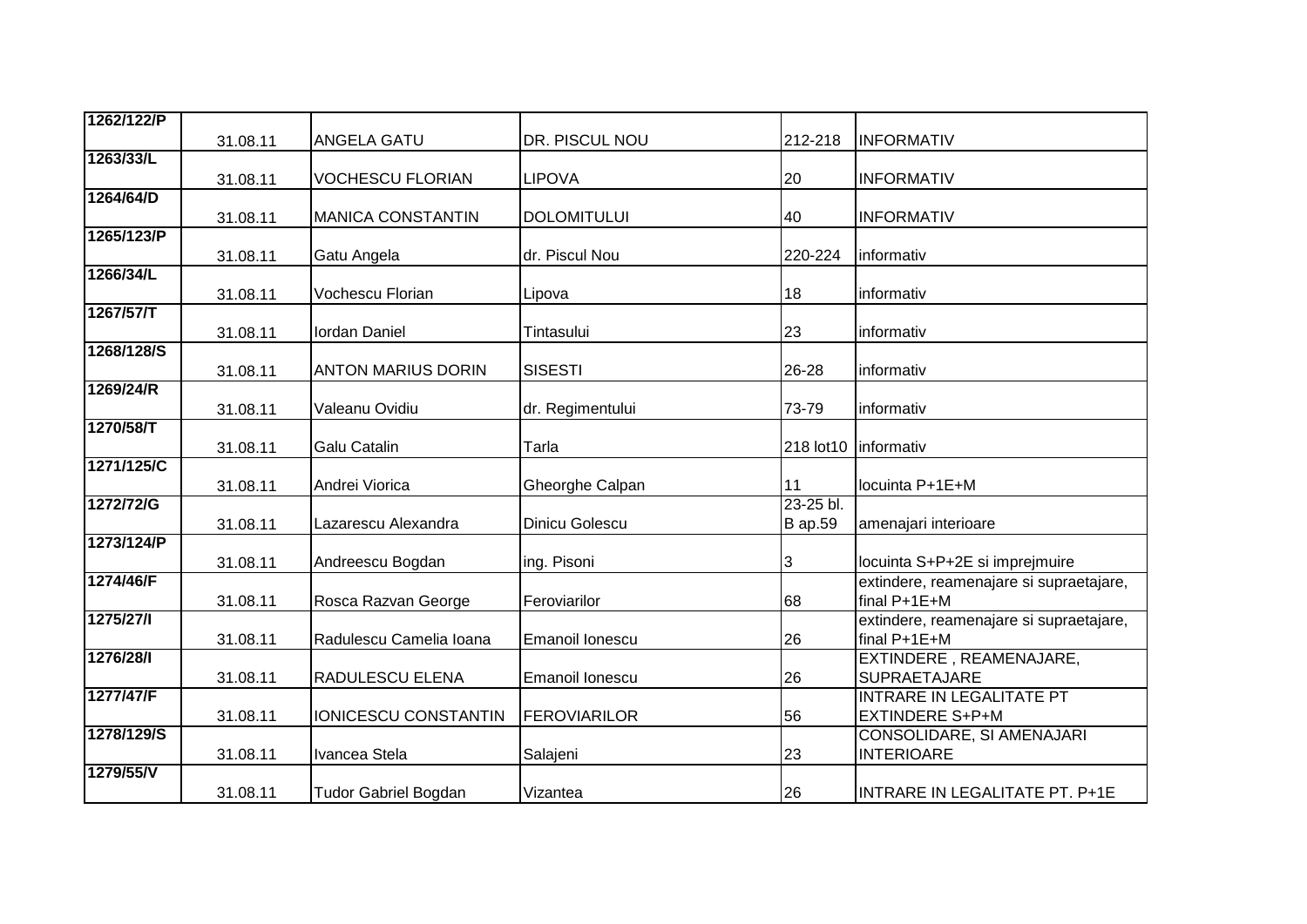| 1262/122/P | 31.08.11 | ANGELA GATU | DR. PISCUL NOU | 212-218 | INFORMATIV |
|---|---|---|---|---|---|
| 1263/33/L | 31.08.11 | VOCHESCU FLORIAN | LIPOVA | 20 | INFORMATIV |
| 1264/64/D | 31.08.11 | MANICA CONSTANTIN | DOLOMITULUI | 40 | INFORMATIV |
| 1265/123/P | 31.08.11 | Gatu Angela | dr. Piscul Nou | 220-224 | informativ |
| 1266/34/L | 31.08.11 | Vochescu Florian | Lipova | 18 | informativ |
| 1267/57/T | 31.08.11 | Iordan Daniel | Tintasului | 23 | informativ |
| 1268/128/S | 31.08.11 | ANTON MARIUS DORIN | SISESTI | 26-28 | informativ |
| 1269/24/R | 31.08.11 | Valeanu Ovidiu | dr. Regimentului | 73-79 | informativ |
| 1270/58/T | 31.08.11 | Galu Catalin | Tarla | 218 lot10 | informativ |
| 1271/125/C | 31.08.11 | Andrei Viorica | Gheorghe Calpan | 11 | locuinta P+1E+M |
| 1272/72/G | 31.08.11 | Lazarescu Alexandra | Dinicu Golescu | 23-25 bl. B ap.59 | amenajari interioare |
| 1273/124/P | 31.08.11 | Andreescu Bogdan | ing. Pisoni | 3 | locuinta S+P+2E si imprejmuire |
| 1274/46/F | 31.08.11 | Rosca Razvan George | Feroviarilor | 68 | extindere, reamenajare si supraetajare, final P+1E+M |
| 1275/27/I | 31.08.11 | Radulescu Camelia Ioana | Emanoil Ionescu | 26 | extindere, reamenajare si supraetajare, final P+1E+M |
| 1276/28/I | 31.08.11 | RADULESCU ELENA | Emanoil Ionescu | 26 | EXTINDERE , REAMENAJARE, SUPRAETAJARE |
| 1277/47/F | 31.08.11 | IONICESCU CONSTANTIN | FEROVIARILOR | 56 | INTRARE IN LEGALITATE PT EXTINDERE S+P+M |
| 1278/129/S | 31.08.11 | Ivancea Stela | Salajeni | 23 | CONSOLIDARE, SI AMENAJARI INTERIOARE |
| 1279/55/V | 31.08.11 | Tudor Gabriel Bogdan | Vizantea | 26 | INTRARE IN LEGALITATE PT. P+1E |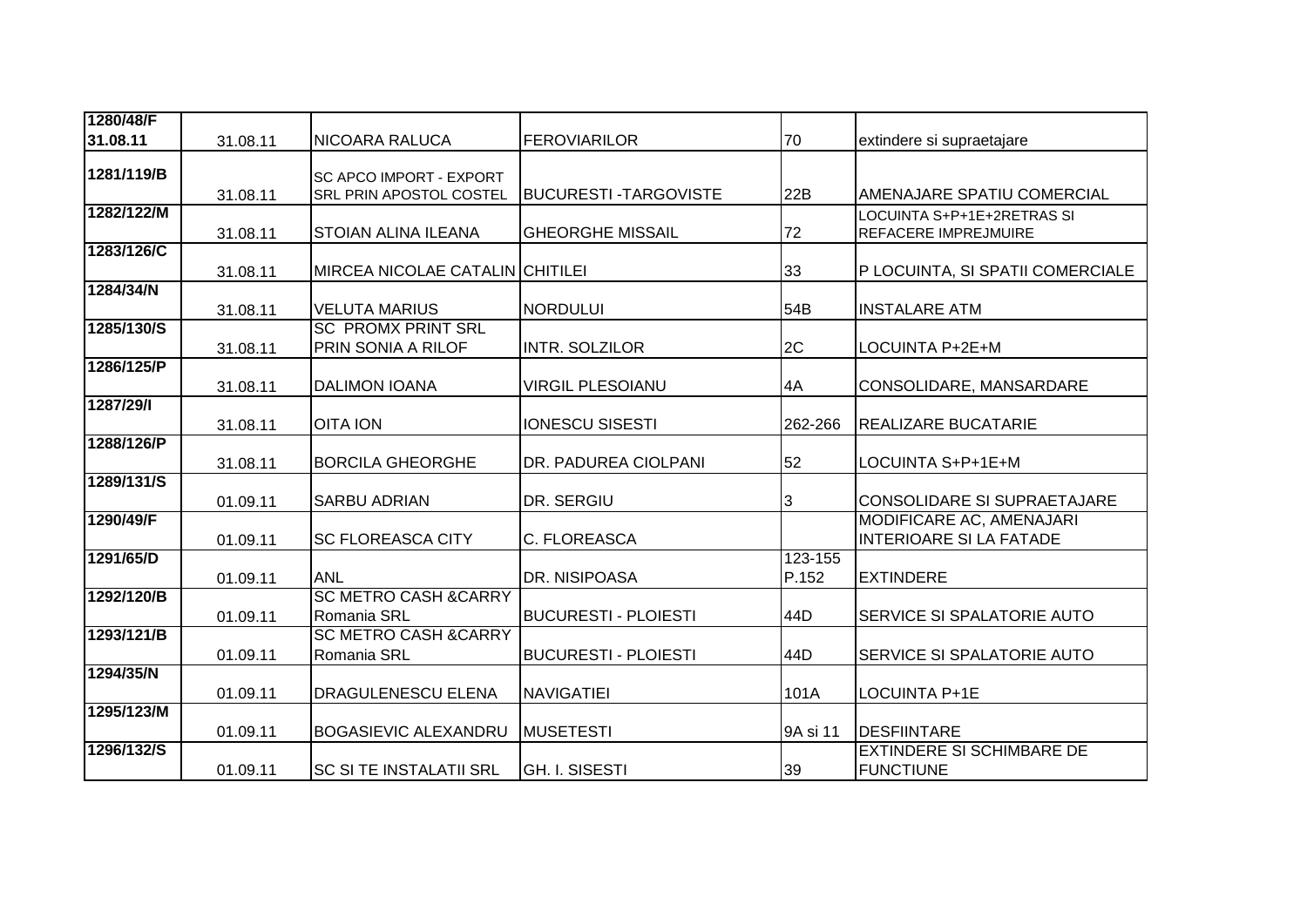| 1280/48/F 31.08.11 | 31.08.11 | NICOARA RALUCA | FEROVIARILOR | 70 | extindere si supraetajare |
|---|---|---|---|---|---|
| 1281/119/B | 31.08.11 | SC APCO IMPORT - EXPORT SRL PRIN APOSTOL COSTEL | BUCURESTI -TARGOVISTE | 22B | AMENAJARE SPATIU COMERCIAL |
| 1282/122/M | 31.08.11 | STOIAN ALINA ILEANA | GHEORGHE MISSAIL | 72 | LOCUINTA S+P+1E+2RETRAS SI REFACERE IMPREJMUIRE |
| 1283/126/C | 31.08.11 | MIRCEA NICOLAE CATALIN | CHITILEI | 33 | P LOCUINTA, SI SPATII COMERCIALE |
| 1284/34/N | 31.08.11 | VELUTA MARIUS | NORDULUI | 54B | INSTALARE ATM |
| 1285/130/S | 31.08.11 | SC PROMX PRINT SRL PRIN SONIA A RILOF | INTR. SOLZILOR | 2C | LOCUINTA P+2E+M |
| 1286/125/P | 31.08.11 | DALIMON IOANA | VIRGIL PLESOIANU | 4A | CONSOLIDARE, MANSARDARE |
| 1287/29/I | 31.08.11 | OITA ION | IONESCU SISESTI | 262-266 | REALIZARE BUCATARIE |
| 1288/126/P | 31.08.11 | BORCILA GHEORGHE | DR. PADUREA CIOLPANI | 52 | LOCUINTA S+P+1E+M |
| 1289/131/S | 01.09.11 | SARBU ADRIAN | DR. SERGIU | 3 | CONSOLIDARE SI SUPRAETAJARE |
| 1290/49/F | 01.09.11 | SC FLOREASCA CITY | C. FLOREASCA | | MODIFICARE AC, AMENAJARI INTERIOARE SI LA FATADE |
| 1291/65/D | 01.09.11 | ANL | DR. NISIPOASA | 123-155 P.152 | EXTINDERE |
| 1292/120/B | 01.09.11 | SC METRO CASH &CARRY Romania SRL | BUCURESTI - PLOIESTI | 44D | SERVICE SI SPALATORIE AUTO |
| 1293/121/B | 01.09.11 | SC METRO CASH &CARRY Romania SRL | BUCURESTI - PLOIESTI | 44D | SERVICE SI SPALATORIE AUTO |
| 1294/35/N | 01.09.11 | DRAGULENESCU ELENA | NAVIGATIEI | 101A | LOCUINTA P+1E |
| 1295/123/M | 01.09.11 | BOGASIEVIC ALEXANDRU | MUSETESTI | 9A si 11 | DESFIINTARE |
| 1296/132/S | 01.09.11 | SC SI TE INSTALATII SRL | GH. I. SISESTI | 39 | EXTINDERE SI SCHIMBARE DE FUNCTIUNE |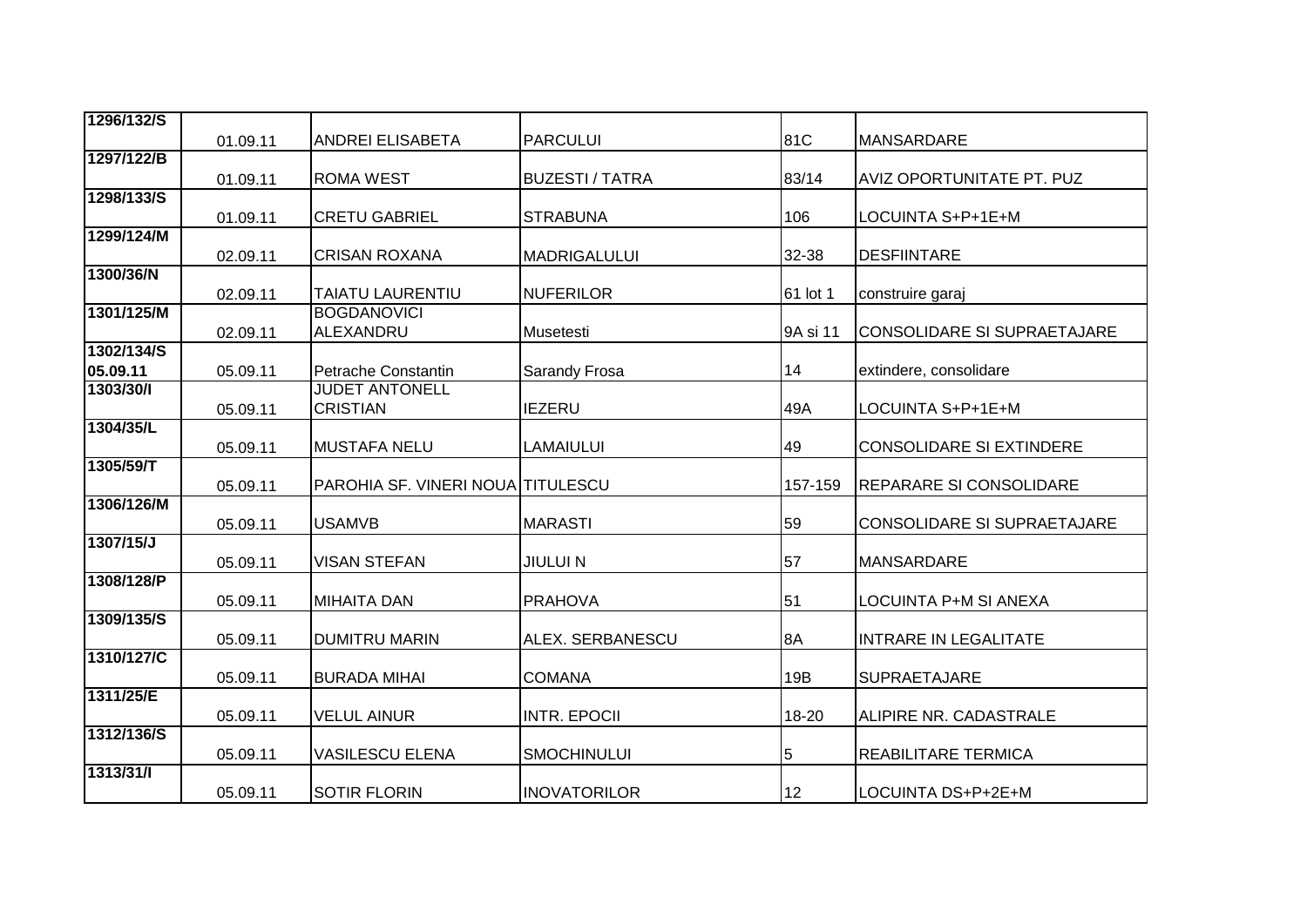| 1296/132/S | | | | | |
|---|---|---|---|---|---|
| | 01.09.11 | ANDREI ELISABETA | PARCULUI | 81C | MANSARDARE |
| 1297/122/B | | | | | |
| | 01.09.11 | ROMA WEST | BUZESTI / TATRA | 83/14 | AVIZ OPORTUNITATE PT. PUZ |
| 1298/133/S | | | | | |
| | 01.09.11 | CRETU GABRIEL | STRABUNA | 106 | LOCUINTA S+P+1E+M |
| 1299/124/M | | | | | |
| | 02.09.11 | CRISAN ROXANA | MADRIGALULUI | 32-38 | DESFIINTARE |
| 1300/36/N | | | | | |
| | 02.09.11 | TAIATU LAURENTIU | NUFERILOR | 61 lot 1 | construire garaj |
| 1301/125/M | | | | | |
| | 02.09.11 | BOGDANOVICI ALEXANDRU | Musetesti | 9A si 11 | CONSOLIDARE SI SUPRAETAJARE |
| 1302/134/S | | | | | |
| 05.09.11 | 05.09.11 | Petrache Constantin | Sarandy Frosa | 14 | extindere, consolidare |
| 1303/30/I | | | | | |
| | 05.09.11 | JUDET ANTONELL CRISTIAN | IEZERU | 49A | LOCUINTA S+P+1E+M |
| 1304/35/L | | | | | |
| | 05.09.11 | MUSTAFA NELU | LAMAIULUI | 49 | CONSOLIDARE SI EXTINDERE |
| 1305/59/T | | | | | |
| | 05.09.11 | PAROHIA SF. VINERI NOUA | TITULESCU | 157-159 | REPARARE SI CONSOLIDARE |
| 1306/126/M | | | | | |
| | 05.09.11 | USAMVB | MARASTI | 59 | CONSOLIDARE SI SUPRAETAJARE |
| 1307/15/J | | | | | |
| | 05.09.11 | VISAN STEFAN | JIULUI N | 57 | MANSARDARE |
| 1308/128/P | | | | | |
| | 05.09.11 | MIHAITA DAN | PRAHOVA | 51 | LOCUINTA P+M SI ANEXA |
| 1309/135/S | | | | | |
| | 05.09.11 | DUMITRU MARIN | ALEX. SERBANESCU | 8A | INTRARE IN LEGALITATE |
| 1310/127/C | | | | | |
| | 05.09.11 | BURADA MIHAI | COMANA | 19B | SUPRAETAJARE |
| 1311/25/E | | | | | |
| | 05.09.11 | VELUL AINUR | INTR. EPOCII | 18-20 | ALIPIRE NR. CADASTRALE |
| 1312/136/S | | | | | |
| | 05.09.11 | VASILESCU ELENA | SMOCHINULUI | 5 | REABILITARE TERMICA |
| 1313/31/I | | | | | |
| | 05.09.11 | SOTIR FLORIN | INOVATORILOR | 12 | LOCUINTA DS+P+2E+M |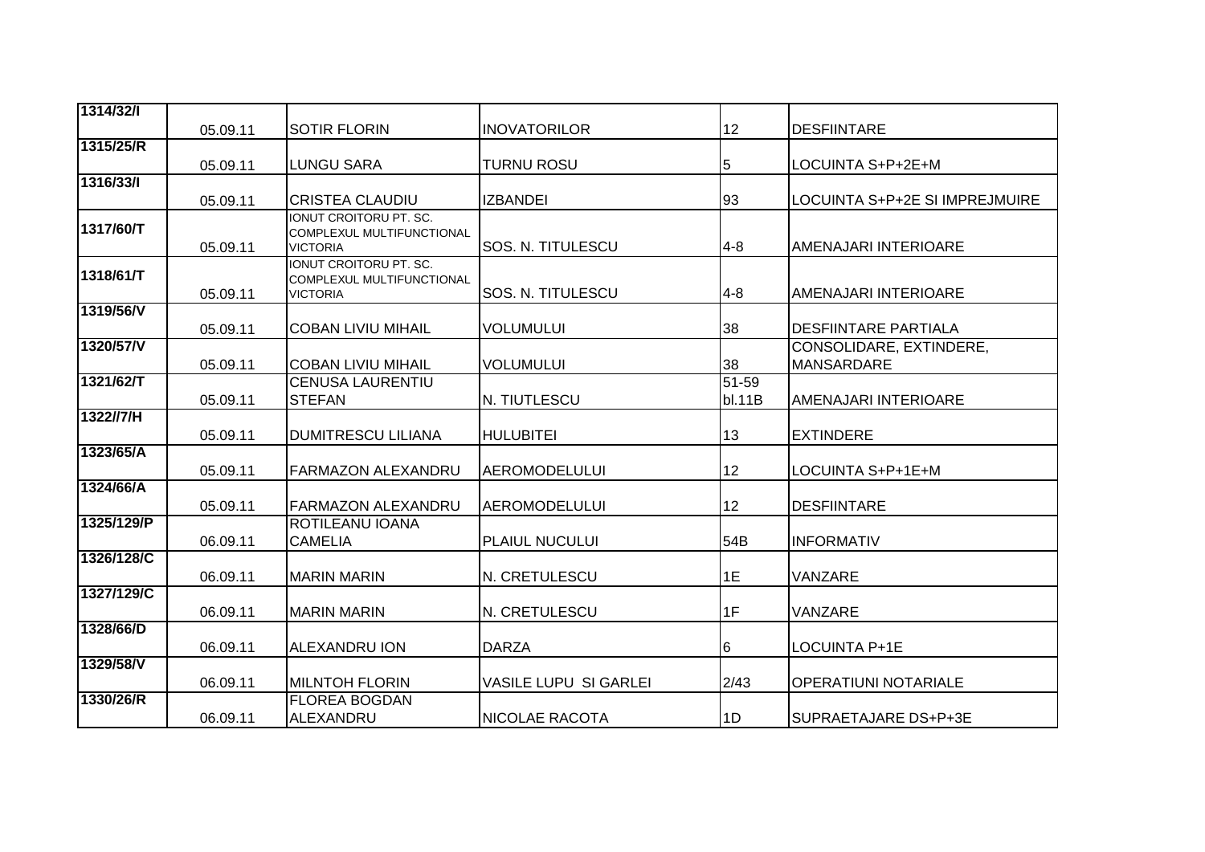| 1314/32/I | 05.09.11 | SOTIR FLORIN | INOVATORILOR | 12 | DESFIINTARE |
|---|---|---|---|---|---|
| 1315/25/R | 05.09.11 | LUNGU SARA | TURNU ROSU | 5 | LOCUINTA S+P+2E+M |
| 1316/33/I | 05.09.11 | CRISTEA CLAUDIU | IZBANDEI | 93 | LOCUINTA S+P+2E SI IMPREJMUIRE |
| 1317/60/T | 05.09.11 | IONUT CROITORU PT. SC. COMPLEXUL MULTIFUNCTIONAL VICTORIA | SOS. N. TITULESCU | 4-8 | AMENAJARI INTERIOARE |
| 1318/61/T | 05.09.11 | IONUT CROITORU PT. SC. COMPLEXUL MULTIFUNCTIONAL VICTORIA | SOS. N. TITULESCU | 4-8 | AMENAJARI INTERIOARE |
| 1319/56/V | 05.09.11 | COBAN LIVIU MIHAIL | VOLUMULUI | 38 | DESFIINTARE PARTIALA |
| 1320/57/V | 05.09.11 | COBAN LIVIU MIHAIL | VOLUMULUI | 38 | CONSOLIDARE, EXTINDERE, MANSARDARE |
| 1321/62/T | 05.09.11 | CENUSA LAURENTIU STEFAN | N. TIUTLESCU | 51-59 bl.11B | AMENAJARI INTERIOARE |
| 1322//7/H | 05.09.11 | DUMITRESCU LILIANA | HULUBITEI | 13 | EXTINDERE |
| 1323/65/A | 05.09.11 | FARMAZON ALEXANDRU | AEROMODELULUI | 12 | LOCUINTA S+P+1E+M |
| 1324/66/A | 05.09.11 | FARMAZON ALEXANDRU | AEROMODELULUI | 12 | DESFIINTARE |
| 1325/129/P | 06.09.11 | ROTILEANU IOANA CAMELIA | PLAIUL NUCULUI | 54B | INFORMATIV |
| 1326/128/C | 06.09.11 | MARIN MARIN | N. CRETULESCU | 1E | VANZARE |
| 1327/129/C | 06.09.11 | MARIN MARIN | N. CRETULESCU | 1F | VANZARE |
| 1328/66/D | 06.09.11 | ALEXANDRU ION | DARZA | 6 | LOCUINTA P+1E |
| 1329/58/V | 06.09.11 | MILNTOH FLORIN | VASILE LUPU SI GARLEI | 2/43 | OPERATIUNI NOTARIALE |
| 1330/26/R | 06.09.11 | FLOREA BOGDAN ALEXANDRU | NICOLAE RACOTA | 1D | SUPRAETAJARE DS+P+3E |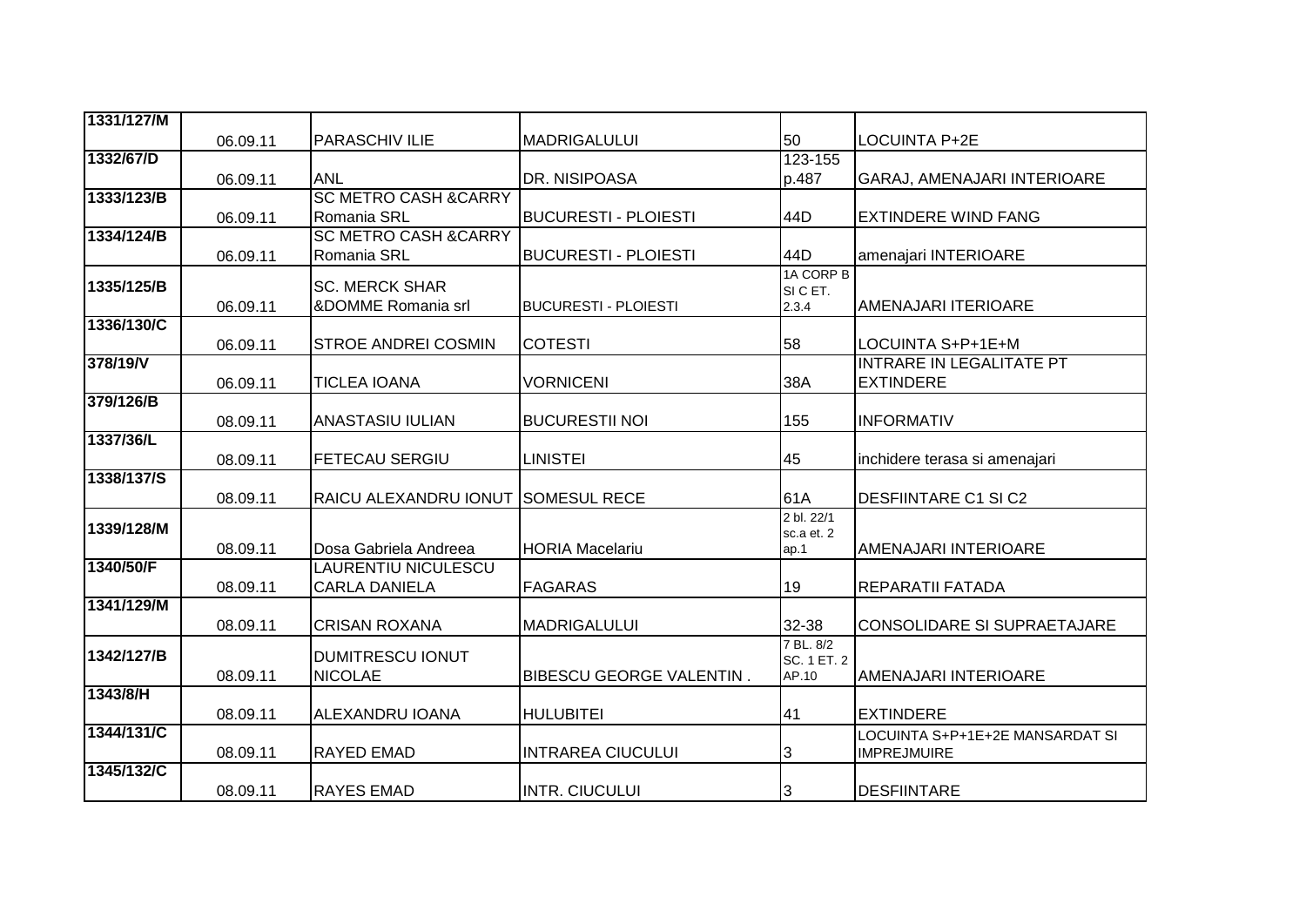| 1331/127/M | 06.09.11 | PARASCHIV ILIE | MADRIGALULUI | 50 | LOCUINTA P+2E |
|---|---|---|---|---|---|
| 1332/67/D | 06.09.11 | ANL | DR. NISIPOASA | 123-155 p.487 | GARAJ, AMENAJARI INTERIOARE |
| 1333/123/B | 06.09.11 | SC METRO CASH &CARRY Romania SRL | BUCURESTI - PLOIESTI | 44D | EXTINDERE WIND FANG |
| 1334/124/B | 06.09.11 | SC METRO CASH &CARRY Romania SRL | BUCURESTI - PLOIESTI | 44D | amenajari INTERIOARE |
| 1335/125/B | 06.09.11 | SC. MERCK SHAR &DOMME Romania srl | BUCURESTI - PLOIESTI | 1A CORP B SI C ET. 2.3.4 | AMENAJARI ITERIOARE |
| 1336/130/C | 06.09.11 | STROE ANDREI COSMIN | COTESTI | 58 | LOCUINTA S+P+1E+M |
| 378/19/V | 06.09.11 | TICLEA IOANA | VORNICENI | 38A | INTRARE IN LEGALITATE PT EXTINDERE |
| 379/126/B | 08.09.11 | ANASTASIU IULIAN | BUCURESTII NOI | 155 | INFORMATIV |
| 1337/36/L | 08.09.11 | FETECAU SERGIU | LINISTEI | 45 | inchidere terasa si amenajari |
| 1338/137/S | 08.09.11 | RAICU ALEXANDRU IONUT | SOMESUL RECE | 61A | DESFIINTARE C1 SI C2 |
| 1339/128/M | 08.09.11 | Dosa Gabriela Andreea | HORIA Macelariu | 2 bl. 22/1 sc.a et. 2 ap.1 | AMENAJARI INTERIOARE |
| 1340/50/F | 08.09.11 | LAURENTIU NICULESCU CARLA DANIELA | FAGARAS | 19 | REPARATII FATADA |
| 1341/129/M | 08.09.11 | CRISAN ROXANA | MADRIGALULUI | 32-38 | CONSOLIDARE SI SUPRAETAJARE |
| 1342/127/B | 08.09.11 | DUMITRESCU IONUT NICOLAE | BIBESCU GEORGE VALENTIN . | 7 BL. 8/2 SC. 1 ET. 2 AP.10 | AMENAJARI INTERIOARE |
| 1343/8/H | 08.09.11 | ALEXANDRU IOANA | HULUBITEI | 41 | EXTINDERE |
| 1344/131/C | 08.09.11 | RAYED EMAD | INTRAREA CIUCULUI | 3 | LOCUINTA S+P+1E+2E MANSARDAT SI IMPREJMUIRE |
| 1345/132/C | 08.09.11 | RAYES EMAD | INTR. CIUCULUI | 3 | DESFIINTARE |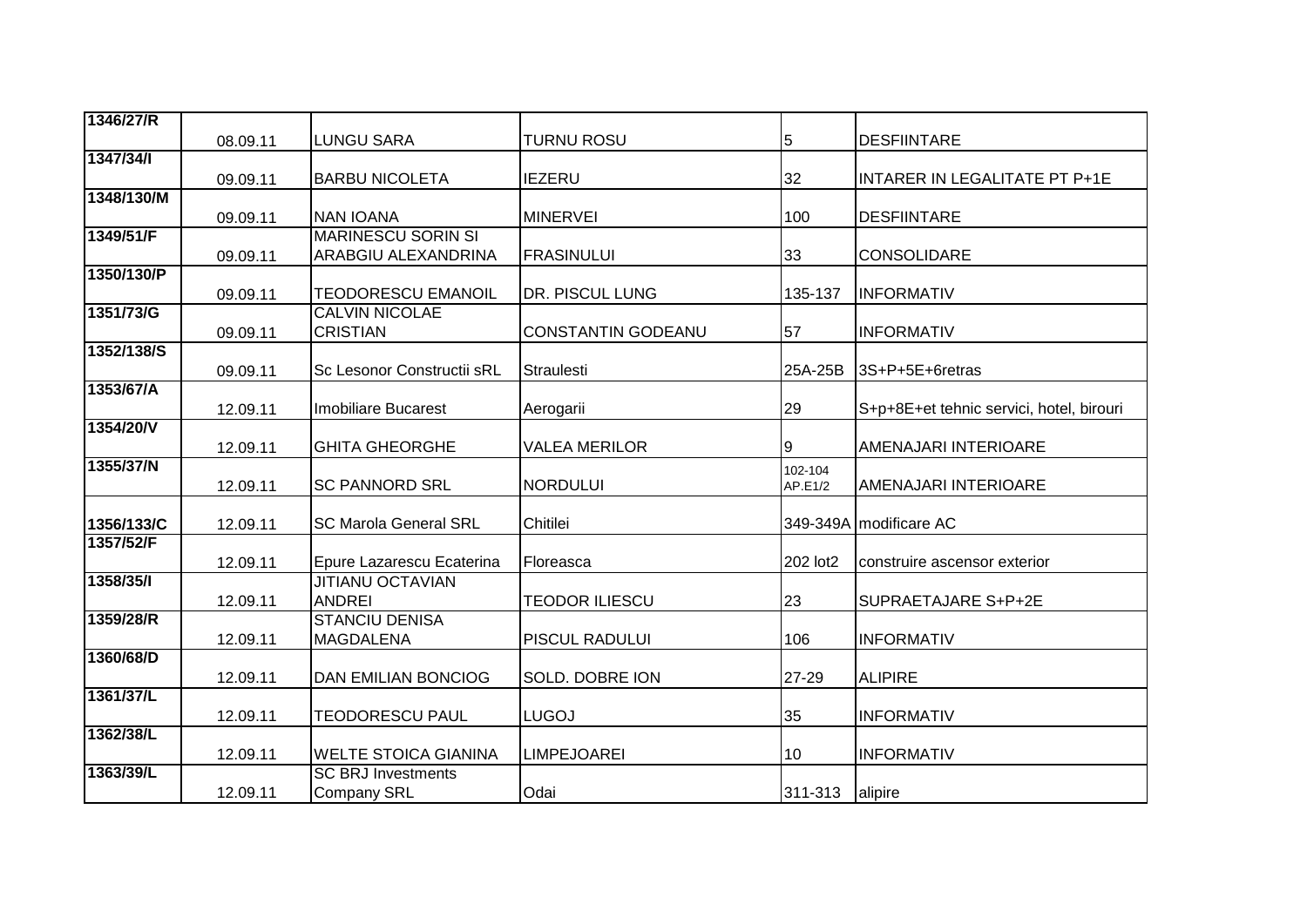| 1346/27/R | 08.09.11 | LUNGU SARA | TURNU ROSU | 5 | DESFIINTARE |
|---|---|---|---|---|---|
| 1347/34/I | 09.09.11 | BARBU NICOLETA | IEZERU | 32 | INTARER IN LEGALITATE PT P+1E |
| 1348/130/M | 09.09.11 | NAN IOANA | MINERVEI | 100 | DESFIINTARE |
| 1349/51/F | 09.09.11 | MARINESCU SORIN SI ARABGIU ALEXANDRINA | FRASINULUI | 33 | CONSOLIDARE |
| 1350/130/P | 09.09.11 | TEODORESCU EMANOIL | DR. PISCUL LUNG | 135-137 | INFORMATIV |
| 1351/73/G | 09.09.11 | CALVIN NICOLAE CRISTIAN | CONSTANTIN GODEANU | 57 | INFORMATIV |
| 1352/138/S | 09.09.11 | Sc Lesonor Constructii sRL | Straulesti | 25A-25B | 3S+P+5E+6retras |
| 1353/67/A | 12.09.11 | Imobiliare Bucarest | Aerogarii | 29 | S+p+8E+et tehnic servici, hotel, birouri |
| 1354/20/V | 12.09.11 | GHITA GHEORGHE | VALEA MERILOR | 9 | AMENAJARI INTERIOARE |
| 1355/37/N | 12.09.11 | SC PANNORD SRL | NORDULUI | 102-104 AP.E1/2 | AMENAJARI INTERIOARE |
| 1356/133/C | 12.09.11 | SC Marola General SRL | Chitilei | 349-349A | modificare AC |
| 1357/52/F | 12.09.11 | Epure Lazarescu Ecaterina | Floreasca | 202 lot2 | construire ascensor exterior |
| 1358/35/I | 12.09.11 | JITIANU OCTAVIAN ANDREI | TEODOR ILIESCU | 23 | SUPRAETAJARE S+P+2E |
| 1359/28/R | 12.09.11 | STANCIU DENISA MAGDALENA | PISCUL RADULUI | 106 | INFORMATIV |
| 1360/68/D | 12.09.11 | DAN EMILIAN BONCIOG | SOLD. DOBRE ION | 27-29 | ALIPIRE |
| 1361/37/L | 12.09.11 | TEODORESCU PAUL | LUGOJ | 35 | INFORMATIV |
| 1362/38/L | 12.09.11 | WELTE STOICA GIANINA | LIMPEJOAREI | 10 | INFORMATIV |
| 1363/39/L | 12.09.11 | SC BRJ Investments Company SRL | Odai | 311-313 | alipire |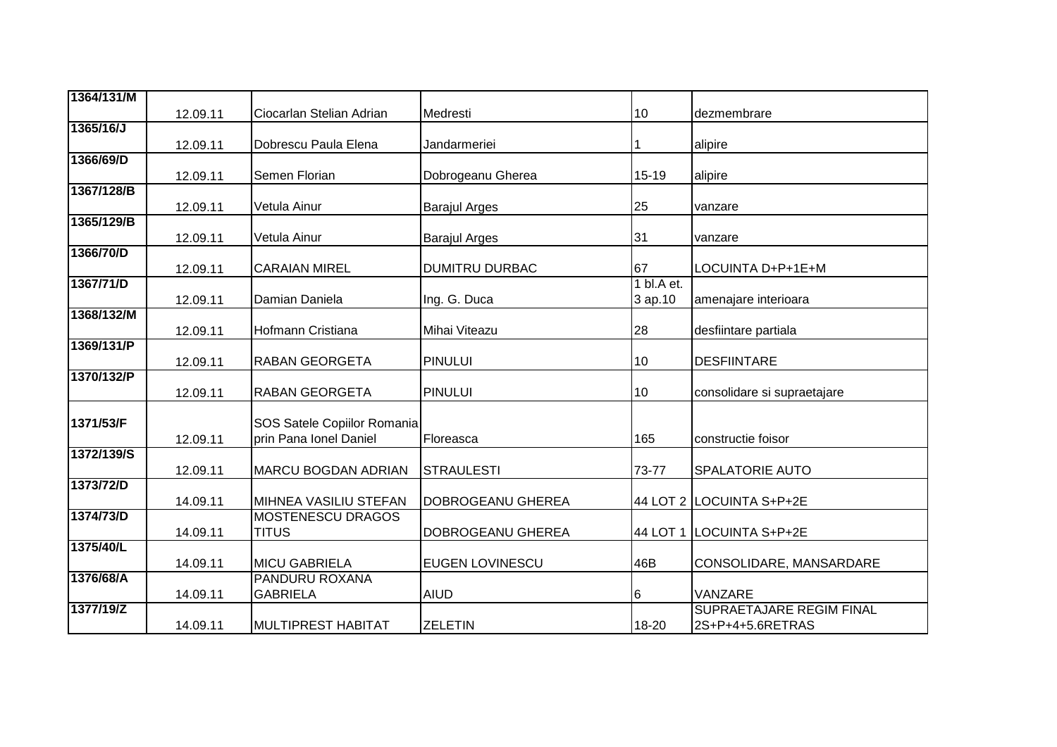| 1364/131/M | 12.09.11 | Ciocarlan Stelian Adrian | Medresti | 10 | dezmembrare |
|---|---|---|---|---|---|
| 1365/16/J | 12.09.11 | Dobrescu Paula Elena | Jandarmeriei | 1 | alipire |
| 1366/69/D | 12.09.11 | Semen Florian | Dobrogeanu Gherea | 15-19 | alipire |
| 1367/128/B | 12.09.11 | Vetula Ainur | Barajul Arges | 25 | vanzare |
| 1365/129/B | 12.09.11 | Vetula Ainur | Barajul Arges | 31 | vanzare |
| 1366/70/D | 12.09.11 | CARAIAN MIREL | DUMITRU DURBAC | 67 | LOCUINTA D+P+1E+M |
| 1367/71/D | 12.09.11 | Damian Daniela | Ing. G. Duca | 1 bl.A et. 3 ap.10 | amenajare interioara |
| 1368/132/M | 12.09.11 | Hofmann Cristiana | Mihai Viteazu | 28 | desfiintare partiala |
| 1369/131/P | 12.09.11 | RABAN GEORGETA | PINULUI | 10 | DESFIINTARE |
| 1370/132/P | 12.09.11 | RABAN GEORGETA | PINULUI | 10 | consolidare si supraetajare |
| 1371/53/F | 12.09.11 | SOS Satele Copiilor Romania prin Pana Ionel Daniel | Floreasca | 165 | constructie foisor |
| 1372/139/S | 12.09.11 | MARCU BOGDAN ADRIAN | STRAULESTI | 73-77 | SPALATORIE AUTO |
| 1373/72/D | 14.09.11 | MIHNEA VASILIU STEFAN | DOBROGEANU GHEREA | 44 LOT 2 | LOCUINTA S+P+2E |
| 1374/73/D | 14.09.11 | MOSTENESCU DRAGOS TITUS | DOBROGEANU GHEREA | 44 LOT 1 | LOCUINTA S+P+2E |
| 1375/40/L | 14.09.11 | MICU GABRIELA | EUGEN LOVINESCU | 46B | CONSOLIDARE, MANSARDARE |
| 1376/68/A | 14.09.11 | PANDURU ROXANA GABRIELA | AIUD | 6 | VANZARE |
| 1377/19/Z | 14.09.11 | MULTIPREST HABITAT | ZELETIN | 18-20 | SUPRAETAJARE REGIM FINAL 2S+P+4+5.6RETRAS |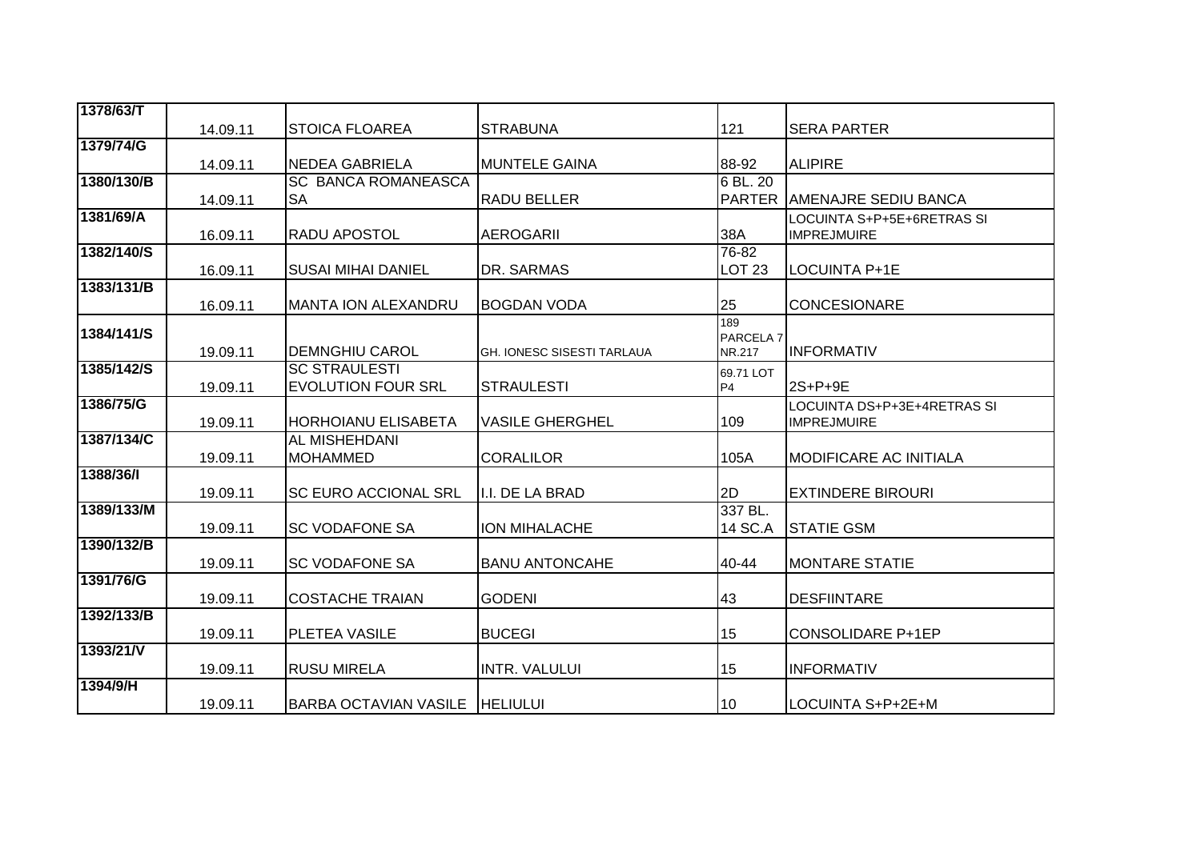| | | | | | |
|---|---|---|---|---|---|
| 1378/63/T | 14.09.11 | STOICA FLOAREA | STRABUNA | 121 | SERA PARTER |
| 1379/74/G | 14.09.11 | NEDEA GABRIELA | MUNTELE GAINA | 88-92 | ALIPIRE |
| 1380/130/B | 14.09.11 | SC BANCA ROMANEASCA SA | RADU BELLER | 6 BL. 20 PARTER | AMENAJRE SEDIU BANCA |
| 1381/69/A | 16.09.11 | RADU APOSTOL | AEROGARII | 38A | LOCUINTA S+P+5E+6RETRAS SI IMPREJMUIRE |
| 1382/140/S | 16.09.11 | SUSAI MIHAI DANIEL | DR. SARMAS | 76-82 LOT 23 | LOCUINTA P+1E |
| 1383/131/B | 16.09.11 | MANTA ION ALEXANDRU | BOGDAN VODA | 25 | CONCESIONARE |
| 1384/141/S | 19.09.11 | DEMNGHIU CAROL | GH. IONESC SISESTI TARLAUA | 189 PARCELA 7 NR.217 | INFORMATIV |
| 1385/142/S | 19.09.11 | SC STRAULESTI EVOLUTION FOUR SRL | STRAULESTI | 69.71 LOT P4 | 2S+P+9E |
| 1386/75/G | 19.09.11 | HORHOIANU ELISABETA | VASILE GHERGHEL | 109 | LOCUINTA DS+P+3E+4RETRAS SI IMPREJMUIRE |
| 1387/134/C | 19.09.11 | AL MISHEHDANI MOHAMMED | CORALILOR | 105A | MODIFICARE AC INITIALA |
| 1388/36/I | 19.09.11 | SC EURO ACCIONAL SRL | I.I. DE LA BRAD | 2D | EXTINDERE BIROURI |
| 1389/133/M | 19.09.11 | SC VODAFONE SA | ION MIHALACHE | 337 BL. 14 SC.A | STATIE GSM |
| 1390/132/B | 19.09.11 | SC VODAFONE SA | BANU ANTONCAHE | 40-44 | MONTARE STATIE |
| 1391/76/G | 19.09.11 | COSTACHE TRAIAN | GODENI | 43 | DESFIINTARE |
| 1392/133/B | 19.09.11 | PLETEA VASILE | BUCEGI | 15 | CONSOLIDARE P+1EP |
| 1393/21/V | 19.09.11 | RUSU MIRELA | INTR. VALULUI | 15 | INFORMATIV |
| 1394/9/H | 19.09.11 | BARBA OCTAVIAN VASILE | HELIULUI | 10 | LOCUINTA S+P+2E+M |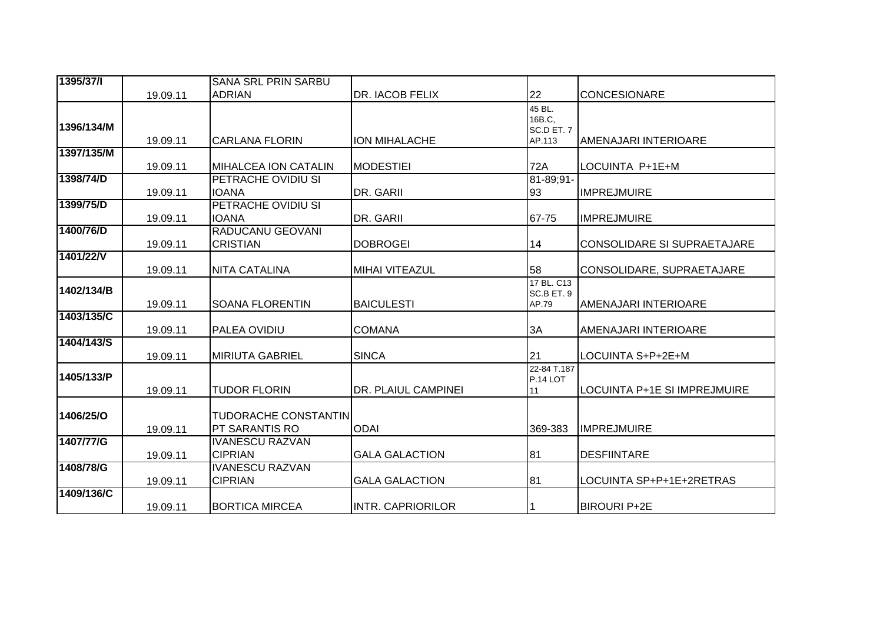| 1395/37/I | 19.09.11 | SANA SRL PRIN SARBU ADRIAN | DR. IACOB FELIX | 22 | CONCESIONARE |
|---|---|---|---|---|---|
| 1396/134/M | 19.09.11 | CARLANA FLORIN | ION MIHALACHE | 45 BL. 16B.C, SC.D ET. 7 AP.113 | AMENAJARI INTERIOARE |
| 1397/135/M | 19.09.11 | MIHALCEA ION CATALIN | MODESTIEI | 72A | LOCUINTA P+1E+M |
| 1398/74/D | 19.09.11 | PETRACHE OVIDIU SI IOANA | DR. GARII | 81-89;91-93 | IMPREJMUIRE |
| 1399/75/D | 19.09.11 | PETRACHE OVIDIU SI IOANA | DR. GARII | 67-75 | IMPREJMUIRE |
| 1400/76/D | 19.09.11 | RADUCANU GEOVANI CRISTIAN | DOBROGEI | 14 | CONSOLIDARE SI SUPRAETAJARE |
| 1401/22/V | 19.09.11 | NITA CATALINA | MIHAI VITEAZUL | 58 | CONSOLIDARE, SUPRAETAJARE |
| 1402/134/B | 19.09.11 | SOANA FLORENTIN | BAICULESTI | 17 BL. C13 SC.B ET. 9 AP.79 | AMENAJARI INTERIOARE |
| 1403/135/C | 19.09.11 | PALEA OVIDIU | COMANA | 3A | AMENAJARI INTERIOARE |
| 1404/143/S | 19.09.11 | MIRIUTA GABRIEL | SINCA | 21 | LOCUINTA S+P+2E+M |
| 1405/133/P | 19.09.11 | TUDOR FLORIN | DR. PLAIUL CAMPINEI | 22-84 T.187 P.14 LOT 11 | LOCUINTA P+1E SI IMPREJMUIRE |
| 1406/25/O | 19.09.11 | TUDORACHE CONSTANTIN PT SARANTIS RO | ODAI | 369-383 | IMPREJMUIRE |
| 1407/77/G | 19.09.11 | IVANESCU RAZVAN CIPRIAN | GALA GALACTION | 81 | DESFIINTARE |
| 1408/78/G | 19.09.11 | IVANESCU RAZVAN CIPRIAN | GALA GALACTION | 81 | LOCUINTA SP+P+1E+2RETRAS |
| 1409/136/C | 19.09.11 | BORTICA MIRCEA | INTR. CAPRIORILOR | 1 | BIROURI P+2E |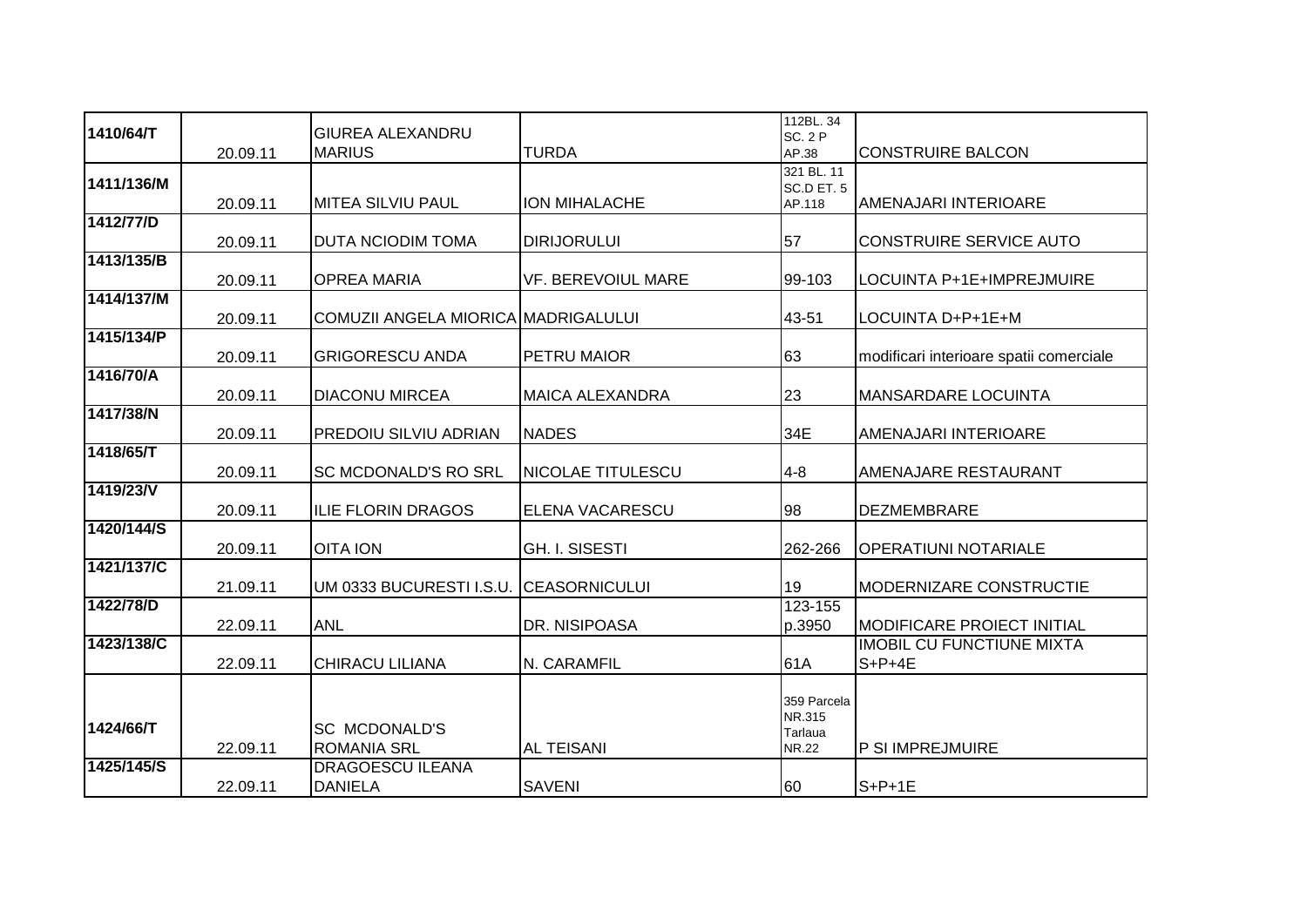| 1410/64/T | 20.09.11 | GIUREA ALEXANDRU MARIUS | TURDA | 112BL. 34 SC. 2 P AP.38 | CONSTRUIRE BALCON |
|---|---|---|---|---|---|
| 1411/136/M | 20.09.11 | MITEA SILVIU PAUL | ION MIHALACHE | 321 BL. 11 SC.D ET. 5 AP.118 | AMENAJARI INTERIOARE |
| 1412/77/D | 20.09.11 | DUTA NCIODIM TOMA | DIRIJORULUI | 57 | CONSTRUIRE SERVICE AUTO |
| 1413/135/B | 20.09.11 | OPREA MARIA | VF. BEREVOIUL MARE | 99-103 | LOCUINTA P+1E+IMPREJMUIRE |
| 1414/137/M | 20.09.11 | COMUZII ANGELA MIORICA | MADRIGALULUI | 43-51 | LOCUINTA D+P+1E+M |
| 1415/134/P | 20.09.11 | GRIGORESCU ANDA | PETRU MAIOR | 63 | modificari interioare spatii comerciale |
| 1416/70/A | 20.09.11 | DIACONU MIRCEA | MAICA ALEXANDRA | 23 | MANSARDARE LOCUINTA |
| 1417/38/N | 20.09.11 | PREDOIU SILVIU ADRIAN | NADES | 34E | AMENAJARI INTERIOARE |
| 1418/65/T | 20.09.11 | SC MCDONALD'S RO SRL | NICOLAE TITULESCU | 4-8 | AMENAJARE RESTAURANT |
| 1419/23/V | 20.09.11 | ILIE FLORIN DRAGOS | ELENA VACARESCU | 98 | DEZMEMBRARE |
| 1420/144/S | 20.09.11 | OITA ION | GH. I. SISESTI | 262-266 | OPERATIUNI NOTARIALE |
| 1421/137/C | 21.09.11 | UM 0333 BUCURESTI I.S.U. | CEASORNICULUI | 19 | MODERNIZARE CONSTRUCTIE |
| 1422/78/D | 22.09.11 | ANL | DR. NISIPOASA | 123-155 p.3950 | MODIFICARE PROIECT INITIAL |
| 1423/138/C | 22.09.11 | CHIRACU LILIANA | N. CARAMFIL | 61A | IMOBIL CU FUNCTIUNE MIXTA S+P+4E |
| 1424/66/T | 22.09.11 | SC MCDONALD'S ROMANIA SRL | AL TEISANI | 359 Parcela NR.315 Tarlaua NR.22 | P SI IMPREJMUIRE |
| 1425/145/S | 22.09.11 | DRAGOESCU ILEANA DANIELA | SAVENI | 60 | S+P+1E |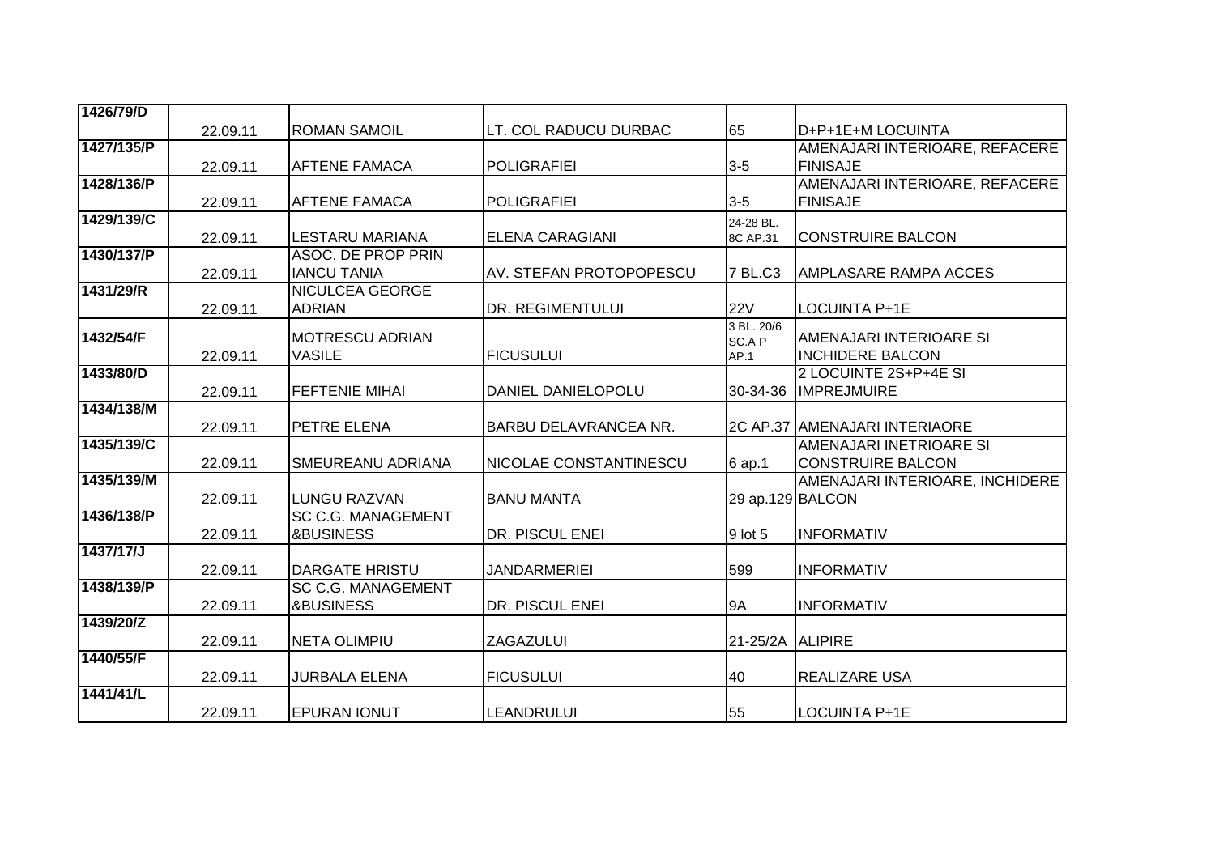| | | | | | |
|---|---|---|---|---|---|
| 1426/79/D | 22.09.11 | ROMAN SAMOIL | LT. COL RADUCU DURBAC | 65 | D+P+1E+M LOCUINTA |
| 1427/135/P | 22.09.11 | AFTENE FAMACA | POLIGRAFIEI | 3-5 | AMENAJARI INTERIOARE, REFACERE FINISAJE |
| 1428/136/P | 22.09.11 | AFTENE FAMACA | POLIGRAFIEI | 3-5 | AMENAJARI INTERIOARE, REFACERE FINISAJE |
| 1429/139/C | 22.09.11 | LESTARU MARIANA | ELENA CARAGIANI | 24-28 BL. 8C AP.31 | CONSTRUIRE BALCON |
| 1430/137/P | 22.09.11 | ASOC. DE PROP PRIN IANCU TANIA | AV. STEFAN PROTOPOPESCU | 7 BL.C3 | AMPLASARE RAMPA ACCES |
| 1431/29/R | 22.09.11 | NICULCEA GEORGE ADRIAN | DR. REGIMENTULUI | 22V | LOCUINTA P+1E |
| 1432/54/F | 22.09.11 | MOTRESCU ADRIAN VASILE | FICUSULUI | 3 BL. 20/6 SC.A P AP.1 | AMENAJARI INTERIOARE SI INCHIDERE BALCON |
| 1433/80/D | 22.09.11 | FEFTENIE MIHAI | DANIEL DANIELOPOLU | 30-34-36 | 2 LOCUINTE 2S+P+4E SI IMPREJMUIRE |
| 1434/138/M | 22.09.11 | PETRE ELENA | BARBU DELAVRANCEA NR. | 2C AP.37 | AMENAJARI INTERIAORE |
| 1435/139/C | 22.09.11 | SMEUREANU ADRIANA | NICOLAE CONSTANTINESCU | 6 ap.1 | AMENAJARI INETRIOARE SI CONSTRUIRE BALCON |
| 1435/139/M | 22.09.11 | LUNGU RAZVAN | BANU MANTA | 29 ap.129 | AMENAJARI INTERIOARE, INCHIDERE BALCON |
| 1436/138/P | 22.09.11 | SC C.G. MANAGEMENT &BUSINESS | DR. PISCUL ENEI | 9 lot 5 | INFORMATIV |
| 1437/17/J | 22.09.11 | DARGATE HRISTU | JANDARMERIEI | 599 | INFORMATIV |
| 1438/139/P | 22.09.11 | SC C.G. MANAGEMENT &BUSINESS | DR. PISCUL ENEI | 9A | INFORMATIV |
| 1439/20/Z | 22.09.11 | NETA OLIMPIU | ZAGAZULUI | 21-25/2A | ALIPIRE |
| 1440/55/F | 22.09.11 | JURBALA ELENA | FICUSULUI | 40 | REALIZARE USA |
| 1441/41/L | 22.09.11 | EPURAN IONUT | LEANDRULUI | 55 | LOCUINTA P+1E |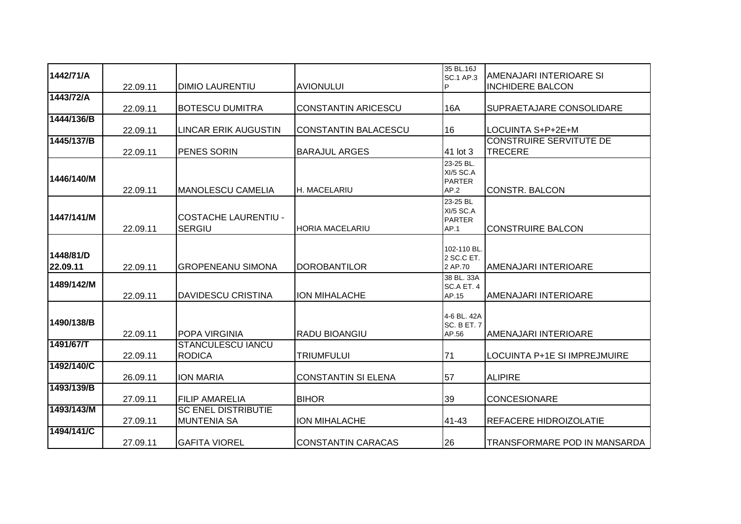| | | | | | |
|---|---|---|---|---|---|
| 1442/71/A | 22.09.11 | DIMIO LAURENTIU | AVIONULUI | 35 BL.16J SC.1 AP.3 P | AMENAJARI INTERIOARE SI INCHIDERE BALCON |
| 1443/72/A | 22.09.11 | BOTESCU DUMITRA | CONSTANTIN ARICESCU | 16A | SUPRAETAJARE CONSOLIDARE |
| 1444/136/B | 22.09.11 | LINCAR ERIK AUGUSTIN | CONSTANTIN BALACESCU | 16 | LOCUINTA S+P+2E+M |
| 1445/137/B | 22.09.11 | PENES SORIN | BARAJUL ARGES | 41 lot 3 | CONSTRUIRE SERVITUTE DE TRECERE |
| 1446/140/M | 22.09.11 | MANOLESCU CAMELIA | H. MACELARIU | 23-25 BL. XI/5 SC.A PARTER AP.2 | CONSTR. BALCON |
| 1447/141/M | 22.09.11 | COSTACHE LAURENTIU - SERGIU | HORIA MACELARIU | 23-25 BL XI/5 SC.A PARTER AP.1 | CONSTRUIRE BALCON |
| 1448/81/D 22.09.11 | 22.09.11 | GROPENEANU SIMONA | DOROBANTILOR | 102-110 BL. 2 SC.C ET. 2 AP.70 | AMENAJARI INTERIOARE |
| 1489/142/M | 22.09.11 | DAVIDESCU CRISTINA | ION MIHALACHE | 38 BL. 33A SC.A ET. 4 AP.15 | AMENAJARI INTERIOARE |
| 1490/138/B | 22.09.11 | POPA VIRGINIA | RADU BIOANGIU | 4-6 BL. 42A SC. B ET. 7 AP.56 | AMENAJARI INTERIOARE |
| 1491/67/T | 22.09.11 | STANCULESCU IANCU RODICA | TRIUMFULUI | 71 | LOCUINTA P+1E SI IMPREJMUIRE |
| 1492/140/C | 26.09.11 | ION MARIA | CONSTANTIN SI ELENA | 57 | ALIPIRE |
| 1493/139/B | 27.09.11 | FILIP AMARELIA | BIHOR | 39 | CONCESIONARE |
| 1493/143/M | 27.09.11 | SC ENEL DISTRIBUTIE MUNTENIA SA | ION MIHALACHE | 41-43 | REFACERE HIDROIZOLATIE |
| 1494/141/C | 27.09.11 | GAFITA VIOREL | CONSTANTIN CARACAS | 26 | TRANSFORMARE POD IN MANSARDA |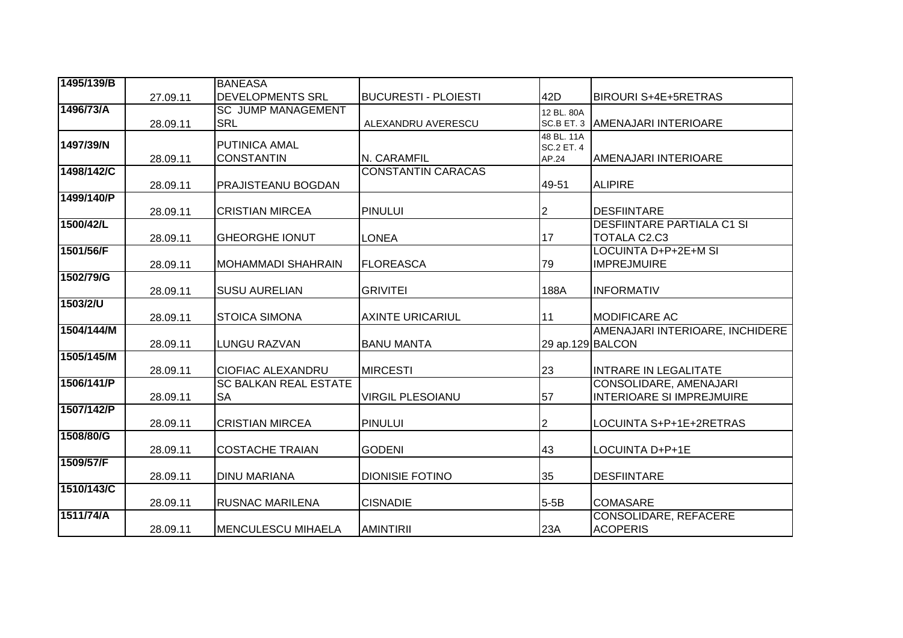| 1495/139/B | 27.09.11 | BANEASA DEVELOPMENTS SRL | BUCURESTI - PLOIESTI | 42D | BIROURI S+4E+5RETRAS |
|---|---|---|---|---|---|
| 1496/73/A | 28.09.11 | SC JUMP MANAGEMENT SRL | ALEXANDRU AVERESCU | 12 BL. 80A SC.B ET. 3 | AMENAJARI INTERIOARE |
| 1497/39/N | 28.09.11 | PUTINICA AMAL CONSTANTIN | N. CARAMFIL | 48 BL. 11A SC.2 ET. 4 AP.24 | AMENAJARI INTERIOARE |
| 1498/142/C | 28.09.11 | PRAJISTEANU BOGDAN | CONSTANTIN CARACAS | 49-51 | ALIPIRE |
| 1499/140/P | 28.09.11 | CRISTIAN MIRCEA | PINULUI | 2 | DESFIINTARE |
| 1500/42/L | 28.09.11 | GHEORGHE IONUT | LONEA | 17 | DESFIINTARE PARTIALA C1 SI TOTALA C2.C3 |
| 1501/56/F | 28.09.11 | MOHAMMADI SHAHRAIN | FLOREASCA | 79 | LOCUINTA D+P+2E+M SI IMPREJMUIRE |
| 1502/79/G | 28.09.11 | SUSU AURELIAN | GRIVITEI | 188A | INFORMATIV |
| 1503/2/U | 28.09.11 | STOICA SIMONA | AXINTE URICARIUL | 11 | MODIFICARE AC |
| 1504/144/M | 28.09.11 | LUNGU RAZVAN | BANU MANTA | 29 ap.129 | AMENAJARI INTERIOARE, INCHIDERE BALCON |
| 1505/145/M | 28.09.11 | CIOFIAC ALEXANDRU | MIRCESTI | 23 | INTRARE IN LEGALITATE |
| 1506/141/P | 28.09.11 | SC BALKAN REAL ESTATE SA | VIRGIL PLESOIANU | 57 | CONSOLIDARE, AMENAJARI INTERIOARE SI IMPREJMUIRE |
| 1507/142/P | 28.09.11 | CRISTIAN MIRCEA | PINULUI | 2 | LOCUINTA S+P+1E+2RETRAS |
| 1508/80/G | 28.09.11 | COSTACHE TRAIAN | GODENI | 43 | LOCUINTA D+P+1E |
| 1509/57/F | 28.09.11 | DINU MARIANA | DIONISIE FOTINO | 35 | DESFIINTARE |
| 1510/143/C | 28.09.11 | RUSNAC MARILENA | CISNADIE | 5-5B | COMASARE |
| 1511/74/A | 28.09.11 | MENCULESCU MIHAELA | AMINTIRII | 23A | CONSOLIDARE, REFACERE ACOPERIS |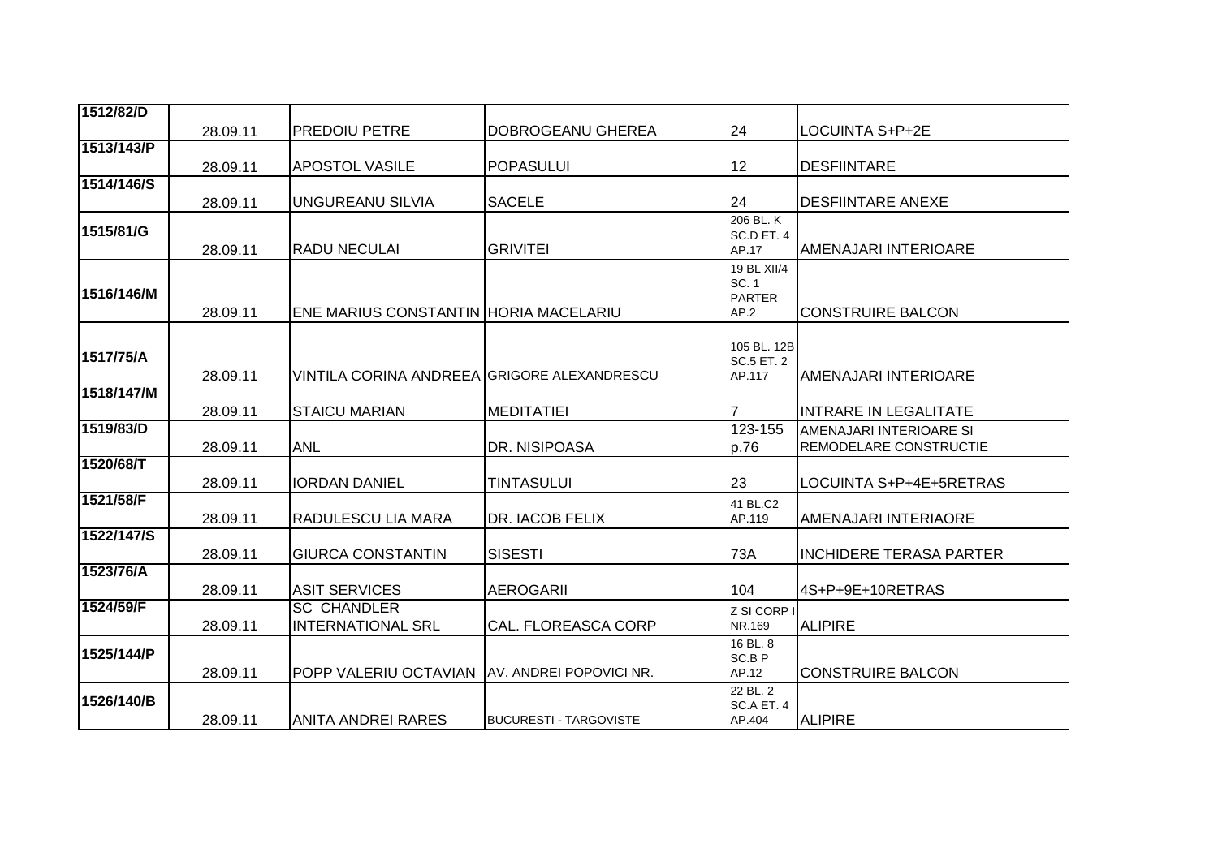| 1512/82/D | 28.09.11 | PREDOIU PETRE | DOBROGEANU GHEREA | 24 | LOCUINTA S+P+2E |
|---|---|---|---|---|---|
| 1513/143/P | 28.09.11 | APOSTOL VASILE | POPASULUI | 12 | DESFIINTARE |
| 1514/146/S | 28.09.11 | UNGUREANU SILVIA | SACELE | 24 | DESFIINTARE ANEXE |
| 1515/81/G | 28.09.11 | RADU NECULAI | GRIVITEI | 206 BL. K SC.D ET. 4 AP.17 | AMENAJARI INTERIOARE |
| 1516/146/M | 28.09.11 | ENE MARIUS CONSTANTIN | HORIA MACELARIU | 19 BL XII/4 SC. 1 PARTER AP.2 | CONSTRUIRE BALCON |
| 1517/75/A | 28.09.11 | VINTILA CORINA ANDREEA | GRIGORE ALEXANDRESCU | 105 BL. 12B SC.5 ET. 2 AP.117 | AMENAJARI INTERIOARE |
| 1518/147/M | 28.09.11 | STAICU MARIAN | MEDITATIEI | 7 | INTRARE IN LEGALITATE |
| 1519/83/D | 28.09.11 | ANL | DR. NISIPOASA | 123-155 p.76 | AMENAJARI INTERIOARE SI REMODELARE CONSTRUCTIE |
| 1520/68/T | 28.09.11 | IORDAN DANIEL | TINTASULUI | 23 | LOCUINTA S+P+4E+5RETRAS |
| 1521/58/F | 28.09.11 | RADULESCU LIA MARA | DR. IACOB FELIX | 41 BL.C2 AP.119 | AMENAJARI INTERIAORE |
| 1522/147/S | 28.09.11 | GIURCA CONSTANTIN | SISESTI | 73A | INCHIDERE TERASA PARTER |
| 1523/76/A | 28.09.11 | ASIT SERVICES | AEROGARII | 104 | 4S+P+9E+10RETRAS |
| 1524/59/F | 28.09.11 | SC CHANDLER INTERNATIONAL SRL | CAL. FLOREASCA CORP | Z SI CORP I NR.169 | ALIPIRE |
| 1525/144/P | 28.09.11 | POPP VALERIU OCTAVIAN | AV. ANDREI POPOVICI NR. | 16 BL. 8 SC.B P AP.12 | CONSTRUIRE BALCON |
| 1526/140/B | 28.09.11 | ANITA ANDREI RARES | BUCURESTI - TARGOVISTE | 22 BL. 2 SC.A ET. 4 AP.404 | ALIPIRE |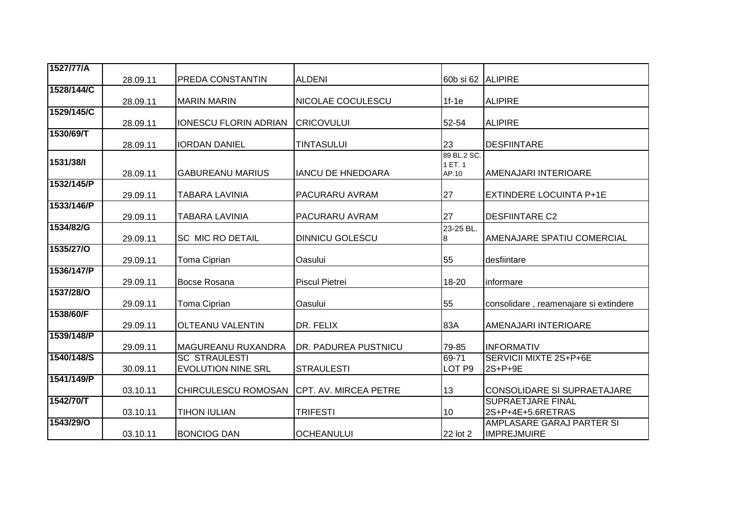| 1527/77/A | 28.09.11 | PREDA CONSTANTIN | ALDENI | 60b si 62 | ALIPIRE |
|---|---|---|---|---|---|
| 1528/144/C | 28.09.11 | MARIN MARIN | NICOLAE COCULESCU | 1f-1e | ALIPIRE |
| 1529/145/C | 28.09.11 | IONESCU FLORIN ADRIAN | CRICOVULUI | 52-54 | ALIPIRE |
| 1530/69/T | 28.09.11 | IORDAN DANIEL | TINTASULUI | 23 | DESFIINTARE |
| 1531/38/I | 28.09.11 | GABUREANU MARIUS | IANCU DE HNEDOARA | 89 BL.2 SC. 1 ET. 1 AP.10 | AMENAJARI INTERIOARE |
| 1532/145/P | 29.09.11 | TABARA LAVINIA | PACURARU AVRAM | 27 | EXTINDERE LOCUINTA P+1E |
| 1533/146/P | 29.09.11 | TABARA LAVINIA | PACURARU AVRAM | 27 | DESFIINTARE C2 |
| 1534/82/G | 29.09.11 | SC MIC RO DETAIL | DINNICU GOLESCU | 23-25 BL. 8 | AMENAJARE SPATIU COMERCIAL |
| 1535/27/O | 29.09.11 | Toma Ciprian | Oasului | 55 | desfiintare |
| 1536/147/P | 29.09.11 | Bocse Rosana | Piscul Pietrei | 18-20 | informare |
| 1537/28/O | 29.09.11 | Toma Ciprian | Oasului | 55 | consolidare , reamenajare si extindere |
| 1538/60/F | 29.09.11 | OLTEANU VALENTIN | DR. FELIX | 83A | AMENAJARI INTERIOARE |
| 1539/148/P | 29.09.11 | MAGUREANU RUXANDRA | DR. PADUREA PUSTNICU | 79-85 | INFORMATIV |
| 1540/148/S | 30.09.11 | SC STRAULESTI EVOLUTION NINE SRL | STRAULESTI | 69-71 LOT P9 | SERVICII MIXTE 2S+P+6E 2S+P+9E |
| 1541/149/P | 03.10.11 | CHIRCULESCU ROMOSAN | CPT. AV. MIRCEA PETRE | 13 | CONSOLIDARE SI SUPRAETAJARE |
| 1542/70/T | 03.10.11 | TIHON IULIAN | TRIFESTI | 10 | SUPRAETJARE FINAL 2S+P+4E+5.6RETRAS |
| 1543/29/O | 03.10.11 | BONCIOG DAN | OCHEANULUI | 22 lot 2 | AMPLASARE GARAJ PARTER SI IMPREJMUIRE |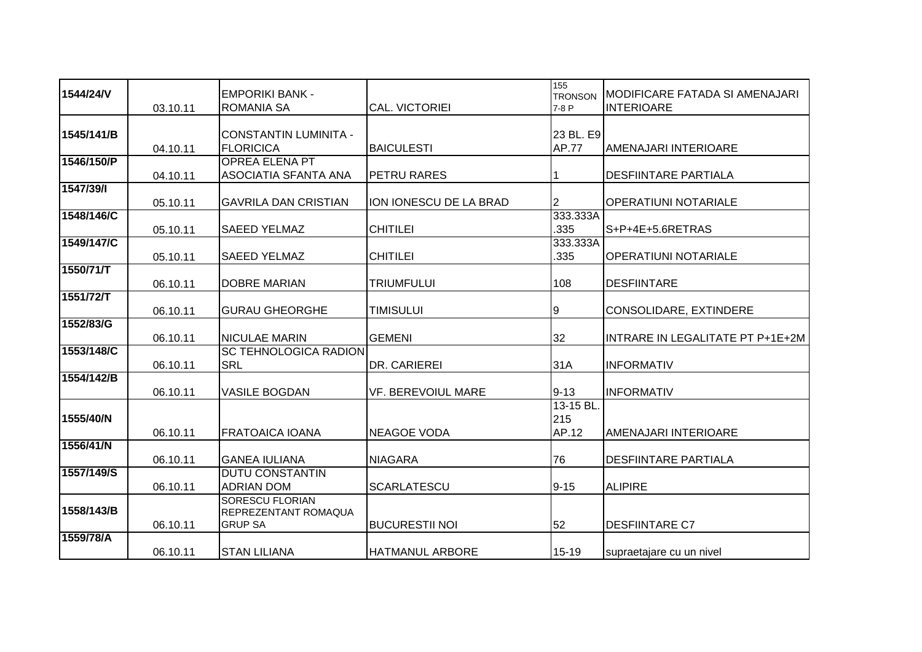| 1544/24/V | 03.10.11 | EMPORIKI BANK - ROMANIA SA | CAL. VICTORIEI | 155 TRONSON 7-8 P | MODIFICARE FATADA SI AMENAJARI INTERIOARE |
|---|---|---|---|---|---|
| 1545/141/B | 04.10.11 | CONSTANTIN LUMINITA - FLORICICA | BAICULESTI | 23 BL. E9 AP.77 | AMENAJARI INTERIOARE |
| 1546/150/P | 04.10.11 | OPREA ELENA PT ASOCIATIA SFANTA ANA | PETRU RARES | 1 | DESFIINTARE PARTIALA |
| 1547/39/I | 05.10.11 | GAVRILA DAN CRISTIAN | ION IONESCU DE LA BRAD | 2 | OPERATIUNI NOTARIALE |
| 1548/146/C | 05.10.11 | SAEED YELMAZ | CHITILEI | 333.333A .335 | S+P+4E+5.6RETRAS |
| 1549/147/C | 05.10.11 | SAEED YELMAZ | CHITILEI | 333.333A .335 | OPERATIUNI NOTARIALE |
| 1550/71/T | 06.10.11 | DOBRE MARIAN | TRIUMFULUI | 108 | DESFIINTARE |
| 1551/72/T | 06.10.11 | GURAU GHEORGHE | TIMISULUI | 9 | CONSOLIDARE, EXTINDERE |
| 1552/83/G | 06.10.11 | NICULAE MARIN | GEMENI | 32 | INTRARE IN LEGALITATE PT P+1E+2M |
| 1553/148/C | 06.10.11 | SC TEHNOLOGICA RADION SRL | DR. CARIEREI | 31A | INFORMATIV |
| 1554/142/B | 06.10.11 | VASILE BOGDAN | VF. BEREVOIUL MARE | 9-13 | INFORMATIV |
| 1555/40/N | 06.10.11 | FRATOAICA IOANA | NEAGOE VODA | 13-15 BL. 215 AP.12 | AMENAJARI INTERIOARE |
| 1556/41/N | 06.10.11 | GANEA IULIANA | NIAGARA | 76 | DESFIINTARE PARTIALA |
| 1557/149/S | 06.10.11 | DUTU CONSTANTIN ADRIAN DOM | SCARLATESCU | 9-15 | ALIPIRE |
| 1558/143/B | 06.10.11 | SORESCU FLORIAN REPREZENTANT ROMAQUA GRUP SA | BUCURESTII NOI | 52 | DESFIINTARE C7 |
| 1559/78/A | 06.10.11 | STAN LILIANA | HATMANUL ARBORE | 15-19 | supraetajare cu un nivel |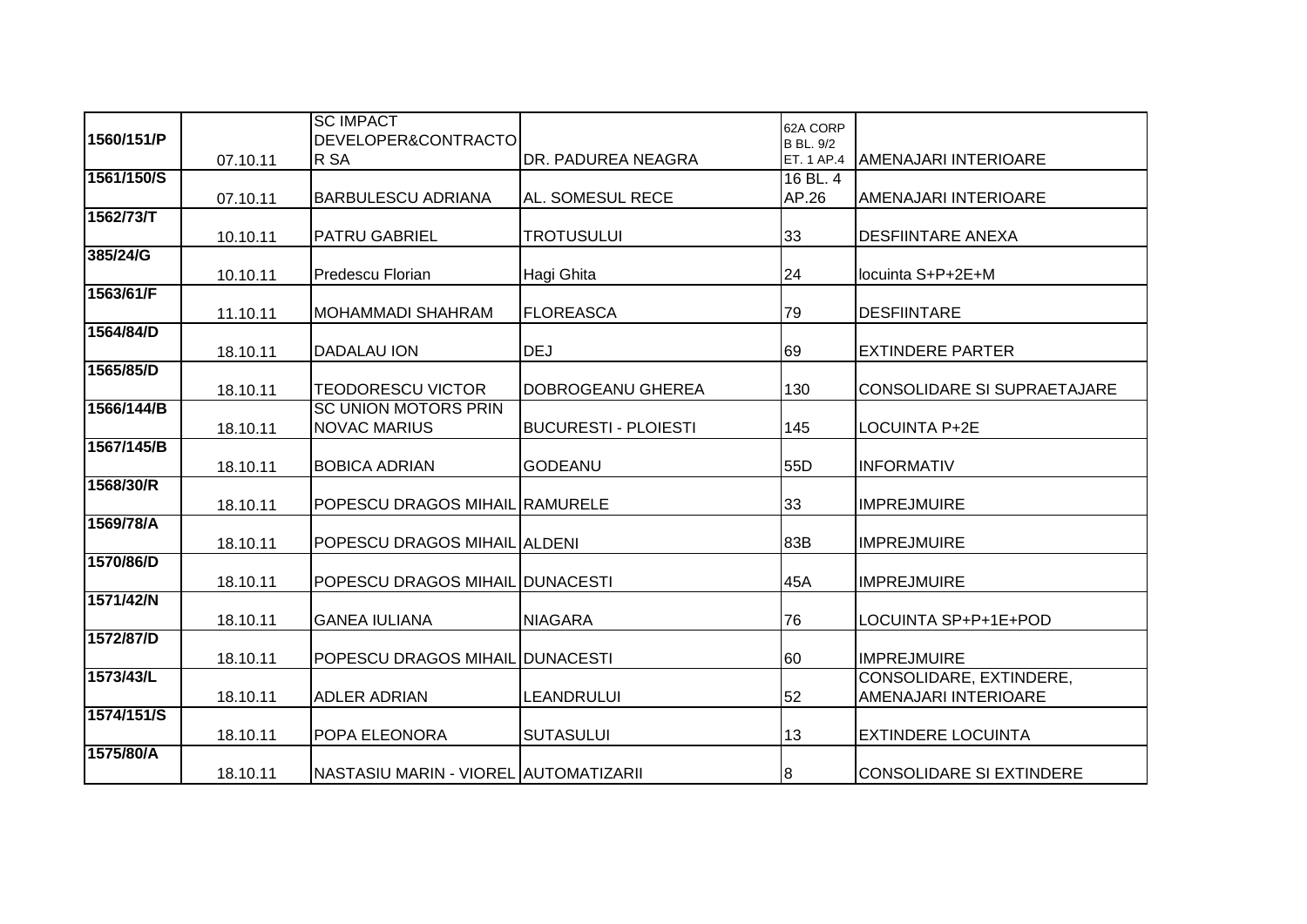| 1560/151/P | 07.10.11 | SC IMPACT DEVELOPER&CONTRACTOR SA | DR. PADUREA NEAGRA | 62A CORP B BL. 9/2 ET. 1 AP.4 | AMENAJARI INTERIOARE |
|---|---|---|---|---|---|
| 1561/150/S | 07.10.11 | BARBULESCU ADRIANA | AL. SOMESUL RECE | 16 BL. 4 AP.26 | AMENAJARI INTERIOARE |
| 1562/73/T | 10.10.11 | PATRU GABRIEL | TROTUSULUI | 33 | DESFIINTARE ANEXA |
| 385/24/G | 10.10.11 | Predescu Florian | Hagi Ghita | 24 | locuinta S+P+2E+M |
| 1563/61/F | 11.10.11 | MOHAMMADI SHAHRAM | FLOREASCA | 79 | DESFIINTARE |
| 1564/84/D | 18.10.11 | DADALAU ION | DEJ | 69 | EXTINDERE PARTER |
| 1565/85/D | 18.10.11 | TEODORESCU VICTOR | DOBROGEANU GHEREA | 130 | CONSOLIDARE SI SUPRAETAJARE |
| 1566/144/B | 18.10.11 | SC UNION MOTORS PRIN NOVAC MARIUS | BUCURESTI - PLOIESTI | 145 | LOCUINTA P+2E |
| 1567/145/B | 18.10.11 | BOBICA ADRIAN | GODEANU | 55D | INFORMATIV |
| 1568/30/R | 18.10.11 | POPESCU DRAGOS MIHAIL | RAMURELE | 33 | IMPREJMUIRE |
| 1569/78/A | 18.10.11 | POPESCU DRAGOS MIHAIL | ALDENI | 83B | IMPREJMUIRE |
| 1570/86/D | 18.10.11 | POPESCU DRAGOS MIHAIL | DUNACESTI | 45A | IMPREJMUIRE |
| 1571/42/N | 18.10.11 | GANEA IULIANA | NIAGARA | 76 | LOCUINTA SP+P+1E+POD |
| 1572/87/D | 18.10.11 | POPESCU DRAGOS MIHAIL | DUNACESTI | 60 | IMPREJMUIRE |
| 1573/43/L | 18.10.11 | ADLER ADRIAN | LEANDRULUI | 52 | CONSOLIDARE, EXTINDERE, AMENAJARI INTERIOARE |
| 1574/151/S | 18.10.11 | POPA ELEONORA | SUTASULUI | 13 | EXTINDERE LOCUINTA |
| 1575/80/A | 18.10.11 | NASTASIU MARIN - VIOREL | AUTOMATIZARII | 8 | CONSOLIDARE SI EXTINDERE |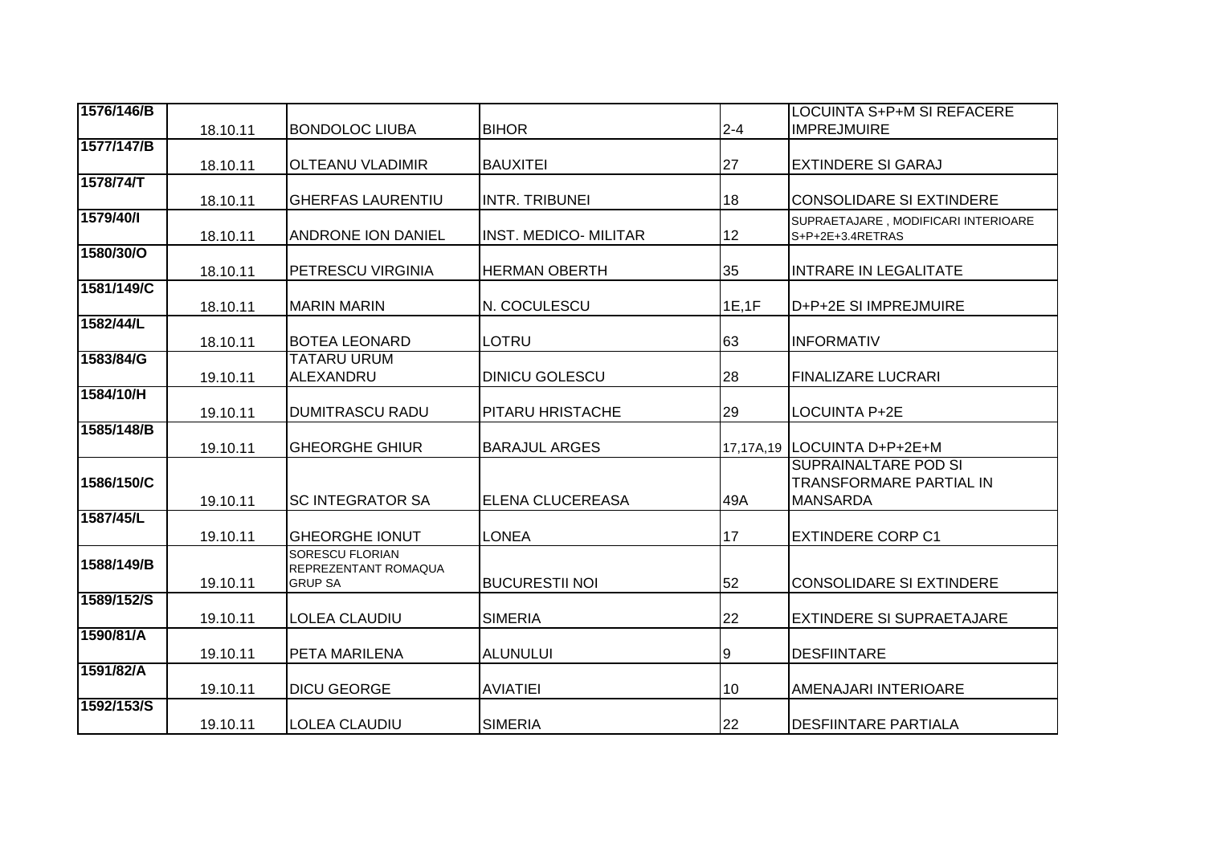| 1576/146/B | 18.10.11 | BONDOLOC LIUBA | BIHOR | 2-4 | LOCUINTA S+P+M SI REFACERE IMPREJMUIRE |
|---|---|---|---|---|---|
| 1577/147/B | 18.10.11 | OLTEANU VLADIMIR | BAUXITEI | 27 | EXTINDERE SI GARAJ |
| 1578/74/T | 18.10.11 | GHERFAS LAURENTIU | INTR. TRIBUNEI | 18 | CONSOLIDARE SI EXTINDERE |
| 1579/40/I | 18.10.11 | ANDRONE ION DANIEL | INST. MEDICO- MILITAR | 12 | SUPRAETAJARE , MODIFICARI INTERIOARE S+P+2E+3.4RETRAS |
| 1580/30/O | 18.10.11 | PETRESCU VIRGINIA | HERMAN OBERTH | 35 | INTRARE IN LEGALITATE |
| 1581/149/C | 18.10.11 | MARIN MARIN | N. COCULESCU | 1E,1F | D+P+2E SI IMPREJMUIRE |
| 1582/44/L | 18.10.11 | BOTEA LEONARD | LOTRU | 63 | INFORMATIV |
| 1583/84/G | 19.10.11 | TATARU URUM ALEXANDRU | DINICU GOLESCU | 28 | FINALIZARE LUCRARI |
| 1584/10/H | 19.10.11 | DUMITRASCU RADU | PITARU HRISTACHE | 29 | LOCUINTA P+2E |
| 1585/148/B | 19.10.11 | GHEORGHE GHIUR | BARAJUL ARGES | 17,17A,19 | LOCUINTA D+P+2E+M |
| 1586/150/C | 19.10.11 | SC INTEGRATOR SA | ELENA CLUCEREASA | 49A | SUPRAINALTARE POD SI TRANSFORMARE PARTIAL IN MANSARDA |
| 1587/45/L | 19.10.11 | GHEORGHE IONUT | LONEA | 17 | EXTINDERE CORP C1 |
| 1588/149/B | 19.10.11 | SORESCU FLORIAN REPREZENTANT ROMAQUA GRUP SA | BUCURESTII NOI | 52 | CONSOLIDARE SI EXTINDERE |
| 1589/152/S | 19.10.11 | LOLEA CLAUDIU | SIMERIA | 22 | EXTINDERE SI SUPRAETAJARE |
| 1590/81/A | 19.10.11 | PETA MARILENA | ALUNULUI | 9 | DESFIINTARE |
| 1591/82/A | 19.10.11 | DICU GEORGE | AVIATIEI | 10 | AMENAJARI INTERIOARE |
| 1592/153/S | 19.10.11 | LOLEA CLAUDIU | SIMERIA | 22 | DESFIINTARE PARTIALA |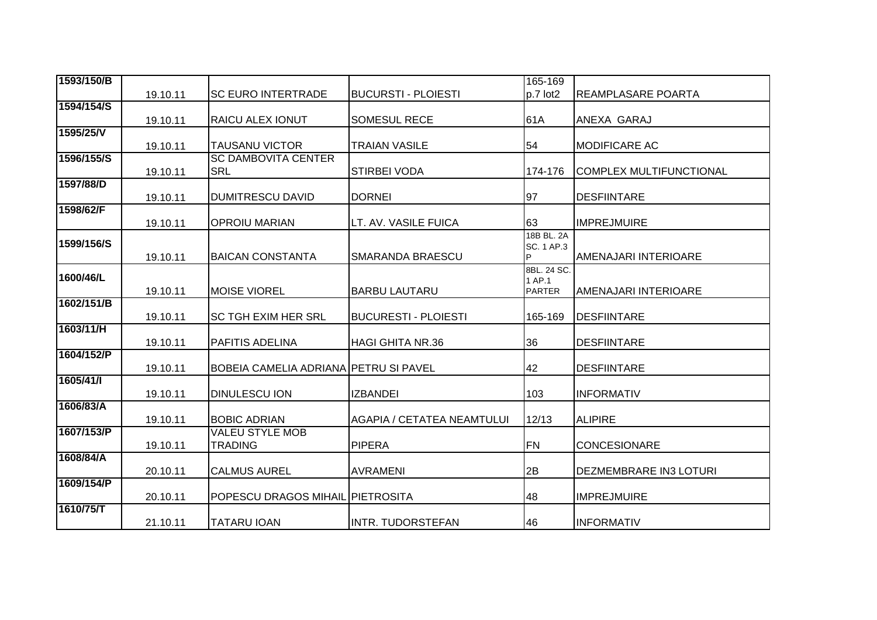| 1593/150/B | 19.10.11 | SC EURO INTERTRADE | BUCURSTI - PLOIESTI | 165-169 p.7 lot2 | REAMPLASARE POARTA |
|---|---|---|---|---|---|
| 1594/154/S | 19.10.11 | RAICU ALEX IONUT | SOMESUL RECE | 61A | ANEXA GARAJ |
| 1595/25/V | 19.10.11 | TAUSANU VICTOR | TRAIAN VASILE | 54 | MODIFICARE AC |
| 1596/155/S | 19.10.11 | SC DAMBOVITA CENTER SRL | STIRBEI VODA | 174-176 | COMPLEX MULTIFUNCTIONAL |
| 1597/88/D | 19.10.11 | DUMITRESCU DAVID | DORNEI | 97 | DESFIINTARE |
| 1598/62/F | 19.10.11 | OPROIU MARIAN | LT. AV. VASILE FUICA | 63 | IMPREJMUIRE |
| 1599/156/S | 19.10.11 | BAICAN CONSTANTA | SMARANDA BRAESCU | 18B BL. 2A SC. 1 AP.3 P | AMENAJARI INTERIOARE |
| 1600/46/L | 19.10.11 | MOISE VIOREL | BARBU LAUTARU | 8BL. 24 SC. 1 AP.1 PARTER | AMENAJARI INTERIOARE |
| 1602/151/B | 19.10.11 | SC TGH EXIM HER SRL | BUCURESTI - PLOIESTI | 165-169 | DESFIINTARE |
| 1603/11/H | 19.10.11 | PAFITIS ADELINA | HAGI GHITA NR.36 | 36 | DESFIINTARE |
| 1604/152/P | 19.10.11 | BOBEIA CAMELIA ADRIANA | PETRU SI PAVEL | 42 | DESFIINTARE |
| 1605/41/I | 19.10.11 | DINULESCU ION | IZBANDEI | 103 | INFORMATIV |
| 1606/83/A | 19.10.11 | BOBIC ADRIAN | AGAPIA / CETATEA NEAMTULUI | 12/13 | ALIPIRE |
| 1607/153/P | 19.10.11 | VALEU STYLE MOB TRADING | PIPERA | FN | CONCESIONARE |
| 1608/84/A | 20.10.11 | CALMUS AUREL | AVRAMENI | 2B | DEZMEMBRARE IN3 LOTURI |
| 1609/154/P | 20.10.11 | POPESCU DRAGOS MIHAIL | PIETROSITA | 48 | IMPREJMUIRE |
| 1610/75/T | 21.10.11 | TATARU IOAN | INTR. TUDORSTEFAN | 46 | INFORMATIV |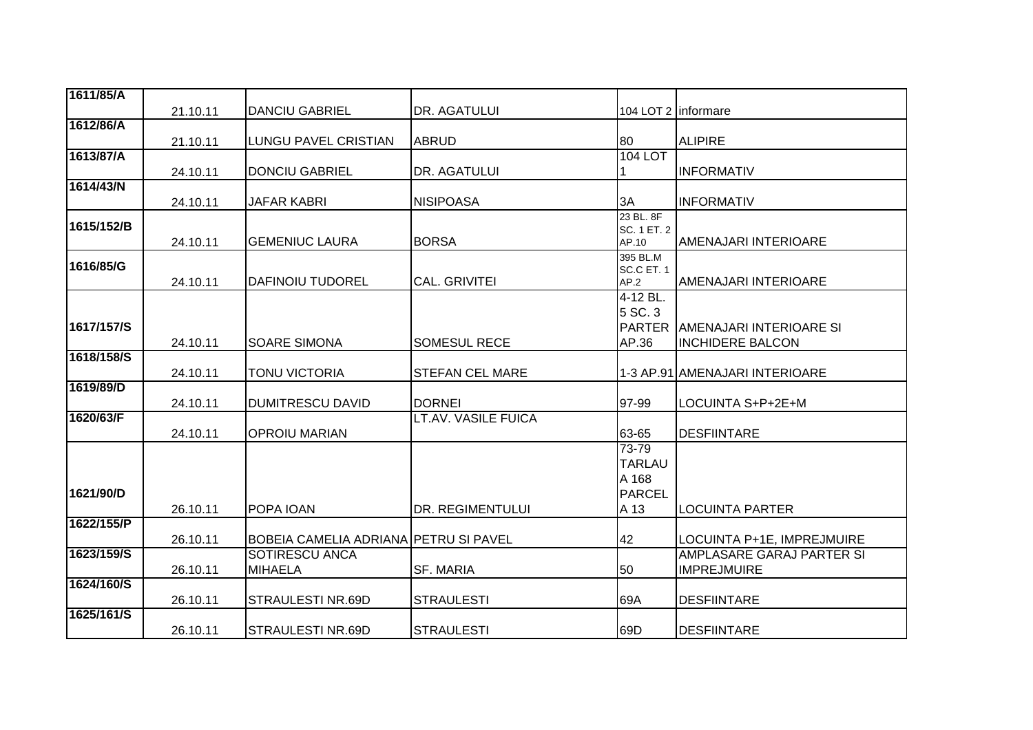| | | | | | |
|---|---|---|---|---|---|
| 1611/85/A | 21.10.11 | DANCIU GABRIEL | DR. AGATULUI | 104 LOT 2 | informare |
| 1612/86/A | 21.10.11 | LUNGU PAVEL CRISTIAN | ABRUD | 80 | ALIPIRE |
| 1613/87/A | 24.10.11 | DONCIU GABRIEL | DR. AGATULUI | 104 LOT 1 | INFORMATIV |
| 1614/43/N | 24.10.11 | JAFAR KABRI | NISIPOASA | 3A | INFORMATIV |
| 1615/152/B | 24.10.11 | GEMENIUC LAURA | BORSA | 23 BL. 8F SC. 1 ET. 2 AP.10 | AMENAJARI INTERIOARE |
| 1616/85/G | 24.10.11 | DAFINOIU TUDOREL | CAL. GRIVITEI | 395 BL.M SC.C ET. 1 AP.2 | AMENAJARI INTERIOARE |
| 1617/157/S | 24.10.11 | SOARE SIMONA | SOMESUL RECE | 4-12 BL. 5 SC. 3 PARTER AP.36 | AMENAJARI INTERIOARE SI INCHIDERE BALCON |
| 1618/158/S | 24.10.11 | TONU VICTORIA | STEFAN CEL MARE | 1-3 AP.91 | AMENAJARI INTERIOARE |
| 1619/89/D | 24.10.11 | DUMITRESCU DAVID | DORNEI | 97-99 | LOCUINTA S+P+2E+M |
| 1620/63/F | 24.10.11 | OPROIU MARIAN | LT.AV. VASILE FUICA | 63-65 | DESFIINTARE |
| 1621/90/D | 26.10.11 | POPA IOAN | DR. REGIMENTULUI | 73-79 TARLAU A 168 PARCEL A 13 | LOCUINTA PARTER |
| 1622/155/P | 26.10.11 | BOBEIA CAMELIA ADRIANA | PETRU SI PAVEL | 42 | LOCUINTA P+1E, IMPREJMUIRE |
| 1623/159/S | 26.10.11 | SOTIRESCU ANCA MIHAELA | SF. MARIA | 50 | AMPLASARE GARAJ PARTER SI IMPREJMUIRE |
| 1624/160/S | 26.10.11 | STRAULESTI NR.69D | STRAULESTI | 69A | DESFIINTARE |
| 1625/161/S | 26.10.11 | STRAULESTI NR.69D | STRAULESTI | 69D | DESFIINTARE |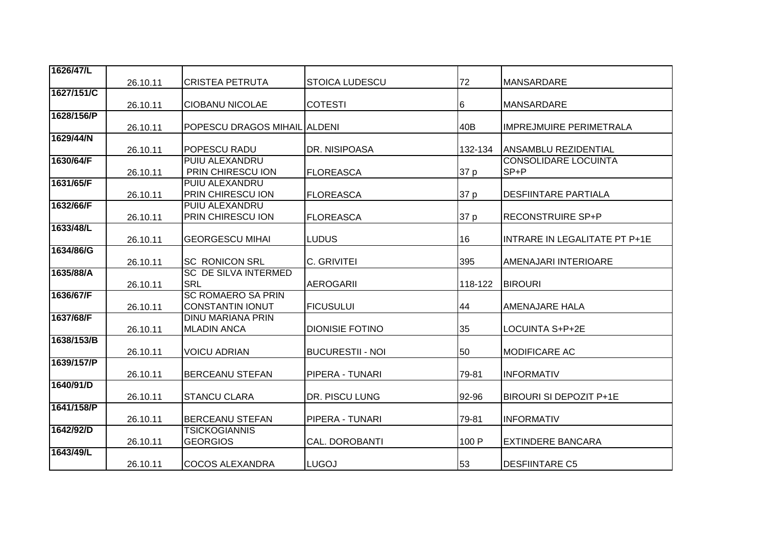| 1626/47/L | 26.10.11 | CRISTEA PETRUTA | STOICA LUDESCU | 72 | MANSARDARE |
|---|---|---|---|---|---|
| 1627/151/C | 26.10.11 | CIOBANU NICOLAE | COTESTI | 6 | MANSARDARE |
| 1628/156/P | 26.10.11 | POPESCU DRAGOS MIHAIL | ALDENI | 40B | IMPREJMUIRE PERIMETRALA |
| 1629/44/N | 26.10.11 | POPESCU RADU | DR. NISIPOASA | 132-134 | ANSAMBLU REZIDENTIAL |
| 1630/64/F | 26.10.11 | PUIU ALEXANDRU PRIN CHIRESCU ION | FLOREASCA | 37 p | CONSOLIDARE LOCUINTA SP+P |
| 1631/65/F | 26.10.11 | PUIU ALEXANDRU PRIN CHIRESCU ION | FLOREASCA | 37 p | DESFIINTARE PARTIALA |
| 1632/66/F | 26.10.11 | PUIU ALEXANDRU PRIN CHIRESCU ION | FLOREASCA | 37 p | RECONSTRUIRE SP+P |
| 1633/48/L | 26.10.11 | GEORGESCU MIHAI | LUDUS | 16 | INTRARE IN LEGALITATE PT P+1E |
| 1634/86/G | 26.10.11 | SC RONICON SRL | C. GRIVITEI | 395 | AMENAJARI INTERIOARE |
| 1635/88/A | 26.10.11 | SC DE SILVA INTERMED SRL | AEROGARII | 118-122 | BIROURI |
| 1636/67/F | 26.10.11 | SC ROMAERO SA PRIN CONSTANTIN IONUT | FICUSULUI | 44 | AMENAJARE HALA |
| 1637/68/F | 26.10.11 | DINU MARIANA PRIN MLADIN ANCA | DIONISIE FOTINO | 35 | LOCUINTA S+P+2E |
| 1638/153/B | 26.10.11 | VOICU ADRIAN | BUCURESTII - NOI | 50 | MODIFICARE AC |
| 1639/157/P | 26.10.11 | BERCEANU STEFAN | PIPERA - TUNARI | 79-81 | INFORMATIV |
| 1640/91/D | 26.10.11 | STANCU CLARA | DR. PISCU LUNG | 92-96 | BIROURI SI DEPOZIT P+1E |
| 1641/158/P | 26.10.11 | BERCEANU STEFAN | PIPERA - TUNARI | 79-81 | INFORMATIV |
| 1642/92/D | 26.10.11 | TSICKOGIANNIS GEORGIOS | CAL. DOROBANTI | 100 P | EXTINDERE BANCARA |
| 1643/49/L | 26.10.11 | COCOS ALEXANDRA | LUGOJ | 53 | DESFIINTARE C5 |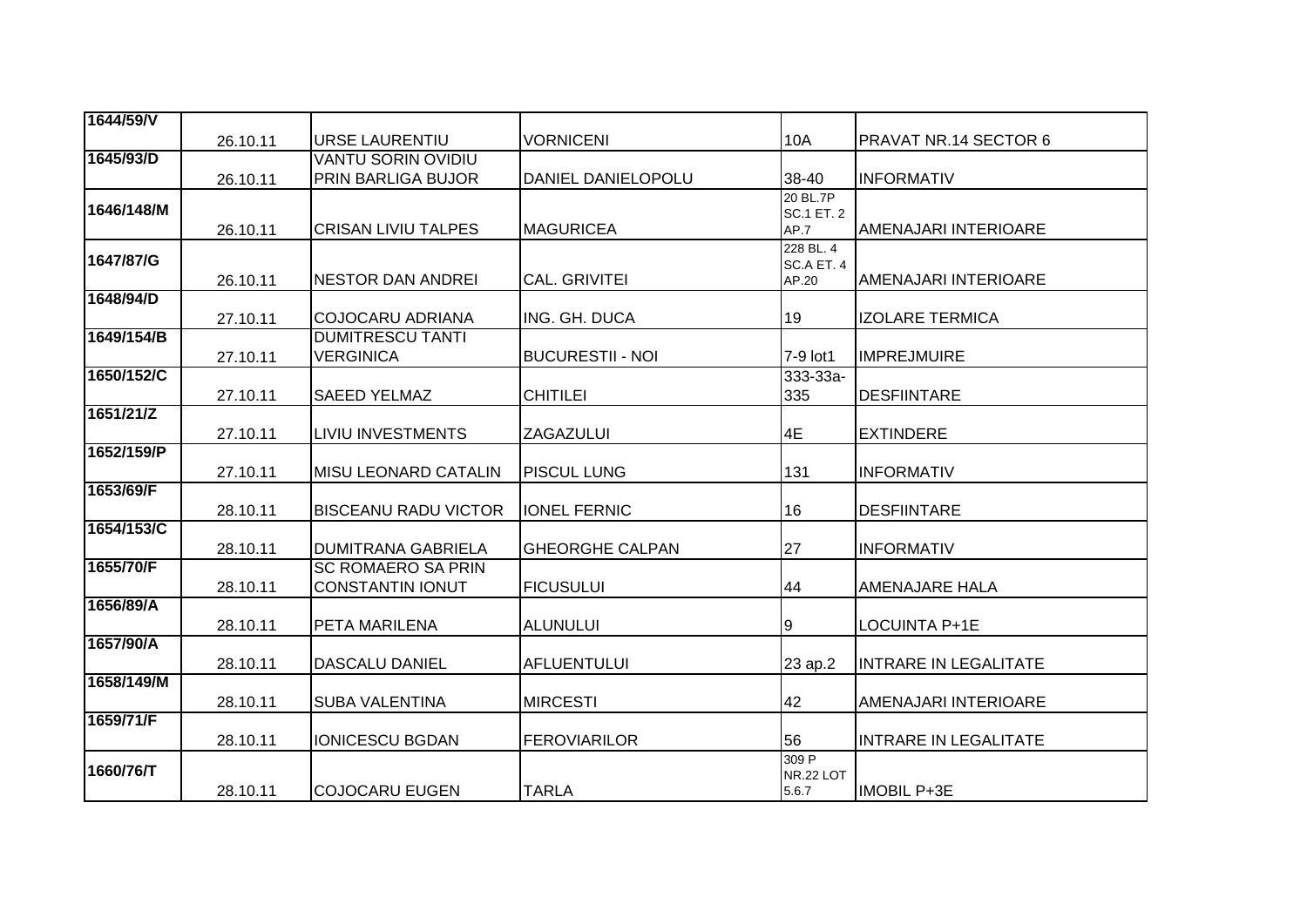| 1644/59/V | 26.10.11 | URSE LAURENTIU | VORNICENI | 10A | PRAVAT NR.14 SECTOR 6 |
|---|---|---|---|---|---|
| 1645/93/D | 26.10.11 | VANTU SORIN OVIDIU PRIN BARLIGA BUJOR | DANIEL DANIELOPOLU | 38-40 | INFORMATIV |
| 1646/148/M | 26.10.11 | CRISAN LIVIU TALPES | MAGURICEA | 20 BL.7P SC.1 ET. 2 AP.7 | AMENAJARI INTERIOARE |
| 1647/87/G | 26.10.11 | NESTOR DAN ANDREI | CAL. GRIVITEI | 228 BL. 4 SC.A ET. 4 AP.20 | AMENAJARI INTERIOARE |
| 1648/94/D | 27.10.11 | COJOCARU ADRIANA | ING. GH. DUCA | 19 | IZOLARE TERMICA |
| 1649/154/B | 27.10.11 | DUMITRESCU TANTI VERGINICA | BUCURESTII - NOI | 7-9 lot1 | IMPREJMUIRE |
| 1650/152/C | 27.10.11 | SAEED YELMAZ | CHITILEI | 333-33a-335 | DESFIINTARE |
| 1651/21/Z | 27.10.11 | LIVIU INVESTMENTS | ZAGAZULUI | 4E | EXTINDERE |
| 1652/159/P | 27.10.11 | MISU LEONARD CATALIN | PISCUL LUNG | 131 | INFORMATIV |
| 1653/69/F | 28.10.11 | BISCEANU RADU VICTOR | IONEL FERNIC | 16 | DESFIINTARE |
| 1654/153/C | 28.10.11 | DUMITRANA GABRIELA | GHEORGHE CALPAN | 27 | INFORMATIV |
| 1655/70/F | 28.10.11 | SC ROMAERO SA PRIN CONSTANTIN IONUT | FICUSULUI | 44 | AMENAJARE HALA |
| 1656/89/A | 28.10.11 | PETA MARILENA | ALUNULUI | 9 | LOCUINTA P+1E |
| 1657/90/A | 28.10.11 | DASCALU DANIEL | AFLUENTULUI | 23 ap.2 | INTRARE IN LEGALITATE |
| 1658/149/M | 28.10.11 | SUBA VALENTINA | MIRCESTI | 42 | AMENAJARI INTERIOARE |
| 1659/71/F | 28.10.11 | IONICESCU BGDAN | FEROVIARILOR | 56 | INTRARE IN LEGALITATE |
| 1660/76/T | 28.10.11 | COJOCARU EUGEN | TARLA | 309 P NR.22 LOT 5.6.7 | IMOBIL P+3E |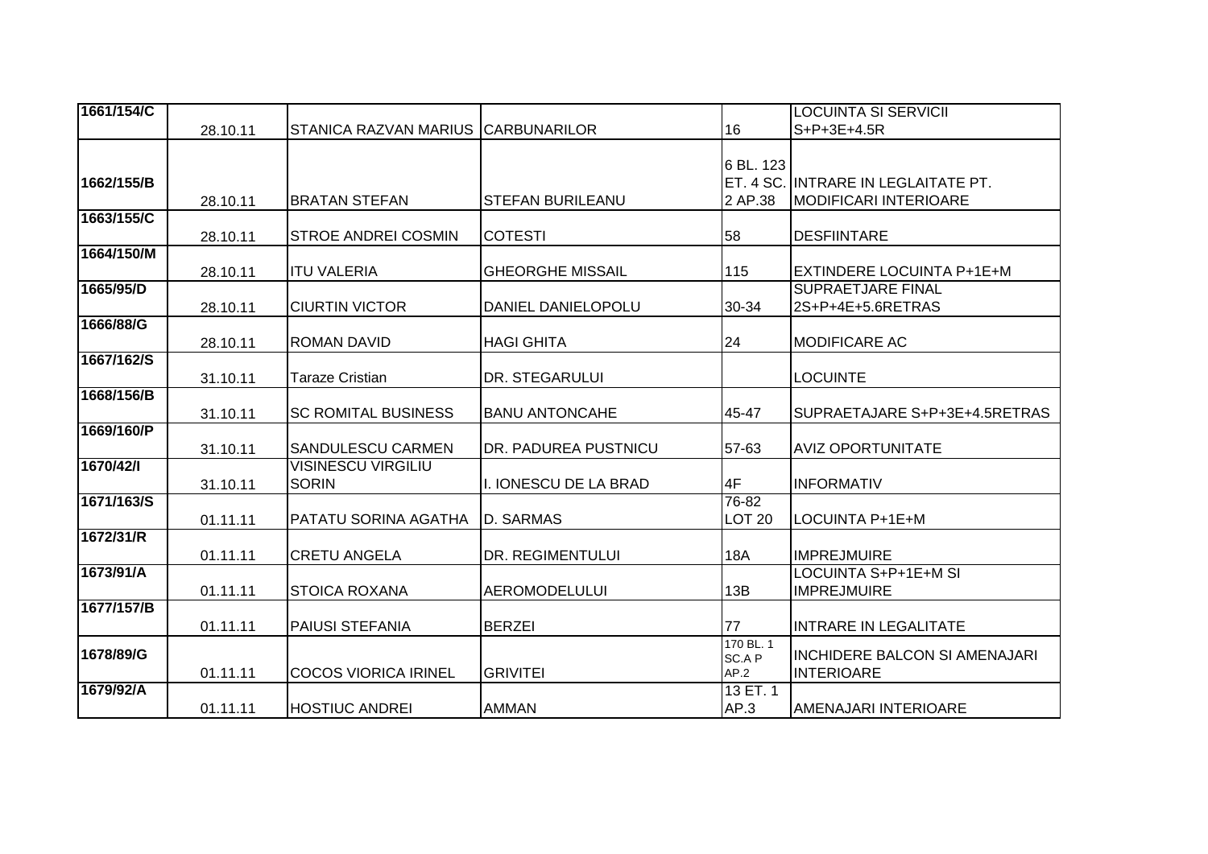| 1661/154/C | 28.10.11 | STANICA RAZVAN MARIUS | CARBUNARILOR | 16 | LOCUINTA SI SERVICII S+P+3E+4.5R |
|---|---|---|---|---|---|
| 1662/155/B | 28.10.11 | BRATAN STEFAN | STEFAN BURILEANU | 6 BL. 123 ET. 4 SC. 2 AP.38 | INTRARE IN LEGLAITATE PT. MODIFICARI INTERIOARE |
| 1663/155/C | 28.10.11 | STROE ANDREI COSMIN | COTESTI | 58 | DESFIINTARE |
| 1664/150/M | 28.10.11 | ITU VALERIA | GHEORGHE MISSAIL | 115 | EXTINDERE LOCUINTA P+1E+M |
| 1665/95/D | 28.10.11 | CIURTIN VICTOR | DANIEL DANIELOPOLU | 30-34 | SUPRAETJARE FINAL 2S+P+4E+5.6RETRAS |
| 1666/88/G | 28.10.11 | ROMAN DAVID | HAGI GHITA | 24 | MODIFICARE AC |
| 1667/162/S | 31.10.11 | Taraze Cristian | DR. STEGARULUI | | LOCUINTE |
| 1668/156/B | 31.10.11 | SC ROMITAL BUSINESS | BANU ANTONCAHE | 45-47 | SUPRAETAJARE S+P+3E+4.5RETRAS |
| 1669/160/P | 31.10.11 | SANDULESCU CARMEN | DR. PADUREA PUSTNICU | 57-63 | AVIZ OPORTUNITATE |
| 1670/42/I | 31.10.11 | VISINESCU VIRGILIU SORIN | I. IONESCU DE LA BRAD | 4F | INFORMATIV |
| 1671/163/S | 01.11.11 | PATATU SORINA AGATHA | D. SARMAS | 76-82 LOT 20 | LOCUINTA P+1E+M |
| 1672/31/R | 01.11.11 | CRETU ANGELA | DR. REGIMENTULUI | 18A | IMPREJMUIRE |
| 1673/91/A | 01.11.11 | STOICA ROXANA | AEROMODELULUI | 13B | LOCUINTA S+P+1E+M SI IMPREJMUIRE |
| 1677/157/B | 01.11.11 | PAIUSI STEFANIA | BERZEI | 77 | INTRARE IN LEGALITATE |
| 1678/89/G | 01.11.11 | COCOS VIORICA IRINEL | GRIVITEI | 170 BL. 1 SC.A P AP.2 | INCHIDERE BALCON SI AMENAJARI INTERIOARE |
| 1679/92/A | 01.11.11 | HOSTIUC ANDREI | AMMAN | 13 ET. 1 AP.3 | AMENAJARI INTERIOARE |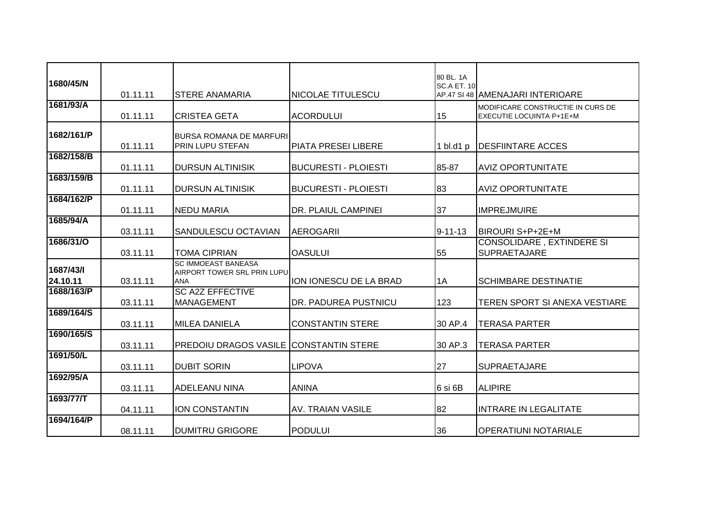| | | | | | |
|---|---|---|---|---|---|
| 1680/45/N | 01.11.11 | STERE ANAMARIA | NICOLAE TITULESCU | 80 BL. 1A SC.A ET. 10 AP.47 SI 48 | AMENAJARI INTERIOARE |
| 1681/93/A | 01.11.11 | CRISTEA GETA | ACORDULUI | 15 | MODIFICARE CONSTRUCTIE IN CURS DE EXECUTIE LOCUINTA P+1E+M |
| 1682/161/P | 01.11.11 | BURSA ROMANA DE MARFURI PRIN LUPU STEFAN | PIATA PRESEI LIBERE | 1 bl.d1 p | DESFIINTARE ACCES |
| 1682/158/B | 01.11.11 | DURSUN ALTINISIK | BUCURESTI - PLOIESTI | 85-87 | AVIZ OPORTUNITATE |
| 1683/159/B | 01.11.11 | DURSUN ALTINISIK | BUCURESTI - PLOIESTI | 83 | AVIZ OPORTUNITATE |
| 1684/162/P | 01.11.11 | NEDU MARIA | DR. PLAIUL CAMPINEI | 37 | IMPREJMUIRE |
| 1685/94/A | 03.11.11 | SANDULESCU OCTAVIAN | AEROGARII | 9-11-13 | BIROURI S+P+2E+M |
| 1686/31/O | 03.11.11 | TOMA CIPRIAN | OASULUI | 55 | CONSOLIDARE , EXTINDERE SI SUPRAETAJARE |
| 1687/43/I 24.10.11 | 03.11.11 | SC IMMOEAST BANEASA AIRPORT TOWER SRL PRIN LUPU ANA | ION IONESCU DE LA BRAD | 1A | SCHIMBARE DESTINATIE |
| 1688/163/P | 03.11.11 | SC A2Z EFFECTIVE MANAGEMENT | DR. PADUREA PUSTNICU | 123 | TEREN SPORT SI ANEXA VESTIARE |
| 1689/164/S | 03.11.11 | MILEA DANIELA | CONSTANTIN STERE | 30 AP.4 | TERASA PARTER |
| 1690/165/S | 03.11.11 | PREDOIU DRAGOS VASILE | CONSTANTIN STERE | 30 AP.3 | TERASA PARTER |
| 1691/50/L | 03.11.11 | DUBIT SORIN | LIPOVA | 27 | SUPRAETAJARE |
| 1692/95/A | 03.11.11 | ADELEANU NINA | ANINA | 6 si 6B | ALIPIRE |
| 1693/77/T | 04.11.11 | ION CONSTANTIN | AV. TRAIAN VASILE | 82 | INTRARE IN LEGALITATE |
| 1694/164/P | 08.11.11 | DUMITRU GRIGORE | PODULUI | 36 | OPERATIUNI NOTARIALE |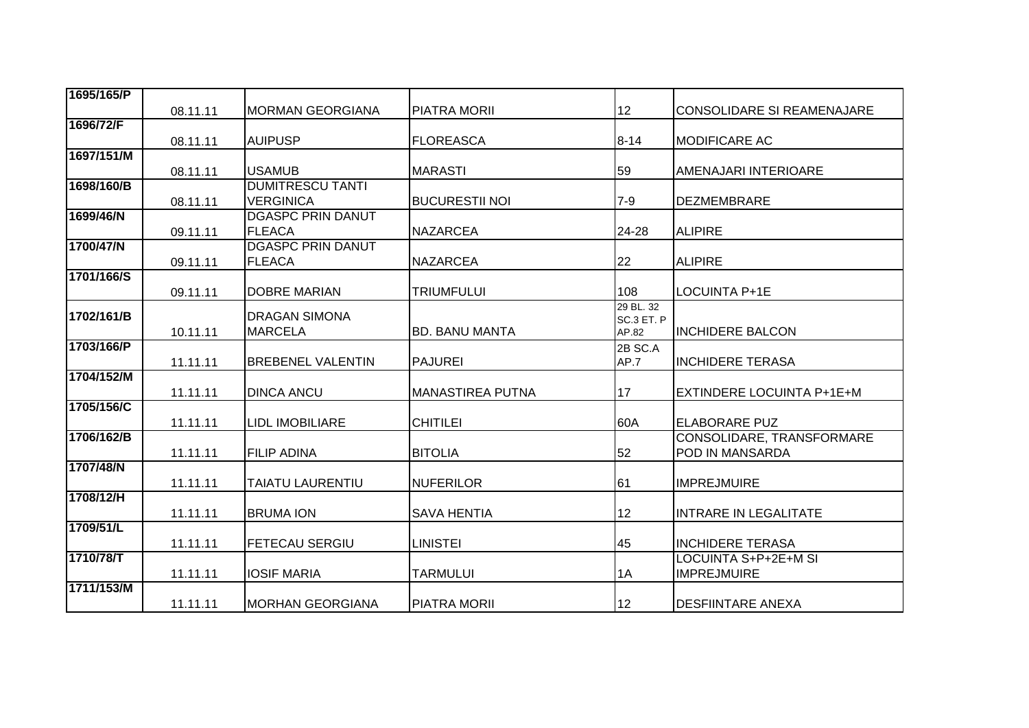| | | | | | |
|---|---|---|---|---|---|
| 1695/165/P | 08.11.11 | MORMAN GEORGIANA | PIATRA MORII | 12 | CONSOLIDARE SI REAMENAJARE |
| 1696/72/F | 08.11.11 | AUIPUSP | FLOREASCA | 8-14 | MODIFICARE AC |
| 1697/151/M | 08.11.11 | USAMUB | MARASTI | 59 | AMENAJARI INTERIOARE |
| 1698/160/B | 08.11.11 | DUMITRESCU TANTI VERGINICA | BUCURESTII NOI | 7-9 | DEZMEMBRARE |
| 1699/46/N | 09.11.11 | DGASPC PRIN DANUT FLEACA | NAZARCEA | 24-28 | ALIPIRE |
| 1700/47/N | 09.11.11 | DGASPC PRIN DANUT FLEACA | NAZARCEA | 22 | ALIPIRE |
| 1701/166/S | 09.11.11 | DOBRE MARIAN | TRIUMFULUI | 108 | LOCUINTA P+1E |
| 1702/161/B | 10.11.11 | DRAGAN SIMONA MARCELA | BD. BANU MANTA | 29 BL. 32 SC.3 ET. P AP.82 | INCHIDERE BALCON |
| 1703/166/P | 11.11.11 | BREBENEL VALENTIN | PAJUREI | 2B SC.A AP.7 | INCHIDERE TERASA |
| 1704/152/M | 11.11.11 | DINCA ANCU | MANASTIREA PUTNA | 17 | EXTINDERE LOCUINTA P+1E+M |
| 1705/156/C | 11.11.11 | LIDL IMOBILIARE | CHITILEI | 60A | ELABORARE PUZ |
| 1706/162/B | 11.11.11 | FILIP ADINA | BITOLIA | 52 | CONSOLIDARE, TRANSFORMARE POD IN MANSARDA |
| 1707/48/N | 11.11.11 | TAIATU LAURENTIU | NUFERILOR | 61 | IMPREJMUIRE |
| 1708/12/H | 11.11.11 | BRUMA ION | SAVA HENTIA | 12 | INTRARE IN LEGALITATE |
| 1709/51/L | 11.11.11 | FETECAU SERGIU | LINISTEI | 45 | INCHIDERE TERASA |
| 1710/78/T | 11.11.11 | IOSIF MARIA | TARMULUI | 1A | LOCUINTA S+P+2E+M SI IMPREJMUIRE |
| 1711/153/M | 11.11.11 | MORHAN GEORGIANA | PIATRA MORII | 12 | DESFIINTARE ANEXA |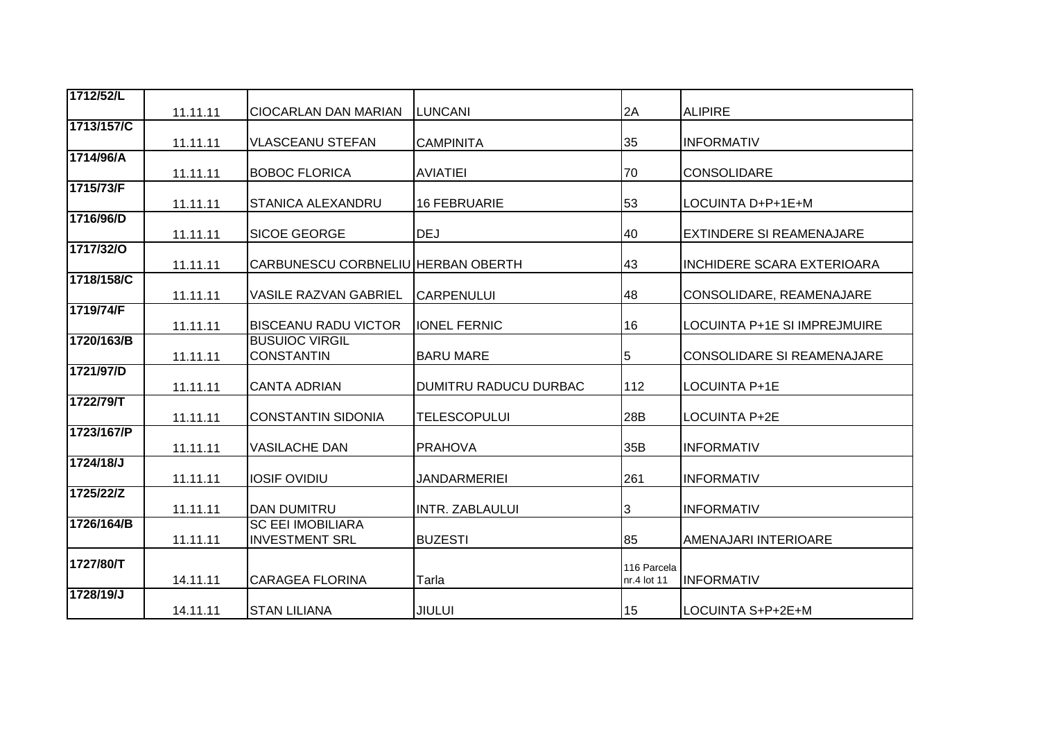| | | | | | |
|---|---|---|---|---|---|
| 1712/52/L | 11.11.11 | CIOCARLAN DAN MARIAN | LUNCANI | 2A | ALIPIRE |
| 1713/157/C | 11.11.11 | VLASCEANU STEFAN | CAMPINITA | 35 | INFORMATIV |
| 1714/96/A | 11.11.11 | BOBOC FLORICA | AVIATIEI | 70 | CONSOLIDARE |
| 1715/73/F | 11.11.11 | STANICA ALEXANDRU | 16 FEBRUARIE | 53 | LOCUINTA D+P+1E+M |
| 1716/96/D | 11.11.11 | SICOE GEORGE | DEJ | 40 | EXTINDERE SI REAMENAJARE |
| 1717/32/O | 11.11.11 | CARBUNESCU CORBNELIU | HERBAN OBERTH | 43 | INCHIDERE SCARA EXTERIOARA |
| 1718/158/C | 11.11.11 | VASILE RAZVAN GABRIEL | CARPENULUI | 48 | CONSOLIDARE, REAMENAJARE |
| 1719/74/F | 11.11.11 | BISCEANU RADU VICTOR | IONEL FERNIC | 16 | LOCUINTA P+1E SI IMPREJMUIRE |
| 1720/163/B | 11.11.11 | BUSUIOC VIRGIL CONSTANTIN | BARU MARE | 5 | CONSOLIDARE SI REAMENAJARE |
| 1721/97/D | 11.11.11 | CANTA ADRIAN | DUMITRU RADUCU DURBAC | 112 | LOCUINTA P+1E |
| 1722/79/T | 11.11.11 | CONSTANTIN SIDONIA | TELESCOPULUI | 28B | LOCUINTA P+2E |
| 1723/167/P | 11.11.11 | VASILACHE DAN | PRAHOVA | 35B | INFORMATIV |
| 1724/18/J | 11.11.11 | IOSIF OVIDIU | JANDARMERIEI | 261 | INFORMATIV |
| 1725/22/Z | 11.11.11 | DAN DUMITRU | INTR. ZABLAULUI | 3 | INFORMATIV |
| 1726/164/B | 11.11.11 | SC EEI IMOBILIARA INVESTMENT SRL | BUZESTI | 85 | AMENAJARI INTERIOARE |
| 1727/80/T | 14.11.11 | CARAGEA FLORINA | Tarla | 116 Parcela nr.4 lot 11 | INFORMATIV |
| 1728/19/J | 14.11.11 | STAN LILIANA | JIULUI | 15 | LOCUINTA S+P+2E+M |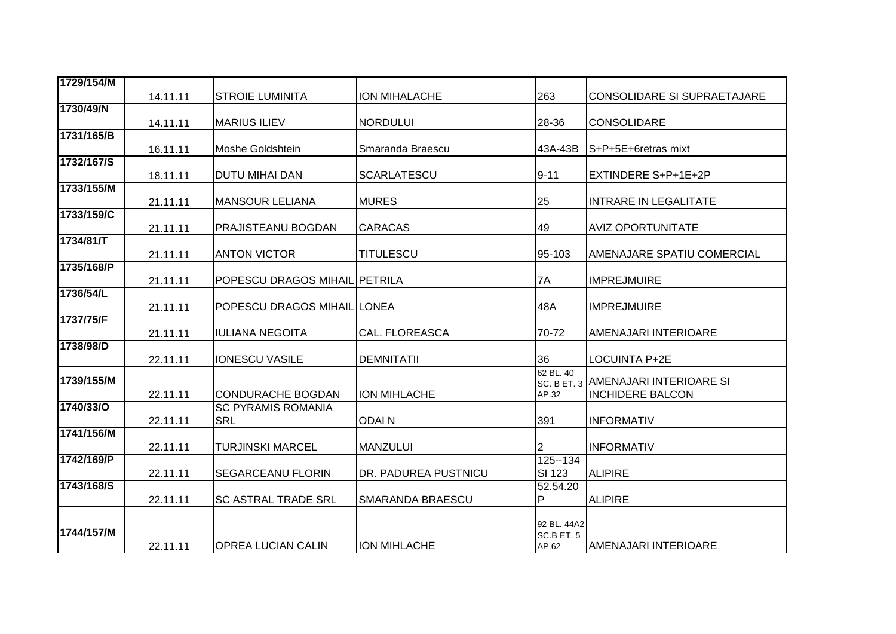| 1729/154/M | 14.11.11 | STROIE LUMINITA | ION MIHALACHE | 263 | CONSOLIDARE SI SUPRAETAJARE |
|---|---|---|---|---|---|
| 1730/49/N | 14.11.11 | MARIUS ILIEV | NORDULUI | 28-36 | CONSOLIDARE |
| 1731/165/B | 16.11.11 | Moshe Goldshtein | Smaranda Braescu | 43A-43B | S+P+5E+6retras mixt |
| 1732/167/S | 18.11.11 | DUTU MIHAI DAN | SCARLATESCU | 9-11 | EXTINDERE S+P+1E+2P |
| 1733/155/M | 21.11.11 | MANSOUR LELIANA | MURES | 25 | INTRARE IN LEGALITATE |
| 1733/159/C | 21.11.11 | PRAJISTEANU BOGDAN | CARACAS | 49 | AVIZ OPORTUNITATE |
| 1734/81/T | 21.11.11 | ANTON VICTOR | TITULESCU | 95-103 | AMENAJARE SPATIU COMERCIAL |
| 1735/168/P | 21.11.11 | POPESCU DRAGOS MIHAIL | PETRILA | 7A | IMPREJMUIRE |
| 1736/54/L | 21.11.11 | POPESCU DRAGOS MIHAIL | LONEA | 48A | IMPREJMUIRE |
| 1737/75/F | 21.11.11 | IULIANA NEGOITA | CAL. FLOREASCA | 70-72 | AMENAJARI INTERIOARE |
| 1738/98/D | 22.11.11 | IONESCU VASILE | DEMNITATII | 36 | LOCUINTA P+2E |
| 1739/155/M | 22.11.11 | CONDURACHE BOGDAN | ION MIHLACHE | 62 BL. 40 SC. B ET. 3 AP.32 | AMENAJARI INTERIOARE SI INCHIDERE BALCON |
| 1740/33/O | 22.11.11 | SC PYRAMIS ROMANIA SRL | ODAI N | 391 | INFORMATIV |
| 1741/156/M | 22.11.11 | TURJINSKI MARCEL | MANZULUI | 2 | INFORMATIV |
| 1742/169/P | 22.11.11 | SEGARCEANU FLORIN | DR. PADUREA PUSTNICU | 125--134 SI 123 | ALIPIRE |
| 1743/168/S | 22.11.11 | SC ASTRAL TRADE SRL | SMARANDA BRAESCU | 52.54.20 P | ALIPIRE |
| 1744/157/M | 22.11.11 | OPREA LUCIAN CALIN | ION MIHLACHE | 92 BL. 44A2 SC.B ET. 5 AP.62 | AMENAJARI INTERIOARE |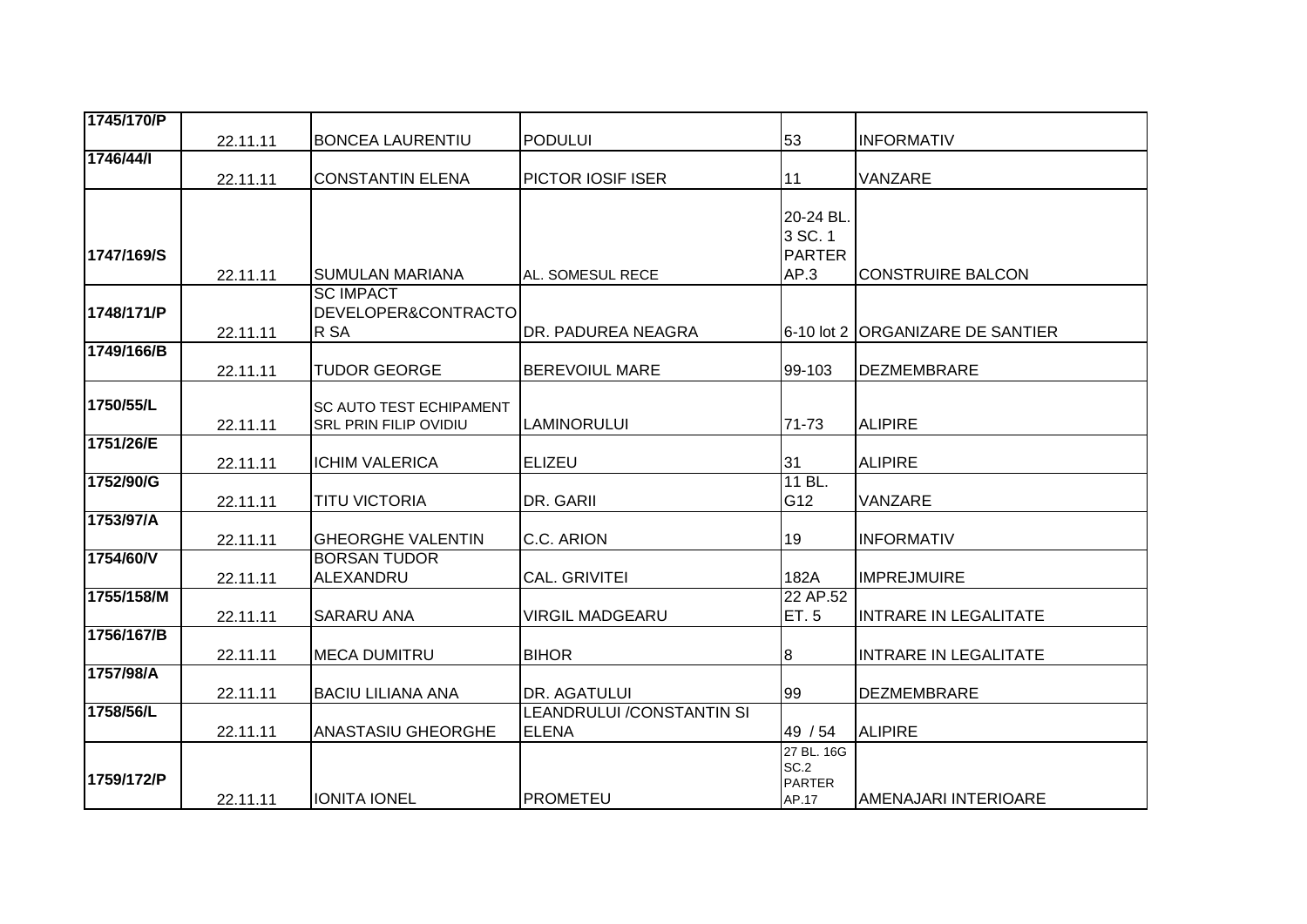| | | | | | |
|---|---|---|---|---|---|
| 1745/170/P | 22.11.11 | BONCEA LAURENTIU | PODULUI | 53 | INFORMATIV |
| 1746/44/I | 22.11.11 | CONSTANTIN ELENA | PICTOR IOSIF ISER | 11 | VANZARE |
| 1747/169/S | 22.11.11 | SUMULAN MARIANA | AL. SOMESUL RECE | 20-24 BL. 3 SC. 1 PARTER AP.3 | CONSTRUIRE BALCON |
| 1748/171/P | 22.11.11 | SC IMPACT DEVELOPER&CONTRACTOR SA | DR. PADUREA NEAGRA | 6-10 lot 2 | ORGANIZARE DE SANTIER |
| 1749/166/B | 22.11.11 | TUDOR GEORGE | BEREVOIUL MARE | 99-103 | DEZMEMBRARE |
| 1750/55/L | 22.11.11 | SC AUTO TEST ECHIPAMENT SRL PRIN FILIP OVIDIU | LAMINORULUI | 71-73 | ALIPIRE |
| 1751/26/E | 22.11.11 | ICHIM VALERICA | ELIZEU | 31 | ALIPIRE |
| 1752/90/G | 22.11.11 | TITU VICTORIA | DR. GARII | 11 BL. G12 | VANZARE |
| 1753/97/A | 22.11.11 | GHEORGHE VALENTIN | C.C. ARION | 19 | INFORMATIV |
| 1754/60/V | 22.11.11 | BORSAN TUDOR ALEXANDRU | CAL. GRIVITEI | 182A | IMPREJMUIRE |
| 1755/158/M | 22.11.11 | SARARU ANA | VIRGIL MADGEARU | 22 AP.52 ET. 5 | INTRARE IN LEGALITATE |
| 1756/167/B | 22.11.11 | MECA DUMITRU | BIHOR | 8 | INTRARE IN LEGALITATE |
| 1757/98/A | 22.11.11 | BACIU LILIANA ANA | DR. AGATULUI | 99 | DEZMEMBRARE |
| 1758/56/L | 22.11.11 | ANASTASIU GHEORGHE | LEANDRULUI /CONSTANTIN SI ELENA | 49 / 54 | ALIPIRE |
| 1759/172/P | 22.11.11 | IONITA IONEL | PROMETEU | 27 BL. 16G SC.2 PARTER AP.17 | AMENAJARI INTERIOARE |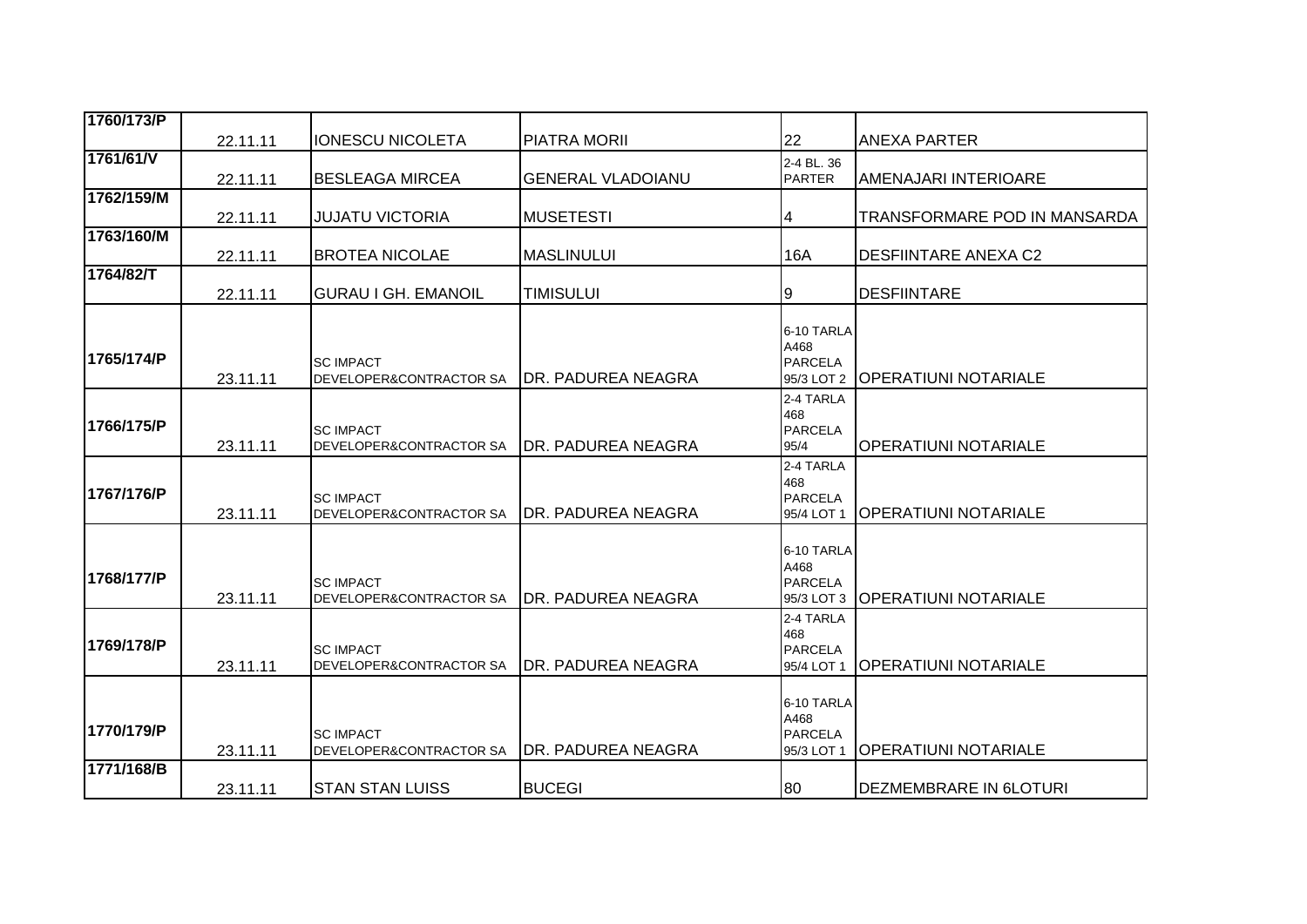| 1760/173/P | 22.11.11 | IONESCU NICOLETA | PIATRA MORII | 22 | ANEXA PARTER |
|---|---|---|---|---|---|
| 1761/61/V | 22.11.11 | BESLEAGA MIRCEA | GENERAL VLADOIANU | 2-4 BL. 36 PARTER | AMENAJARI INTERIOARE |
| 1762/159/M | 22.11.11 | JUJATU VICTORIA | MUSETESTI | 4 | TRANSFORMARE POD IN MANSARDA |
| 1763/160/M | 22.11.11 | BROTEA NICOLAE | MASLINULUI | 16A | DESFIINTARE ANEXA C2 |
| 1764/82/T | 22.11.11 | GURAU I GH. EMANOIL | TIMISULUI | 9 | DESFIINTARE |
| 1765/174/P | 23.11.11 | SC IMPACT DEVELOPER&CONTRACTOR SA | DR. PADUREA NEAGRA | 6-10 TARLA A468 PARCELA 95/3 LOT 2 | OPERATIUNI NOTARIALE |
| 1766/175/P | 23.11.11 | SC IMPACT DEVELOPER&CONTRACTOR SA | DR. PADUREA NEAGRA | 2-4 TARLA 468 PARCELA 95/4 | OPERATIUNI NOTARIALE |
| 1767/176/P | 23.11.11 | SC IMPACT DEVELOPER&CONTRACTOR SA | DR. PADUREA NEAGRA | 2-4 TARLA 468 PARCELA 95/4 LOT 1 | OPERATIUNI NOTARIALE |
| 1768/177/P | 23.11.11 | SC IMPACT DEVELOPER&CONTRACTOR SA | DR. PADUREA NEAGRA | 6-10 TARLA A468 PARCELA 95/3 LOT 3 | OPERATIUNI NOTARIALE |
| 1769/178/P | 23.11.11 | SC IMPACT DEVELOPER&CONTRACTOR SA | DR. PADUREA NEAGRA | 2-4 TARLA 468 PARCELA 95/4 LOT 1 | OPERATIUNI NOTARIALE |
| 1770/179/P | 23.11.11 | SC IMPACT DEVELOPER&CONTRACTOR SA | DR. PADUREA NEAGRA | 6-10 TARLA A468 PARCELA 95/3 LOT 1 | OPERATIUNI NOTARIALE |
| 1771/168/B | 23.11.11 | STAN STAN LUISS | BUCEGI | 80 | DEZMEMBRARE IN 6LOTURI |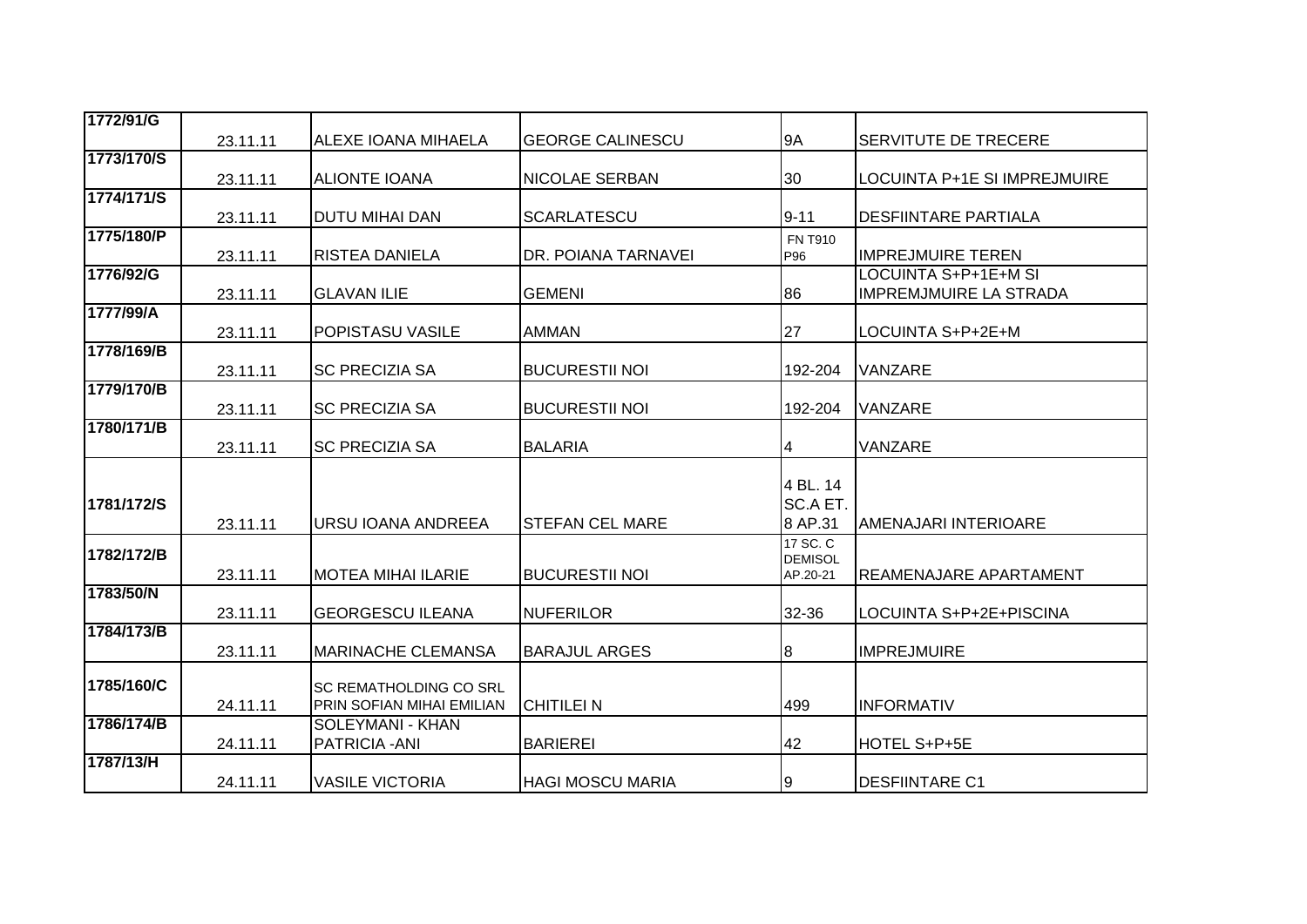| | | | | | |
|---|---|---|---|---|---|
| 1772/91/G | 23.11.11 | ALEXE IOANA MIHAELA | GEORGE CALINESCU | 9A | SERVITUTE DE TRECERE |
| 1773/170/S | 23.11.11 | ALIONTE IOANA | NICOLAE SERBAN | 30 | LOCUINTA P+1E SI IMPREJMUIRE |
| 1774/171/S | 23.11.11 | DUTU MIHAI DAN | SCARLATESCU | 9-11 | DESFIINTARE PARTIALA |
| 1775/180/P | 23.11.11 | RISTEA DANIELA | DR. POIANA TARNAVEI | FN T910 P96 | IMPREJMUIRE TEREN |
| 1776/92/G | 23.11.11 | GLAVAN ILIE | GEMENI | 86 | LOCUINTA S+P+1E+M SI IMPREMJMUIRE LA STRADA |
| 1777/99/A | 23.11.11 | POPISTASU VASILE | AMMAN | 27 | LOCUINTA S+P+2E+M |
| 1778/169/B | 23.11.11 | SC PRECIZIA SA | BUCURESTII NOI | 192-204 | VANZARE |
| 1779/170/B | 23.11.11 | SC PRECIZIA SA | BUCURESTII NOI | 192-204 | VANZARE |
| 1780/171/B | 23.11.11 | SC PRECIZIA SA | BALARIA | 4 | VANZARE |
| 1781/172/S | 23.11.11 | URSU IOANA ANDREEA | STEFAN CEL MARE | 4 BL. 14 SC.A ET. 8 AP.31 | AMENAJARI INTERIOARE |
| 1782/172/B | 23.11.11 | MOTEA MIHAI ILARIE | BUCURESTII NOI | 17 SC. C DEMISOL AP.20-21 | REAMENAJARE APARTAMENT |
| 1783/50/N | 23.11.11 | GEORGESCU ILEANA | NUFERILOR | 32-36 | LOCUINTA S+P+2E+PISCINA |
| 1784/173/B | 23.11.11 | MARINACHE CLEMANSA | BARAJUL ARGES | 8 | IMPREJMUIRE |
| 1785/160/C | 24.11.11 | SC REMATHOLDING CO SRL PRIN SOFIAN MIHAI EMILIAN | CHITILEI N | 499 | INFORMATIV |
| 1786/174/B | 24.11.11 | SOLEYMANI - KHAN PATRICIA -ANI | BARIEREI | 42 | HOTEL S+P+5E |
| 1787/13/H | 24.11.11 | VASILE VICTORIA | HAGI MOSCU MARIA | 9 | DESFIINTARE C1 |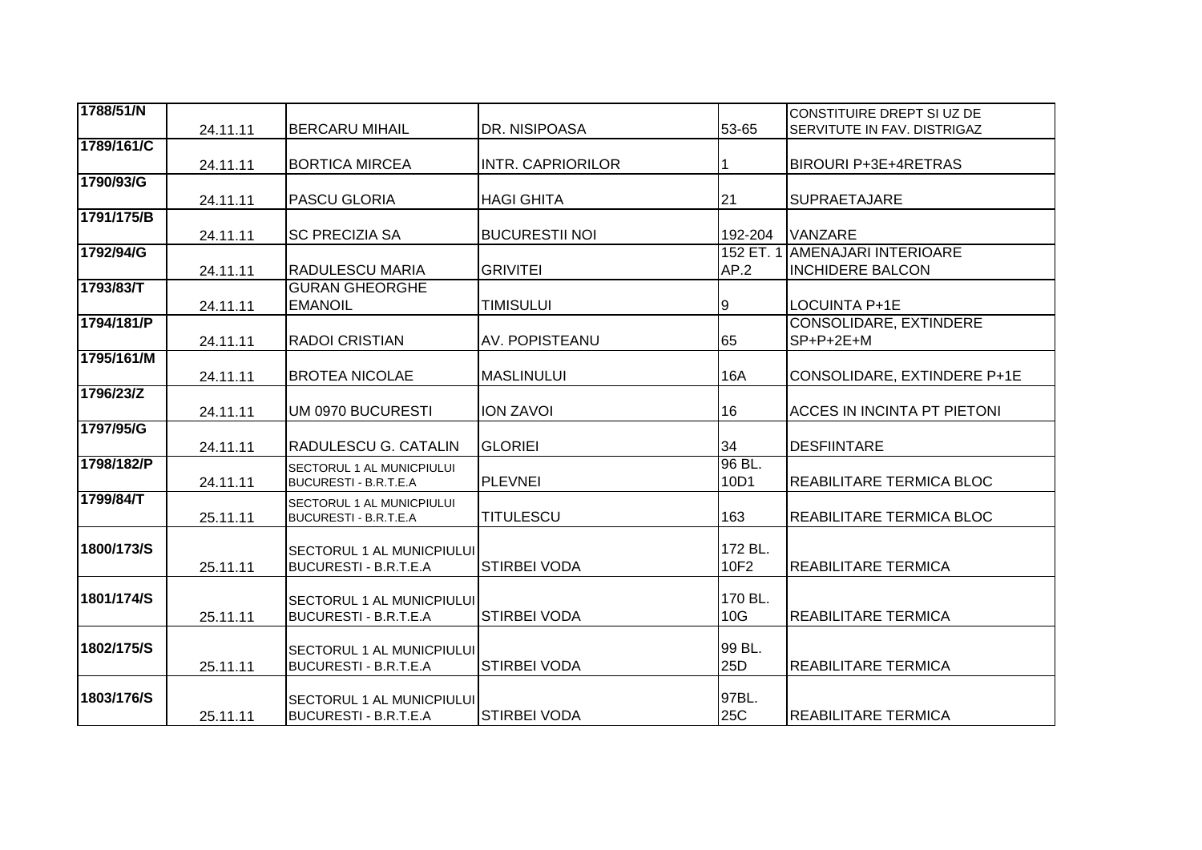| 1788/51/N | 24.11.11 | BERCARU MIHAIL | DR. NISIPOASA | 53-65 | CONSTITUIRE DREPT SI UZ DE SERVITUTE IN FAV. DISTRIGAZ |
|---|---|---|---|---|---|
| 1789/161/C | 24.11.11 | BORTICA MIRCEA | INTR. CAPRIORILOR | 1 | BIROURI P+3E+4RETRAS |
| 1790/93/G | 24.11.11 | PASCU GLORIA | HAGI GHITA | 21 | SUPRAETAJARE |
| 1791/175/B | 24.11.11 | SC PRECIZIA SA | BUCURESTII NOI | 192-204 | VANZARE |
| 1792/94/G | 24.11.11 | RADULESCU MARIA | GRIVITEI | 152 ET. 1 AP.2 | AMENAJARI INTERIOARE INCHIDERE BALCON |
| 1793/83/T | 24.11.11 | GURAN GHEORGHE EMANOIL | TIMISULUI | 9 | LOCUINTA P+1E |
| 1794/181/P | 24.11.11 | RADOI CRISTIAN | AV. POPISTEANU | 65 | CONSOLIDARE, EXTINDERE SP+P+2E+M |
| 1795/161/M | 24.11.11 | BROTEA NICOLAE | MASLINULUI | 16A | CONSOLIDARE, EXTINDERE P+1E |
| 1796/23/Z | 24.11.11 | UM 0970 BUCURESTI | ION ZAVOI | 16 | ACCES IN INCINTA PT PIETONI |
| 1797/95/G | 24.11.11 | RADULESCU G. CATALIN | GLORIEI | 34 | DESFIINTARE |
| 1798/182/P | 24.11.11 | SECTORUL 1 AL MUNICPIULUI BUCURESTI - B.R.T.E.A | PLEVNEI | 96 BL. 10D1 | REABILITARE TERMICA BLOC |
| 1799/84/T | 25.11.11 | SECTORUL 1 AL MUNICPIULUI BUCURESTI - B.R.T.E.A | TITULESCU | 163 | REABILITARE TERMICA BLOC |
| 1800/173/S | 25.11.11 | SECTORUL 1 AL MUNICPIULUI BUCURESTI - B.R.T.E.A | STIRBEI VODA | 172 BL. 10F2 | REABILITARE TERMICA |
| 1801/174/S | 25.11.11 | SECTORUL 1 AL MUNICPIULUI BUCURESTI - B.R.T.E.A | STIRBEI VODA | 170 BL. 10G | REABILITARE TERMICA |
| 1802/175/S | 25.11.11 | SECTORUL 1 AL MUNICPIULUI BUCURESTI - B.R.T.E.A | STIRBEI VODA | 99 BL. 25D | REABILITARE TERMICA |
| 1803/176/S | 25.11.11 | SECTORUL 1 AL MUNICPIULUI BUCURESTI - B.R.T.E.A | STIRBEI VODA | 97BL. 25C | REABILITARE TERMICA |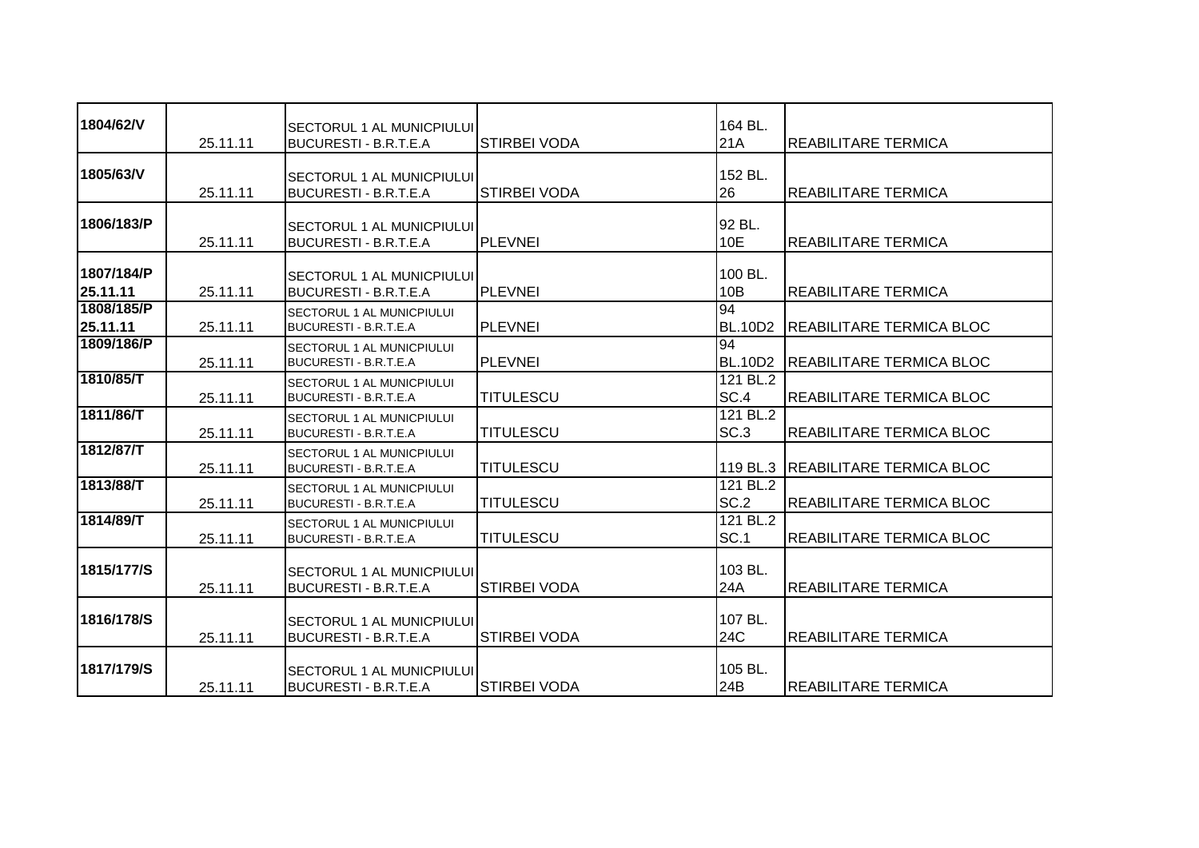| | | | | | |
|---|---|---|---|---|---|
| 1804/62/V | 25.11.11 | SECTORUL 1 AL MUNICPIULUI BUCURESTI - B.R.T.E.A | STIRBEI VODA | 164 BL. 21A | REABILITARE TERMICA |
| 1805/63/V | 25.11.11 | SECTORUL 1 AL MUNICPIULUI BUCURESTI - B.R.T.E.A | STIRBEI VODA | 152 BL. 26 | REABILITARE TERMICA |
| 1806/183/P | 25.11.11 | SECTORUL 1 AL MUNICPIULUI BUCURESTI - B.R.T.E.A | PLEVNEI | 92 BL. 10E | REABILITARE TERMICA |
| 1807/184/P 25.11.11 | 25.11.11 | SECTORUL 1 AL MUNICPIULUI BUCURESTI - B.R.T.E.A | PLEVNEI | 100 BL. 10B | REABILITARE TERMICA |
| 1808/185/P 25.11.11 | 25.11.11 | SECTORUL 1 AL MUNICPIULUI BUCURESTI - B.R.T.E.A | PLEVNEI | 94 BL.10D2 | REABILITARE TERMICA BLOC |
| 1809/186/P | 25.11.11 | SECTORUL 1 AL MUNICPIULUI BUCURESTI - B.R.T.E.A | PLEVNEI | 94 BL.10D2 | REABILITARE TERMICA BLOC |
| 1810/85/T | 25.11.11 | SECTORUL 1 AL MUNICPIULUI BUCURESTI - B.R.T.E.A | TITULESCU | 121 BL.2 SC.4 | REABILITARE TERMICA BLOC |
| 1811/86/T | 25.11.11 | SECTORUL 1 AL MUNICPIULUI BUCURESTI - B.R.T.E.A | TITULESCU | 121 BL.2 SC.3 | REABILITARE TERMICA BLOC |
| 1812/87/T | 25.11.11 | SECTORUL 1 AL MUNICPIULUI BUCURESTI - B.R.T.E.A | TITULESCU | 119 BL.3 | REABILITARE TERMICA BLOC |
| 1813/88/T | 25.11.11 | SECTORUL 1 AL MUNICPIULUI BUCURESTI - B.R.T.E.A | TITULESCU | 121 BL.2 SC.2 | REABILITARE TERMICA BLOC |
| 1814/89/T | 25.11.11 | SECTORUL 1 AL MUNICPIULUI BUCURESTI - B.R.T.E.A | TITULESCU | 121 BL.2 SC.1 | REABILITARE TERMICA BLOC |
| 1815/177/S | 25.11.11 | SECTORUL 1 AL MUNICPIULUI BUCURESTI - B.R.T.E.A | STIRBEI VODA | 103 BL. 24A | REABILITARE TERMICA |
| 1816/178/S | 25.11.11 | SECTORUL 1 AL MUNICPIULUI BUCURESTI - B.R.T.E.A | STIRBEI VODA | 107 BL. 24C | REABILITARE TERMICA |
| 1817/179/S | 25.11.11 | SECTORUL 1 AL MUNICPIULUI BUCURESTI - B.R.T.E.A | STIRBEI VODA | 105 BL. 24B | REABILITARE TERMICA |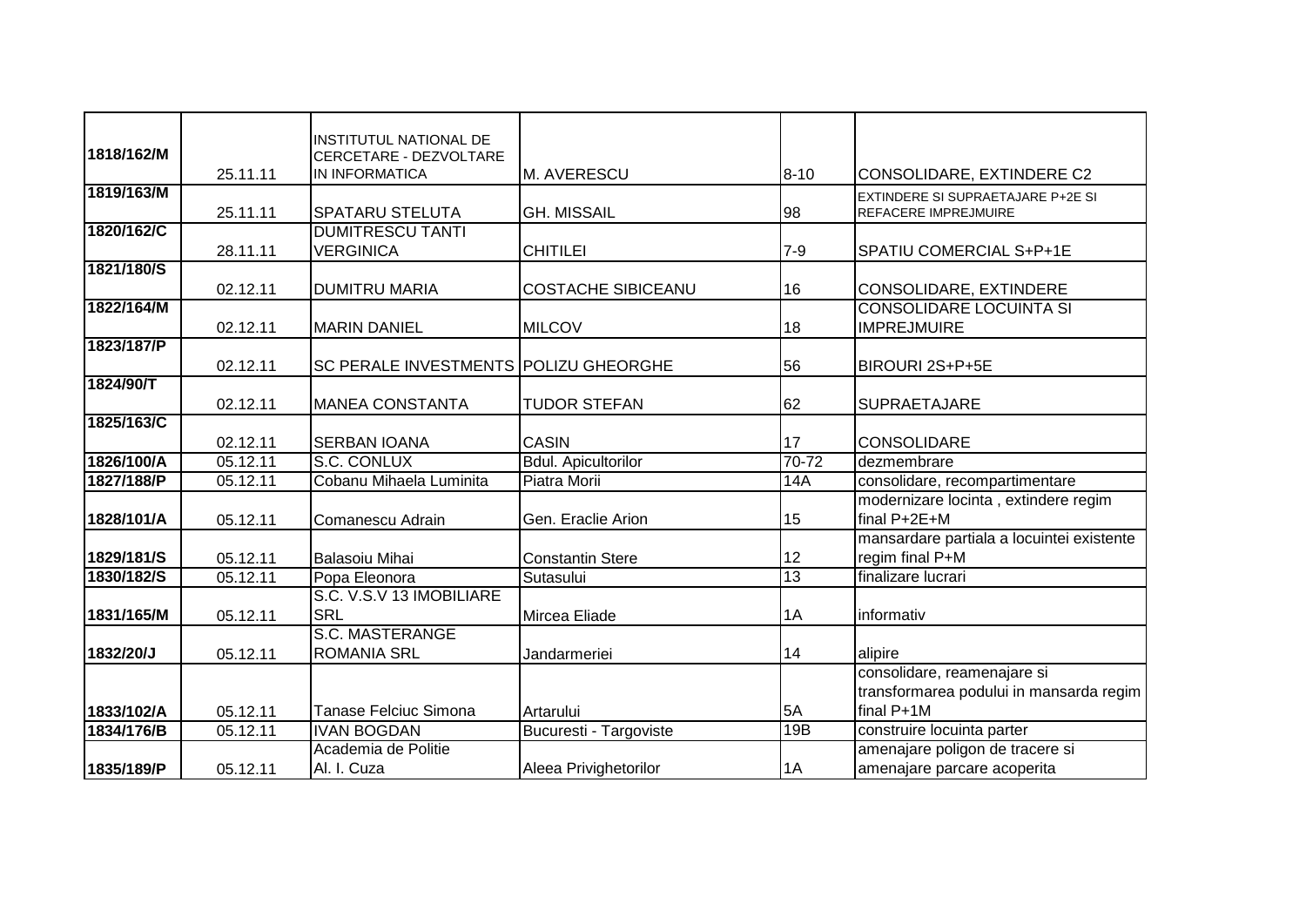| 1818/162/M | 25.11.11 | INSTITUTUL NATIONAL DE CERCETARE - DEZVOLTARE IN INFORMATICA | M. AVERESCU | 8-10 | CONSOLIDARE, EXTINDERE C2 |
|---|---|---|---|---|---|
| 1819/163/M | 25.11.11 | SPATARU STELUTA | GH. MISSAIL | 98 | EXTINDERE SI SUPRAETAJARE P+2E SI REFACERE IMPREJMUIRE |
| 1820/162/C | 28.11.11 | DUMITRESCU TANTI VERGINICA | CHITILEI | 7-9 | SPATIU COMERCIAL S+P+1E |
| 1821/180/S | 02.12.11 | DUMITRU MARIA | COSTACHE SIBICEANU | 16 | CONSOLIDARE, EXTINDERE |
| 1822/164/M | 02.12.11 | MARIN DANIEL | MILCOV | 18 | CONSOLIDARE LOCUINTA SI IMPREJMUIRE |
| 1823/187/P | 02.12.11 | SC PERALE INVESTMENTS | POLIZU GHEORGHE | 56 | BIROURI 2S+P+5E |
| 1824/90/T | 02.12.11 | MANEA CONSTANTA | TUDOR STEFAN | 62 | SUPRAETAJARE |
| 1825/163/C | 02.12.11 | SERBAN IOANA | CASIN | 17 | CONSOLIDARE |
| 1826/100/A | 05.12.11 | S.C. CONLUX | Bdul. Apicultorilor | 70-72 | dezmembrare |
| 1827/188/P | 05.12.11 | Cobanu Mihaela Luminita | Piatra Morii | 14A | consolidare, recompartimentare |
| 1828/101/A | 05.12.11 | Comanescu Adrain | Gen. Eraclie Arion | 15 | modernizare locinta , extindere regim final P+2E+M |
| 1829/181/S | 05.12.11 | Balasoiu Mihai | Constantin Stere | 12 | mansardare partiala a locuintei existente regim final P+M |
| 1830/182/S | 05.12.11 | Popa Eleonora | Sutasului | 13 | finalizare lucrari |
| 1831/165/M | 05.12.11 | S.C. V.S.V 13 IMOBILIARE SRL | Mircea Eliade | 1A | informativ |
| 1832/20/J | 05.12.11 | S.C. MASTERANGE ROMANIA SRL | Jandarmeriei | 14 | alipire |
| 1833/102/A | 05.12.11 | Tanase Felciuc Simona | Artarului | 5A | consolidare, reamenajare si transformarea podului in mansarda regim final P+1M |
| 1834/176/B | 05.12.11 | IVAN BOGDAN | Bucuresti - Targoviste | 19B | construire locuinta parter |
| 1835/189/P | 05.12.11 | Academia de Politie Al. I. Cuza | Aleea Privighetorilor | 1A | amenajare poligon de tracere si amenajare parcare acoperita |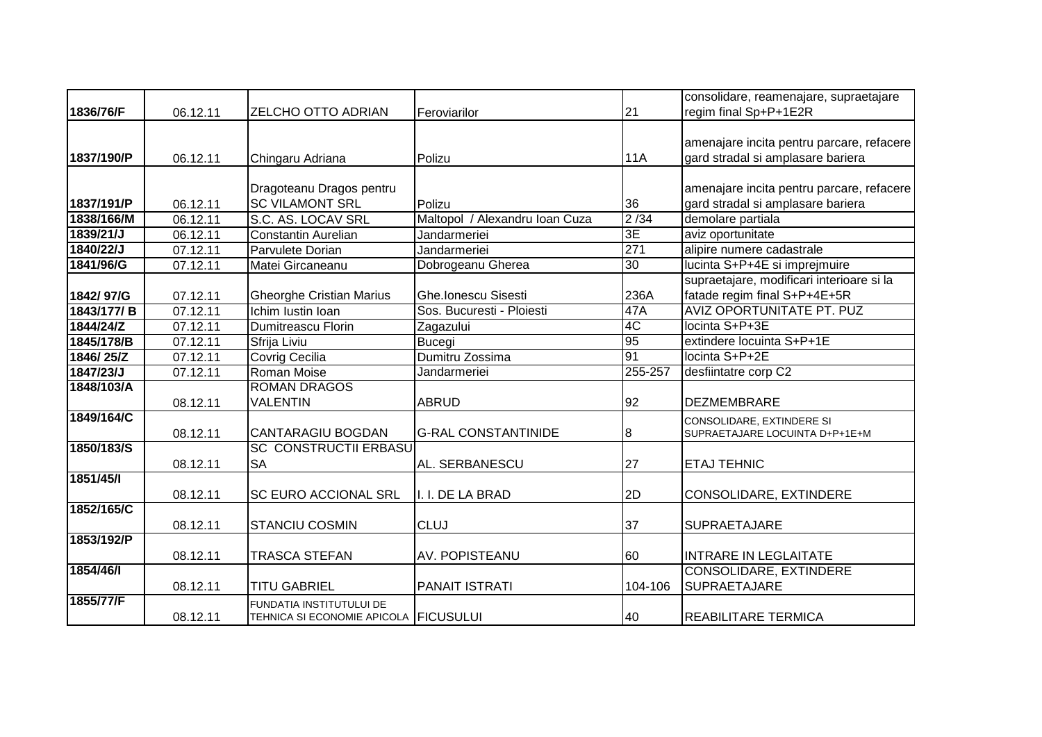| | | | | | |
|---|---|---|---|---|---|
| 1836/76/F | 06.12.11 | ZELCHO OTTO ADRIAN | Feroviarilor | 21 | consolidare, reamenajare, supraetajare regim final Sp+P+1E2R |
| 1837/190/P | 06.12.11 | Chingaru Adriana | Polizu | 11A | amenajare incita pentru parcare, refacere gard stradal si amplasare bariera |
| 1837/191/P | 06.12.11 | Dragoteanu Dragos pentru SC VILAMONT SRL | Polizu | 36 | amenajare incita pentru parcare, refacere gard stradal si amplasare bariera |
| 1838/166/M | 06.12.11 | S.C. AS. LOCAV SRL | Maltopol / Alexandru Ioan Cuza | 2 /34 | demolare partiala |
| 1839/21/J | 06.12.11 | Constantin Aurelian | Jandarmeriei | 3E | aviz oportunitate |
| 1840/22/J | 07.12.11 | Parvulete Dorian | Jandarmeriei | 271 | alipire numere cadastrale |
| 1841/96/G | 07.12.11 | Matei Gircaneanu | Dobrogeanu Gherea | 30 | lucinta S+P+4E si imprejmuire |
| 1842/ 97/G | 07.12.11 | Gheorghe Cristian Marius | Ghe.Ionescu Sisesti | 236A | supraetajare, modificari interioare si la fatade regim final S+P+4E+5R |
| 1843/177/ B | 07.12.11 | Ichim Iustin Ioan | Sos. Bucuresti - Ploiesti | 47A | AVIZ OPORTUNITATE PT. PUZ |
| 1844/24/Z | 07.12.11 | Dumitreascu Florin | Zagazului | 4C | locinta S+P+3E |
| 1845/178/B | 07.12.11 | Sfrija Liviu | Bucegi | 95 | extindere locuinta S+P+1E |
| 1846/ 25/Z | 07.12.11 | Covrig Cecilia | Dumitru Zossima | 91 | locinta S+P+2E |
| 1847/23/J | 07.12.11 | Roman Moise | Jandarmeriei | 255-257 | desfiintatre corp C2 |
| 1848/103/A | 08.12.11 | ROMAN DRAGOS VALENTIN | ABRUD | 92 | DEZMEMBRARE |
| 1849/164/C | 08.12.11 | CANTARAGIU BOGDAN | G-RAL CONSTANTINIDE | 8 | CONSOLIDARE, EXTINDERE SI SUPRAETAJARE LOCUINTA D+P+1E+M |
| 1850/183/S | 08.12.11 | SC CONSTRUCTII ERBASU SA | AL. SERBANESCU | 27 | ETAJ TEHNIC |
| 1851/45/I | 08.12.11 | SC EURO ACCIONAL SRL | I. I. DE LA BRAD | 2D | CONSOLIDARE, EXTINDERE |
| 1852/165/C | 08.12.11 | STANCIU COSMIN | CLUJ | 37 | SUPRAETAJARE |
| 1853/192/P | 08.12.11 | TRASCA STEFAN | AV. POPISTEANU | 60 | INTRARE IN LEGLAITATE |
| 1854/46/I | 08.12.11 | TITU GABRIEL | PANAIT ISTRATI | 104-106 | CONSOLIDARE, EXTINDERE SUPRAETAJARE |
| 1855/77/F | 08.12.11 | FUNDATIA INSTITUTULUI DE TEHNICA SI ECONOMIE APICOLA | FICUSULUI | 40 | REABILITARE TERMICA |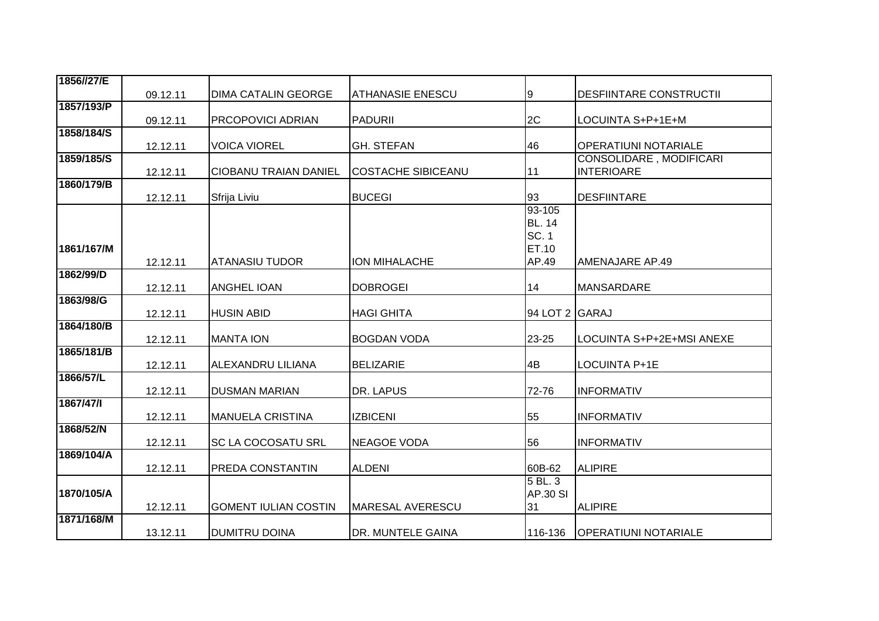| 1856//27/E | 09.12.11 | DIMA CATALIN GEORGE | ATHANASIE ENESCU | 9 | DESFIINTARE CONSTRUCTII |
|---|---|---|---|---|---|
| 1857/193/P | 09.12.11 | PRCOPOVICI ADRIAN | PADURII | 2C | LOCUINTA S+P+1E+M |
| 1858/184/S | 12.12.11 | VOICA VIOREL | GH. STEFAN | 46 | OPERATIUNI NOTARIALE |
| 1859/185/S | 12.12.11 | CIOBANU TRAIAN DANIEL | COSTACHE SIBICEANU | 11 | CONSOLIDARE , MODIFICARI INTERIOARE |
| 1860/179/B | 12.12.11 | Sfrija Liviu | BUCEGI | 93 | DESFIINTARE |
| 1861/167/M | 12.12.11 | ATANASIU TUDOR | ION MIHALACHE | 93-105 BL. 14 SC. 1 ET.10 AP.49 | AMENAJARE AP.49 |
| 1862/99/D | 12.12.11 | ANGHEL IOAN | DOBROGEI | 14 | MANSARDARE |
| 1863/98/G | 12.12.11 | HUSIN ABID | HAGI GHITA | 94 LOT 2 | GARAJ |
| 1864/180/B | 12.12.11 | MANTA ION | BOGDAN VODA | 23-25 | LOCUINTA S+P+2E+MSI ANEXE |
| 1865/181/B | 12.12.11 | ALEXANDRU LILIANA | BELIZARIE | 4B | LOCUINTA P+1E |
| 1866/57/L | 12.12.11 | DUSMAN MARIAN | DR. LAPUS | 72-76 | INFORMATIV |
| 1867/47/I | 12.12.11 | MANUELA CRISTINA | IZBICENI | 55 | INFORMATIV |
| 1868/52/N | 12.12.11 | SC LA COCOSATU SRL | NEAGOE VODA | 56 | INFORMATIV |
| 1869/104/A | 12.12.11 | PREDA CONSTANTIN | ALDENI | 60B-62 | ALIPIRE |
| 1870/105/A | 12.12.11 | GOMENT IULIAN COSTIN | MARESAL AVERESCU | 5 BL. 3 AP.30 SI 31 | ALIPIRE |
| 1871/168/M | 13.12.11 | DUMITRU DOINA | DR. MUNTELE GAINA | 116-136 | OPERATIUNI NOTARIALE |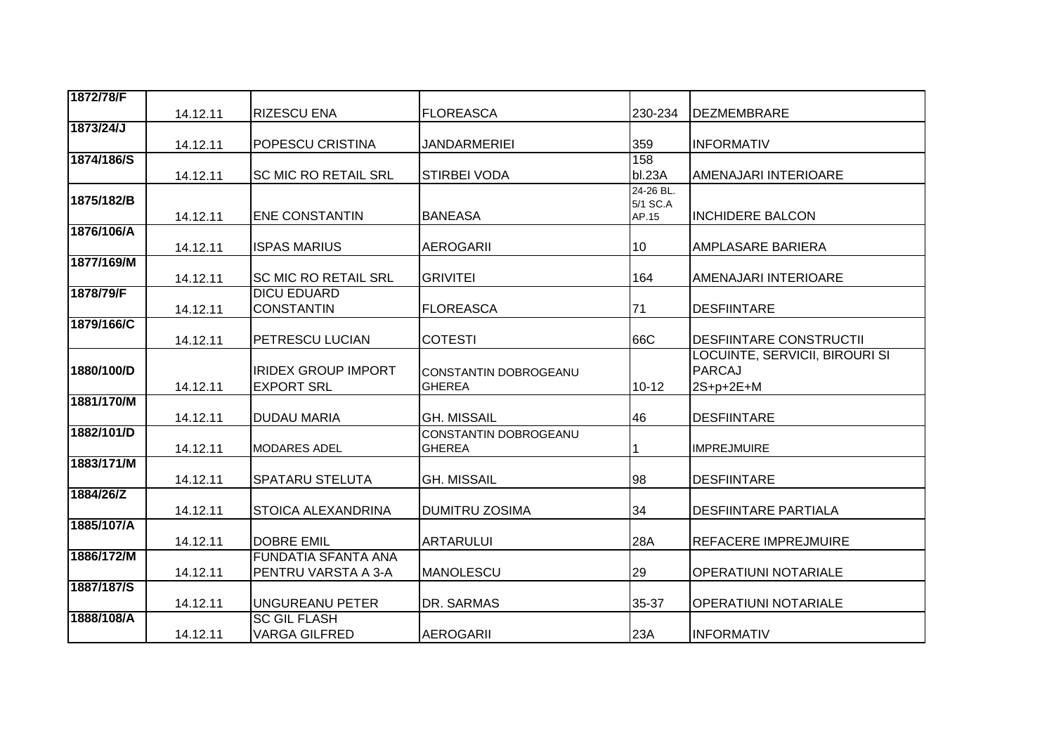| 1872/78/F | 14.12.11 | RIZESCU ENA | FLOREASCA | 230-234 | DEZMEMBRARE |
|---|---|---|---|---|---|
| 1873/24/J | 14.12.11 | POPESCU CRISTINA | JANDARMERIEI | 359 | INFORMATIV |
| 1874/186/S | 14.12.11 | SC MIC RO RETAIL SRL | STIRBEI VODA | 158 bl.23A | AMENAJARI INTERIOARE |
| 1875/182/B | 14.12.11 | ENE CONSTANTIN | BANEASA | 24-26 BL. 5/1 SC.A AP.15 | INCHIDERE BALCON |
| 1876/106/A | 14.12.11 | ISPAS MARIUS | AEROGARII | 10 | AMPLASARE BARIERA |
| 1877/169/M | 14.12.11 | SC MIC RO RETAIL SRL | GRIVITEI | 164 | AMENAJARI INTERIOARE |
| 1878/79/F | 14.12.11 | DICU EDUARD CONSTANTIN | FLOREASCA | 71 | DESFIINTARE |
| 1879/166/C | 14.12.11 | PETRESCU LUCIAN | COTESTI | 66C | DESFIINTARE CONSTRUCTII |
| 1880/100/D | 14.12.11 | IRIDEX GROUP IMPORT EXPORT SRL | CONSTANTIN DOBROGEANU GHEREA | 10-12 | LOCUINTE, SERVICII, BIROURI SI PARCAJ 2S+p+2E+M |
| 1881/170/M | 14.12.11 | DUDAU MARIA | GH. MISSAIL | 46 | DESFIINTARE |
| 1882/101/D | 14.12.11 | MODARES ADEL | CONSTANTIN DOBROGEANU GHEREA | 1 | IMPREJMUIRE |
| 1883/171/M | 14.12.11 | SPATARU STELUTA | GH. MISSAIL | 98 | DESFIINTARE |
| 1884/26/Z | 14.12.11 | STOICA ALEXANDRINA | DUMITRU ZOSIMA | 34 | DESFIINTARE PARTIALA |
| 1885/107/A | 14.12.11 | DOBRE EMIL | ARTARULUI | 28A | REFACERE IMPREJMUIRE |
| 1886/172/M | 14.12.11 | FUNDATIA SFANTA ANA PENTRU VARSTA A 3-A | MANOLESCU | 29 | OPERATIUNI NOTARIALE |
| 1887/187/S | 14.12.11 | UNGUREANU PETER | DR. SARMAS | 35-37 | OPERATIUNI NOTARIALE |
| 1888/108/A | 14.12.11 | SC GIL FLASH VARGA GILFRED | AEROGARII | 23A | INFORMATIV |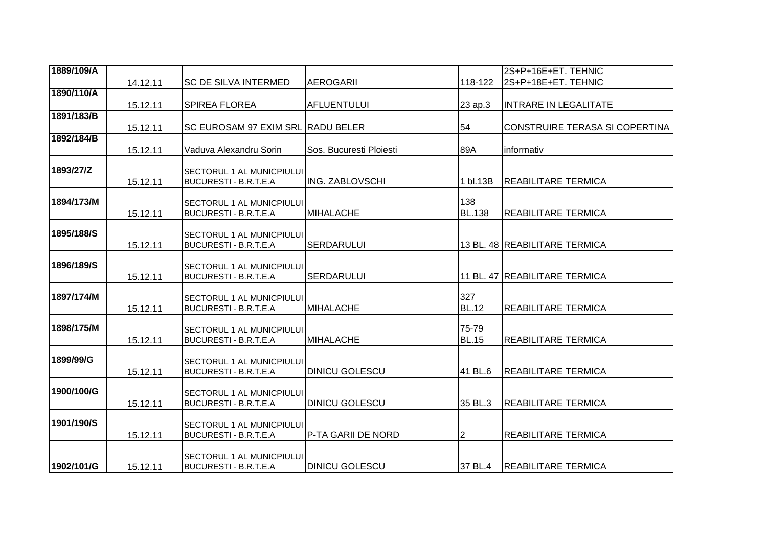| 1889/109/A | 14.12.11 | SC DE SILVA INTERMED | AEROGARII | 118-122 | 2S+P+16E+ET. TEHNIC 2S+P+18E+ET. TEHNIC |
|---|---|---|---|---|---|
| 1890/110/A | 15.12.11 | SPIREA FLOREA | AFLUENTULUI | 23 ap.3 | INTRARE IN LEGALITATE |
| 1891/183/B | 15.12.11 | SC EUROSAM 97 EXIM SRL | RADU BELER | 54 | CONSTRUIRE TERASA SI COPERTINA |
| 1892/184/B | 15.12.11 | Vaduva Alexandru Sorin | Sos. Bucuresti Ploiesti | 89A | informativ |
| 1893/27/Z | 15.12.11 | SECTORUL 1 AL MUNICPIULUI BUCURESTI - B.R.T.E.A | ING. ZABLOVSCHI | 1 bl.13B | REABILITARE TERMICA |
| 1894/173/M | 15.12.11 | SECTORUL 1 AL MUNICPIULUI BUCURESTI - B.R.T.E.A | MIHALACHE | 138 BL.138 | REABILITARE TERMICA |
| 1895/188/S | 15.12.11 | SECTORUL 1 AL MUNICPIULUI BUCURESTI - B.R.T.E.A | SERDARULUI | 13 BL. 48 | REABILITARE TERMICA |
| 1896/189/S | 15.12.11 | SECTORUL 1 AL MUNICPIULUI BUCURESTI - B.R.T.E.A | SERDARULUI | 11 BL. 47 | REABILITARE TERMICA |
| 1897/174/M | 15.12.11 | SECTORUL 1 AL MUNICPIULUI BUCURESTI - B.R.T.E.A | MIHALACHE | 327 BL.12 | REABILITARE TERMICA |
| 1898/175/M | 15.12.11 | SECTORUL 1 AL MUNICPIULUI BUCURESTI - B.R.T.E.A | MIHALACHE | 75-79 BL.15 | REABILITARE TERMICA |
| 1899/99/G | 15.12.11 | SECTORUL 1 AL MUNICPIULUI BUCURESTI - B.R.T.E.A | DINICU GOLESCU | 41 BL.6 | REABILITARE TERMICA |
| 1900/100/G | 15.12.11 | SECTORUL 1 AL MUNICPIULUI BUCURESTI - B.R.T.E.A | DINICU GOLESCU | 35 BL.3 | REABILITARE TERMICA |
| 1901/190/S | 15.12.11 | SECTORUL 1 AL MUNICPIULUI BUCURESTI - B.R.T.E.A | P-TA GARII DE NORD | 2 | REABILITARE TERMICA |
| 1902/101/G | 15.12.11 | SECTORUL 1 AL MUNICPIULUI BUCURESTI - B.R.T.E.A | DINICU GOLESCU | 37 BL.4 | REABILITARE TERMICA |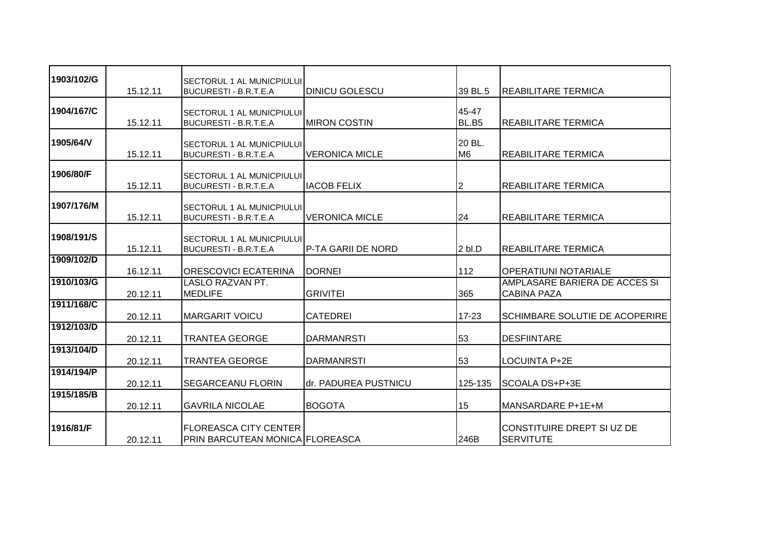| 1903/102/G | 15.12.11 | SECTORUL 1 AL MUNICPIULUI BUCURESTI - B.R.T.E.A | DINICU GOLESCU | 39 BL.5 | REABILITARE TERMICA |
|---|---|---|---|---|---|
| 1904/167/C | 15.12.11 | SECTORUL 1 AL MUNICPIULUI BUCURESTI - B.R.T.E.A | MIRON COSTIN | 45-47 BL.B5 | REABILITARE TERMICA |
| 1905/64/V | 15.12.11 | SECTORUL 1 AL MUNICPIULUI BUCURESTI - B.R.T.E.A | VERONICA MICLE | 20 BL. M6 | REABILITARE TERMICA |
| 1906/80/F | 15.12.11 | SECTORUL 1 AL MUNICPIULUI BUCURESTI - B.R.T.E.A | IACOB FELIX | 2 | REABILITARE TERMICA |
| 1907/176/M | 15.12.11 | SECTORUL 1 AL MUNICPIULUI BUCURESTI - B.R.T.E.A | VERONICA MICLE | 24 | REABILITARE TERMICA |
| 1908/191/S | 15.12.11 | SECTORUL 1 AL MUNICPIULUI BUCURESTI - B.R.T.E.A | P-TA GARII DE NORD | 2 bl.D | REABILITARE TERMICA |
| 1909/102/D | 16.12.11 | ORESCOVICI ECATERINA | DORNEI | 112 | OPERATIUNI NOTARIALE |
| 1910/103/G | 20.12.11 | LASLO RAZVAN PT. MEDLIFE | GRIVITEI | 365 | AMPLASARE BARIERA DE ACCES SI CABINA PAZA |
| 1911/168/C | 20.12.11 | MARGARIT VOICU | CATEDREI | 17-23 | SCHIMBARE SOLUTIE DE ACOPERIRE |
| 1912/103/D | 20.12.11 | TRANTEA GEORGE | DARMANRSTI | 53 | DESFIINTARE |
| 1913/104/D | 20.12.11 | TRANTEA GEORGE | DARMANRSTI | 53 | LOCUINTA P+2E |
| 1914/194/P | 20.12.11 | SEGARCEANU FLORIN | dr. PADUREA PUSTNICU | 125-135 | SCOALA DS+P+3E |
| 1915/185/B | 20.12.11 | GAVRILA NICOLAE | BOGOTA | 15 | MANSARDARE P+1E+M |
| 1916/81/F | 20.12.11 | FLOREASCA CITY CENTER PRIN BARCUTEAN MONICA | FLOREASCA | 246B | CONSTITUIRE DREPT SI UZ DE SERVITUTE |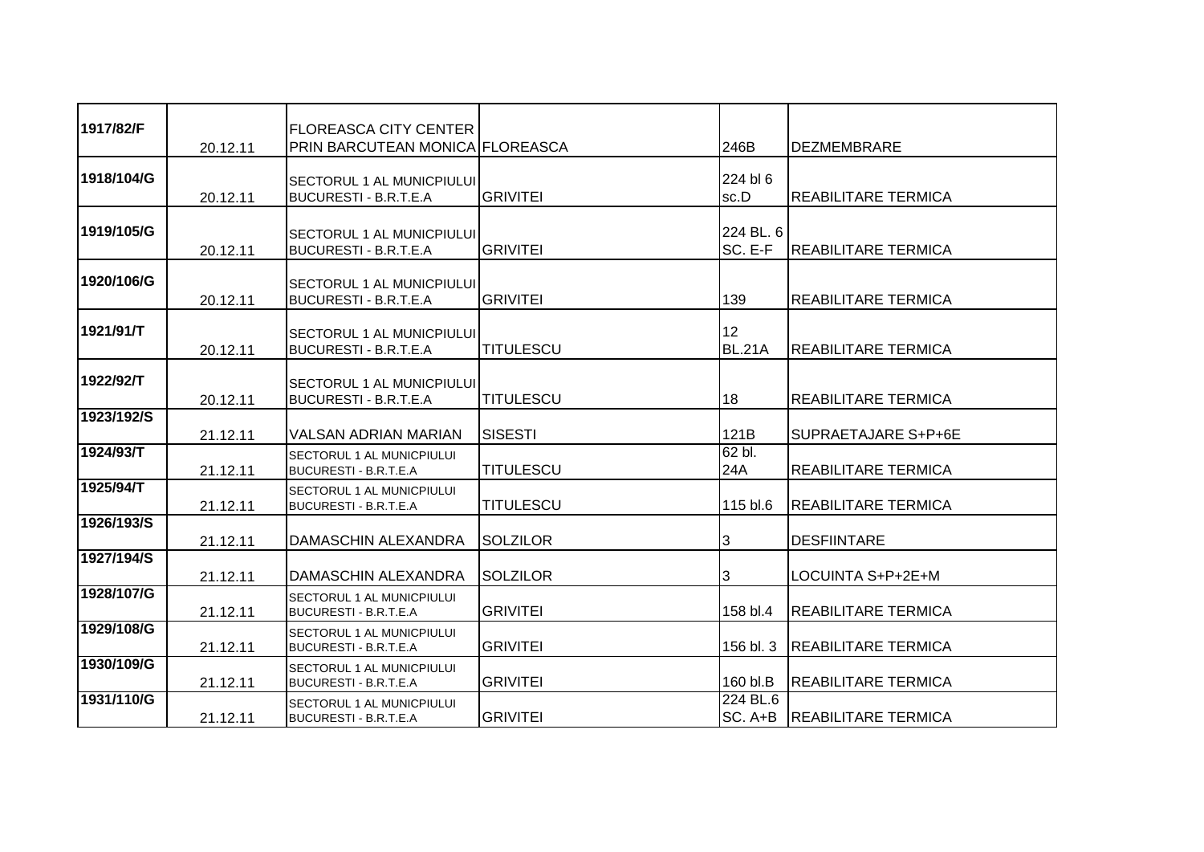| 1917/82/F | 20.12.11 | FLOREASCA CITY CENTER PRIN BARCUTEAN MONICA | FLOREASCA | 246B | DEZMEMBRARE |
|---|---|---|---|---|---|
| 1918/104/G | 20.12.11 | SECTORUL 1 AL MUNICPIULUI BUCURESTI - B.R.T.E.A | GRIVITEI | 224 bl 6 sc.D | REABILITARE TERMICA |
| 1919/105/G | 20.12.11 | SECTORUL 1 AL MUNICPIULUI BUCURESTI - B.R.T.E.A | GRIVITEI | 224 BL. 6 SC. E-F | REABILITARE TERMICA |
| 1920/106/G | 20.12.11 | SECTORUL 1 AL MUNICPIULUI BUCURESTI - B.R.T.E.A | GRIVITEI | 139 | REABILITARE TERMICA |
| 1921/91/T | 20.12.11 | SECTORUL 1 AL MUNICPIULUI BUCURESTI - B.R.T.E.A | TITULESCU | 12 BL.21A | REABILITARE TERMICA |
| 1922/92/T | 20.12.11 | SECTORUL 1 AL MUNICPIULUI BUCURESTI - B.R.T.E.A | TITULESCU | 18 | REABILITARE TERMICA |
| 1923/192/S | 21.12.11 | VALSAN ADRIAN MARIAN | SISESTI | 121B | SUPRAETAJARE S+P+6E |
| 1924/93/T | 21.12.11 | SECTORUL 1 AL MUNICPIULUI BUCURESTI - B.R.T.E.A | TITULESCU | 62 bl. 24A | REABILITARE TERMICA |
| 1925/94/T | 21.12.11 | SECTORUL 1 AL MUNICPIULUI BUCURESTI - B.R.T.E.A | TITULESCU | 115 bl.6 | REABILITARE TERMICA |
| 1926/193/S | 21.12.11 | DAMASCHIN ALEXANDRA | SOLZILOR | 3 | DESFIINTARE |
| 1927/194/S | 21.12.11 | DAMASCHIN ALEXANDRA | SOLZILOR | 3 | LOCUINTA S+P+2E+M |
| 1928/107/G | 21.12.11 | SECTORUL 1 AL MUNICPIULUI BUCURESTI - B.R.T.E.A | GRIVITEI | 158 bl.4 | REABILITARE TERMICA |
| 1929/108/G | 21.12.11 | SECTORUL 1 AL MUNICPIULUI BUCURESTI - B.R.T.E.A | GRIVITEI | 156 bl. 3 | REABILITARE TERMICA |
| 1930/109/G | 21.12.11 | SECTORUL 1 AL MUNICPIULUI BUCURESTI - B.R.T.E.A | GRIVITEI | 160 bl.B | REABILITARE TERMICA |
| 1931/110/G | 21.12.11 | SECTORUL 1 AL MUNICPIULUI BUCURESTI - B.R.T.E.A | GRIVITEI | 224 BL.6 SC. A+B | REABILITARE TERMICA |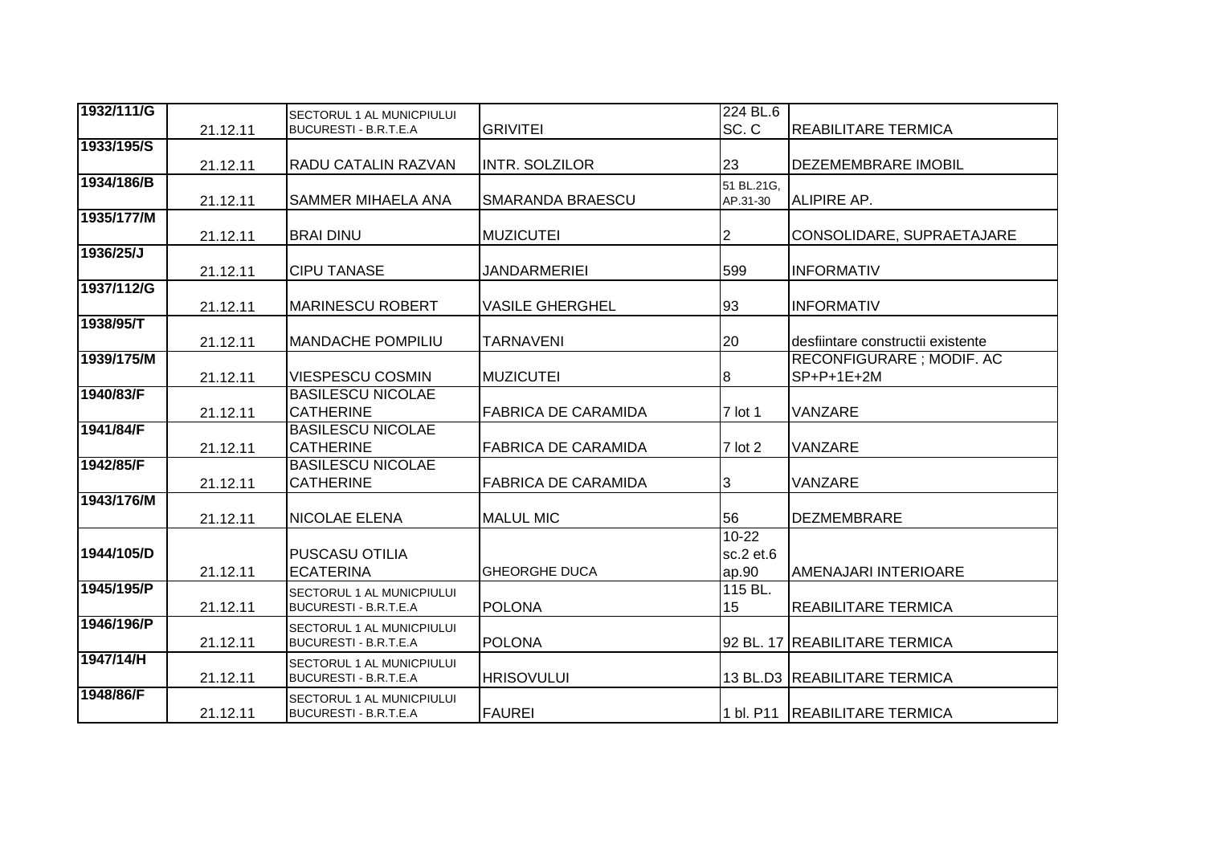| 1932/111/G | 21.12.11 | SECTORUL 1 AL MUNICPIULUI BUCURESTI - B.R.T.E.A | GRIVITEI | 224 BL.6 SC. C | REABILITARE TERMICA |
|---|---|---|---|---|---|
| 1933/195/S | 21.12.11 | RADU CATALIN RAZVAN | INTR. SOLZILOR | 23 | DEZEMEMBRARE IMOBIL |
| 1934/186/B | 21.12.11 | SAMMER MIHAELA ANA | SMARANDA BRAESCU | 51 BL.21G, AP.31-30 | ALIPIRE AP. |
| 1935/177/M | 21.12.11 | BRAI DINU | MUZICUTEI | 2 | CONSOLIDARE, SUPRAETAJARE |
| 1936/25/J | 21.12.11 | CIPU TANASE | JANDARMERIEI | 599 | INFORMATIV |
| 1937/112/G | 21.12.11 | MARINESCU ROBERT | VASILE GHERGHEL | 93 | INFORMATIV |
| 1938/95/T | 21.12.11 | MANDACHE POMPILIU | TARNAVENI | 20 | desfiintare constructii existente |
| 1939/175/M | 21.12.11 | VIESPESCU COSMIN | MUZICUTEI | 8 | RECONFIGURARE ; MODIF. AC SP+P+1E+2M |
| 1940/83/F | 21.12.11 | BASILESCU NICOLAE CATHERINE | FABRICA DE CARAMIDA | 7 lot 1 | VANZARE |
| 1941/84/F | 21.12.11 | BASILESCU NICOLAE CATHERINE | FABRICA DE CARAMIDA | 7 lot 2 | VANZARE |
| 1942/85/F | 21.12.11 | BASILESCU NICOLAE CATHERINE | FABRICA DE CARAMIDA | 3 | VANZARE |
| 1943/176/M | 21.12.11 | NICOLAE ELENA | MALUL MIC | 56 | DEZMEMBRARE |
| 1944/105/D | 21.12.11 | PUSCASU OTILIA ECATERINA | GHEORGHE DUCA | 10-22 sc.2 et.6 ap.90 | AMENAJARI INTERIOARE |
| 1945/195/P | 21.12.11 | SECTORUL 1 AL MUNICPIULUI BUCURESTI - B.R.T.E.A | POLONA | 115 BL. 15 | REABILITARE TERMICA |
| 1946/196/P | 21.12.11 | SECTORUL 1 AL MUNICPIULUI BUCURESTI - B.R.T.E.A | POLONA | 92 BL. 17 | REABILITARE TERMICA |
| 1947/14/H | 21.12.11 | SECTORUL 1 AL MUNICPIULUI BUCURESTI - B.R.T.E.A | HRISOVULUI | 13 BL.D3 | REABILITARE TERMICA |
| 1948/86/F | 21.12.11 | SECTORUL 1 AL MUNICPIULUI BUCURESTI - B.R.T.E.A | FAUREI | 1 bl. P11 | REABILITARE TERMICA |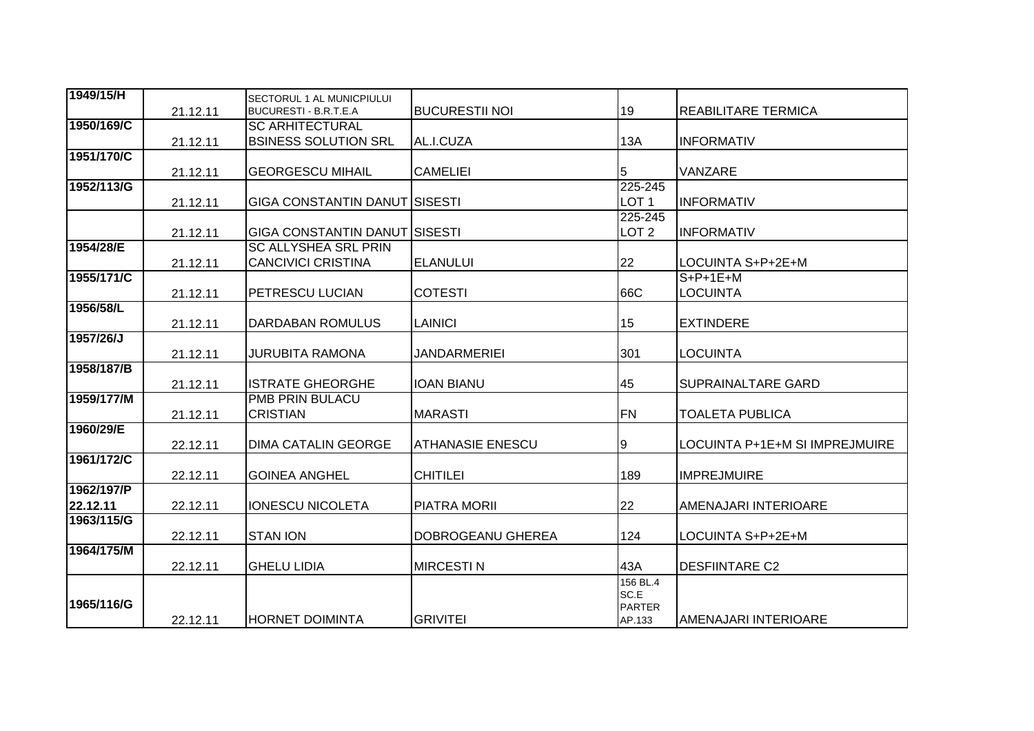| | | | | | |
|---|---|---|---|---|---|
| 1949/15/H | 21.12.11 | SECTORUL 1 AL MUNICPIULUI BUCURESTI - B.R.T.E.A | BUCURESTII NOI | 19 | REABILITARE TERMICA |
| 1950/169/C | 21.12.11 | SC ARHITECTURAL BSINESS SOLUTION SRL | AL.I.CUZA | 13A | INFORMATIV |
| 1951/170/C | 21.12.11 | GEORGESCU MIHAIL | CAMELIEI | 5 | VANZARE |
| 1952/113/G | 21.12.11 | GIGA CONSTANTIN DANUT | SISESTI | 225-245 LOT 1 | INFORMATIV |
| | 21.12.11 | GIGA CONSTANTIN DANUT | SISESTI | 225-245 LOT 2 | INFORMATIV |
| 1954/28/E | 21.12.11 | SC ALLYSHEA SRL PRIN CANCIVICI CRISTINA | ELANULUI | 22 | LOCUINTA S+P+2E+M |
| 1955/171/C | 21.12.11 | PETRESCU LUCIAN | COTESTI | 66C | S+P+1E+M LOCUINTA |
| 1956/58/L | 21.12.11 | DARDABAN ROMULUS | LAINICI | 15 | EXTINDERE |
| 1957/26/J | 21.12.11 | JURUBITA RAMONA | JANDARMERIEI | 301 | LOCUINTA |
| 1958/187/B | 21.12.11 | ISTRATE GHEORGHE | IOAN BIANU | 45 | SUPRAINALTARE GARD |
| 1959/177/M | 21.12.11 | PMB PRIN BULACU CRISTIAN | MARASTI | FN | TOALETA PUBLICA |
| 1960/29/E | 22.12.11 | DIMA CATALIN GEORGE | ATHANASIE ENESCU | 9 | LOCUINTA P+1E+M SI IMPREJMUIRE |
| 1961/172/C | 22.12.11 | GOINEA ANGHEL | CHITILEI | 189 | IMPREJMUIRE |
| 1962/197/P 22.12.11 | 22.12.11 | IONESCU NICOLETA | PIATRA MORII | 22 | AMENAJARI INTERIOARE |
| 1963/115/G | 22.12.11 | STAN ION | DOBROGEANU GHEREA | 124 | LOCUINTA S+P+2E+M |
| 1964/175/M | 22.12.11 | GHELU LIDIA | MIRCESTI N | 43A | DESFIINTARE C2 |
| 1965/116/G | 22.12.11 | HORNET DOIMINTA | GRIVITEI | 156 BL.4 SC.E PARTER AP.133 | AMENAJARI INTERIOARE |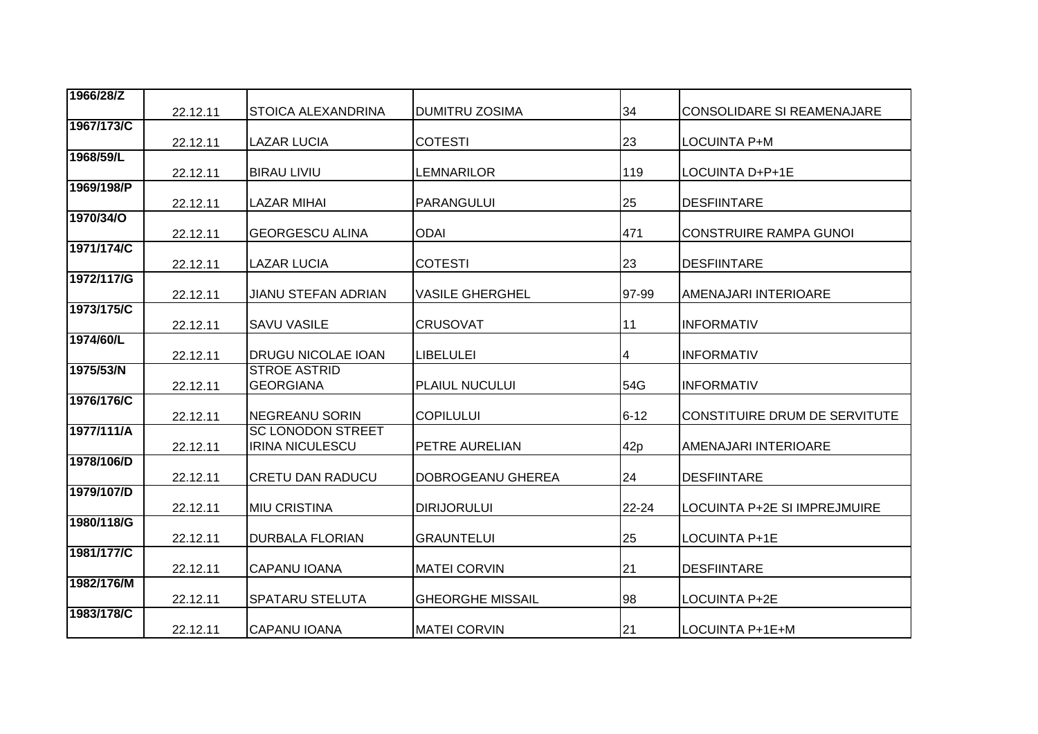| | | | | | |
|---|---|---|---|---|---|
| **1966/28/Z** | 22.12.11 | STOICA ALEXANDRINA | DUMITRU ZOSIMA | 34 | CONSOLIDARE SI REAMENAJARE |
| **1967/173/C** | 22.12.11 | LAZAR LUCIA | COTESTI | 23 | LOCUINTA P+M |
| **1968/59/L** | 22.12.11 | BIRAU LIVIU | LEMNARILOR | 119 | LOCUINTA D+P+1E |
| **1969/198/P** | 22.12.11 | LAZAR MIHAI | PARANGULUI | 25 | DESFIINTARE |
| **1970/34/O** | 22.12.11 | GEORGESCU ALINA | ODAI | 471 | CONSTRUIRE RAMPA GUNOI |
| **1971/174/C** | 22.12.11 | LAZAR LUCIA | COTESTI | 23 | DESFIINTARE |
| **1972/117/G** | 22.12.11 | JIANU STEFAN ADRIAN | VASILE GHERGHEL | 97-99 | AMENAJARI INTERIOARE |
| **1973/175/C** | 22.12.11 | SAVU VASILE | CRUSOVAT | 11 | INFORMATIV |
| **1974/60/L** | 22.12.11 | DRUGU NICOLAE IOAN | LIBELULEI | 4 | INFORMATIV |
| **1975/53/N** | 22.12.11 | STROE ASTRID GEORGIANA | PLAIUL NUCULUI | 54G | INFORMATIV |
| **1976/176/C** | 22.12.11 | NEGREANU SORIN | COPILULUI | 6-12 | CONSTITUIRE DRUM DE SERVITUTE |
| **1977/111/A** | 22.12.11 | SC LONODON STREET IRINA NICULESCU | PETRE AURELIAN | 42p | AMENAJARI INTERIOARE |
| **1978/106/D** | 22.12.11 | CRETU DAN RADUCU | DOBROGEANU GHEREA | 24 | DESFIINTARE |
| **1979/107/D** | 22.12.11 | MIU CRISTINA | DIRIJORULUI | 22-24 | LOCUINTA P+2E SI IMPREJMUIRE |
| **1980/118/G** | 22.12.11 | DURBALA FLORIAN | GRAUNTELUI | 25 | LOCUINTA P+1E |
| **1981/177/C** | 22.12.11 | CAPANU IOANA | MATEI CORVIN | 21 | DESFIINTARE |
| **1982/176/M** | 22.12.11 | SPATARU STELUTA | GHEORGHE MISSAIL | 98 | LOCUINTA P+2E |
| **1983/178/C** | 22.12.11 | CAPANU IOANA | MATEI CORVIN | 21 | LOCUINTA P+1E+M |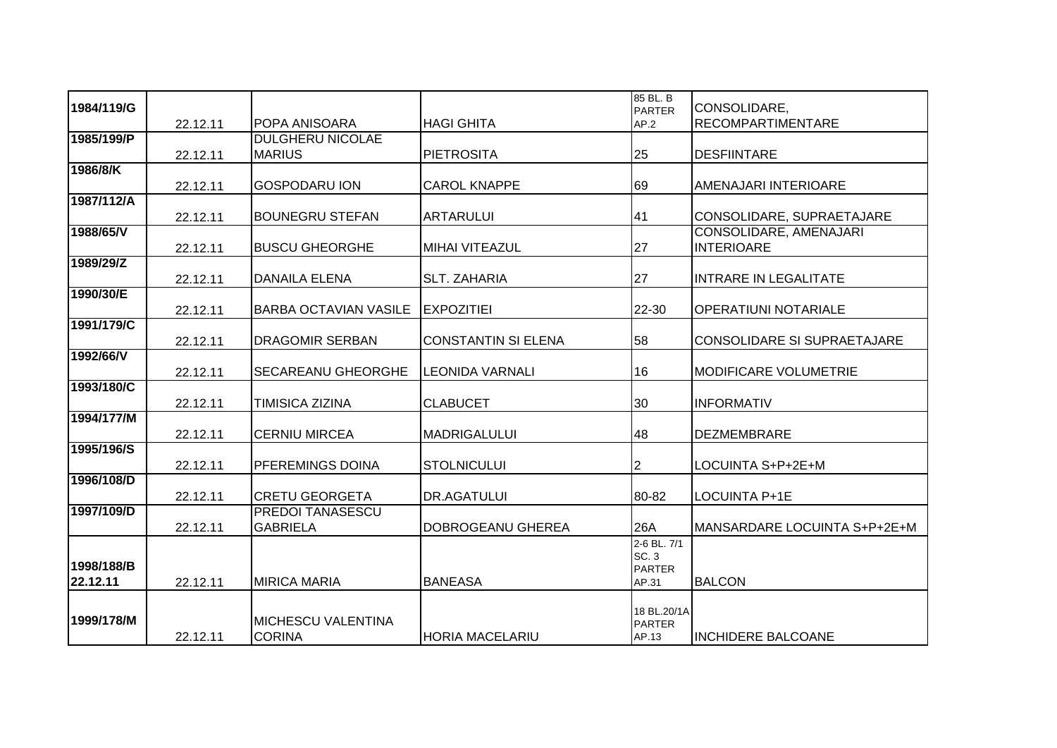| | | | | | |
|---|---|---|---|---|---|
| 1984/119/G | 22.12.11 | POPA ANISOARA | HAGI GHITA | 85 BL. B PARTER AP.2 | CONSOLIDARE, RECOMPARTIMENTARE |
| 1985/199/P | 22.12.11 | DULGHERU NICOLAE MARIUS | PIETROSITA | 25 | DESFIINTARE |
| 1986/8/K | 22.12.11 | GOSPODARU ION | CAROL KNAPPE | 69 | AMENAJARI INTERIOARE |
| 1987/112/A | 22.12.11 | BOUNEGRU STEFAN | ARTARULUI | 41 | CONSOLIDARE, SUPRAETAJARE |
| 1988/65/V | 22.12.11 | BUSCU GHEORGHE | MIHAI VITEAZUL | 27 | CONSOLIDARE, AMENAJARI INTERIOARE |
| 1989/29/Z | 22.12.11 | DANAILA ELENA | SLT. ZAHARIA | 27 | INTRARE IN LEGALITATE |
| 1990/30/E | 22.12.11 | BARBA OCTAVIAN VASILE | EXPOZITIEI | 22-30 | OPERATIUNI NOTARIALE |
| 1991/179/C | 22.12.11 | DRAGOMIR SERBAN | CONSTANTIN SI ELENA | 58 | CONSOLIDARE SI SUPRAETAJARE |
| 1992/66/V | 22.12.11 | SECAREANU GHEORGHE | LEONIDA VARNALI | 16 | MODIFICARE VOLUMETRIE |
| 1993/180/C | 22.12.11 | TIMISICA ZIZINA | CLABUCET | 30 | INFORMATIV |
| 1994/177/M | 22.12.11 | CERNIU MIRCEA | MADRIGALULUI | 48 | DEZMEMBRARE |
| 1995/196/S | 22.12.11 | PFEREMINGS DOINA | STOLNICULUI | 2 | LOCUINTA S+P+2E+M |
| 1996/108/D | 22.12.11 | CRETU GEORGETA | DR.AGATULUI | 80-82 | LOCUINTA P+1E |
| 1997/109/D | 22.12.11 | PREDOI TANASESCU GABRIELA | DOBROGEANU GHEREA | 26A | MANSARDARE LOCUINTA S+P+2E+M |
| 1998/188/B 22.12.11 | 22.12.11 | MIRICA MARIA | BANEASA | 2-6 BL. 7/1 SC. 3 PARTER AP.31 | BALCON |
| 1999/178/M | 22.12.11 | MICHESCU VALENTINA CORINA | HORIA MACELARIU | 18 BL.20/1A PARTER AP.13 | INCHIDERE BALCOANE |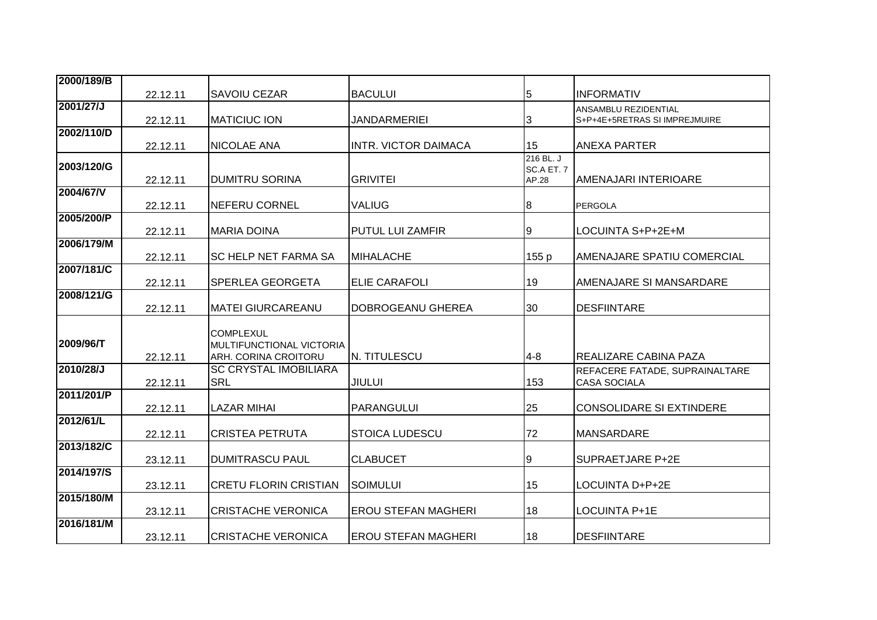| 2000/189/B | 22.12.11 | SAVOIU CEZAR | BACULUI | 5 | INFORMATIV |
|---|---|---|---|---|---|
| 2001/27/J | 22.12.11 | MATICIUC ION | JANDARMERIEI | 3 | ANSAMBLU REZIDENTIAL S+P+4E+5RETRAS SI IMPREJMUIRE |
| 2002/110/D | 22.12.11 | NICOLAE ANA | INTR. VICTOR DAIMACA | 15 | ANEXA PARTER |
| 2003/120/G | 22.12.11 | DUMITRU SORINA | GRIVITEI | 216 BL. J SC.A ET. 7 AP.28 | AMENAJARI INTERIOARE |
| 2004/67/V | 22.12.11 | NEFERU CORNEL | VALIUG | 8 | PERGOLA |
| 2005/200/P | 22.12.11 | MARIA DOINA | PUTUL LUI ZAMFIR | 9 | LOCUINTA S+P+2E+M |
| 2006/179/M | 22.12.11 | SC HELP NET FARMA SA | MIHALACHE | 155 p | AMENAJARE SPATIU COMERCIAL |
| 2007/181/C | 22.12.11 | SPERLEA GEORGETA | ELIE CARAFOLI | 19 | AMENAJARE SI MANSARDARE |
| 2008/121/G | 22.12.11 | MATEI GIURCAREANU | DOBROGEANU GHEREA | 30 | DESFIINTARE |
| 2009/96/T | 22.12.11 | COMPLEXUL MULTIFUNCTIONAL VICTORIA ARH. CORINA CROITORU | N. TITULESCU | 4-8 | REALIZARE CABINA PAZA |
| 2010/28/J | 22.12.11 | SC CRYSTAL IMOBILIARA SRL | JIULUI | 153 | REFACERE FATADE, SUPRAINALTARE CASA SOCIALA |
| 2011/201/P | 22.12.11 | LAZAR MIHAI | PARANGULUI | 25 | CONSOLIDARE SI EXTINDERE |
| 2012/61/L | 22.12.11 | CRISTEA PETRUTA | STOICA LUDESCU | 72 | MANSARDARE |
| 2013/182/C | 23.12.11 | DUMITRASCU PAUL | CLABUCET | 9 | SUPRAETJARE P+2E |
| 2014/197/S | 23.12.11 | CRETU FLORIN CRISTIAN | SOIMULUI | 15 | LOCUINTA D+P+2E |
| 2015/180/M | 23.12.11 | CRISTACHE VERONICA | EROU STEFAN MAGHERI | 18 | LOCUINTA P+1E |
| 2016/181/M | 23.12.11 | CRISTACHE VERONICA | EROU STEFAN MAGHERI | 18 | DESFIINTARE |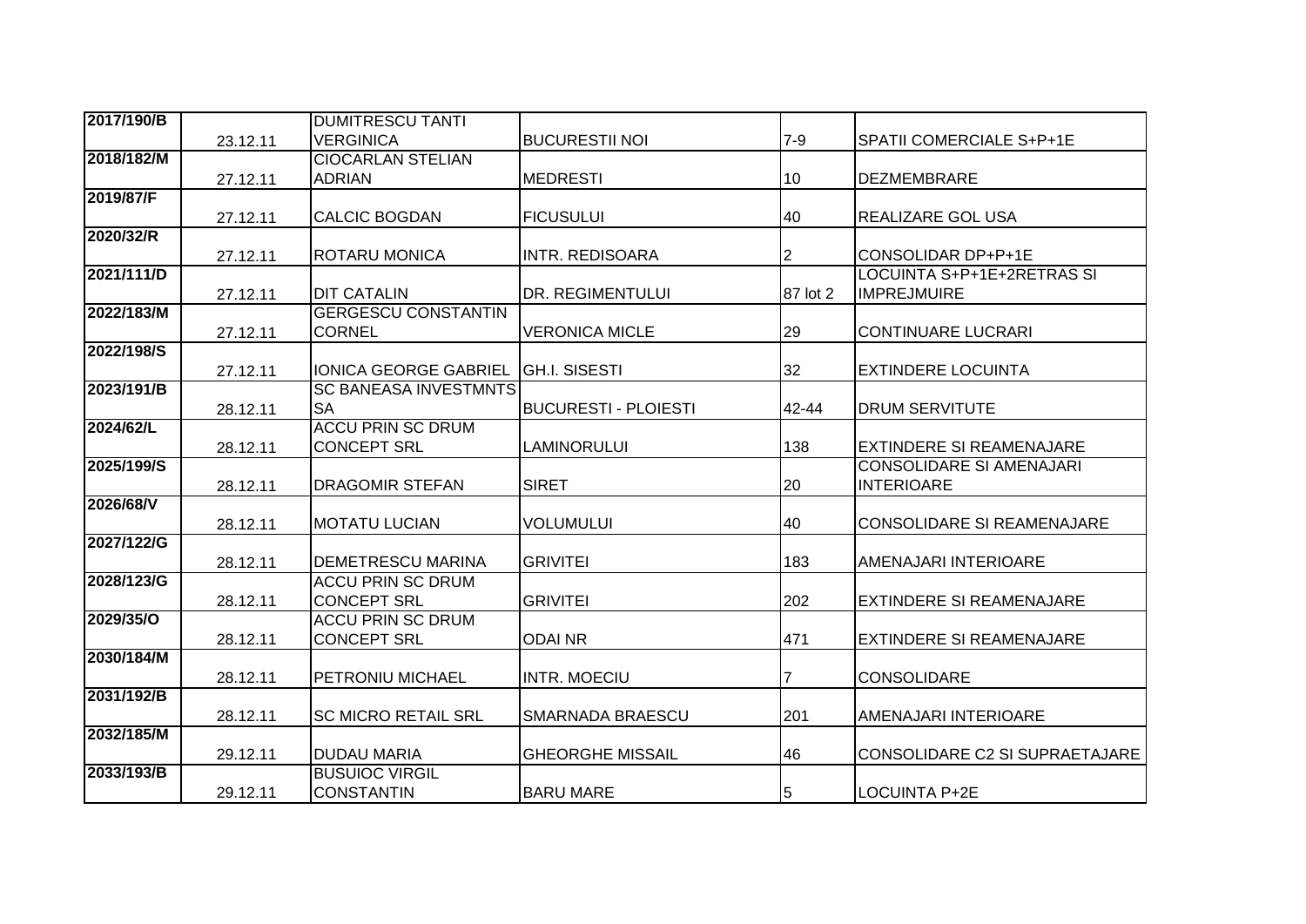| 2017/190/B | 23.12.11 | DUMITRESCU TANTI VERGINICA | BUCURESTII NOI | 7-9 | SPATII COMERCIALE S+P+1E |
|---|---|---|---|---|---|
| 2018/182/M | 27.12.11 | CIOCARLAN STELIAN ADRIAN | MEDRESTI | 10 | DEZMEMBRARE |
| 2019/87/F | 27.12.11 | CALCIC BOGDAN | FICUSULUI | 40 | REALIZARE GOL USA |
| 2020/32/R | 27.12.11 | ROTARU MONICA | INTR. REDISOARA | 2 | CONSOLIDAR DP+P+1E |
| 2021/111/D | 27.12.11 | DIT CATALIN | DR. REGIMENTULUI | 87 lot 2 | LOCUINTA S+P+1E+2RETRAS SI IMPREJMUIRE |
| 2022/183/M | 27.12.11 | GERGESCU CONSTANTIN CORNEL | VERONICA MICLE | 29 | CONTINUARE LUCRARI |
| 2022/198/S | 27.12.11 | IONICA GEORGE GABRIEL | GH.I. SISESTI | 32 | EXTINDERE LOCUINTA |
| 2023/191/B | 28.12.11 | SC BANEASA INVESTMNTS SA | BUCURESTI - PLOIESTI | 42-44 | DRUM SERVITUTE |
| 2024/62/L | 28.12.11 | ACCU PRIN SC DRUM CONCEPT SRL | LAMINORULUI | 138 | EXTINDERE SI REAMENAJARE |
| 2025/199/S | 28.12.11 | DRAGOMIR STEFAN | SIRET | 20 | CONSOLIDARE SI AMENAJARI INTERIOARE |
| 2026/68/V | 28.12.11 | MOTATU LUCIAN | VOLUMULUI | 40 | CONSOLIDARE SI REAMENAJARE |
| 2027/122/G | 28.12.11 | DEMETRESCU MARINA | GRIVITEI | 183 | AMENAJARI INTERIOARE |
| 2028/123/G | 28.12.11 | ACCU PRIN SC DRUM CONCEPT SRL | GRIVITEI | 202 | EXTINDERE SI REAMENAJARE |
| 2029/35/O | 28.12.11 | ACCU PRIN SC DRUM CONCEPT SRL | ODAI NR | 471 | EXTINDERE SI REAMENAJARE |
| 2030/184/M | 28.12.11 | PETRONIU MICHAEL | INTR. MOECIU | 7 | CONSOLIDARE |
| 2031/192/B | 28.12.11 | SC MICRO RETAIL SRL | SMARNADA BRAESCU | 201 | AMENAJARI INTERIOARE |
| 2032/185/M | 29.12.11 | DUDAU MARIA | GHEORGHE MISSAIL | 46 | CONSOLIDARE C2 SI SUPRAETAJARE |
| 2033/193/B | 29.12.11 | BUSUIOC VIRGIL CONSTANTIN | BARU MARE | 5 | LOCUINTA P+2E |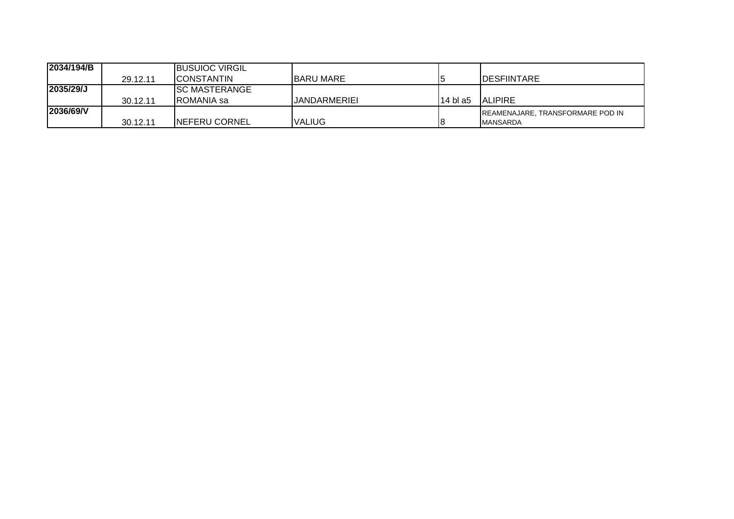| | | | | | |
|---|---|---|---|---|---|
| **2034/194/B** | 29.12.11 | BUSUIOC VIRGIL CONSTANTIN | BARU MARE | 5 | DESFIINTARE |
| **2035/29/J** | 30.12.11 | SC MASTERANGE ROMANIA sa | JANDARMERIEI | 14 bl a5 | ALIPIRE |
| **2036/69/V** | 30.12.11 | NEFERU CORNEL | VALIUG | 8 | REAMENAJARE, TRANSFORMARE POD IN MANSARDA |